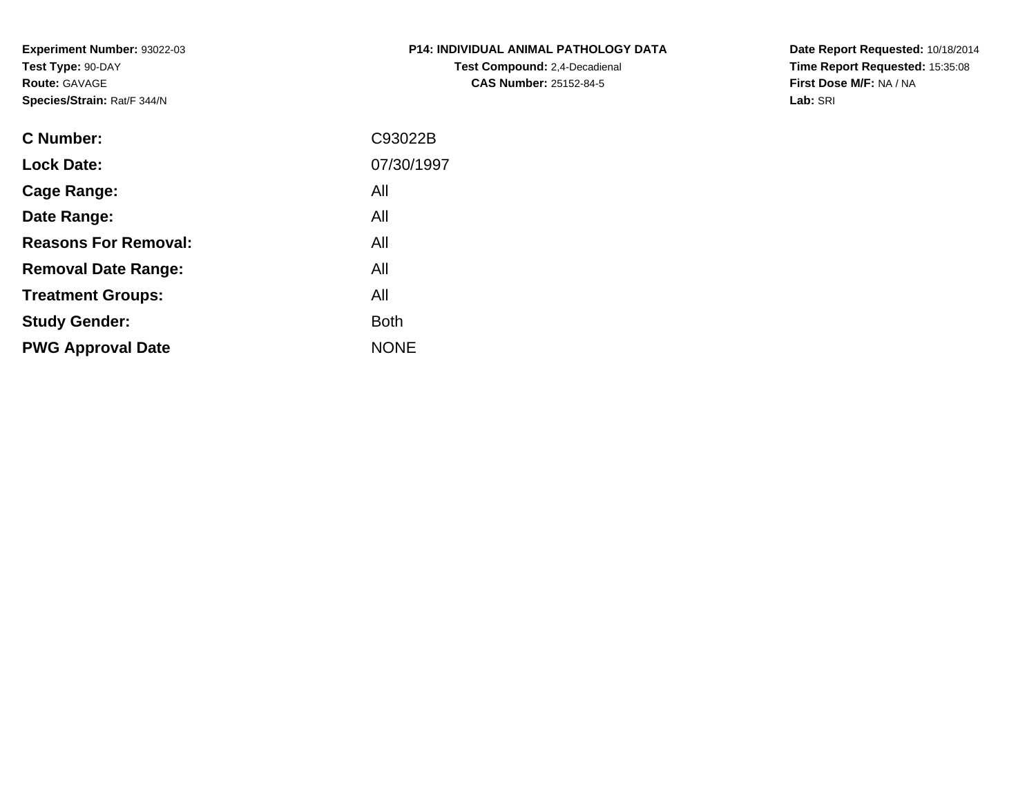**Experiment Number:** 93022-03
**Test Type:** 90-DAY
**Route:** GAVAGE
**Species/Strain:** Rat/F 344/N

**P14: INDIVIDUAL ANIMAL PATHOLOGY DATA**
**Test Compound:** 2,4-Decadienal
**CAS Number:** 25152-84-5

**Date Report Requested:** 10/18/2014
**Time Report Requested:** 15:35:08
**First Dose M/F:** NA / NA
**Lab:** SRI

| | |
|---|---|
| **C Number:** | C93022B |
| **Lock Date:** | 07/30/1997 |
| **Cage Range:** | All |
| **Date Range:** | All |
| **Reasons For Removal:** | All |
| **Removal Date Range:** | All |
| **Treatment Groups:** | All |
| **Study Gender:** | Both |
| **PWG Approval Date** | NONE |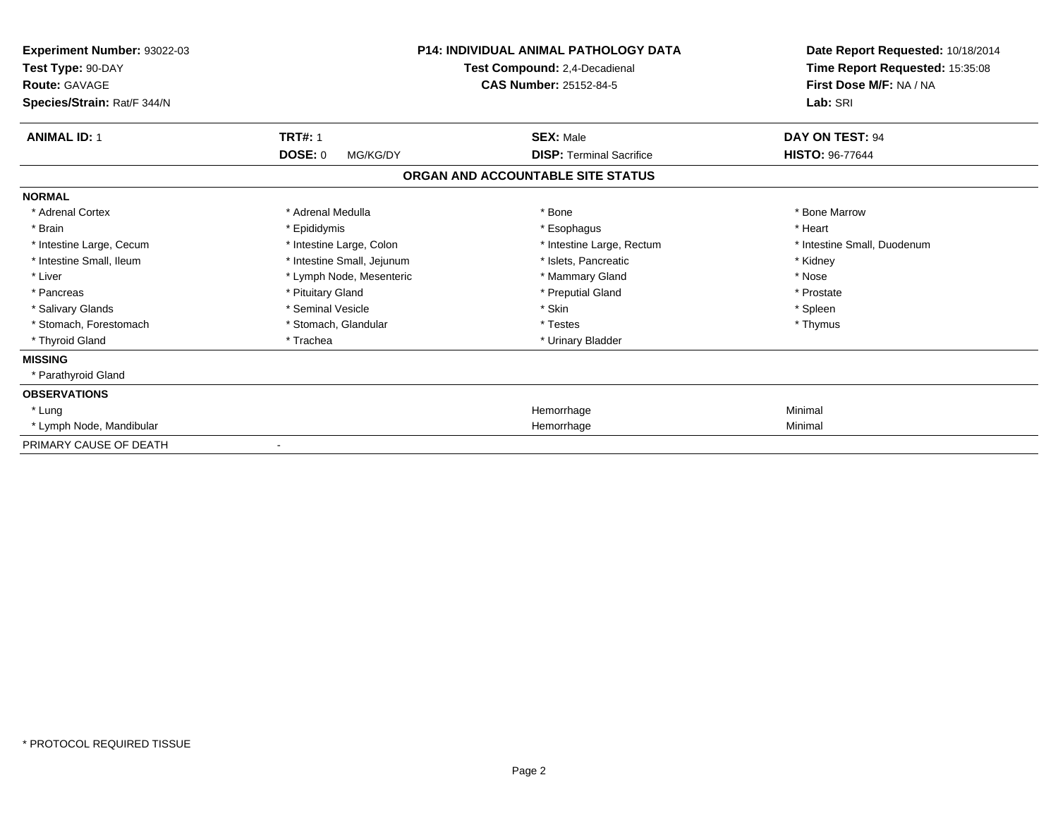**Experiment Number:** 93022-03
**Test Type:** 90-DAY
**Route:** GAVAGE
**Species/Strain:** Rat/F 344/N

**P14: INDIVIDUAL ANIMAL PATHOLOGY DATA**
**Test Compound:** 2,4-Decadienal
**CAS Number:** 25152-84-5

**Date Report Requested:** 10/18/2014
**Time Report Requested:** 15:35:08
**First Dose M/F:** NA / NA
**Lab:** SRI

| **ANIMAL ID:** 1 | **TRT#:** 1 | **SEX:** Male | **DAY ON TEST:** 94 |
|---|---|---|---|
| | **DOSE:** 0 MG/KG/DY | **DISP:** Terminal Sacrifice | **HISTO:** 96-77644 |

## ORGAN AND ACCOUNTABLE SITE STATUS

**NORMAL**

| | | | |
|---|---|---|---|
| * Adrenal Cortex | * Adrenal Medulla | * Bone | * Bone Marrow |
| * Brain | * Epididymis | * Esophagus | * Heart |
| * Intestine Large, Cecum | * Intestine Large, Colon | * Intestine Large, Rectum | * Intestine Small, Duodenum |
| * Intestine Small, Ileum | * Intestine Small, Jejunum | * Islets, Pancreatic | * Kidney |
| * Liver | * Lymph Node, Mesenteric | * Mammary Gland | * Nose |
| * Pancreas | * Pituitary Gland | * Preputial Gland | * Prostate |
| * Salivary Glands | * Seminal Vesicle | * Skin | * Spleen |
| * Stomach, Forestomach | * Stomach, Glandular | * Testes | * Thymus |
| * Thyroid Gland | * Trachea | * Urinary Bladder | |

**MISSING**

* Parathyroid Gland

**OBSERVATIONS**

| | | |
|---|---|---|
| * Lung | Hemorrhage | Minimal |
| * Lymph Node, Mandibular | Hemorrhage | Minimal |

PRIMARY CAUSE OF DEATH -

\* PROTOCOL REQUIRED TISSUE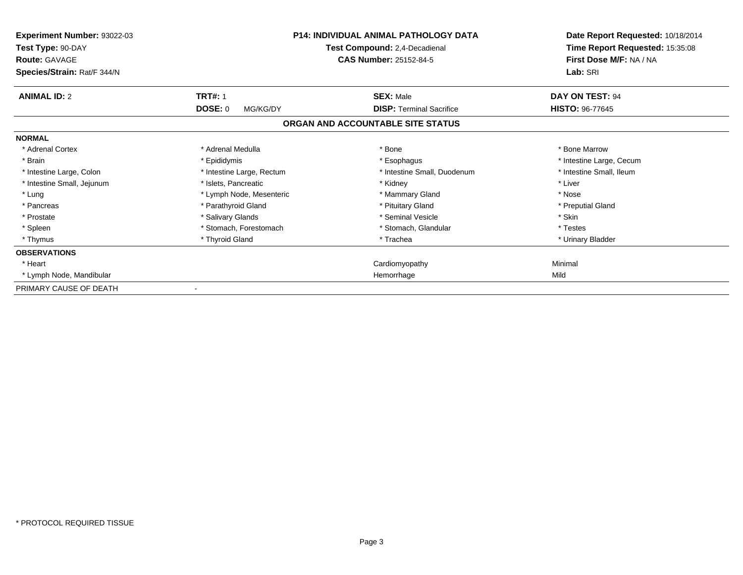**Experiment Number:** 93022-03
**Test Type:** 90-DAY
**Route:** GAVAGE
**Species/Strain:** Rat/F 344/N

**P14: INDIVIDUAL ANIMAL PATHOLOGY DATA**
**Test Compound:** 2,4-Decadienal
**CAS Number:** 25152-84-5

**Date Report Requested:** 10/18/2014
**Time Report Requested:** 15:35:08
**First Dose M/F:** NA / NA
**Lab:** SRI

| **ANIMAL ID:** 2 | **TRT#:** 1 | **SEX:** Male | **DAY ON TEST:** 94 |
|---|---|---|---|
| | **DOSE:** 0 MG/KG/DY | **DISP:** Terminal Sacrifice | **HISTO:** 96-77645 |

## ORGAN AND ACCOUNTABLE SITE STATUS

**NORMAL**

| | | | |
|---|---|---|---|
| * Adrenal Cortex | * Adrenal Medulla | * Bone | * Bone Marrow |
| * Brain | * Epididymis | * Esophagus | * Intestine Large, Cecum |
| * Intestine Large, Colon | * Intestine Large, Rectum | * Intestine Small, Duodenum | * Intestine Small, Ileum |
| * Intestine Small, Jejunum | * Islets, Pancreatic | * Kidney | * Liver |
| * Lung | * Lymph Node, Mesenteric | * Mammary Gland | * Nose |
| * Pancreas | * Parathyroid Gland | * Pituitary Gland | * Preputial Gland |
| * Prostate | * Salivary Glands | * Seminal Vesicle | * Skin |
| * Spleen | * Stomach, Forestomach | * Stomach, Glandular | * Testes |
| * Thymus | * Thyroid Gland | * Trachea | * Urinary Bladder |

**OBSERVATIONS**

| | | |
|---|---|---|
| * Heart | Cardiomyopathy | Minimal |
| * Lymph Node, Mandibular | Hemorrhage | Mild |

PRIMARY CAUSE OF DEATH -

* PROTOCOL REQUIRED TISSUE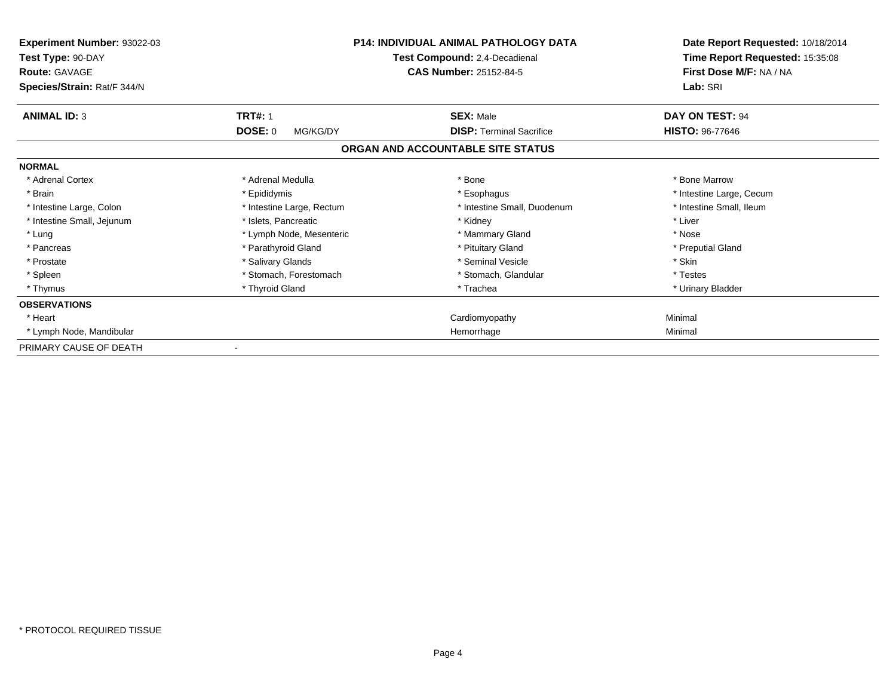**Experiment Number:** 93022-03
**Test Type:** 90-DAY
**Route:** GAVAGE
**Species/Strain:** Rat/F 344/N

**P14: INDIVIDUAL ANIMAL PATHOLOGY DATA**
**Test Compound:** 2,4-Decadienal
**CAS Number:** 25152-84-5

**Date Report Requested:** 10/18/2014
**Time Report Requested:** 15:35:08
**First Dose M/F:** NA / NA
**Lab:** SRI

| **ANIMAL ID:** 3 | **TRT#:** 1 | **SEX:** Male | **DAY ON TEST:** 94 |
|---|---|---|---|
| | **DOSE:** 0 MG/KG/DY | **DISP:** Terminal Sacrifice | **HISTO:** 96-77646 |

## ORGAN AND ACCOUNTABLE SITE STATUS

| | | | |
|---|---|---|---|
| **NORMAL** | | | |
| * Adrenal Cortex | * Adrenal Medulla | * Bone | * Bone Marrow |
| * Brain | * Epididymis | * Esophagus | * Intestine Large, Cecum |
| * Intestine Large, Colon | * Intestine Large, Rectum | * Intestine Small, Duodenum | * Intestine Small, Ileum |
| * Intestine Small, Jejunum | * Islets, Pancreatic | * Kidney | * Liver |
| * Lung | * Lymph Node, Mesenteric | * Mammary Gland | * Nose |
| * Pancreas | * Parathyroid Gland | * Pituitary Gland | * Preputial Gland |
| * Prostate | * Salivary Glands | * Seminal Vesicle | * Skin |
| * Spleen | * Stomach, Forestomach | * Stomach, Glandular | * Testes |
| * Thymus | * Thyroid Gland | * Trachea | * Urinary Bladder |
| **OBSERVATIONS** | | | |
| * Heart | | Cardiomyopathy | Minimal |
| * Lymph Node, Mandibular | | Hemorrhage | Minimal |
| PRIMARY CAUSE OF DEATH | - | | |

* PROTOCOL REQUIRED TISSUE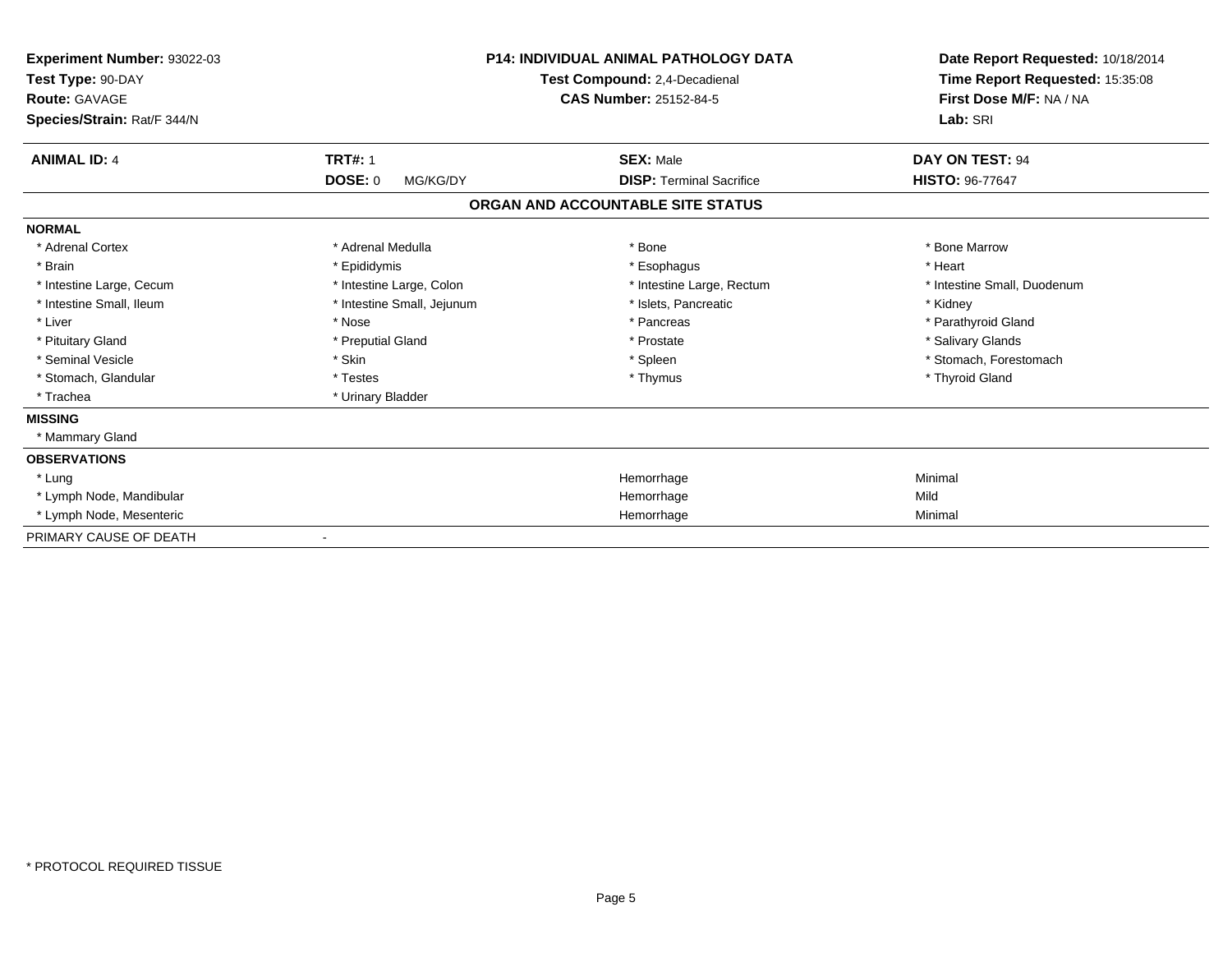**Experiment Number:** 93022-03
**Test Type:** 90-DAY
**Route:** GAVAGE
**Species/Strain:** Rat/F 344/N

**P14: INDIVIDUAL ANIMAL PATHOLOGY DATA**
**Test Compound:** 2,4-Decadienal
**CAS Number:** 25152-84-5

**Date Report Requested:** 10/18/2014
**Time Report Requested:** 15:35:08
**First Dose M/F:** NA / NA
**Lab:** SRI

| **ANIMAL ID:** 4 | **TRT#:** 1 | **SEX:** Male | **DAY ON TEST:** 94 |
|---|---|---|---|
| | **DOSE:** 0 MG/KG/DY | **DISP:** Terminal Sacrifice | **HISTO:** 96-77647 |

## ORGAN AND ACCOUNTABLE SITE STATUS

**NORMAL**

| | | | |
|---|---|---|---|
| * Adrenal Cortex | * Adrenal Medulla | * Bone | * Bone Marrow |
| * Brain | * Epididymis | * Esophagus | * Heart |
| * Intestine Large, Cecum | * Intestine Large, Colon | * Intestine Large, Rectum | * Intestine Small, Duodenum |
| * Intestine Small, Ileum | * Intestine Small, Jejunum | * Islets, Pancreatic | * Kidney |
| * Liver | * Nose | * Pancreas | * Parathyroid Gland |
| * Pituitary Gland | * Preputial Gland | * Prostate | * Salivary Glands |
| * Seminal Vesicle | * Skin | * Spleen | * Stomach, Forestomach |
| * Stomach, Glandular | * Testes | * Thymus | * Thyroid Gland |
| * Trachea | * Urinary Bladder | | |

**MISSING**

* Mammary Gland

**OBSERVATIONS**

| | | |
|---|---|---|
| * Lung | Hemorrhage | Minimal |
| * Lymph Node, Mandibular | Hemorrhage | Mild |
| * Lymph Node, Mesenteric | Hemorrhage | Minimal |

PRIMARY CAUSE OF DEATH -

* PROTOCOL REQUIRED TISSUE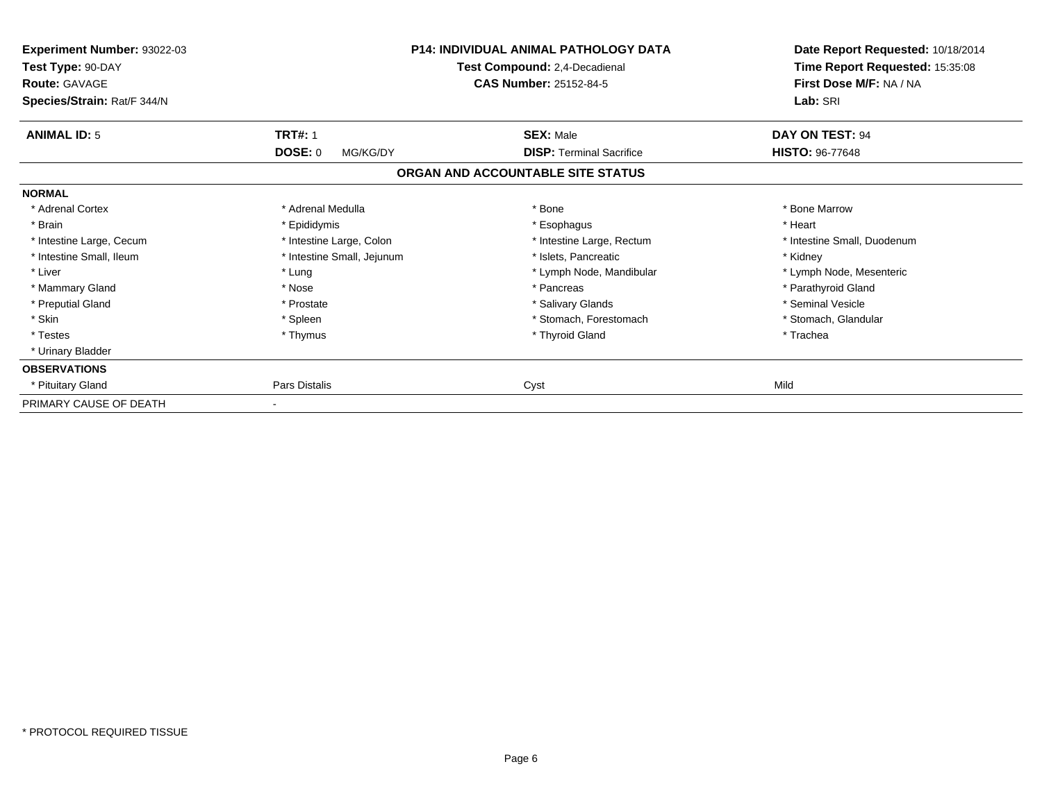**Experiment Number:** 93022-03
**Test Type:** 90-DAY
**Route:** GAVAGE
**Species/Strain:** Rat/F 344/N

**P14: INDIVIDUAL ANIMAL PATHOLOGY DATA**
**Test Compound:** 2,4-Decadienal
**CAS Number:** 25152-84-5

**Date Report Requested:** 10/18/2014
**Time Report Requested:** 15:35:08
**First Dose M/F:** NA / NA
**Lab:** SRI

| **ANIMAL ID:** 5 | **TRT#:** 1 | **SEX:** Male | **DAY ON TEST:** 94 |
|---|---|---|---|
| | **DOSE:** 0 MG/KG/DY | **DISP:** Terminal Sacrifice | **HISTO:** 96-77648 |

## ORGAN AND ACCOUNTABLE SITE STATUS

| | | | |
|---|---|---|---|
| **NORMAL** | | | |
| * Adrenal Cortex | * Adrenal Medulla | * Bone | * Bone Marrow |
| * Brain | * Epididymis | * Esophagus | * Heart |
| * Intestine Large, Cecum | * Intestine Large, Colon | * Intestine Large, Rectum | * Intestine Small, Duodenum |
| * Intestine Small, Ileum | * Intestine Small, Jejunum | * Islets, Pancreatic | * Kidney |
| * Liver | * Lung | * Lymph Node, Mandibular | * Lymph Node, Mesenteric |
| * Mammary Gland | * Nose | * Pancreas | * Parathyroid Gland |
| * Preputial Gland | * Prostate | * Salivary Glands | * Seminal Vesicle |
| * Skin | * Spleen | * Stomach, Forestomach | * Stomach, Glandular |
| * Testes | * Thymus | * Thyroid Gland | * Trachea |
| * Urinary Bladder | | | |
| **OBSERVATIONS** | | | |
| * Pituitary Gland | Pars Distalis | Cyst | Mild |
| PRIMARY CAUSE OF DEATH | - | | |

* PROTOCOL REQUIRED TISSUE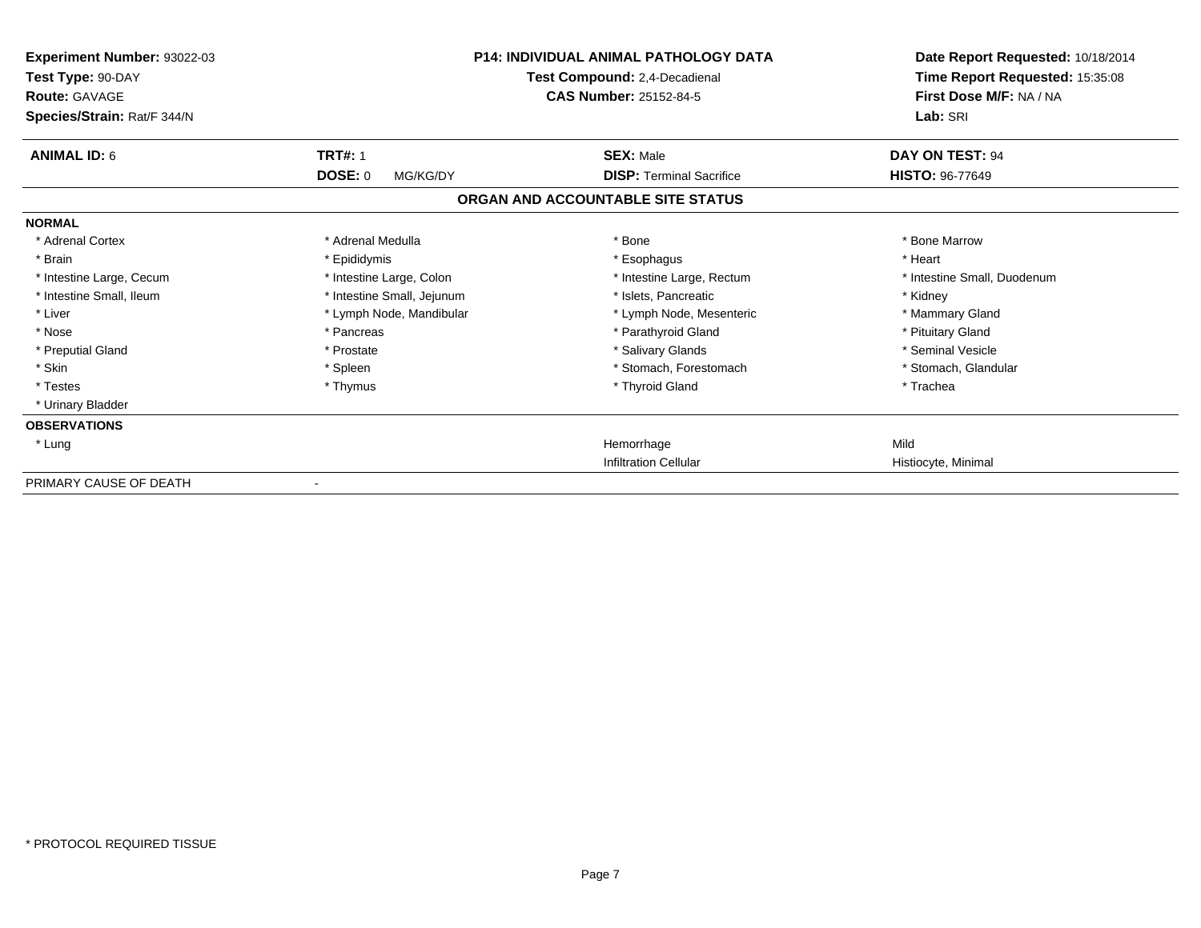**Experiment Number:** 93022-03
**Test Type:** 90-DAY
**Route:** GAVAGE
**Species/Strain:** Rat/F 344/N

**P14: INDIVIDUAL ANIMAL PATHOLOGY DATA**
**Test Compound:** 2,4-Decadienal
**CAS Number:** 25152-84-5

**Date Report Requested:** 10/18/2014
**Time Report Requested:** 15:35:08
**First Dose M/F:** NA / NA
**Lab:** SRI

| **ANIMAL ID:** 6 | **TRT#:** 1 | **SEX:** Male | **DAY ON TEST:** 94 |
|---|---|---|---|
| | **DOSE:** 0 MG/KG/DY | **DISP:** Terminal Sacrifice | **HISTO:** 96-77649 |

## ORGAN AND ACCOUNTABLE SITE STATUS

| | | | |
|---|---|---|---|
| **NORMAL** | | | |
| * Adrenal Cortex | * Adrenal Medulla | * Bone | * Bone Marrow |
| * Brain | * Epididymis | * Esophagus | * Heart |
| * Intestine Large, Cecum | * Intestine Large, Colon | * Intestine Large, Rectum | * Intestine Small, Duodenum |
| * Intestine Small, Ileum | * Intestine Small, Jejunum | * Islets, Pancreatic | * Kidney |
| * Liver | * Lymph Node, Mandibular | * Lymph Node, Mesenteric | * Mammary Gland |
| * Nose | * Pancreas | * Parathyroid Gland | * Pituitary Gland |
| * Preputial Gland | * Prostate | * Salivary Glands | * Seminal Vesicle |
| * Skin | * Spleen | * Stomach, Forestomach | * Stomach, Glandular |
| * Testes | * Thymus | * Thyroid Gland | * Trachea |
| * Urinary Bladder | | | |
| **OBSERVATIONS** | | | |
| * Lung | | Hemorrhage | Mild |
| | | Infiltration Cellular | Histiocyte, Minimal |
| PRIMARY CAUSE OF DEATH | - | | |

* PROTOCOL REQUIRED TISSUE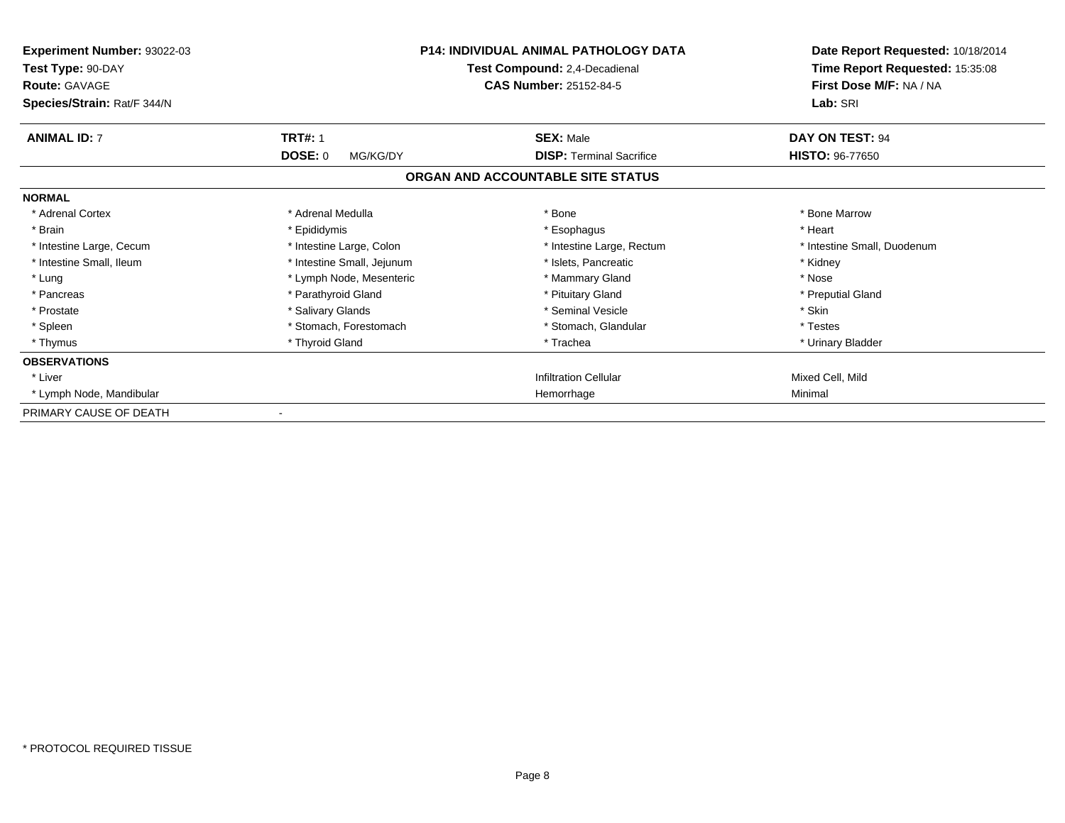**Experiment Number:** 93022-03
**Test Type:** 90-DAY
**Route:** GAVAGE
**Species/Strain:** Rat/F 344/N

**P14: INDIVIDUAL ANIMAL PATHOLOGY DATA**
**Test Compound:** 2,4-Decadienal
**CAS Number:** 25152-84-5

**Date Report Requested:** 10/18/2014
**Time Report Requested:** 15:35:08
**First Dose M/F:** NA / NA
**Lab:** SRI

| **ANIMAL ID:** 7 | **TRT#:** 1 | **SEX:** Male | **DAY ON TEST:** 94 |
|---|---|---|---|
| | **DOSE:** 0 MG/KG/DY | **DISP:** Terminal Sacrifice | **HISTO:** 96-77650 |

## ORGAN AND ACCOUNTABLE SITE STATUS

| | | | |
|---|---|---|---|
| **NORMAL** | | | |
| * Adrenal Cortex | * Adrenal Medulla | * Bone | * Bone Marrow |
| * Brain | * Epididymis | * Esophagus | * Heart |
| * Intestine Large, Cecum | * Intestine Large, Colon | * Intestine Large, Rectum | * Intestine Small, Duodenum |
| * Intestine Small, Ileum | * Intestine Small, Jejunum | * Islets, Pancreatic | * Kidney |
| * Lung | * Lymph Node, Mesenteric | * Mammary Gland | * Nose |
| * Pancreas | * Parathyroid Gland | * Pituitary Gland | * Preputial Gland |
| * Prostate | * Salivary Glands | * Seminal Vesicle | * Skin |
| * Spleen | * Stomach, Forestomach | * Stomach, Glandular | * Testes |
| * Thymus | * Thyroid Gland | * Trachea | * Urinary Bladder |
| **OBSERVATIONS** | | | |
| * Liver | | Infiltration Cellular | Mixed Cell, Mild |
| * Lymph Node, Mandibular | | Hemorrhage | Minimal |
| PRIMARY CAUSE OF DEATH | - | | |

* PROTOCOL REQUIRED TISSUE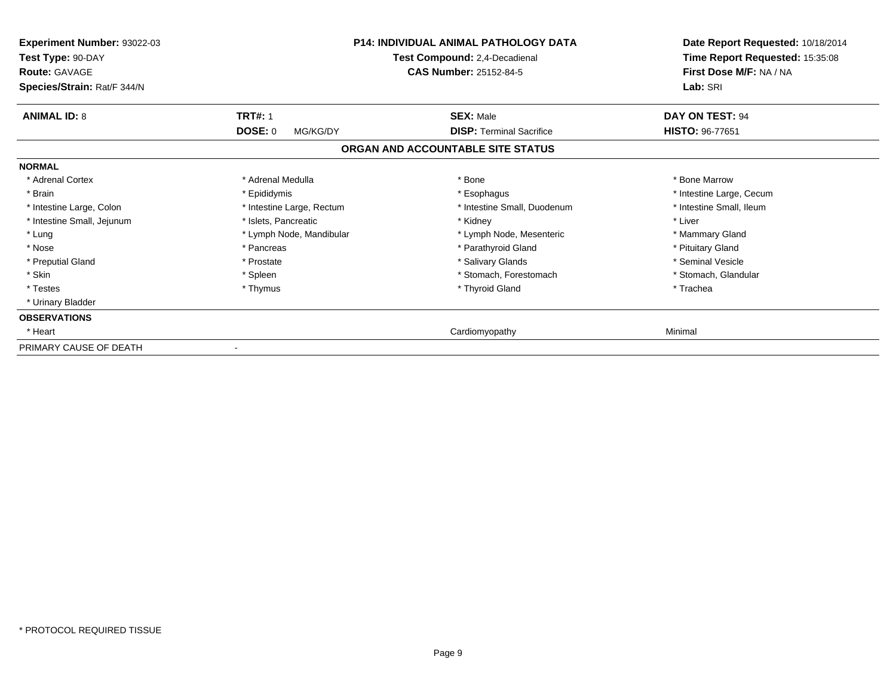**Experiment Number:** 93022-03
**Test Type:** 90-DAY
**Route:** GAVAGE
**Species/Strain:** Rat/F 344/N

**P14: INDIVIDUAL ANIMAL PATHOLOGY DATA**
**Test Compound:** 2,4-Decadienal
**CAS Number:** 25152-84-5

**Date Report Requested:** 10/18/2014
**Time Report Requested:** 15:35:08
**First Dose M/F:** NA / NA
**Lab:** SRI

| **ANIMAL ID:** 8 | **TRT#:** 1 | **SEX:** Male | **DAY ON TEST:** 94 |
|---|---|---|---|
| | **DOSE:** 0 MG/KG/DY | **DISP:** Terminal Sacrifice | **HISTO:** 96-77651 |

## ORGAN AND ACCOUNTABLE SITE STATUS

**NORMAL**

| | | | |
|---|---|---|---|
| * Adrenal Cortex | * Adrenal Medulla | * Bone | * Bone Marrow |
| * Brain | * Epididymis | * Esophagus | * Intestine Large, Cecum |
| * Intestine Large, Colon | * Intestine Large, Rectum | * Intestine Small, Duodenum | * Intestine Small, Ileum |
| * Intestine Small, Jejunum | * Islets, Pancreatic | * Kidney | * Liver |
| * Lung | * Lymph Node, Mandibular | * Lymph Node, Mesenteric | * Mammary Gland |
| * Nose | * Pancreas | * Parathyroid Gland | * Pituitary Gland |
| * Preputial Gland | * Prostate | * Salivary Glands | * Seminal Vesicle |
| * Skin | * Spleen | * Stomach, Forestomach | * Stomach, Glandular |
| * Testes | * Thymus | * Thyroid Gland | * Trachea |
| * Urinary Bladder | | | |

**OBSERVATIONS**

| | | | |
|---|---|---|---|
| * Heart | | Cardiomyopathy | Minimal |

PRIMARY CAUSE OF DEATH -

\* PROTOCOL REQUIRED TISSUE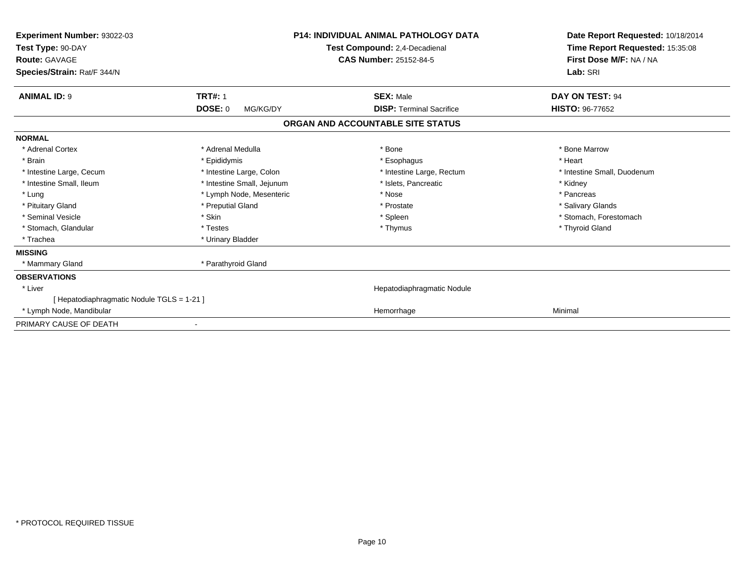**Experiment Number:** 93022-03
**Test Type:** 90-DAY
**Route:** GAVAGE
**Species/Strain:** Rat/F 344/N

**P14: INDIVIDUAL ANIMAL PATHOLOGY DATA**
**Test Compound:** 2,4-Decadienal
**CAS Number:** 25152-84-5

**Date Report Requested:** 10/18/2014
**Time Report Requested:** 15:35:08
**First Dose M/F:** NA / NA
**Lab:** SRI

| **ANIMAL ID:** 9 | **TRT#:** 1 | **SEX:** Male | **DAY ON TEST:** 94 |
|---|---|---|---|
| | **DOSE:** 0 MG/KG/DY | **DISP:** Terminal Sacrifice | **HISTO:** 96-77652 |

## ORGAN AND ACCOUNTABLE SITE STATUS

**NORMAL**

| | | | |
|---|---|---|---|
| * Adrenal Cortex | * Adrenal Medulla | * Bone | * Bone Marrow |
| * Brain | * Epididymis | * Esophagus | * Heart |
| * Intestine Large, Cecum | * Intestine Large, Colon | * Intestine Large, Rectum | * Intestine Small, Duodenum |
| * Intestine Small, Ileum | * Intestine Small, Jejunum | * Islets, Pancreatic | * Kidney |
| * Lung | * Lymph Node, Mesenteric | * Nose | * Pancreas |
| * Pituitary Gland | * Preputial Gland | * Prostate | * Salivary Glands |
| * Seminal Vesicle | * Skin | * Spleen | * Stomach, Forestomach |
| * Stomach, Glandular | * Testes | * Thymus | * Thyroid Gland |
| * Trachea | * Urinary Bladder | | |

**MISSING**

| | |
|---|---|
| * Mammary Gland | * Parathyroid Gland |

**OBSERVATIONS**

| | | |
|---|---|---|
| * Liver | Hepatodiaphragmatic Nodule | |
| [ Hepatodiaphragmatic Nodule TGLS = 1-21 ] | | |
| * Lymph Node, Mandibular | Hemorrhage | Minimal |

PRIMARY CAUSE OF DEATH -

* PROTOCOL REQUIRED TISSUE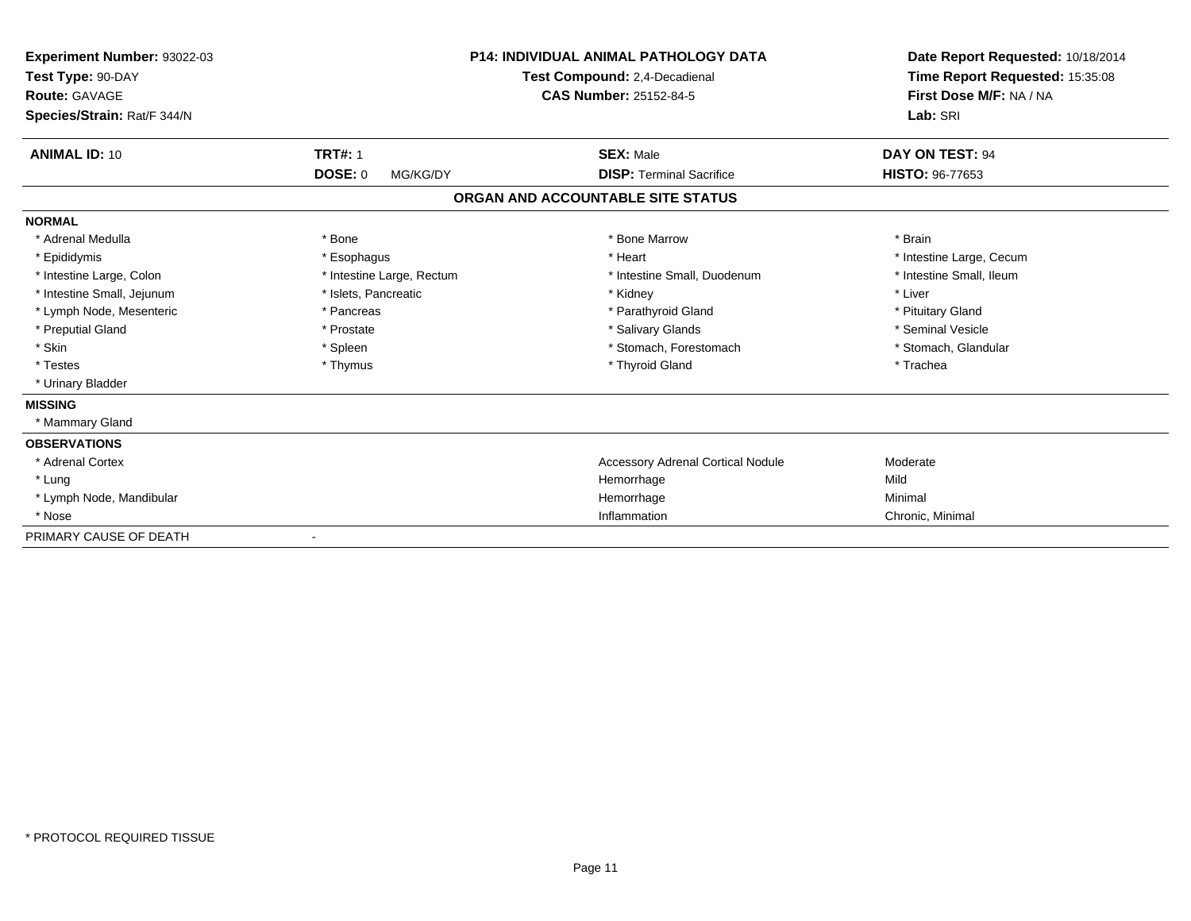**Experiment Number:** 93022-03
**Test Type:** 90-DAY
**Route:** GAVAGE
**Species/Strain:** Rat/F 344/N

**P14: INDIVIDUAL ANIMAL PATHOLOGY DATA**
**Test Compound:** 2,4-Decadienal
**CAS Number:** 25152-84-5

**Date Report Requested:** 10/18/2014
**Time Report Requested:** 15:35:08
**First Dose M/F:** NA / NA
**Lab:** SRI

| **ANIMAL ID:** 10 | **TRT#:** 1 | **SEX:** Male | **DAY ON TEST:** 94 |
|---|---|---|---|
| | **DOSE:** 0 MG/KG/DY | **DISP:** Terminal Sacrifice | **HISTO:** 96-77653 |

**ORGAN AND ACCOUNTABLE SITE STATUS**

**NORMAL**

| | | | |
|---|---|---|---|
| * Adrenal Medulla | * Bone | * Bone Marrow | * Brain |
| * Epididymis | * Esophagus | * Heart | * Intestine Large, Cecum |
| * Intestine Large, Colon | * Intestine Large, Rectum | * Intestine Small, Duodenum | * Intestine Small, Ileum |
| * Intestine Small, Jejunum | * Islets, Pancreatic | * Kidney | * Liver |
| * Lymph Node, Mesenteric | * Pancreas | * Parathyroid Gland | * Pituitary Gland |
| * Preputial Gland | * Prostate | * Salivary Glands | * Seminal Vesicle |
| * Skin | * Spleen | * Stomach, Forestomach | * Stomach, Glandular |
| * Testes | * Thymus | * Thyroid Gland | * Trachea |
| * Urinary Bladder | | | |

**MISSING**

* Mammary Gland

**OBSERVATIONS**

| | | |
|---|---|---|
| * Adrenal Cortex | Accessory Adrenal Cortical Nodule | Moderate |
| * Lung | Hemorrhage | Mild |
| * Lymph Node, Mandibular | Hemorrhage | Minimal |
| * Nose | Inflammation | Chronic, Minimal |

PRIMARY CAUSE OF DEATH -

* PROTOCOL REQUIRED TISSUE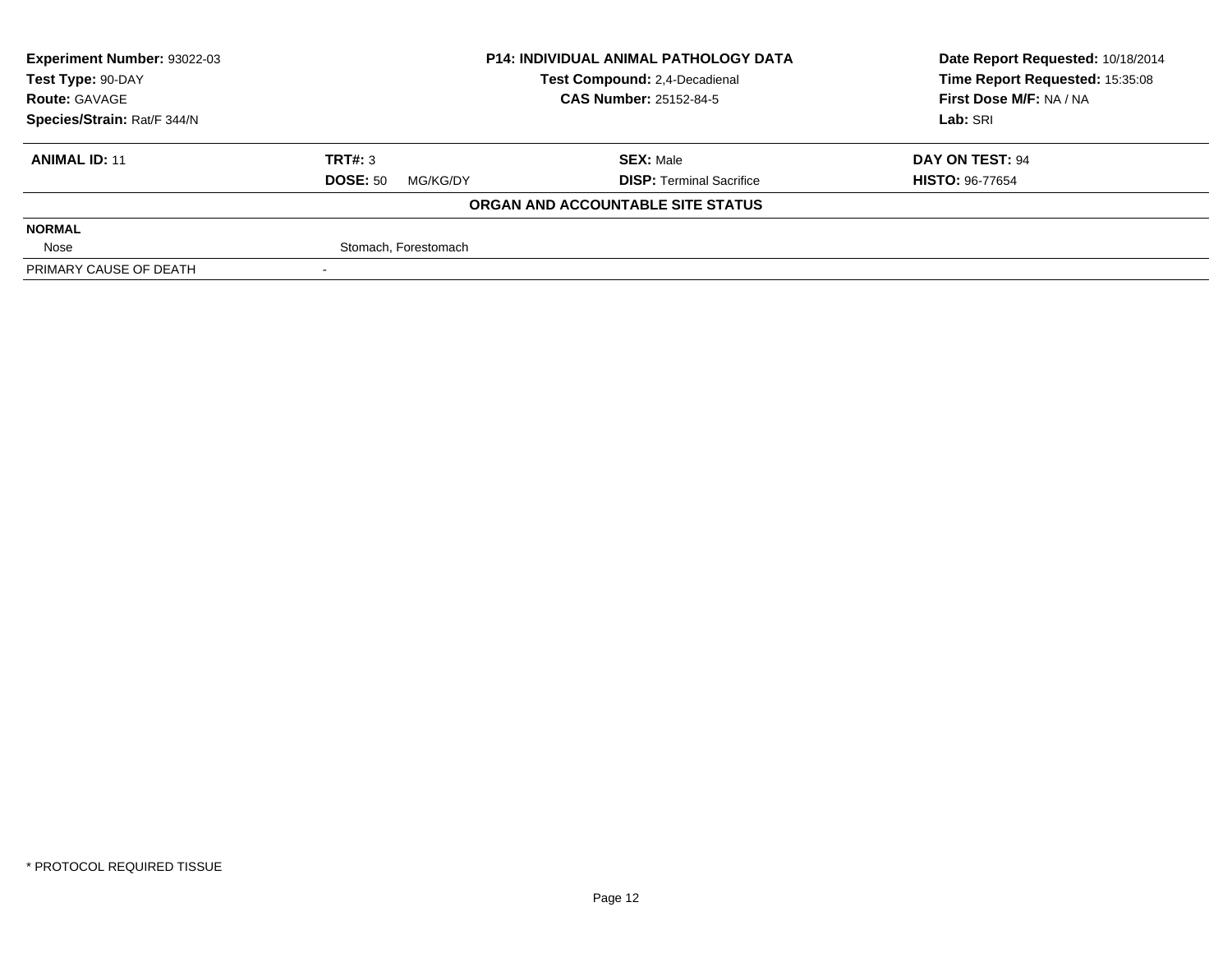| Experiment Number: 93022-03 | P14: INDIVIDUAL ANIMAL PATHOLOGY DATA | Date Report Requested: 10/18/2014 |
|---|---|---|
| Test Type: 90-DAY | Test Compound: 2,4-Decadienal | Time Report Requested: 15:35:08 |
| Route: GAVAGE | CAS Number: 25152-84-5 | First Dose M/F: NA / NA |
| Species/Strain: Rat/F 344/N | | Lab: SRI |

| ANIMAL ID: 11 | TRT#: 3 | SEX: Male | DAY ON TEST: 94 |
|---|---|---|---|
| | DOSE: 50 MG/KG/DY | DISP: Terminal Sacrifice | HISTO: 96-77654 |

**ORGAN AND ACCOUNTABLE SITE STATUS**

| NORMAL | |
|---|---|
| Nose | Stomach, Forestomach |
| PRIMARY CAUSE OF DEATH | - |

* PROTOCOL REQUIRED TISSUE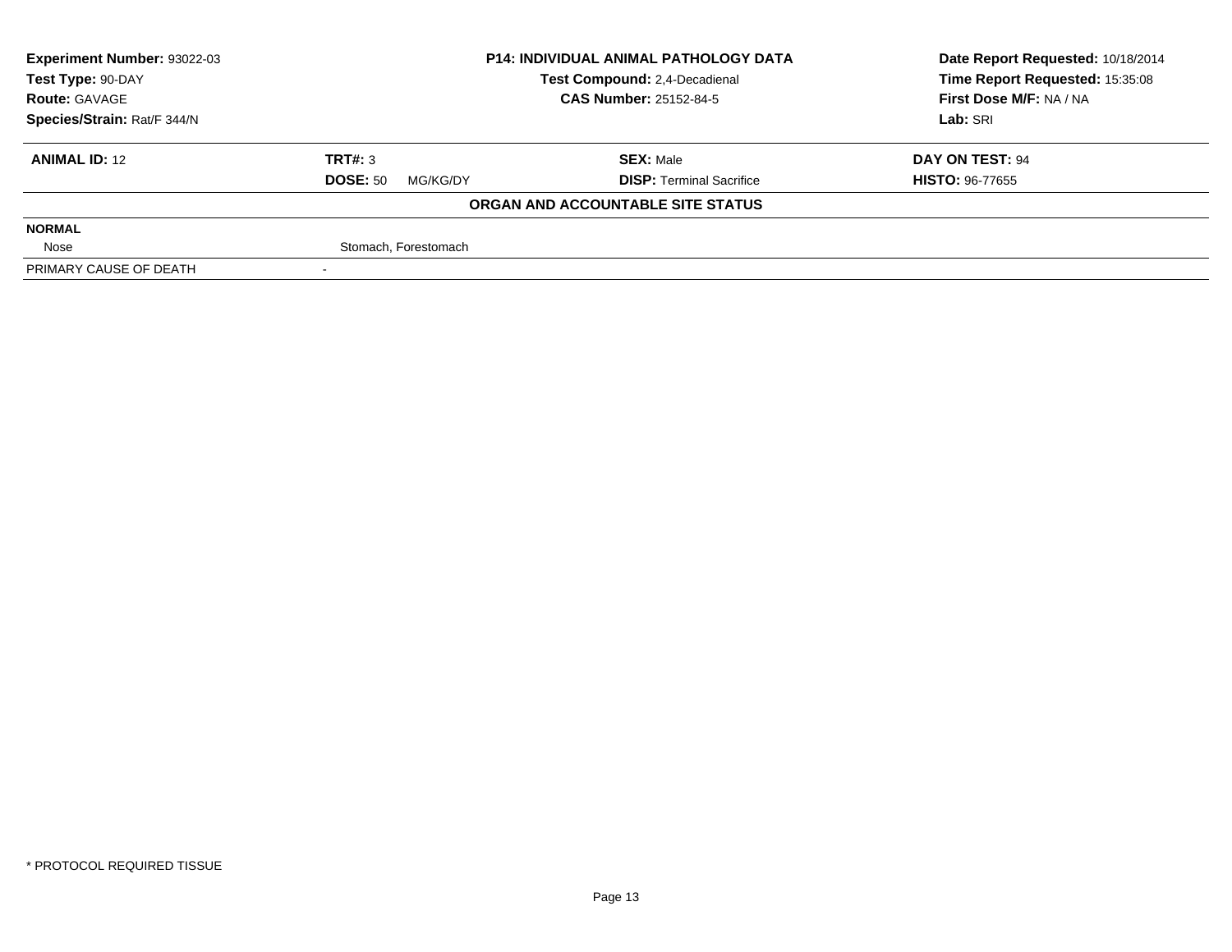| Experiment Number: 93022-03 | P14: INDIVIDUAL ANIMAL PATHOLOGY DATA | Date Report Requested: 10/18/2014 |
|---|---|---|
| Test Type: 90-DAY | Test Compound: 2,4-Decadienal | Time Report Requested: 15:35:08 |
| Route: GAVAGE | CAS Number: 25152-84-5 | First Dose M/F: NA / NA |
| Species/Strain: Rat/F 344/N | | Lab: SRI |

| ANIMAL ID: 12 | TRT#: 3 | SEX: Male | DAY ON TEST: 94 |
|---|---|---|---|
| | DOSE: 50 MG/KG/DY | DISP: Terminal Sacrifice | HISTO: 96-77655 |

**ORGAN AND ACCOUNTABLE SITE STATUS**

| | |
|---|---|
| **NORMAL** | |
| Nose | Stomach, Forestomach |
| PRIMARY CAUSE OF DEATH | - |

* PROTOCOL REQUIRED TISSUE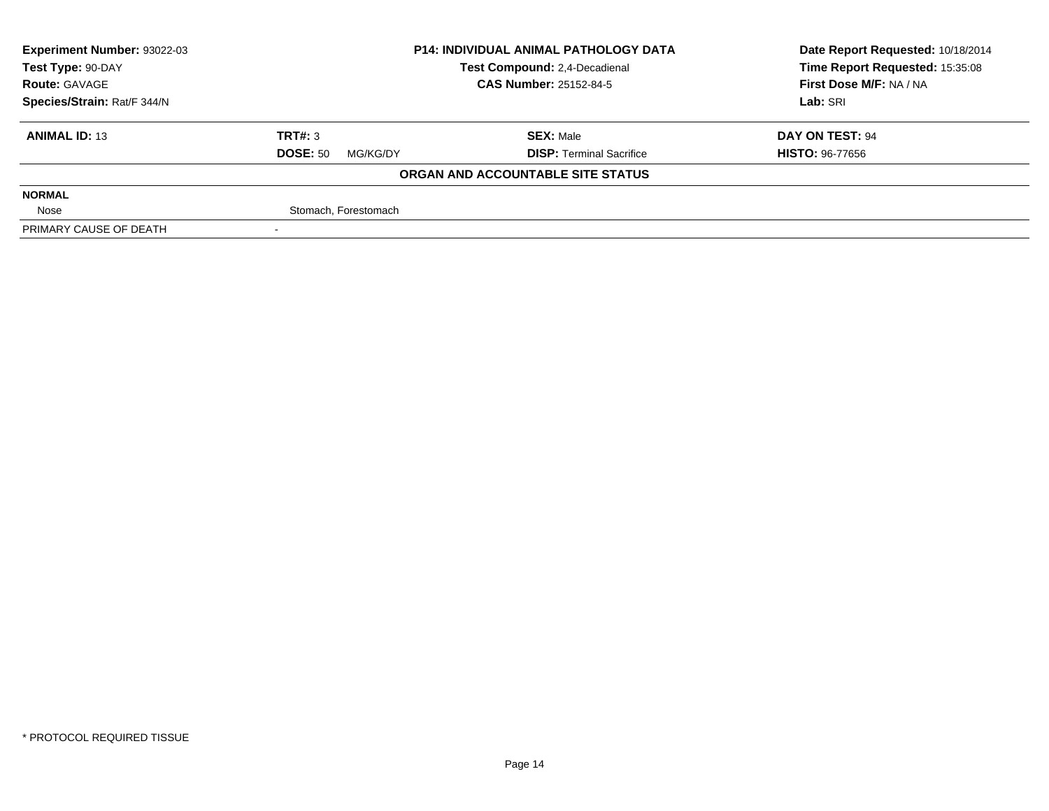| Experiment Number: 93022-03 | P14: INDIVIDUAL ANIMAL PATHOLOGY DATA | Date Report Requested: 10/18/2014 |
|---|---|---|
| Test Type: 90-DAY | Test Compound: 2,4-Decadienal | Time Report Requested: 15:35:08 |
| Route: GAVAGE | CAS Number: 25152-84-5 | First Dose M/F: NA / NA |
| Species/Strain: Rat/F 344/N | | Lab: SRI |

| ANIMAL ID: 13 | TRT#: 3 | SEX: Male | DAY ON TEST: 94 |
|---|---|---|---|
| | DOSE: 50 MG/KG/DY | DISP: Terminal Sacrifice | HISTO: 96-77656 |

**ORGAN AND ACCOUNTABLE SITE STATUS**

| NORMAL | |
|---|---|
| Nose | Stomach, Forestomach |
| PRIMARY CAUSE OF DEATH | - |

* PROTOCOL REQUIRED TISSUE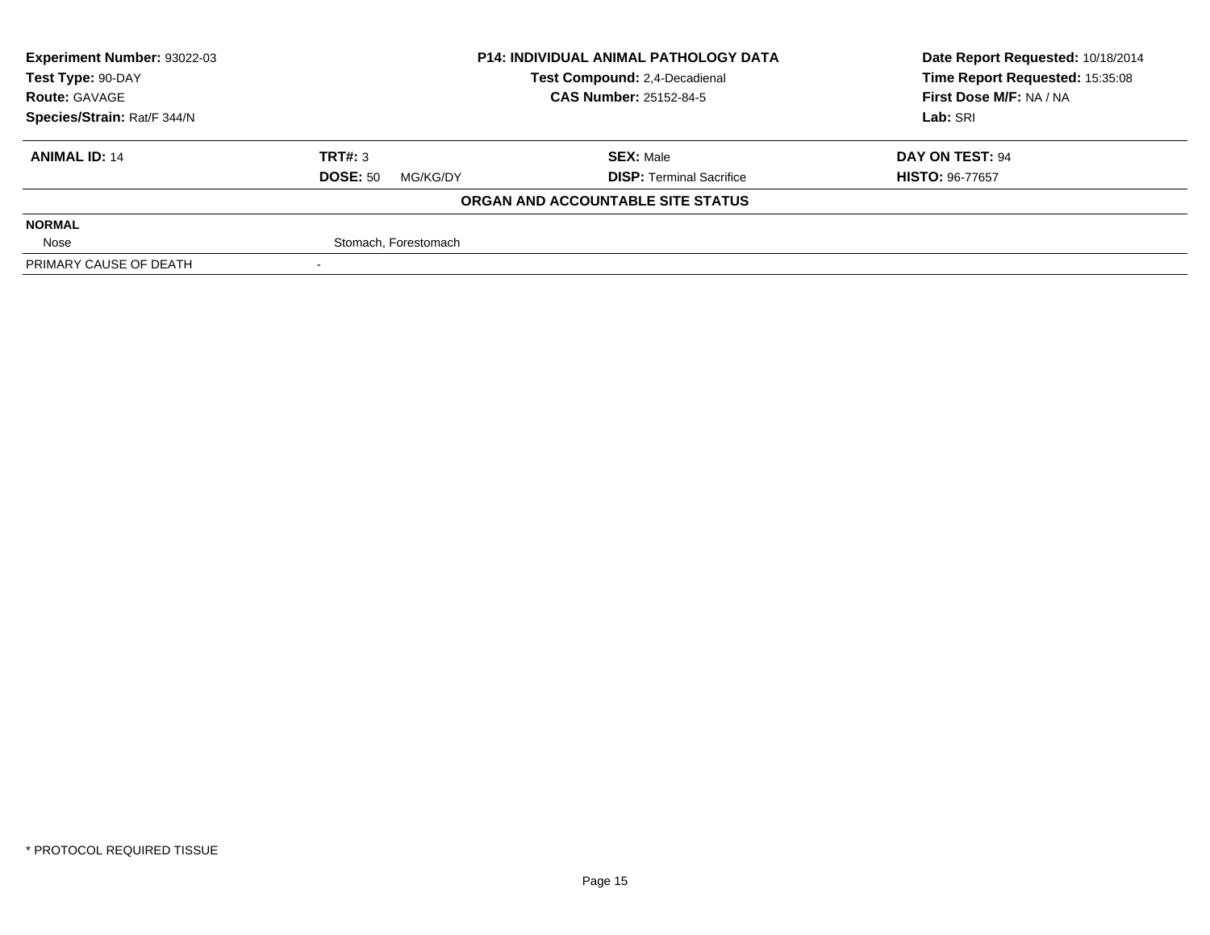**Experiment Number:** 93022-03
**Test Type:** 90-DAY
**Route:** GAVAGE
**Species/Strain:** Rat/F 344/N

**P14: INDIVIDUAL ANIMAL PATHOLOGY DATA**
**Test Compound:** 2,4-Decadienal
**CAS Number:** 25152-84-5

**Date Report Requested:** 10/18/2014
**Time Report Requested:** 15:35:08
**First Dose M/F:** NA / NA
**Lab:** SRI

| **ANIMAL ID:** 14 | **TRT#:** 3 | **SEX:** Male | **DAY ON TEST:** 94 |
|---|---|---|---|
| | **DOSE:** 50 MG/KG/DY | **DISP:** Terminal Sacrifice | **HISTO:** 96-77657 |

**ORGAN AND ACCOUNTABLE SITE STATUS**

| | |
|---|---|
| **NORMAL** | |
| Nose | Stomach, Forestomach |
| PRIMARY CAUSE OF DEATH | - |

* PROTOCOL REQUIRED TISSUE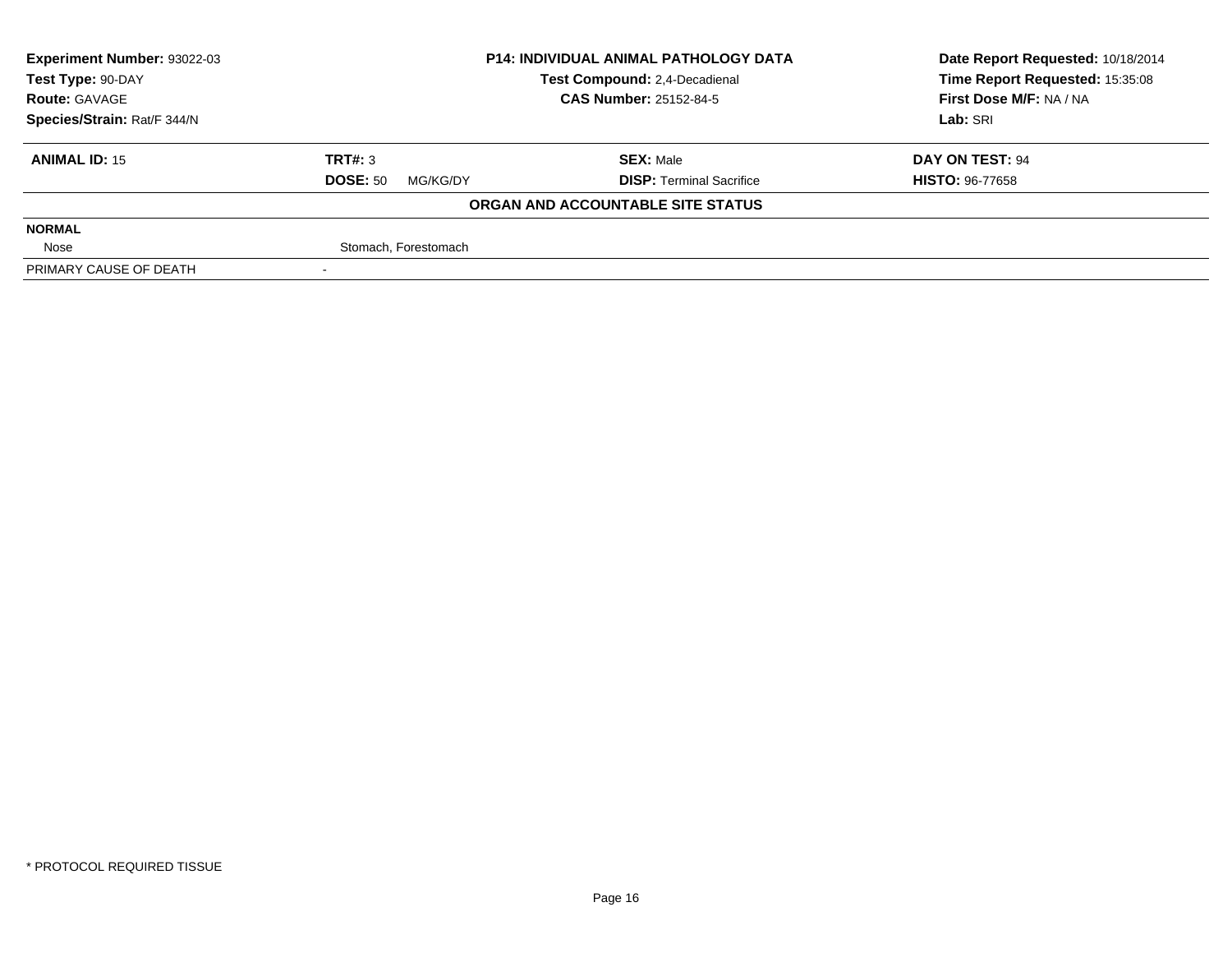**Experiment Number:** 93022-03
**Test Type:** 90-DAY
**Route:** GAVAGE
**Species/Strain:** Rat/F 344/N

**P14: INDIVIDUAL ANIMAL PATHOLOGY DATA**
**Test Compound:** 2,4-Decadienal
**CAS Number:** 25152-84-5

**Date Report Requested:** 10/18/2014
**Time Report Requested:** 15:35:08
**First Dose M/F:** NA / NA
**Lab:** SRI

| **ANIMAL ID:** 15 | **TRT#:** 3 | **SEX:** Male | **DAY ON TEST:** 94 |
|---|---|---|---|
| | **DOSE:** 50 MG/KG/DY | **DISP:** Terminal Sacrifice | **HISTO:** 96-77658 |

**ORGAN AND ACCOUNTABLE SITE STATUS**

| | |
|---|---|
| **NORMAL** | |
| Nose | Stomach, Forestomach |
| PRIMARY CAUSE OF DEATH | - |

* PROTOCOL REQUIRED TISSUE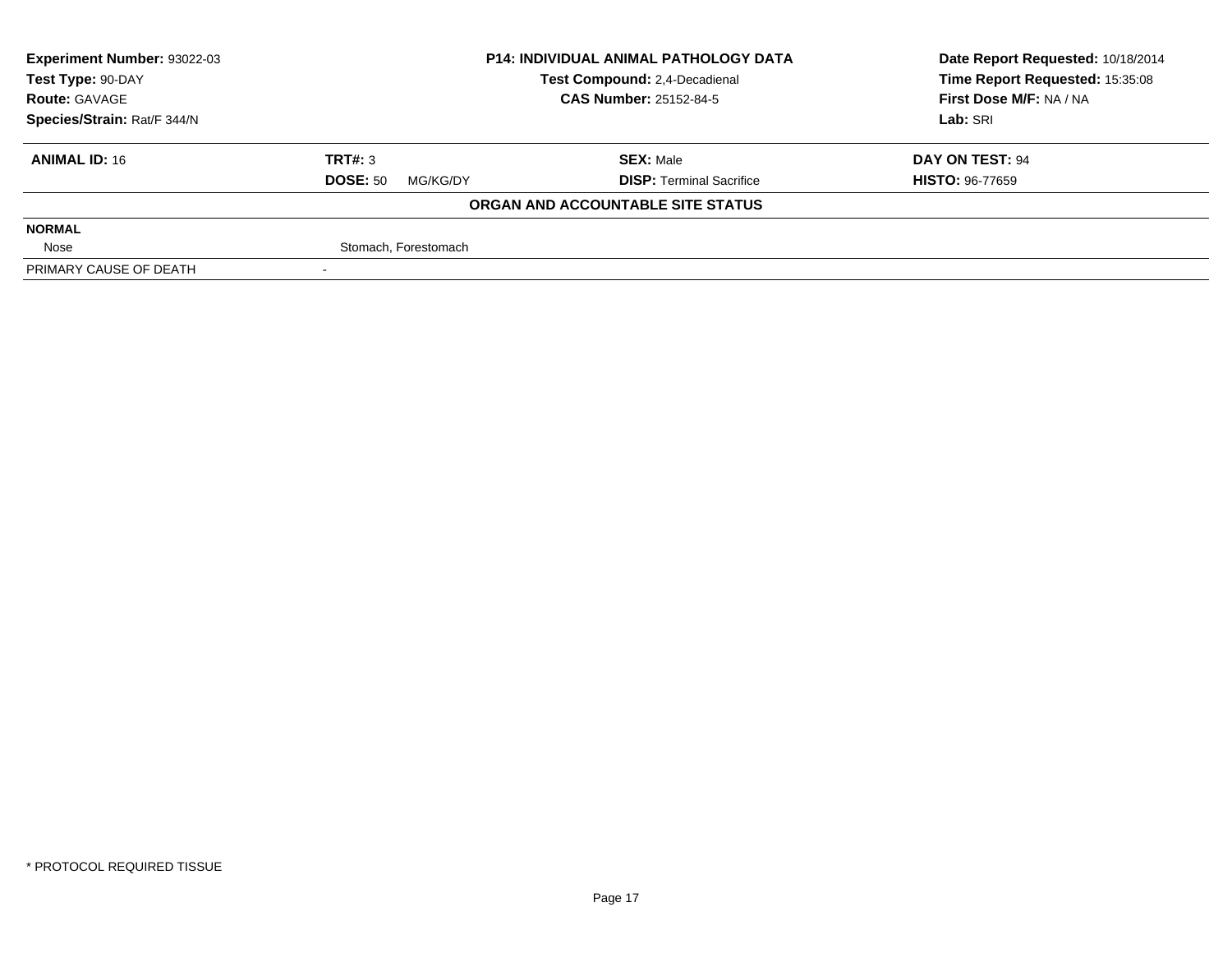| Experiment Number: 93022-03 | P14: INDIVIDUAL ANIMAL PATHOLOGY DATA | Date Report Requested: 10/18/2014 |
|---|---|---|
| Test Type: 90-DAY | Test Compound: 2,4-Decadienal | Time Report Requested: 15:35:08 |
| Route: GAVAGE | CAS Number: 25152-84-5 | First Dose M/F: NA / NA |
| Species/Strain: Rat/F 344/N | | Lab: SRI |

| ANIMAL ID: 16 | TRT#: 3 | SEX: Male | DAY ON TEST: 94 |
|---|---|---|---|
| | DOSE: 50 MG/KG/DY | DISP: Terminal Sacrifice | HISTO: 96-77659 |

**ORGAN AND ACCOUNTABLE SITE STATUS**

| | |
|---|---|
| **NORMAL** | |
| Nose | Stomach, Forestomach |
| PRIMARY CAUSE OF DEATH | - |

* PROTOCOL REQUIRED TISSUE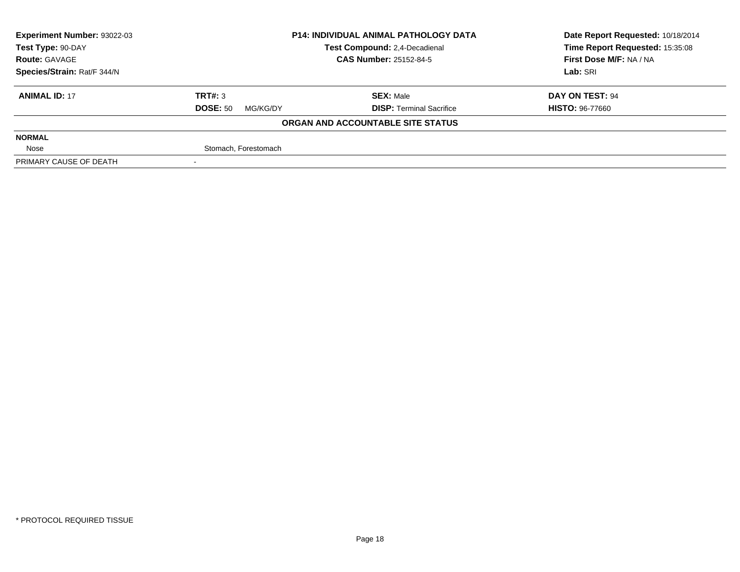| Experiment Number: 93022-03 | P14: INDIVIDUAL ANIMAL PATHOLOGY DATA | Date Report Requested: 10/18/2014 |
|---|---|---|
| Test Type: 90-DAY | Test Compound: 2,4-Decadienal | Time Report Requested: 15:35:08 |
| Route: GAVAGE | CAS Number: 25152-84-5 | First Dose M/F: NA / NA |
| Species/Strain: Rat/F 344/N | | Lab: SRI |

| ANIMAL ID: 17 | TRT#: 3 | SEX: Male | DAY ON TEST: 94 |
|---|---|---|---|
| | DOSE: 50 MG/KG/DY | DISP: Terminal Sacrifice | HISTO: 96-77660 |

**ORGAN AND ACCOUNTABLE SITE STATUS**

| | |
|---|---|
| **NORMAL** | |
| Nose | Stomach, Forestomach |
| PRIMARY CAUSE OF DEATH | - |

* PROTOCOL REQUIRED TISSUE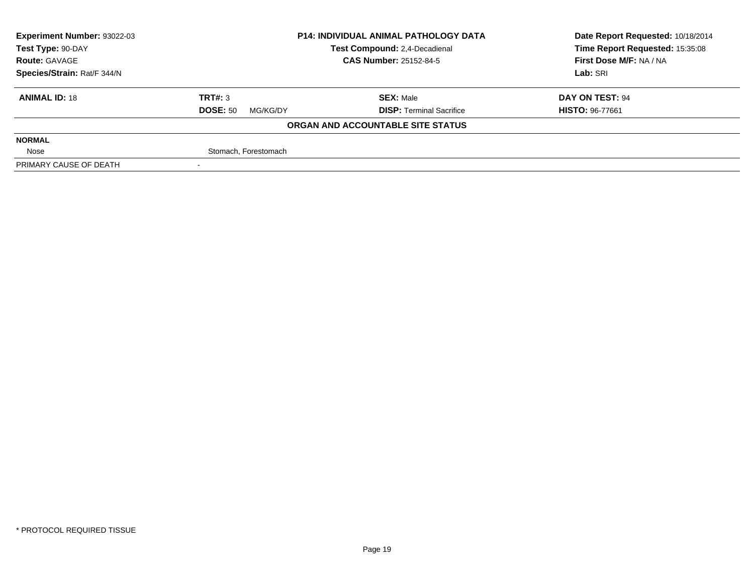| Experiment Number: 93022-03 | P14: INDIVIDUAL ANIMAL PATHOLOGY DATA | Date Report Requested: 10/18/2014 |
|---|---|---|
| Test Type: 90-DAY | Test Compound: 2,4-Decadienal | Time Report Requested: 15:35:08 |
| Route: GAVAGE | CAS Number: 25152-84-5 | First Dose M/F: NA / NA |
| Species/Strain: Rat/F 344/N | | Lab: SRI |

| ANIMAL ID: 18 | TRT#: 3 | SEX: Male | DAY ON TEST: 94 |
|---|---|---|---|
| | DOSE: 50 MG/KG/DY | DISP: Terminal Sacrifice | HISTO: 96-77661 |

**ORGAN AND ACCOUNTABLE SITE STATUS**

| | |
|---|---|
| **NORMAL** | |
| Nose | Stomach, Forestomach |
| PRIMARY CAUSE OF DEATH | - |

* PROTOCOL REQUIRED TISSUE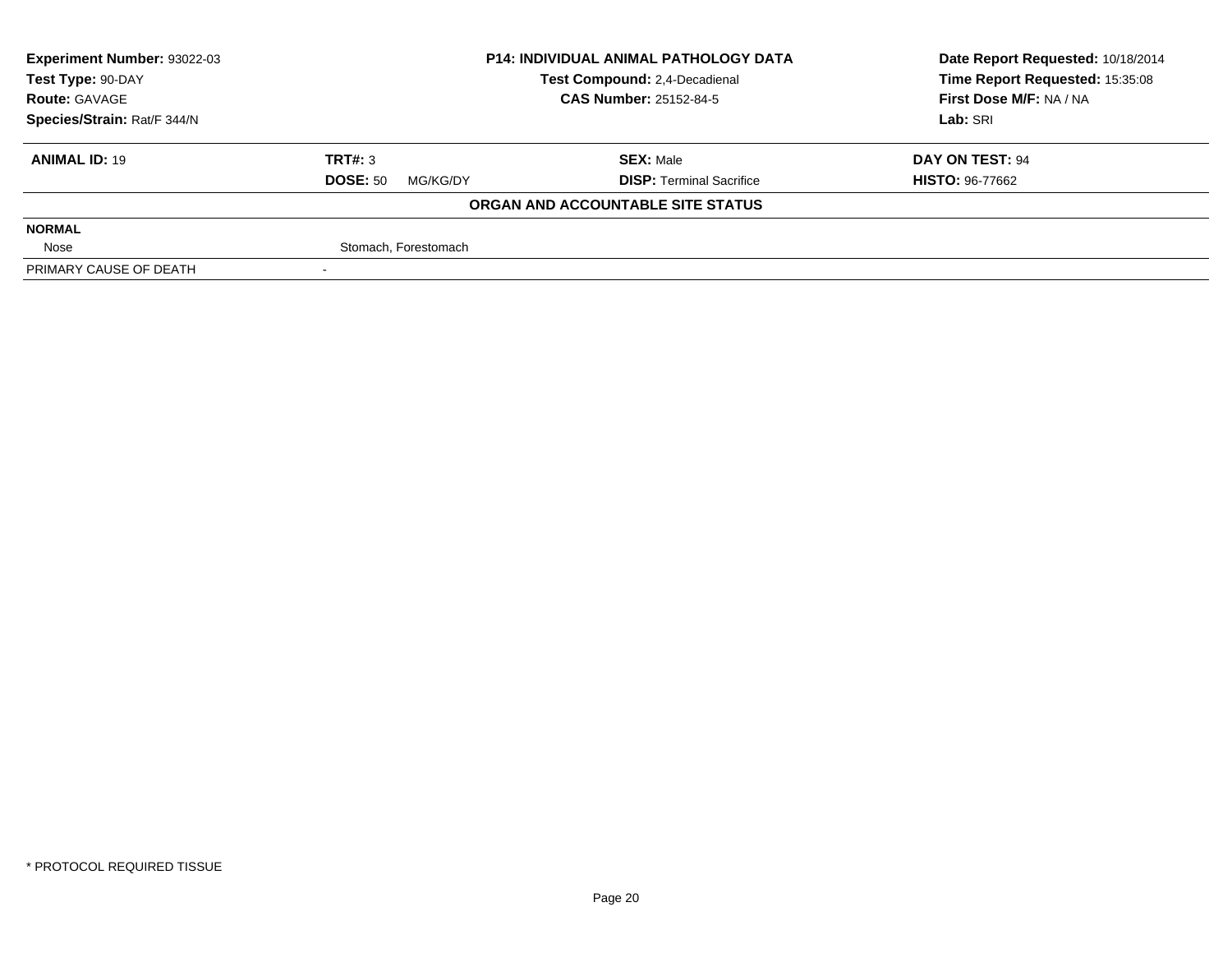| Experiment Number: 93022-03 | P14: INDIVIDUAL ANIMAL PATHOLOGY DATA | Date Report Requested: 10/18/2014 |
|---|---|---|
| Test Type: 90-DAY | Test Compound: 2,4-Decadienal | Time Report Requested: 15:35:08 |
| Route: GAVAGE | CAS Number: 25152-84-5 | First Dose M/F: NA / NA |
| Species/Strain: Rat/F 344/N | | Lab: SRI |

| ANIMAL ID: 19 | TRT#: 3 | SEX: Male | DAY ON TEST: 94 |
|---|---|---|---|
| | DOSE: 50 MG/KG/DY | DISP: Terminal Sacrifice | HISTO: 96-77662 |

**ORGAN AND ACCOUNTABLE SITE STATUS**

| NORMAL | |
|---|---|
| Nose | Stomach, Forestomach |
| PRIMARY CAUSE OF DEATH | - |

* PROTOCOL REQUIRED TISSUE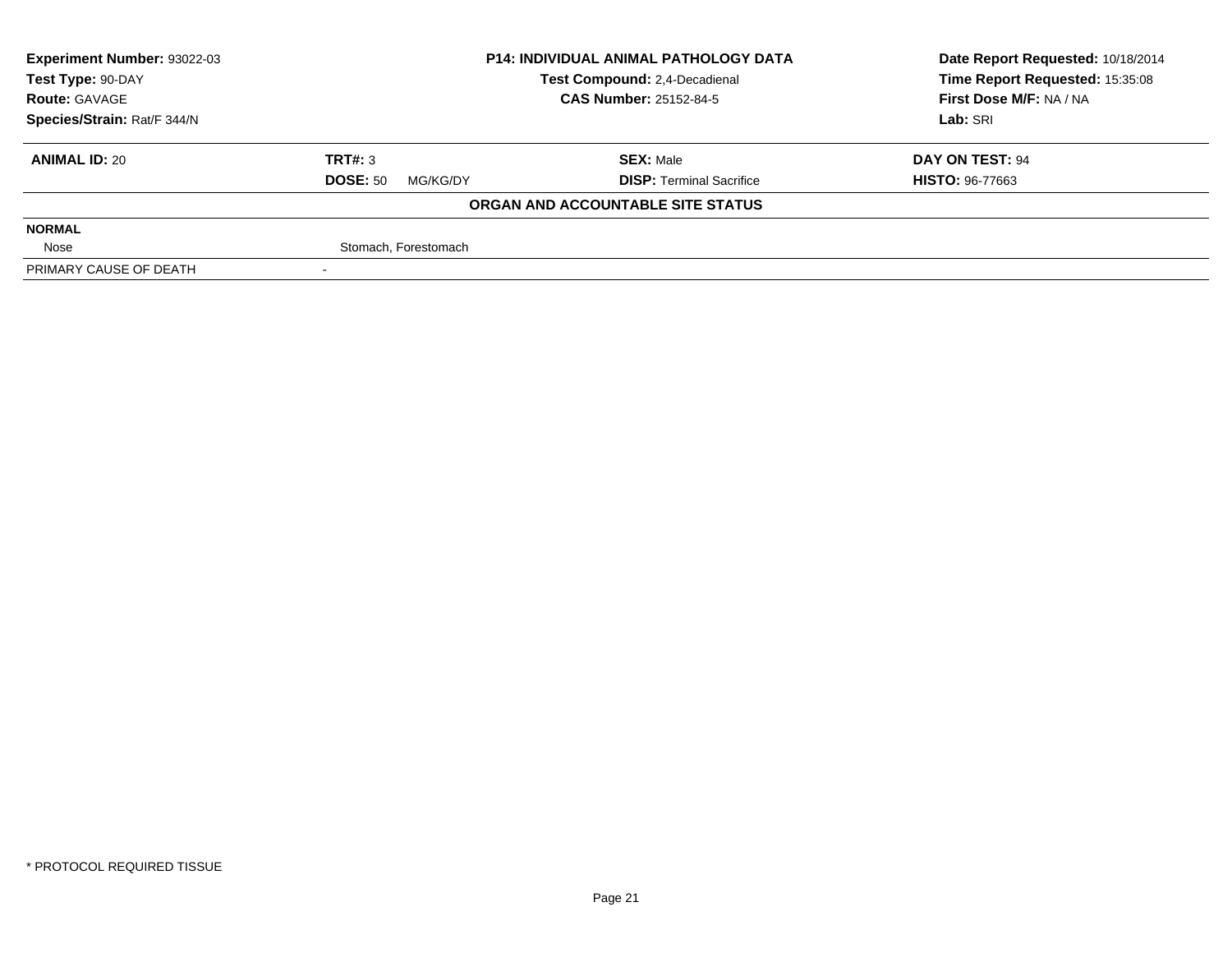| Experiment Number: 93022-03 | P14: INDIVIDUAL ANIMAL PATHOLOGY DATA | Date Report Requested: 10/18/2014 |
|---|---|---|
| Test Type: 90-DAY | Test Compound: 2,4-Decadienal | Time Report Requested: 15:35:08 |
| Route: GAVAGE | CAS Number: 25152-84-5 | First Dose M/F: NA / NA |
| Species/Strain: Rat/F 344/N | | Lab: SRI |

| ANIMAL ID: 20 | TRT#: 3 | SEX: Male | DAY ON TEST: 94 |
|---|---|---|---|
| | DOSE: 50 MG/KG/DY | DISP: Terminal Sacrifice | HISTO: 96-77663 |

**ORGAN AND ACCOUNTABLE SITE STATUS**

| NORMAL | |
|---|---|
| Nose | Stomach, Forestomach |
| PRIMARY CAUSE OF DEATH | - |

\* PROTOCOL REQUIRED TISSUE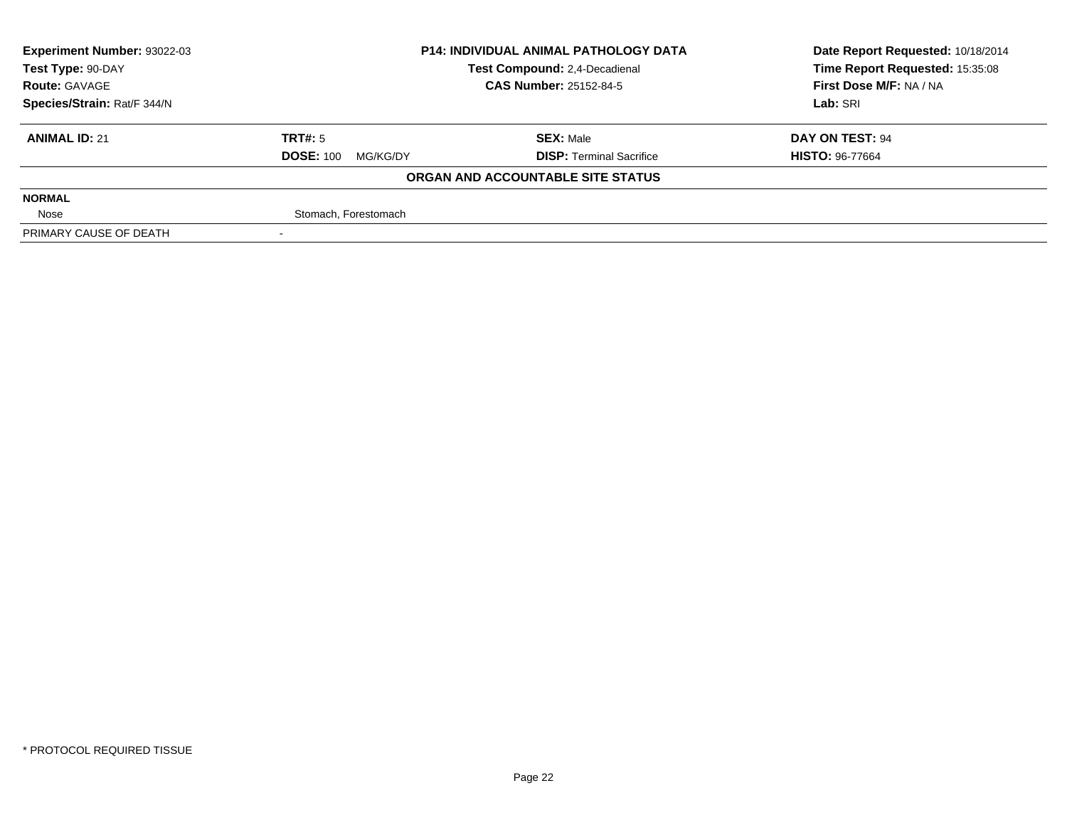| **Experiment Number:** 93022-03 | **P14: INDIVIDUAL ANIMAL PATHOLOGY DATA** | **Date Report Requested:** 10/18/2014 |
|---|---|---|
| **Test Type:** 90-DAY | **Test Compound:** 2,4-Decadienal | **Time Report Requested:** 15:35:08 |
| **Route:** GAVAGE | **CAS Number:** 25152-84-5 | **First Dose M/F:** NA / NA |
| **Species/Strain:** Rat/F 344/N | | **Lab:** SRI |

| **ANIMAL ID:** 21 | **TRT#:** 5 | **SEX:** Male | **DAY ON TEST:** 94 |
|---|---|---|---|
| | **DOSE:** 100 MG/KG/DY | **DISP:** Terminal Sacrifice | **HISTO:** 96-77664 |

**ORGAN AND ACCOUNTABLE SITE STATUS**

| | |
|---|---|
| **NORMAL** | |
| Nose | Stomach, Forestomach |
| PRIMARY CAUSE OF DEATH | - |

* PROTOCOL REQUIRED TISSUE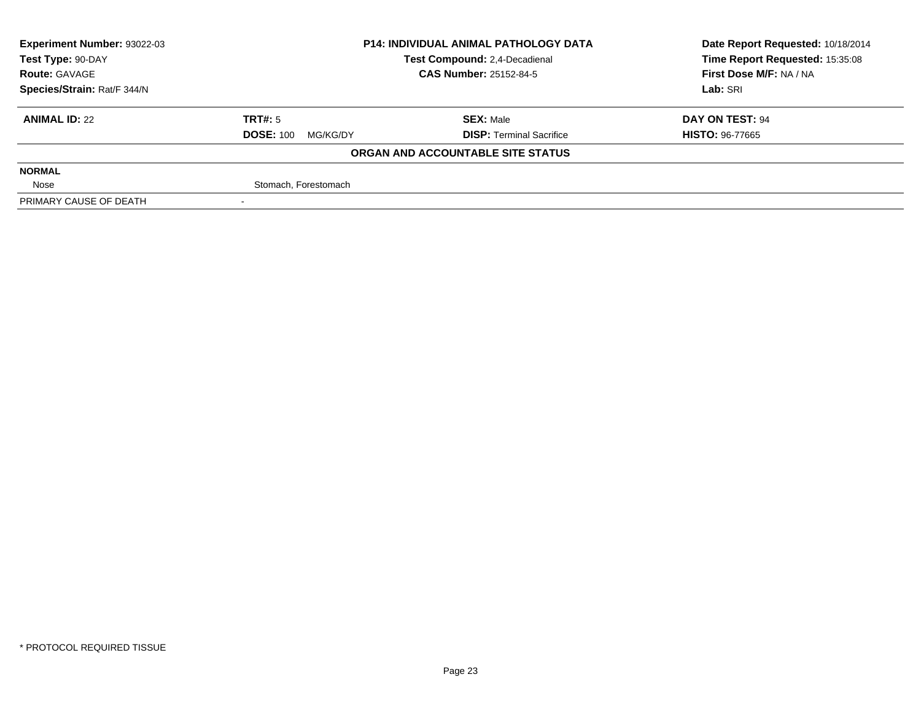| Experiment Number: 93022-03 | P14: INDIVIDUAL ANIMAL PATHOLOGY DATA | Date Report Requested: 10/18/2014 |
|---|---|---|
| Test Type: 90-DAY | Test Compound: 2,4-Decadienal | Time Report Requested: 15:35:08 |
| Route: GAVAGE | CAS Number: 25152-84-5 | First Dose M/F: NA / NA |
| Species/Strain: Rat/F 344/N | | Lab: SRI |

| **ANIMAL ID:** 22 | **TRT#:** 5 | **SEX:** Male | **DAY ON TEST:** 94 |
|---|---|---|---|
| | **DOSE:** 100 MG/KG/DY | **DISP:** Terminal Sacrifice | **HISTO:** 96-77665 |

**ORGAN AND ACCOUNTABLE SITE STATUS**

| | |
|---|---|
| **NORMAL** | |
| Nose | Stomach, Forestomach |
| PRIMARY CAUSE OF DEATH | - |

* PROTOCOL REQUIRED TISSUE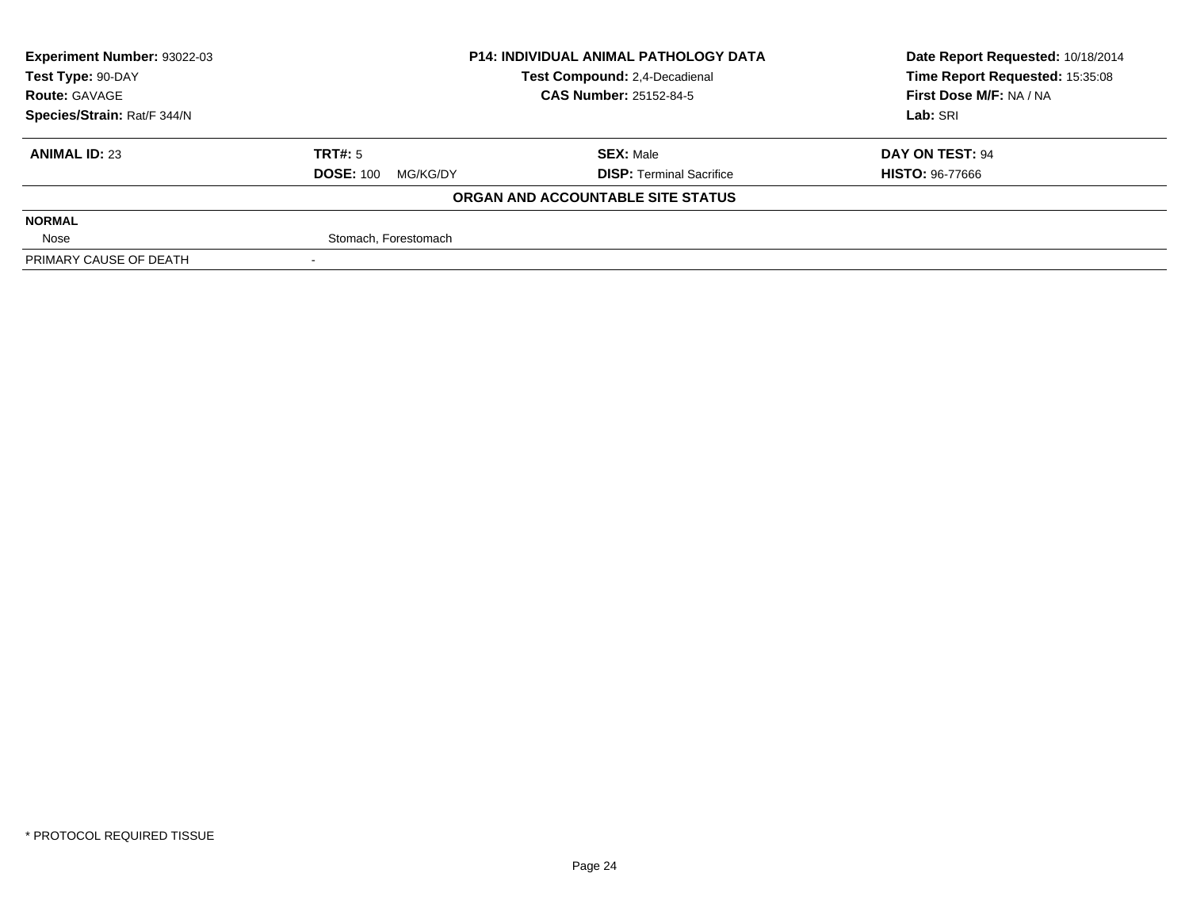| Experiment Number: 93022-03 | P14: INDIVIDUAL ANIMAL PATHOLOGY DATA | Date Report Requested: 10/18/2014 |
|---|---|---|
| Test Type: 90-DAY | Test Compound: 2,4-Decadienal | Time Report Requested: 15:35:08 |
| Route: GAVAGE | CAS Number: 25152-84-5 | First Dose M/F: NA / NA |
| Species/Strain: Rat/F 344/N | | Lab: SRI |

| ANIMAL ID: 23 | TRT#: 5 | SEX: Male | DAY ON TEST: 94 |
|---|---|---|---|
| | DOSE: 100 MG/KG/DY | DISP: Terminal Sacrifice | HISTO: 96-77666 |

**ORGAN AND ACCOUNTABLE SITE STATUS**

| | |
|---|---|
| **NORMAL** | |
| Nose | Stomach, Forestomach |
| PRIMARY CAUSE OF DEATH | - |

* PROTOCOL REQUIRED TISSUE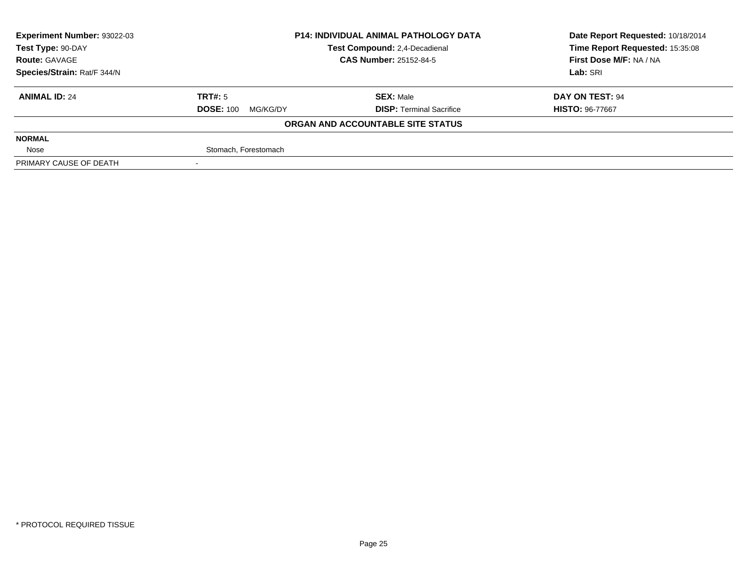| Experiment Number: 93022-03 | P14: INDIVIDUAL ANIMAL PATHOLOGY DATA | Date Report Requested: 10/18/2014 |
|---|---|---|
| Test Type: 90-DAY | Test Compound: 2,4-Decadienal | Time Report Requested: 15:35:08 |
| Route: GAVAGE | CAS Number: 25152-84-5 | First Dose M/F: NA / NA |
| Species/Strain: Rat/F 344/N | | Lab: SRI |

| ANIMAL ID: 24 | TRT#: 5 | SEX: Male | DAY ON TEST: 94 |
|---|---|---|---|
| | DOSE: 100 MG/KG/DY | DISP: Terminal Sacrifice | HISTO: 96-77667 |

**ORGAN AND ACCOUNTABLE SITE STATUS**

| | |
|---|---|
| **NORMAL** | |
| Nose | Stomach, Forestomach |
| PRIMARY CAUSE OF DEATH | - |

* PROTOCOL REQUIRED TISSUE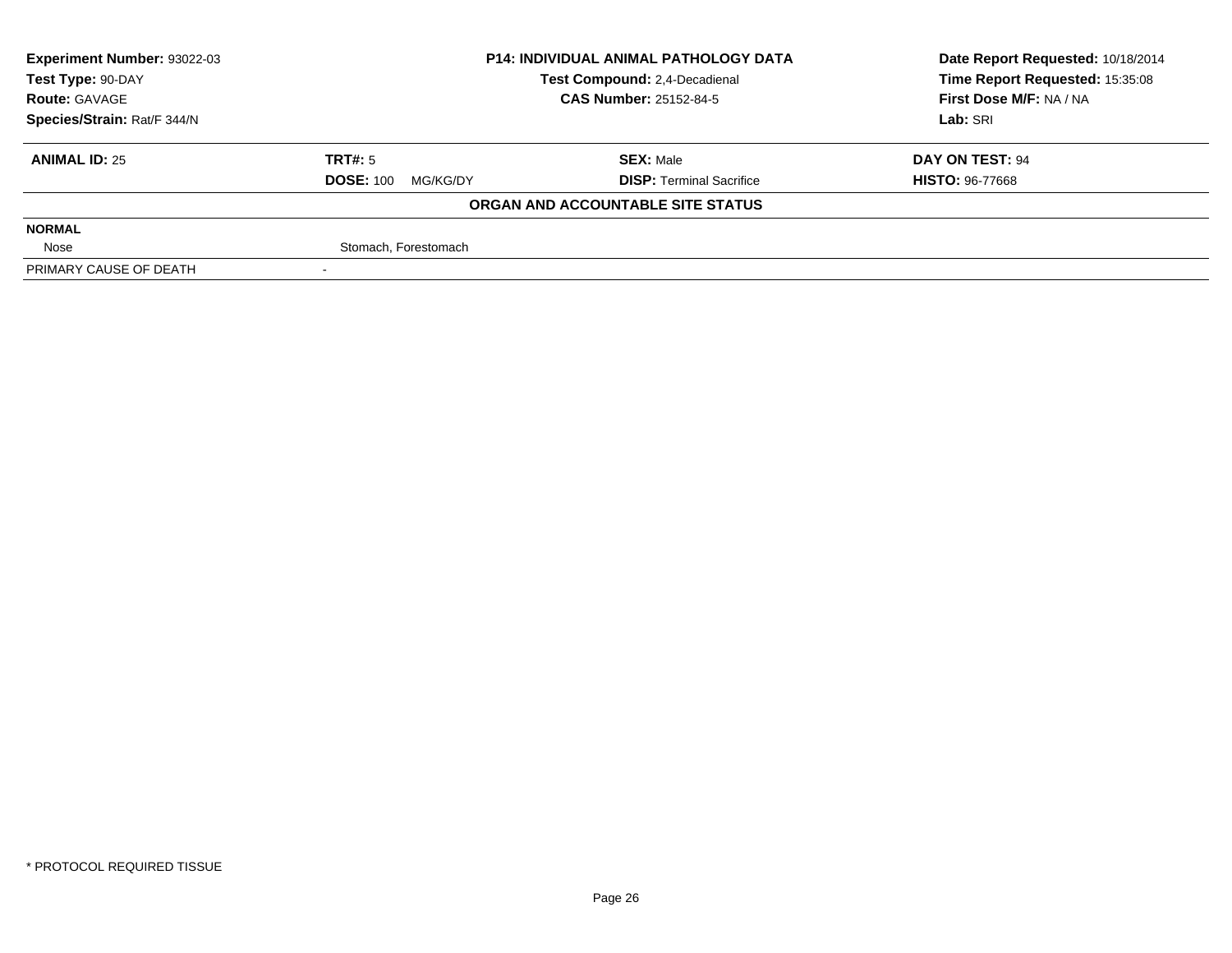| **Experiment Number:** 93022-03 | **P14: INDIVIDUAL ANIMAL PATHOLOGY DATA** | | **Date Report Requested:** 10/18/2014 |
|---|---|---|---|
| **Test Type:** 90-DAY | **Test Compound:** 2,4-Decadienal | | **Time Report Requested:** 15:35:08 |
| **Route:** GAVAGE | **CAS Number:** 25152-84-5 | | **First Dose M/F:** NA / NA |
| **Species/Strain:** Rat/F 344/N | | | **Lab:** SRI |

| **ANIMAL ID:** 25 | **TRT#:** 5 | **SEX:** Male | **DAY ON TEST:** 94 |
|---|---|---|---|
| | **DOSE:** 100 MG/KG/DY | **DISP:** Terminal Sacrifice | **HISTO:** 96-77668 |

**ORGAN AND ACCOUNTABLE SITE STATUS**

| **NORMAL** | |
|---|---|
| Nose | Stomach, Forestomach |
| PRIMARY CAUSE OF DEATH | - |

* PROTOCOL REQUIRED TISSUE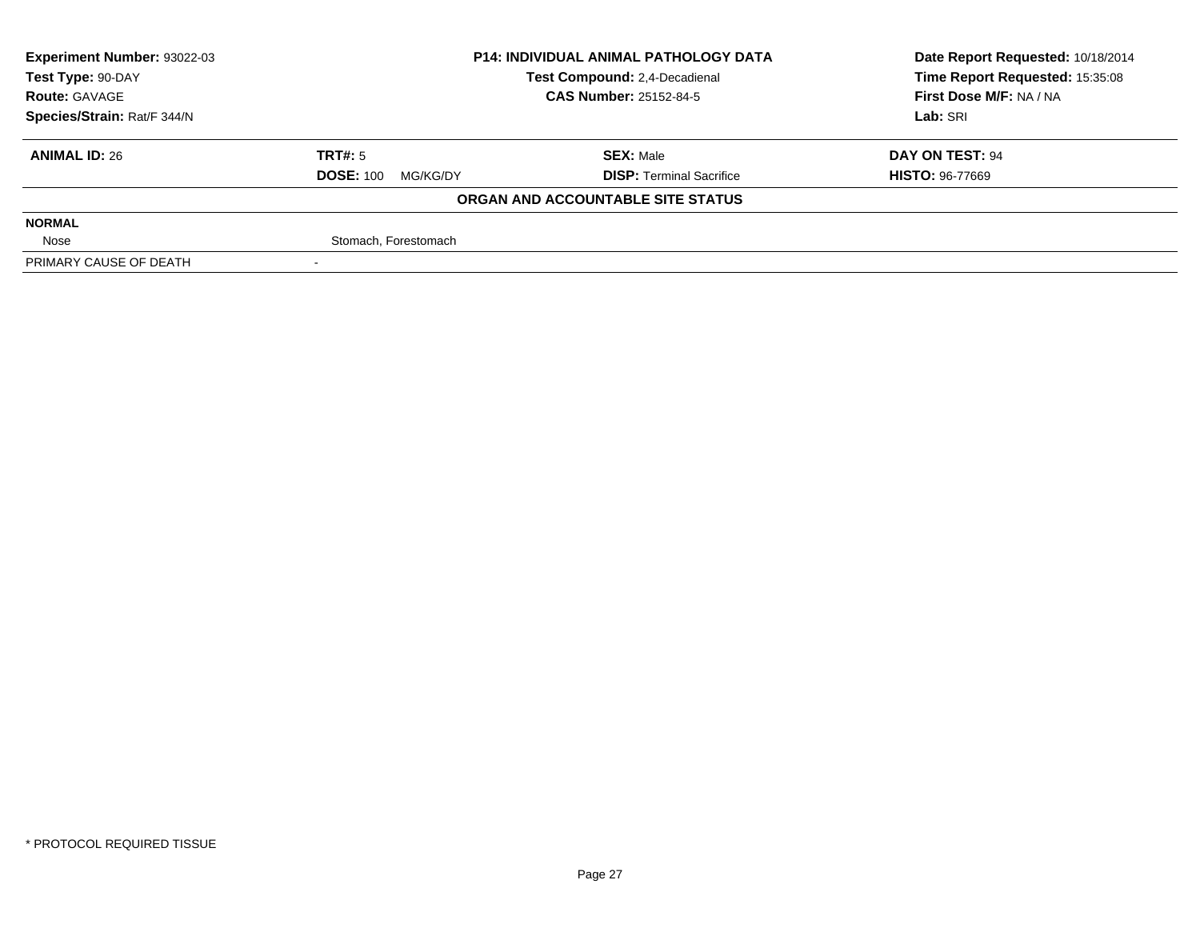| **Experiment Number:** 93022-03 | **P14: INDIVIDUAL ANIMAL PATHOLOGY DATA** | **Date Report Requested:** 10/18/2014 |
|---|---|---|
| **Test Type:** 90-DAY | **Test Compound:** 2,4-Decadienal | **Time Report Requested:** 15:35:08 |
| **Route:** GAVAGE | **CAS Number:** 25152-84-5 | **First Dose M/F:** NA / NA |
| **Species/Strain:** Rat/F 344/N | | **Lab:** SRI |

| **ANIMAL ID:** 26 | **TRT#:** 5 | **SEX:** Male | **DAY ON TEST:** 94 |
|---|---|---|---|
| | **DOSE:** 100 MG/KG/DY | **DISP:** Terminal Sacrifice | **HISTO:** 96-77669 |

**ORGAN AND ACCOUNTABLE SITE STATUS**

| | |
|---|---|
| **NORMAL** | |
| Nose | Stomach, Forestomach |
| PRIMARY CAUSE OF DEATH | - |

* PROTOCOL REQUIRED TISSUE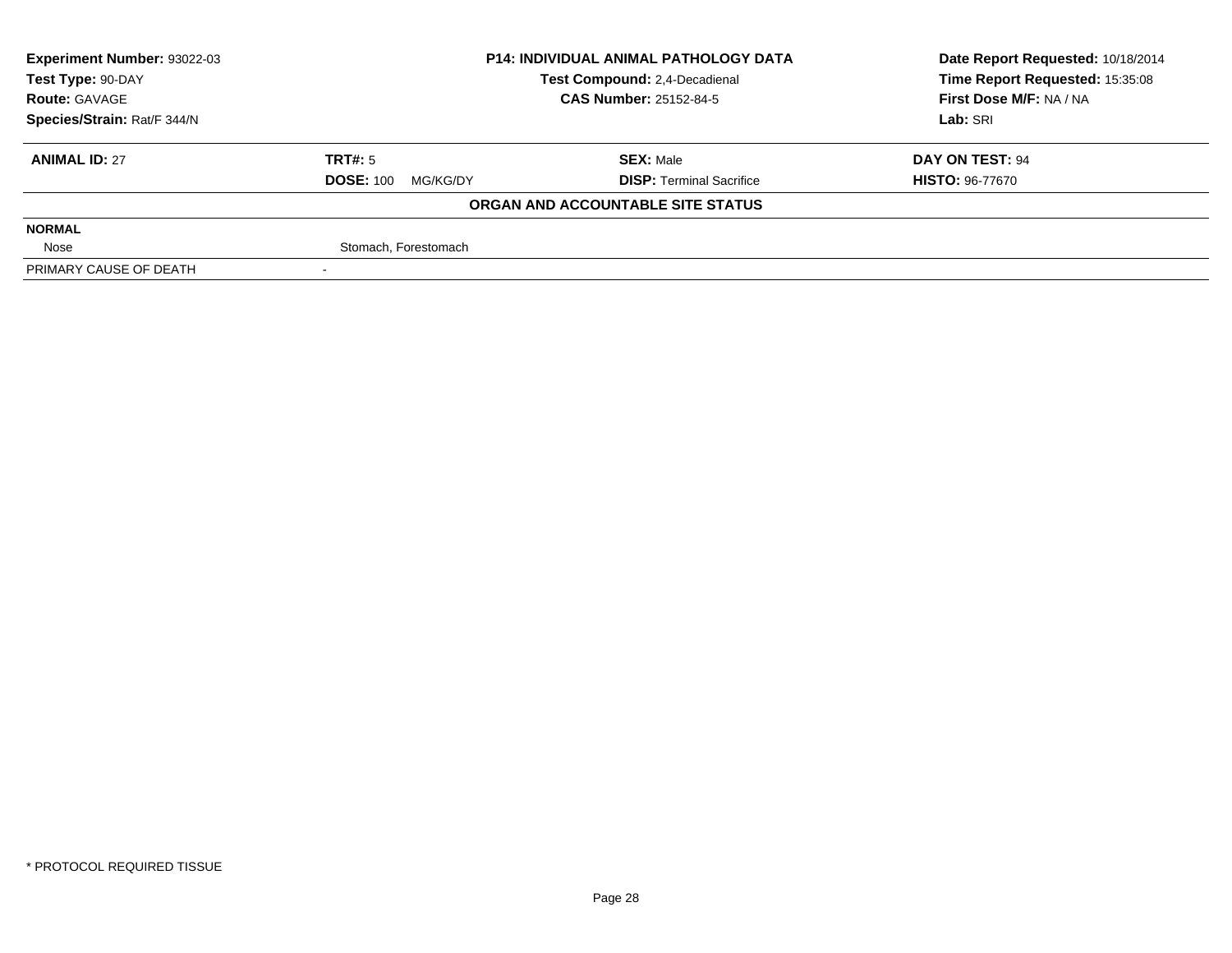**Experiment Number:** 93022-03
**Test Type:** 90-DAY
**Route:** GAVAGE
**Species/Strain:** Rat/F 344/N

**P14: INDIVIDUAL ANIMAL PATHOLOGY DATA**
**Test Compound:** 2,4-Decadienal
**CAS Number:** 25152-84-5

**Date Report Requested:** 10/18/2014
**Time Report Requested:** 15:35:08
**First Dose M/F:** NA / NA
**Lab:** SRI

| **ANIMAL ID:** 27 | **TRT#:** 5 | **SEX:** Male | **DAY ON TEST:** 94 |
|---|---|---|---|
| | **DOSE:** 100 MG/KG/DY | **DISP:** Terminal Sacrifice | **HISTO:** 96-77670 |

**ORGAN AND ACCOUNTABLE SITE STATUS**

| | |
|---|---|
| **NORMAL** | |
| Nose | Stomach, Forestomach |
| PRIMARY CAUSE OF DEATH | - |

\* PROTOCOL REQUIRED TISSUE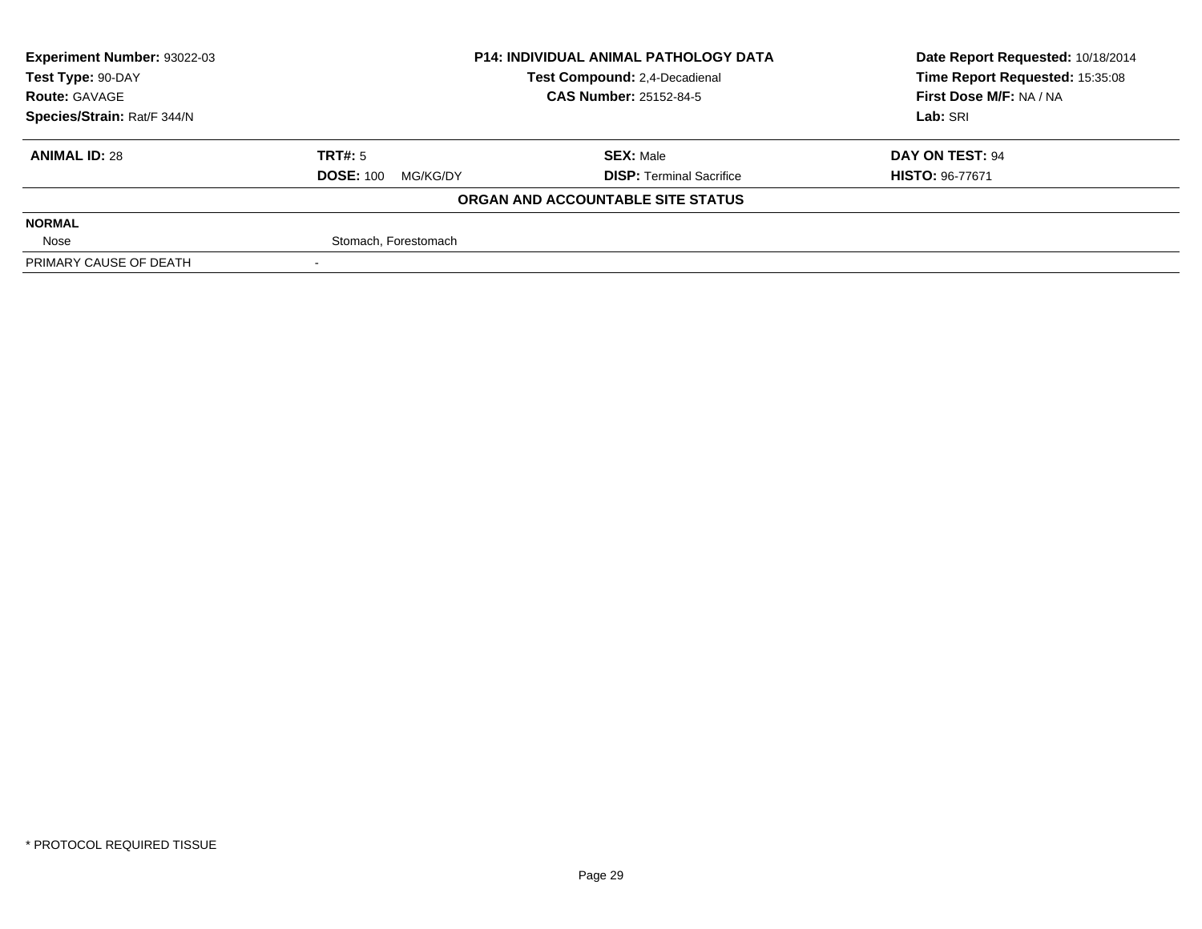| Experiment Number: 93022-03 | P14: INDIVIDUAL ANIMAL PATHOLOGY DATA | Date Report Requested: 10/18/2014 |
|---|---|---|
| Test Type: 90-DAY | Test Compound: 2,4-Decadienal | Time Report Requested: 15:35:08 |
| Route: GAVAGE | CAS Number: 25152-84-5 | First Dose M/F: NA / NA |
| Species/Strain: Rat/F 344/N | | Lab: SRI |

| **ANIMAL ID:** 28 | **TRT#:** 5 | **SEX:** Male | **DAY ON TEST:** 94 |
|---|---|---|---|
| | **DOSE:** 100 MG/KG/DY | **DISP:** Terminal Sacrifice | **HISTO:** 96-77671 |

**ORGAN AND ACCOUNTABLE SITE STATUS**

| | |
|---|---|
| **NORMAL** | |
| Nose | Stomach, Forestomach |
| PRIMARY CAUSE OF DEATH | - |

\* PROTOCOL REQUIRED TISSUE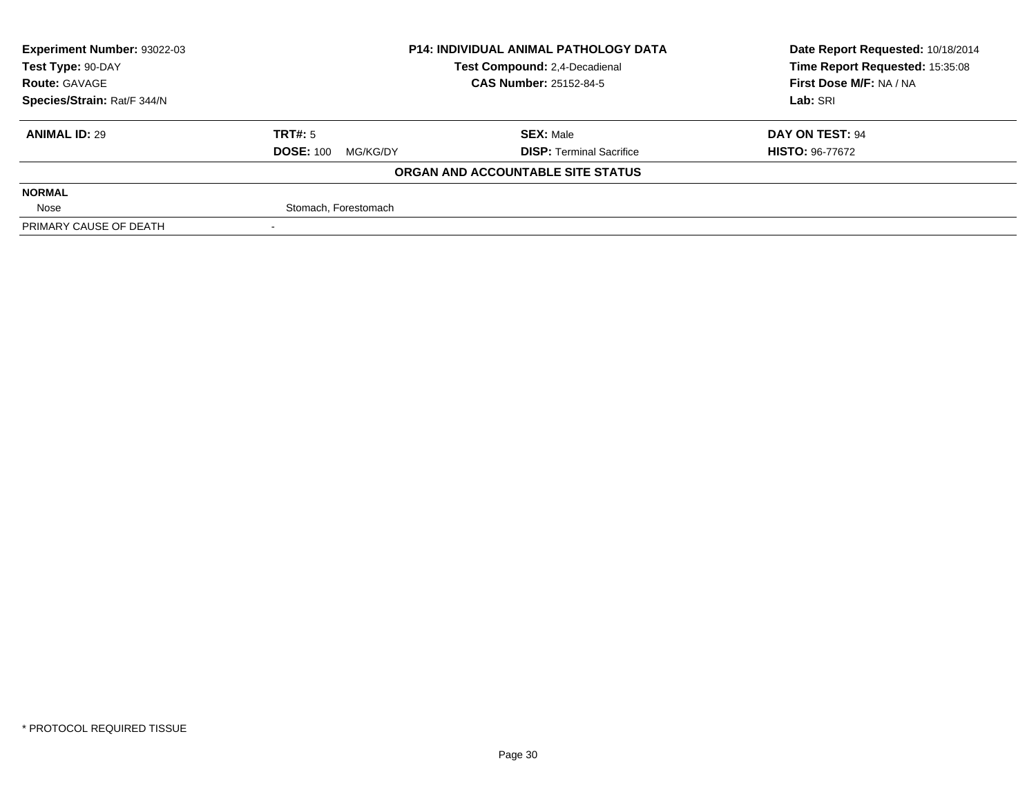| **Experiment Number:** 93022-03 | **P14: INDIVIDUAL ANIMAL PATHOLOGY DATA** | **Date Report Requested:** 10/18/2014 |
|---|---|---|
| **Test Type:** 90-DAY | **Test Compound:** 2,4-Decadienal | **Time Report Requested:** 15:35:08 |
| **Route:** GAVAGE | **CAS Number:** 25152-84-5 | **First Dose M/F:** NA / NA |
| **Species/Strain:** Rat/F 344/N | | **Lab:** SRI |

| **ANIMAL ID:** 29 | **TRT#:** 5 | **SEX:** Male | **DAY ON TEST:** 94 |
|---|---|---|---|
| | **DOSE:** 100 MG/KG/DY | **DISP:** Terminal Sacrifice | **HISTO:** 96-77672 |

**ORGAN AND ACCOUNTABLE SITE STATUS**

| | |
|---|---|
| **NORMAL** | |
| Nose | Stomach, Forestomach |
| PRIMARY CAUSE OF DEATH | - |

* PROTOCOL REQUIRED TISSUE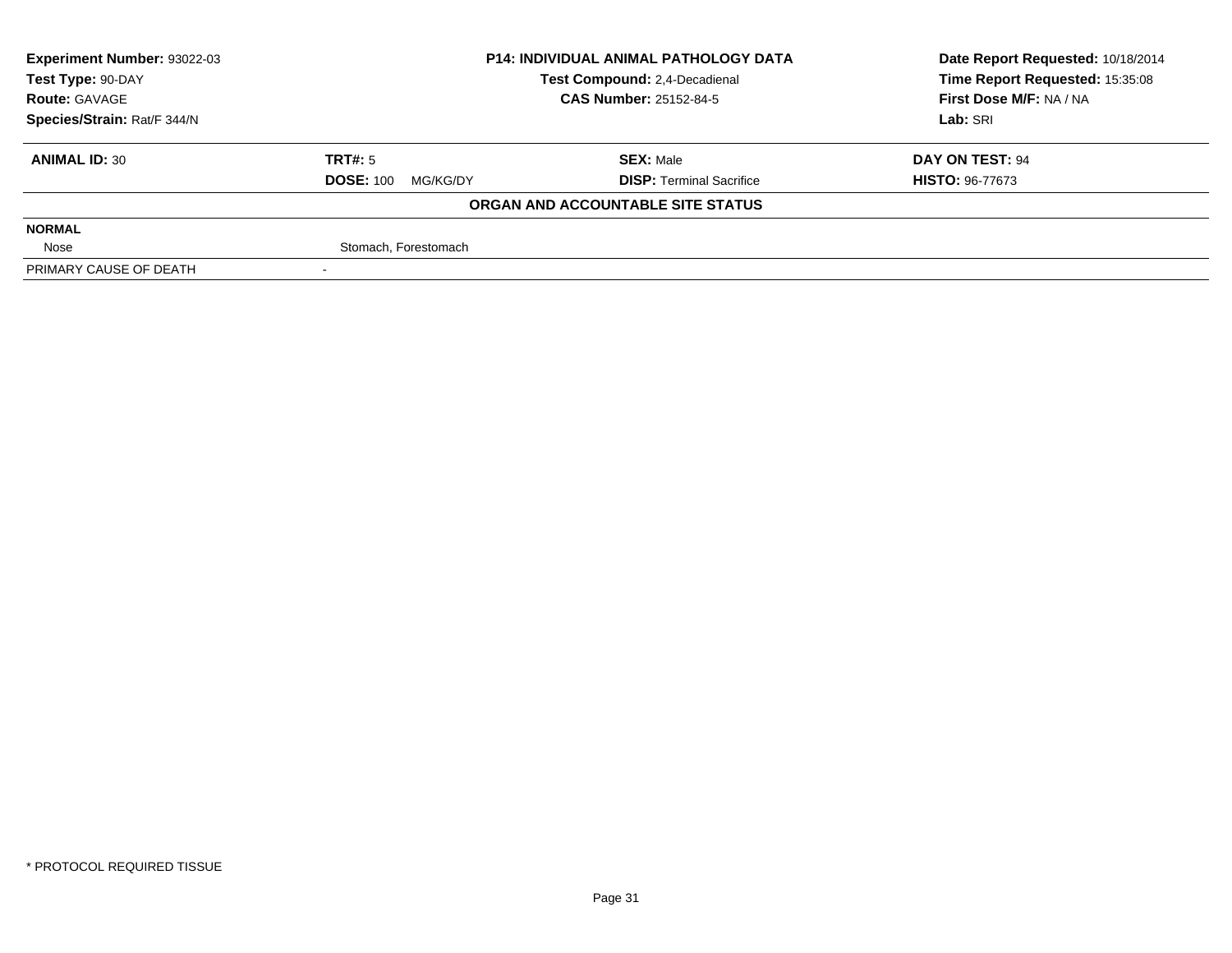| Experiment Number: 93022-03 | P14: INDIVIDUAL ANIMAL PATHOLOGY DATA | Date Report Requested: 10/18/2014 |
|---|---|---|
| Test Type: 90-DAY | Test Compound: 2,4-Decadienal | Time Report Requested: 15:35:08 |
| Route: GAVAGE | CAS Number: 25152-84-5 | First Dose M/F: NA / NA |
| Species/Strain: Rat/F 344/N | | Lab: SRI |

| ANIMAL ID: 30 | TRT#: 5 | SEX: Male | DAY ON TEST: 94 |
|---|---|---|---|
| | DOSE: 100 MG/KG/DY | DISP: Terminal Sacrifice | HISTO: 96-77673 |

**ORGAN AND ACCOUNTABLE SITE STATUS**

| | |
|---|---|
| **NORMAL** | |
| Nose | Stomach, Forestomach |
| PRIMARY CAUSE OF DEATH | - |

\* PROTOCOL REQUIRED TISSUE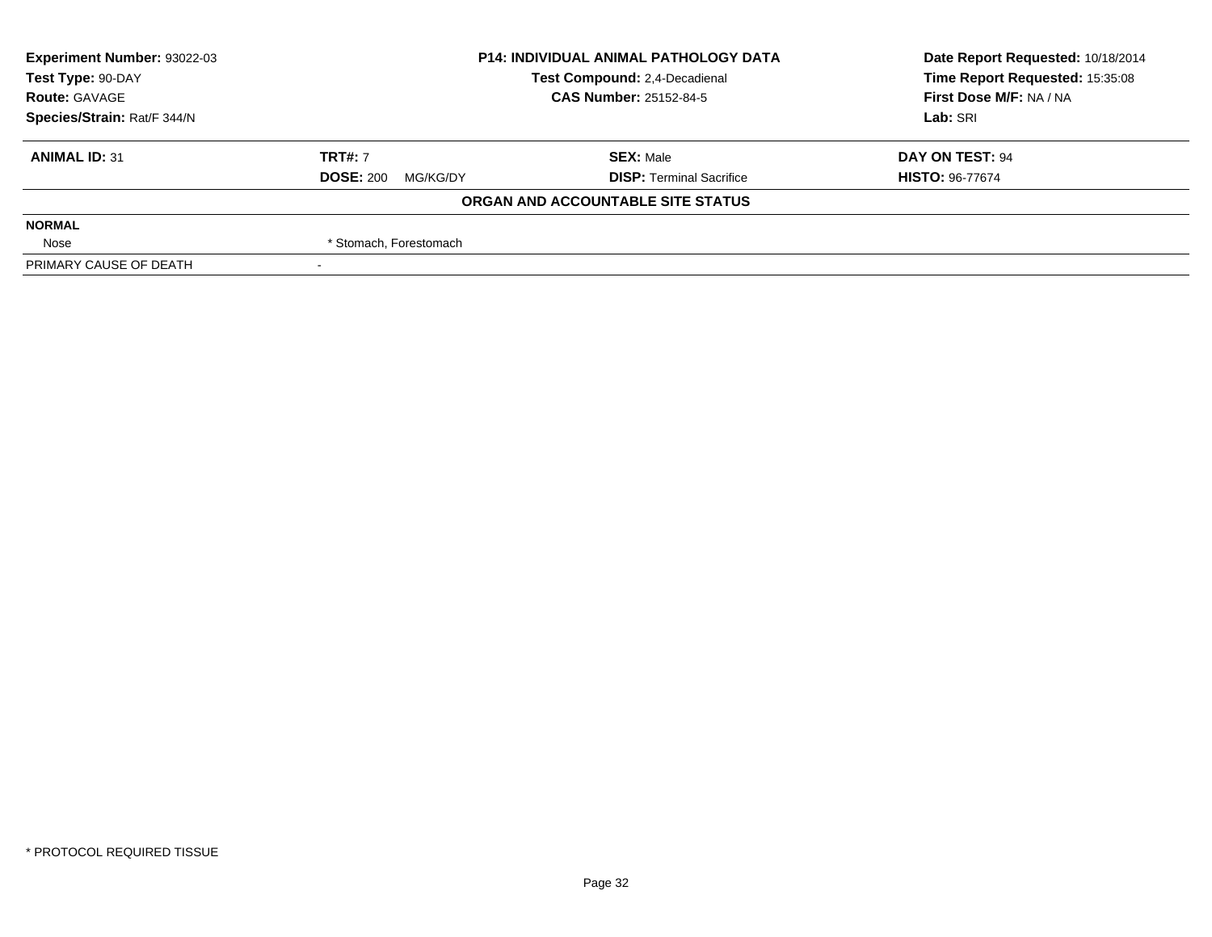| **Experiment Number:** 93022-03 | **P14: INDIVIDUAL ANIMAL PATHOLOGY DATA** | | **Date Report Requested:** 10/18/2014 |
|---|---|---|---|
| **Test Type:** 90-DAY | **Test Compound:** 2,4-Decadienal | | **Time Report Requested:** 15:35:08 |
| **Route:** GAVAGE | **CAS Number:** 25152-84-5 | | **First Dose M/F:** NA / NA |
| **Species/Strain:** Rat/F 344/N | | | **Lab:** SRI |

| **ANIMAL ID:** 31 | **TRT#:** 7 | **SEX:** Male | **DAY ON TEST:** 94 |
|---|---|---|---|
| | **DOSE:** 200 MG/KG/DY | **DISP:** Terminal Sacrifice | **HISTO:** 96-77674 |

**ORGAN AND ACCOUNTABLE SITE STATUS**

| | |
|---|---|
| **NORMAL** | |
| Nose | * Stomach, Forestomach |
| PRIMARY CAUSE OF DEATH | - |

* PROTOCOL REQUIRED TISSUE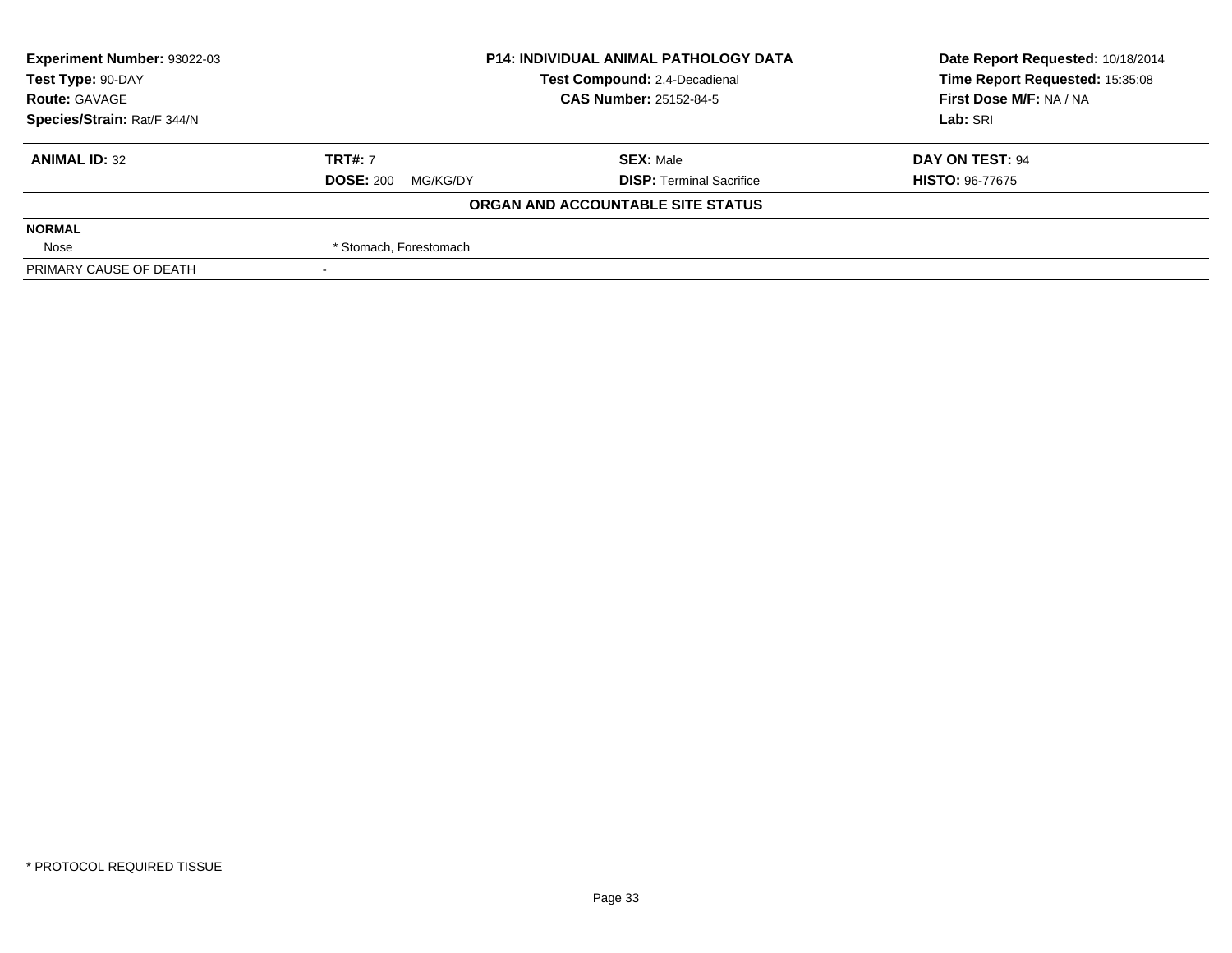| Experiment Number: 93022-03 | P14: INDIVIDUAL ANIMAL PATHOLOGY DATA | Date Report Requested: 10/18/2014 |
|---|---|---|
| Test Type: 90-DAY | Test Compound: 2,4-Decadienal | Time Report Requested: 15:35:08 |
| Route: GAVAGE | CAS Number: 25152-84-5 | First Dose M/F: NA / NA |
| Species/Strain: Rat/F 344/N | | Lab: SRI |

| **ANIMAL ID:** 32 | **TRT#:** 7 | **SEX:** Male | **DAY ON TEST:** 94 |
|---|---|---|---|
| | **DOSE:** 200 MG/KG/DY | **DISP:** Terminal Sacrifice | **HISTO:** 96-77675 |

**ORGAN AND ACCOUNTABLE SITE STATUS**

| | |
|---|---|
| **NORMAL** | |
| Nose | * Stomach, Forestomach |
| PRIMARY CAUSE OF DEATH | - |

* PROTOCOL REQUIRED TISSUE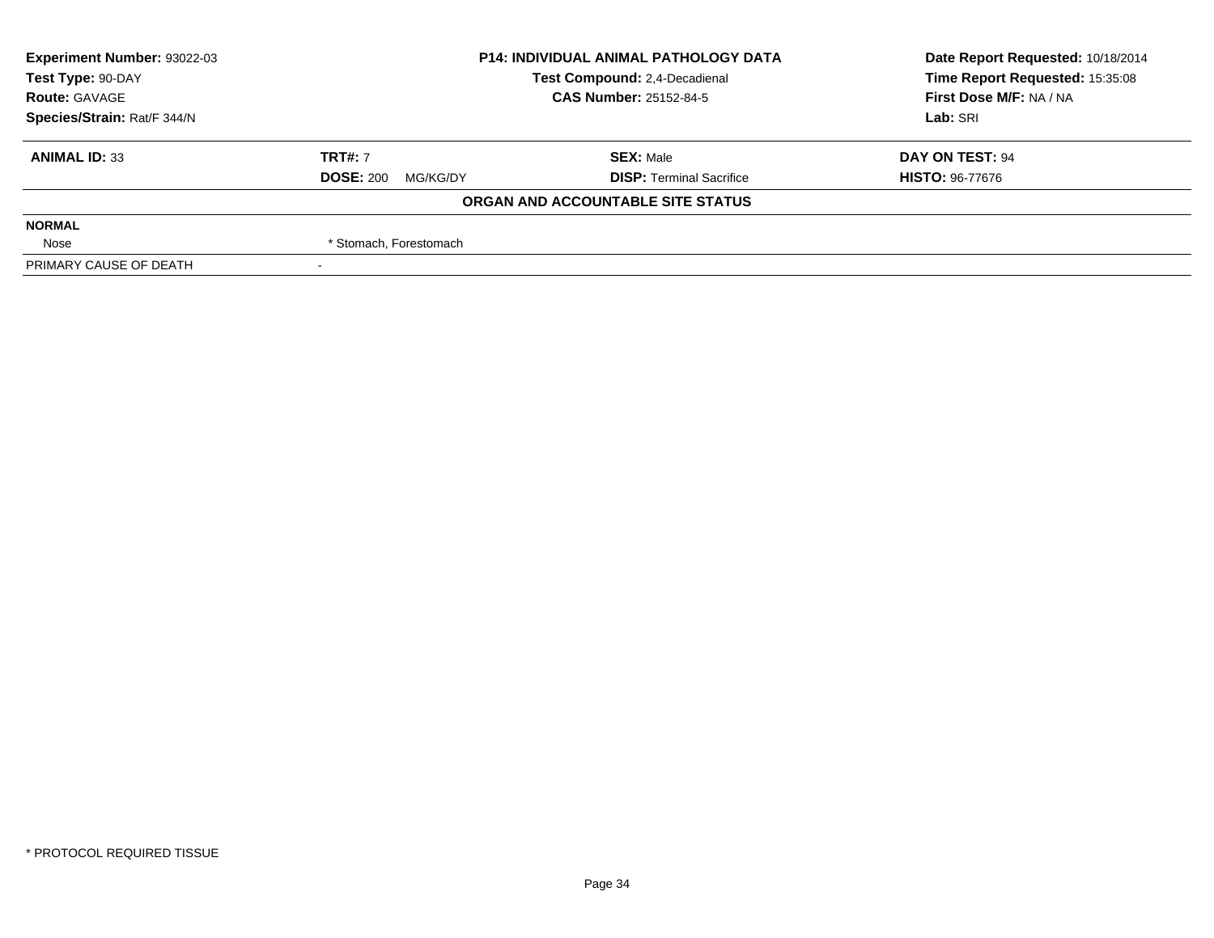| **Experiment Number:** 93022-03 | **P14: INDIVIDUAL ANIMAL PATHOLOGY DATA** | **Date Report Requested:** 10/18/2014 |
|---|---|---|
| **Test Type:** 90-DAY | **Test Compound:** 2,4-Decadienal | **Time Report Requested:** 15:35:08 |
| **Route:** GAVAGE | **CAS Number:** 25152-84-5 | **First Dose M/F:** NA / NA |
| **Species/Strain:** Rat/F 344/N | | **Lab:** SRI |

| **ANIMAL ID:** 33 | **TRT#:** 7 | **SEX:** Male | **DAY ON TEST:** 94 |
|---|---|---|---|
| | **DOSE:** 200 MG/KG/DY | **DISP:** Terminal Sacrifice | **HISTO:** 96-77676 |

**ORGAN AND ACCOUNTABLE SITE STATUS**

| | |
|---|---|
| **NORMAL** | |
| Nose | * Stomach, Forestomach |
| PRIMARY CAUSE OF DEATH | - |

* PROTOCOL REQUIRED TISSUE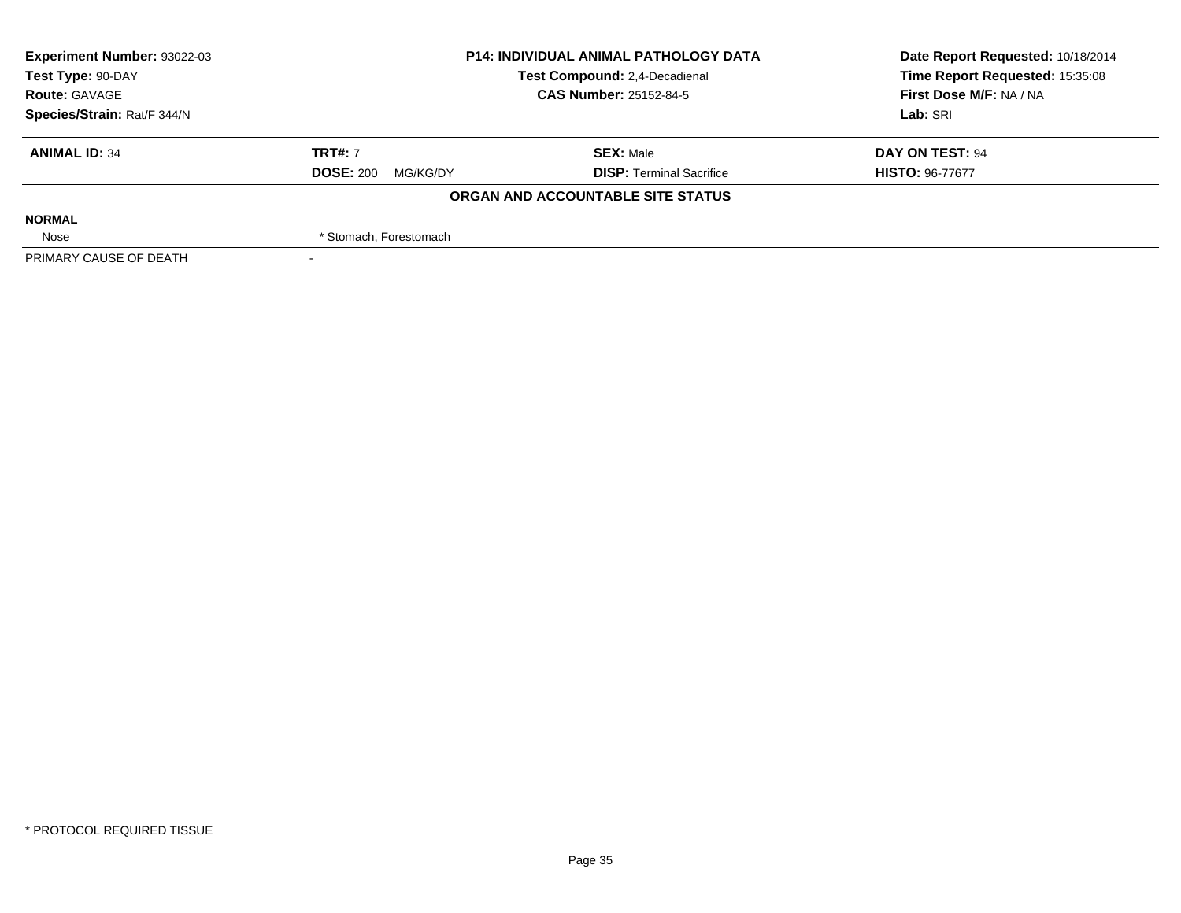| **Experiment Number:** 93022-03 | **P14: INDIVIDUAL ANIMAL PATHOLOGY DATA** | **Date Report Requested:** 10/18/2014 |
|---|---|---|
| **Test Type:** 90-DAY | **Test Compound:** 2,4-Decadienal | **Time Report Requested:** 15:35:08 |
| **Route:** GAVAGE | **CAS Number:** 25152-84-5 | **First Dose M/F:** NA / NA |
| **Species/Strain:** Rat/F 344/N | | **Lab:** SRI |

| **ANIMAL ID:** 34 | **TRT#:** 7 | **SEX:** Male | **DAY ON TEST:** 94 |
|---|---|---|---|
| | **DOSE:** 200 MG/KG/DY | **DISP:** Terminal Sacrifice | **HISTO:** 96-77677 |

**ORGAN AND ACCOUNTABLE SITE STATUS**

| **NORMAL** | |
|---|---|
| Nose | * Stomach, Forestomach |
| PRIMARY CAUSE OF DEATH | - |

\* PROTOCOL REQUIRED TISSUE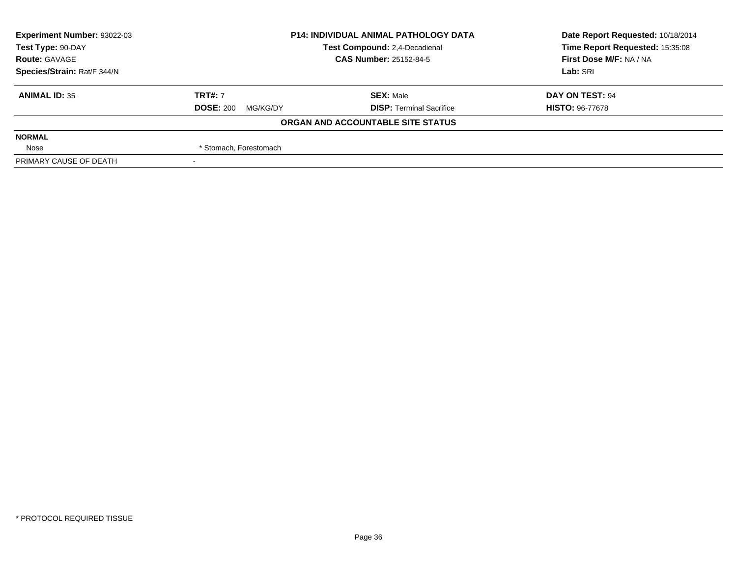| Experiment Number: 93022-03 | P14: INDIVIDUAL ANIMAL PATHOLOGY DATA | | Date Report Requested: 10/18/2014 |
|---|---|---|---|
| Test Type: 90-DAY | Test Compound: 2,4-Decadienal | | Time Report Requested: 15:35:08 |
| Route: GAVAGE | CAS Number: 25152-84-5 | | First Dose M/F: NA / NA |
| Species/Strain: Rat/F 344/N | | | Lab: SRI |

| **ANIMAL ID:** 35 | **TRT#:** 7 | **SEX:** Male | **DAY ON TEST:** 94 |
|---|---|---|---|
| | **DOSE:** 200 MG/KG/DY | **DISP:** Terminal Sacrifice | **HISTO:** 96-77678 |

**ORGAN AND ACCOUNTABLE SITE STATUS**

| | |
|---|---|
| **NORMAL** | |
| Nose | * Stomach, Forestomach |
| PRIMARY CAUSE OF DEATH | - |

* PROTOCOL REQUIRED TISSUE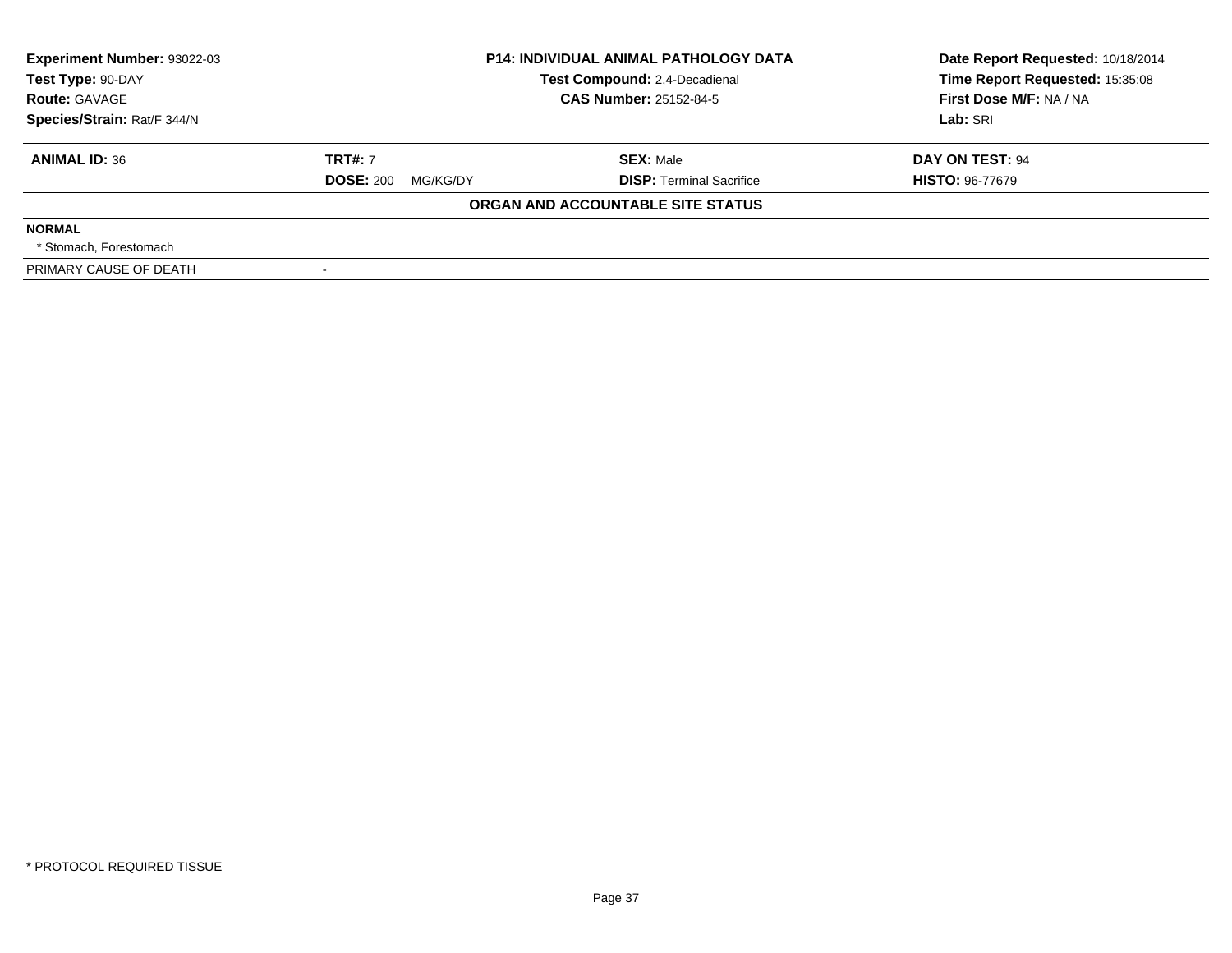| Experiment Number: 93022-03 | P14: INDIVIDUAL ANIMAL PATHOLOGY DATA | Date Report Requested: 10/18/2014 |
|---|---|---|
| Test Type: 90-DAY | Test Compound: 2,4-Decadienal | Time Report Requested: 15:35:08 |
| Route: GAVAGE | CAS Number: 25152-84-5 | First Dose M/F: NA / NA |
| Species/Strain: Rat/F 344/N | | Lab: SRI |

| ANIMAL ID: 36 | TRT#: 7 | SEX: Male | DAY ON TEST: 94 |
|---|---|---|---|
| | DOSE: 200 MG/KG/DY | DISP: Terminal Sacrifice | HISTO: 96-77679 |

**ORGAN AND ACCOUNTABLE SITE STATUS**

| | |
|---|---|
| **NORMAL** | |
| * Stomach, Forestomach | |
| PRIMARY CAUSE OF DEATH | - |

* PROTOCOL REQUIRED TISSUE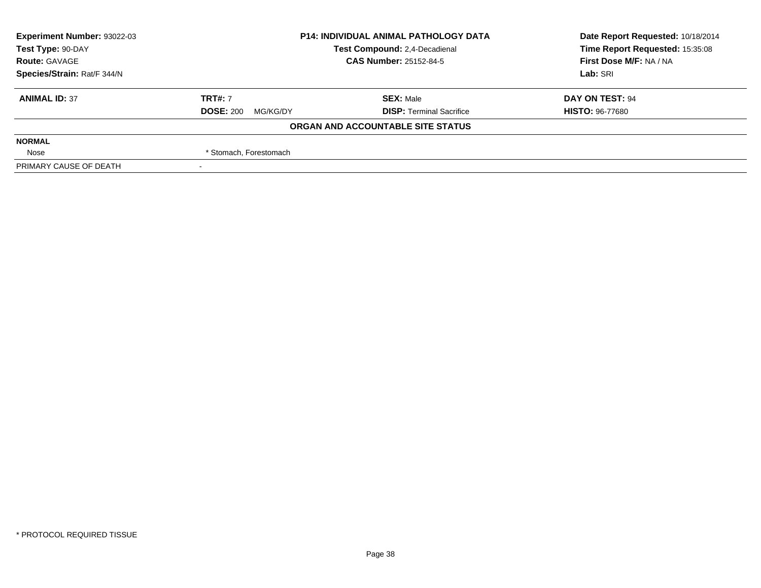| Experiment Number: 93022-03 | P14: INDIVIDUAL ANIMAL PATHOLOGY DATA | Date Report Requested: 10/18/2014 |
|---|---|---|
| Test Type: 90-DAY | Test Compound: 2,4-Decadienal | Time Report Requested: 15:35:08 |
| Route: GAVAGE | CAS Number: 25152-84-5 | First Dose M/F: NA / NA |
| Species/Strain: Rat/F 344/N | | Lab: SRI |

| ANIMAL ID: 37 | TRT#: 7 | SEX: Male | DAY ON TEST: 94 |
|---|---|---|---|
| | DOSE: 200 MG/KG/DY | DISP: Terminal Sacrifice | HISTO: 96-77680 |

**ORGAN AND ACCOUNTABLE SITE STATUS**

| NORMAL | |
|---|---|
| Nose | * Stomach, Forestomach |
| PRIMARY CAUSE OF DEATH | - |

* PROTOCOL REQUIRED TISSUE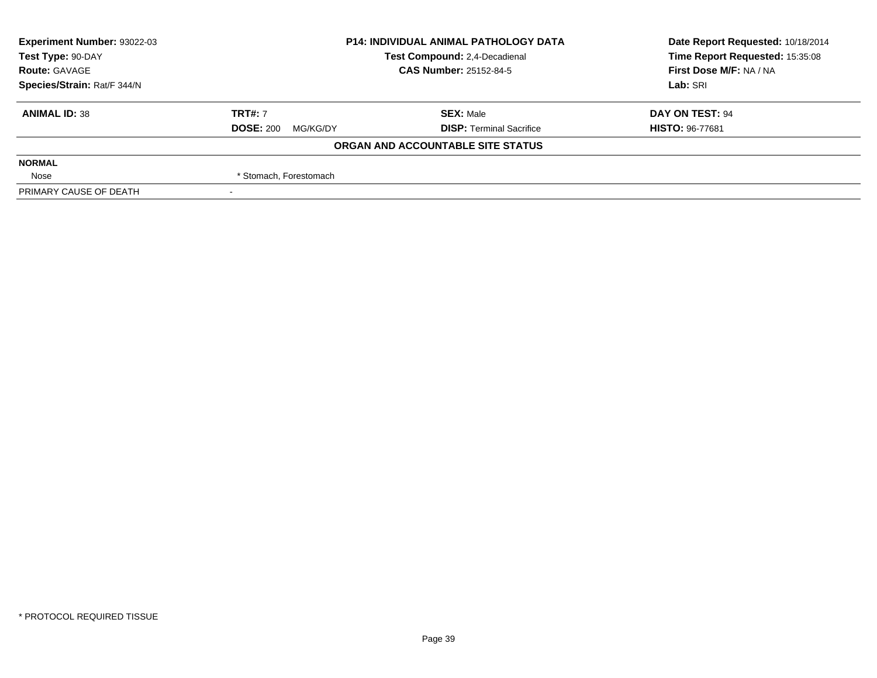| Experiment Number: 93022-03 | P14: INDIVIDUAL ANIMAL PATHOLOGY DATA | Date Report Requested: 10/18/2014 |
|---|---|---|
| Test Type: 90-DAY | Test Compound: 2,4-Decadienal | Time Report Requested: 15:35:08 |
| Route: GAVAGE | CAS Number: 25152-84-5 | First Dose M/F: NA / NA |
| Species/Strain: Rat/F 344/N | | Lab: SRI |

| ANIMAL ID: 38 | TRT#: 7 | SEX: Male | DAY ON TEST: 94 |
|---|---|---|---|
| | DOSE: 200 MG/KG/DY | DISP: Terminal Sacrifice | HISTO: 96-77681 |

**ORGAN AND ACCOUNTABLE SITE STATUS**

| | |
|---|---|
| **NORMAL** | |
| Nose | * Stomach, Forestomach |
| PRIMARY CAUSE OF DEATH | - |

\* PROTOCOL REQUIRED TISSUE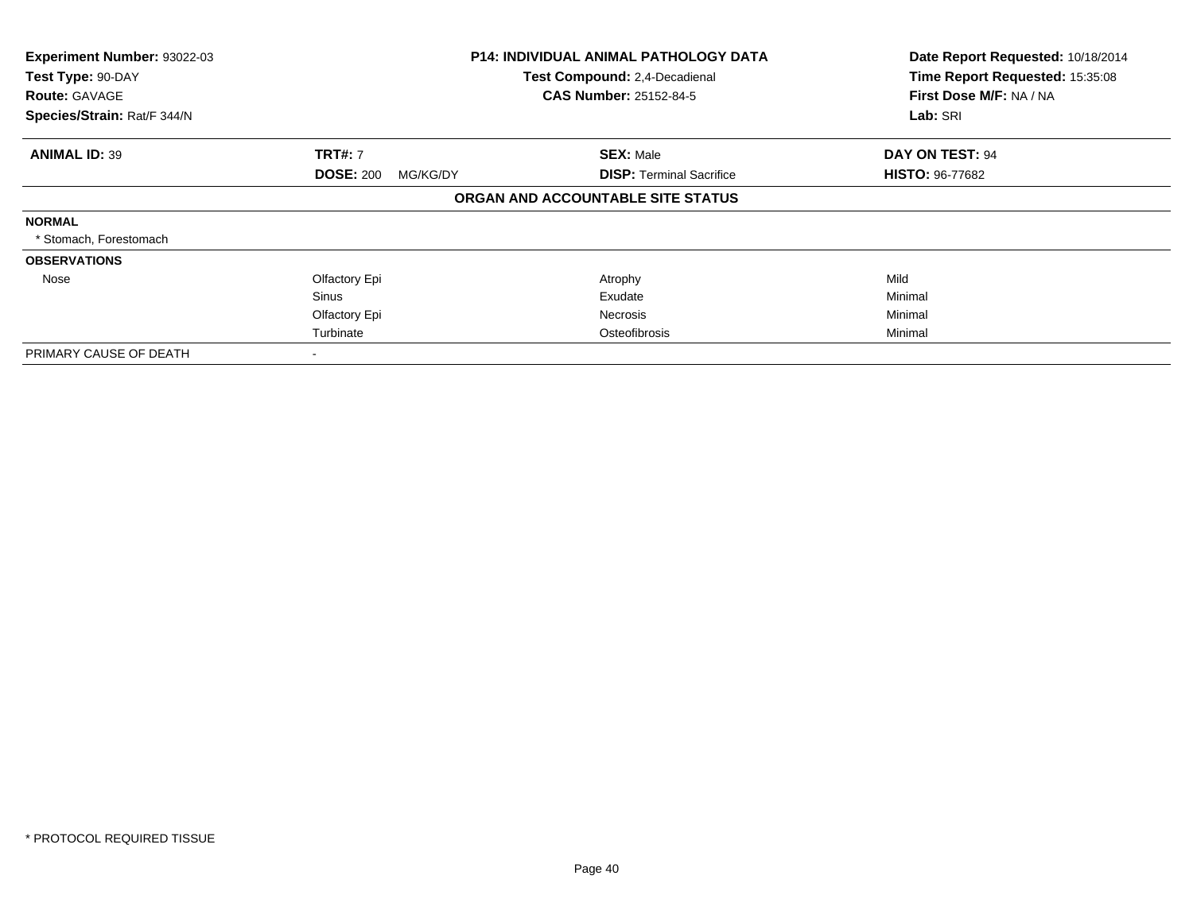| Experiment Number: 93022-03 | P14: INDIVIDUAL ANIMAL PATHOLOGY DATA | Date Report Requested: 10/18/2014 |
|---|---|---|
| Test Type: 90-DAY | Test Compound: 2,4-Decadienal | Time Report Requested: 15:35:08 |
| Route: GAVAGE | CAS Number: 25152-84-5 | First Dose M/F: NA / NA |
| Species/Strain: Rat/F 344/N | | Lab: SRI |

| ANIMAL ID: 39 | TRT#: 7 | SEX: Male | DAY ON TEST: 94 |
|---|---|---|---|
| | DOSE: 200 MG/KG/DY | DISP: Terminal Sacrifice | HISTO: 96-77682 |

**ORGAN AND ACCOUNTABLE SITE STATUS**

| | | | |
|---|---|---|---|
| **NORMAL** | | | |
| * Stomach, Forestomach | | | |
| **OBSERVATIONS** | | | |
| Nose | Olfactory Epi | Atrophy | Mild |
| | Sinus | Exudate | Minimal |
| | Olfactory Epi | Necrosis | Minimal |
| | Turbinate | Osteofibrosis | Minimal |
| PRIMARY CAUSE OF DEATH | - | | |

* PROTOCOL REQUIRED TISSUE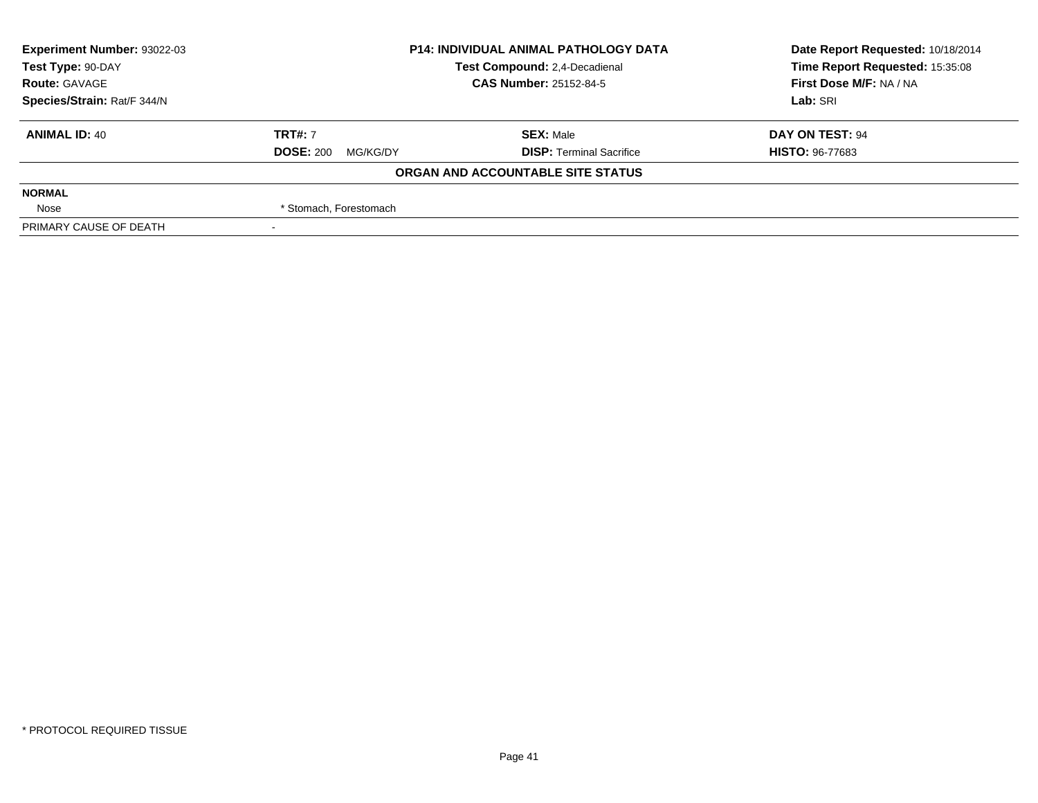| | | | |
|---|---|---|---|
| **Experiment Number:** 93022-03 | **P14: INDIVIDUAL ANIMAL PATHOLOGY DATA** | | **Date Report Requested:** 10/18/2014 |
| **Test Type:** 90-DAY | **Test Compound:** 2,4-Decadienal | | **Time Report Requested:** 15:35:08 |
| **Route:** GAVAGE | **CAS Number:** 25152-84-5 | | **First Dose M/F:** NA / NA |
| **Species/Strain:** Rat/F 344/N | | | **Lab:** SRI |

| **ANIMAL ID:** 40 | **TRT#:** 7 | **SEX:** Male | **DAY ON TEST:** 94 |
|---|---|---|---|
| | **DOSE:** 200 MG/KG/DY | **DISP:** Terminal Sacrifice | **HISTO:** 96-77683 |

**ORGAN AND ACCOUNTABLE SITE STATUS**

| | |
|---|---|
| **NORMAL** | |
| Nose | * Stomach, Forestomach |
| PRIMARY CAUSE OF DEATH | - |

* PROTOCOL REQUIRED TISSUE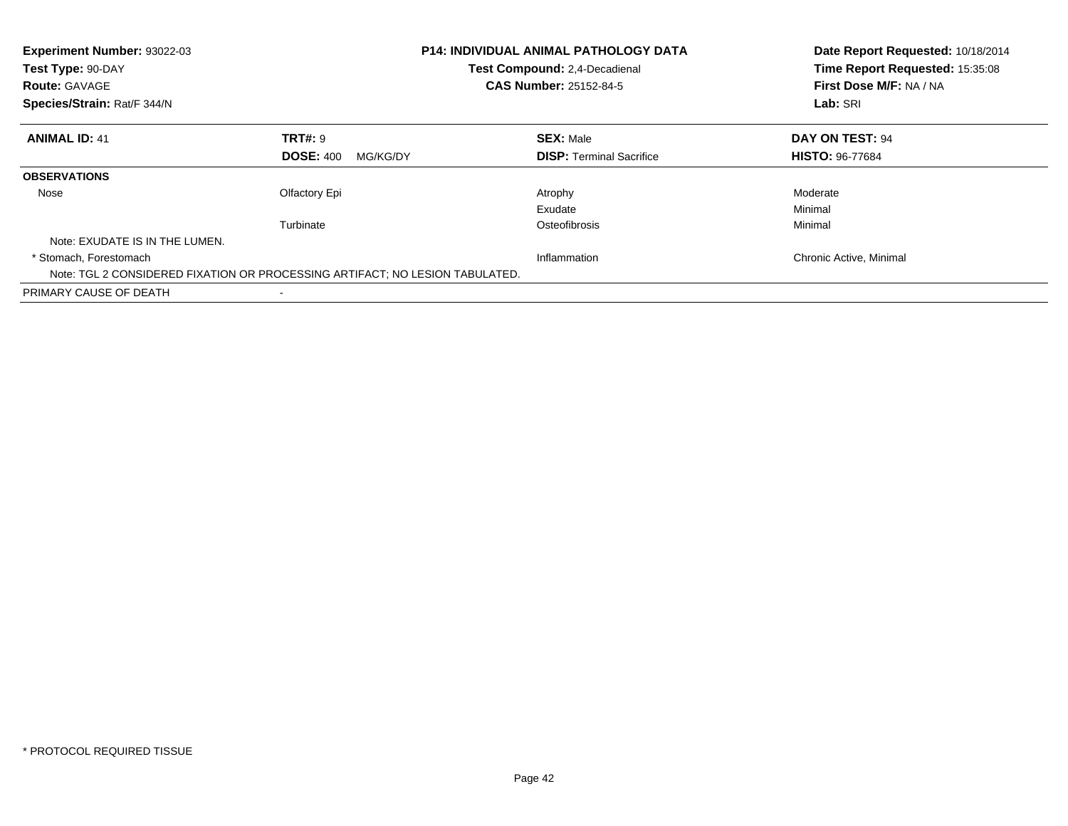**Experiment Number:** 93022-03
**Test Type:** 90-DAY
**Route:** GAVAGE
**Species/Strain:** Rat/F 344/N

**P14: INDIVIDUAL ANIMAL PATHOLOGY DATA**
**Test Compound:** 2,4-Decadienal
**CAS Number:** 25152-84-5

**Date Report Requested:** 10/18/2014
**Time Report Requested:** 15:35:08
**First Dose M/F:** NA / NA
**Lab:** SRI

| **ANIMAL ID:** 41 | **TRT#:** 9 | **SEX:** Male | **DAY ON TEST:** 94 |
|---|---|---|---|
| | **DOSE:** 400 MG/KG/DY | **DISP:** Terminal Sacrifice | **HISTO:** 96-77684 |
| **OBSERVATIONS** | | | |
| Nose | Olfactory Epi | Atrophy | Moderate |
| | | Exudate | Minimal |
| | Turbinate | Osteofibrosis | Minimal |
| Note: EXUDATE IS IN THE LUMEN. | | | |
| * Stomach, Forestomach | | Inflammation | Chronic Active, Minimal |
| Note: TGL 2 CONSIDERED FIXATION OR PROCESSING ARTIFACT; NO LESION TABULATED. | | | |
| PRIMARY CAUSE OF DEATH | - | | |

* PROTOCOL REQUIRED TISSUE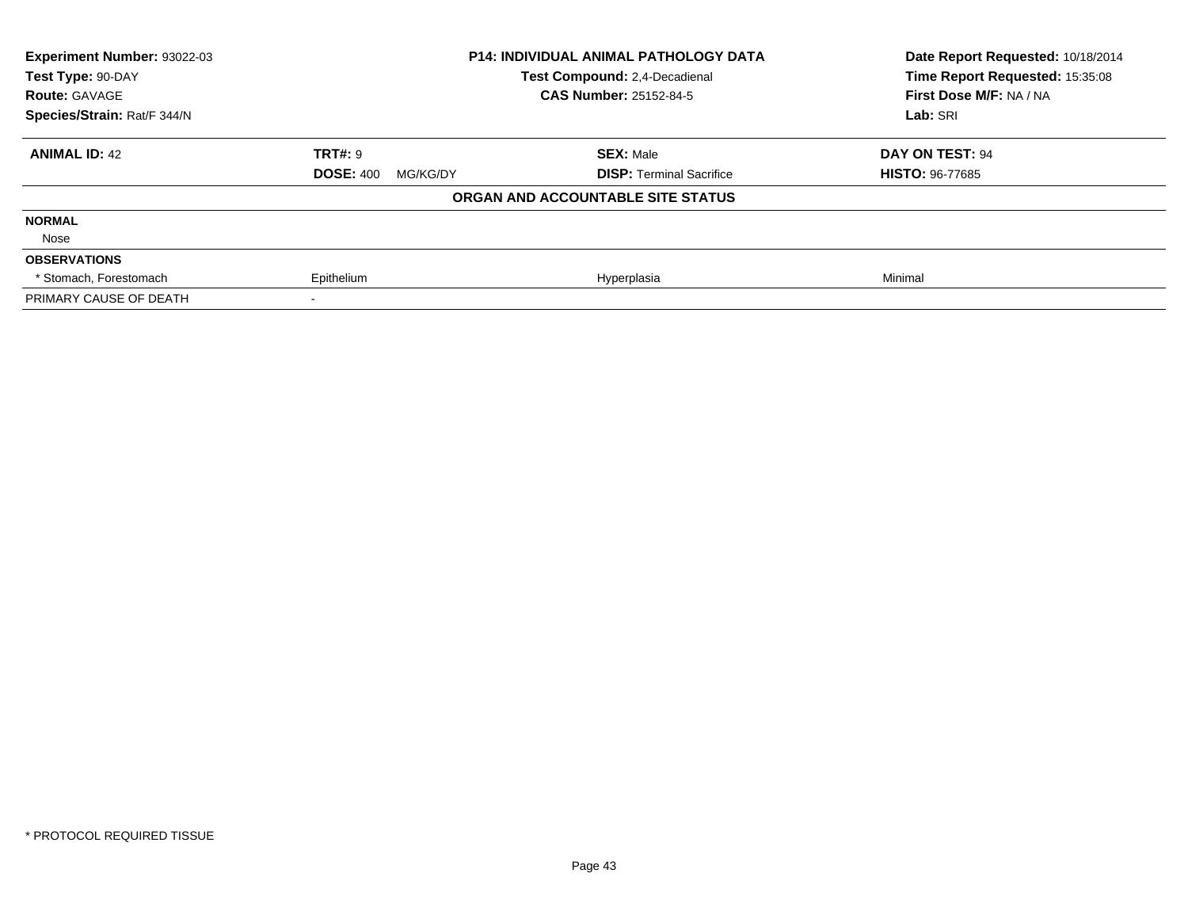| Experiment Number: 93022-03 | P14: INDIVIDUAL ANIMAL PATHOLOGY DATA | | Date Report Requested: 10/18/2014 |
|---|---|---|---|
| Test Type: 90-DAY | Test Compound: 2,4-Decadienal | | Time Report Requested: 15:35:08 |
| Route: GAVAGE | CAS Number: 25152-84-5 | | First Dose M/F: NA / NA |
| Species/Strain: Rat/F 344/N | | | Lab: SRI |

| **ANIMAL ID:** 42 | **TRT#:** 9 | **SEX:** Male | **DAY ON TEST:** 94 |
|---|---|---|---|
| | **DOSE:** 400 MG/KG/DY | **DISP:** Terminal Sacrifice | **HISTO:** 96-77685 |
| | **ORGAN AND ACCOUNTABLE SITE STATUS** | | |
| **NORMAL** | | | |
| Nose | | | |
| **OBSERVATIONS** | | | |
| * Stomach, Forestomach | Epithelium | Hyperplasia | Minimal |
| PRIMARY CAUSE OF DEATH | - | | |

* PROTOCOL REQUIRED TISSUE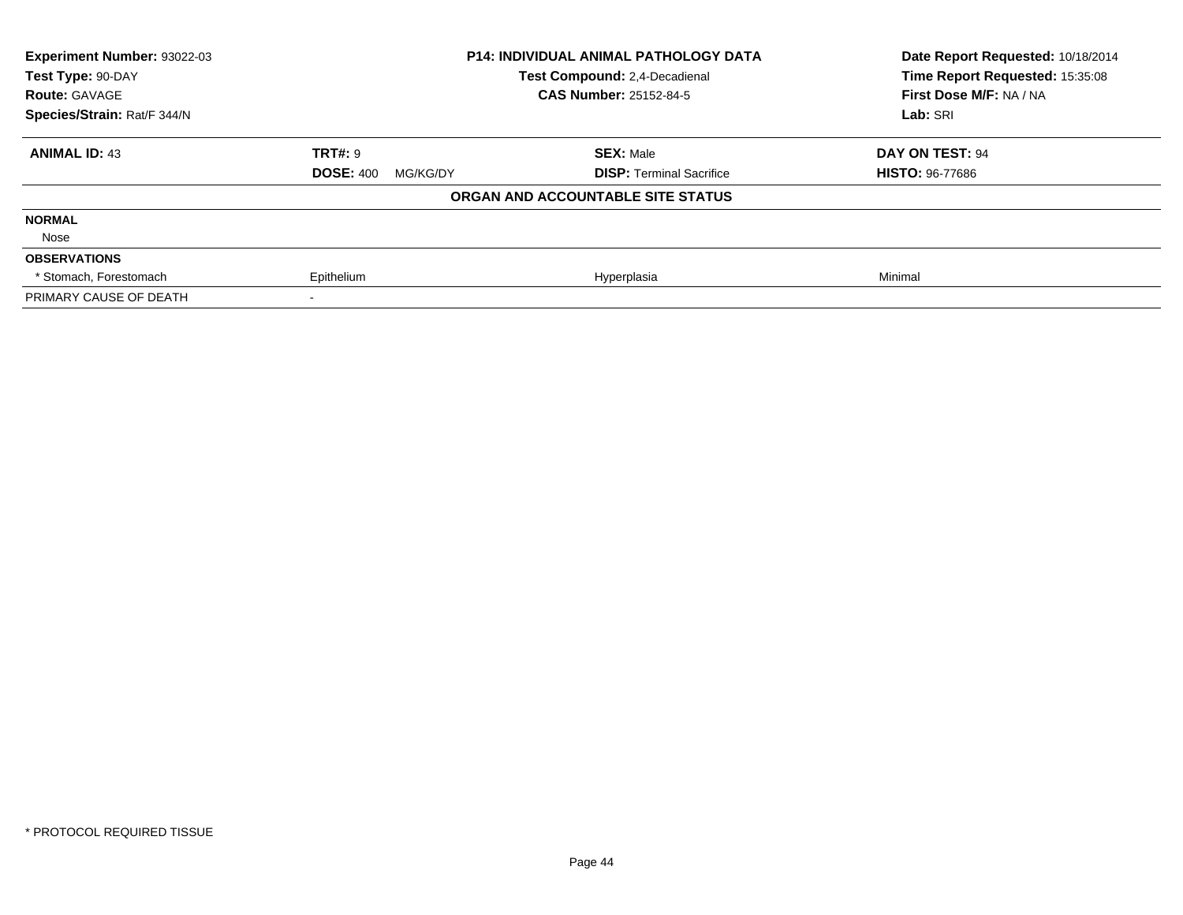**Experiment Number:** 93022-03
**Test Type:** 90-DAY
**Route:** GAVAGE
**Species/Strain:** Rat/F 344/N

**P14: INDIVIDUAL ANIMAL PATHOLOGY DATA**
**Test Compound:** 2,4-Decadienal
**CAS Number:** 25152-84-5

**Date Report Requested:** 10/18/2014
**Time Report Requested:** 15:35:08
**First Dose M/F:** NA / NA
**Lab:** SRI

| **ANIMAL ID:** 43 | **TRT#:** 9 | **SEX:** Male | **DAY ON TEST:** 94 |
|---|---|---|---|
| | **DOSE:** 400 MG/KG/DY | **DISP:** Terminal Sacrifice | **HISTO:** 96-77686 |

**ORGAN AND ACCOUNTABLE SITE STATUS**

| | | | |
|---|---|---|---|
| **NORMAL** | | | |
| Nose | | | |
| **OBSERVATIONS** | | | |
| * Stomach, Forestomach | Epithelium | Hyperplasia | Minimal |
| PRIMARY CAUSE OF DEATH | - | | |

* PROTOCOL REQUIRED TISSUE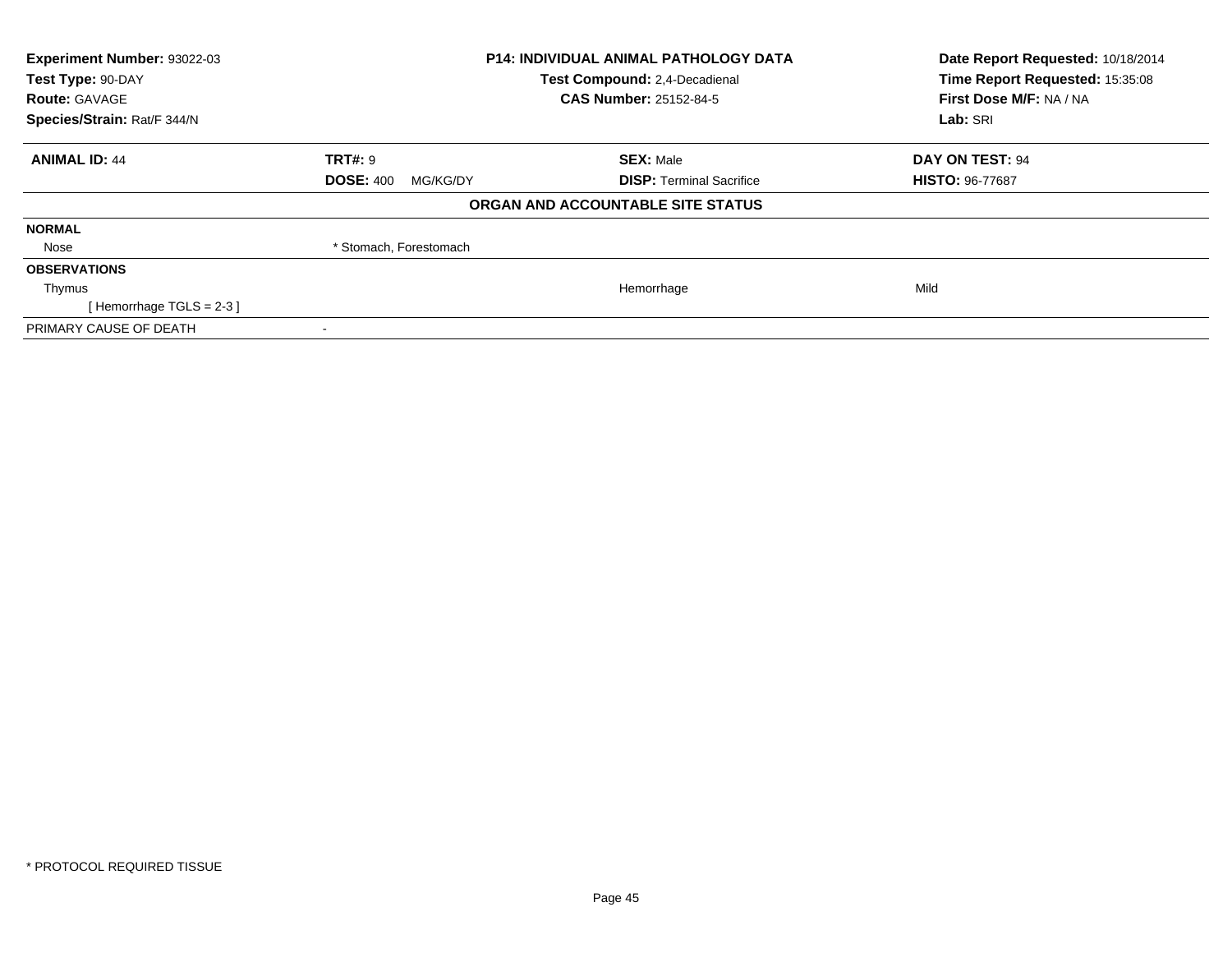| Experiment Number: 93022-03 | P14: INDIVIDUAL ANIMAL PATHOLOGY DATA | Date Report Requested: 10/18/2014 |
|---|---|---|
| Test Type: 90-DAY | Test Compound: 2,4-Decadienal | Time Report Requested: 15:35:08 |
| Route: GAVAGE | CAS Number: 25152-84-5 | First Dose M/F: NA / NA |
| Species/Strain: Rat/F 344/N | | Lab: SRI |

| ANIMAL ID: 44 | TRT#: 9 | SEX: Male | DAY ON TEST: 94 |
|---|---|---|---|
| | DOSE: 400 MG/KG/DY | DISP: Terminal Sacrifice | HISTO: 96-77687 |

**ORGAN AND ACCOUNTABLE SITE STATUS**

| | | | |
|---|---|---|---|
| **NORMAL** | | | |
| Nose | * Stomach, Forestomach | | |
| **OBSERVATIONS** | | | |
| Thymus | | Hemorrhage | Mild |
| [ Hemorrhage TGLS = 2-3 ] | | | |
| PRIMARY CAUSE OF DEATH | - | | |

* PROTOCOL REQUIRED TISSUE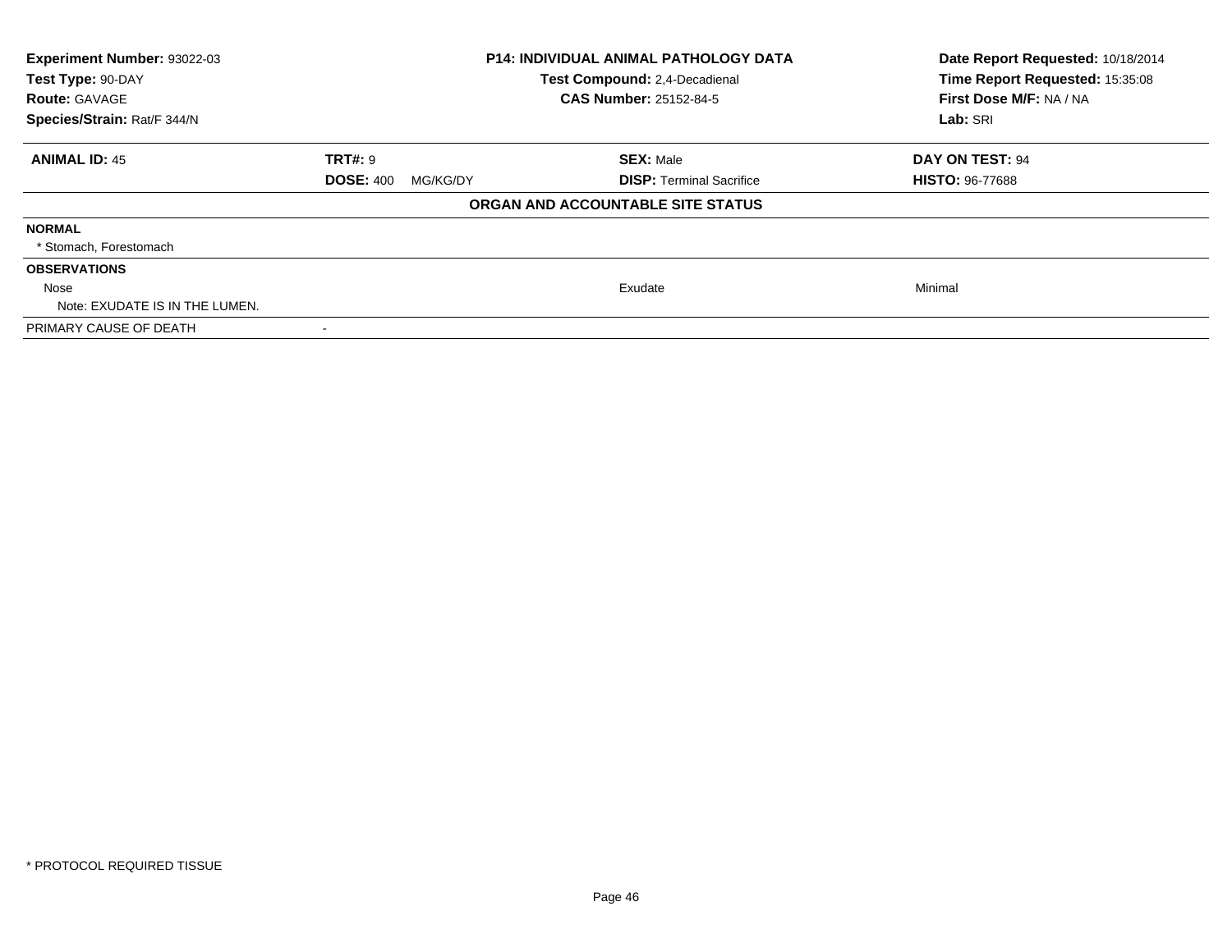| **Experiment Number:** 93022-03 | **P14: INDIVIDUAL ANIMAL PATHOLOGY DATA** | **Date Report Requested:** 10/18/2014 |
|---|---|---|
| **Test Type:** 90-DAY | **Test Compound:** 2,4-Decadienal | **Time Report Requested:** 15:35:08 |
| **Route:** GAVAGE | **CAS Number:** 25152-84-5 | **First Dose M/F:** NA / NA |
| **Species/Strain:** Rat/F 344/N | | **Lab:** SRI |

| **ANIMAL ID:** 45 | **TRT#:** 9 | **SEX:** Male | **DAY ON TEST:** 94 |
|---|---|---|---|
| | **DOSE:** 400 MG/KG/DY | **DISP:** Terminal Sacrifice | **HISTO:** 96-77688 |

**ORGAN AND ACCOUNTABLE SITE STATUS**

| | | | |
|---|---|---|---|
| **NORMAL** | | | |
| * Stomach, Forestomach | | | |
| **OBSERVATIONS** | | | |
| Nose | | Exudate | Minimal |
| Note: EXUDATE IS IN THE LUMEN. | | | |
| PRIMARY CAUSE OF DEATH | - | | |

* PROTOCOL REQUIRED TISSUE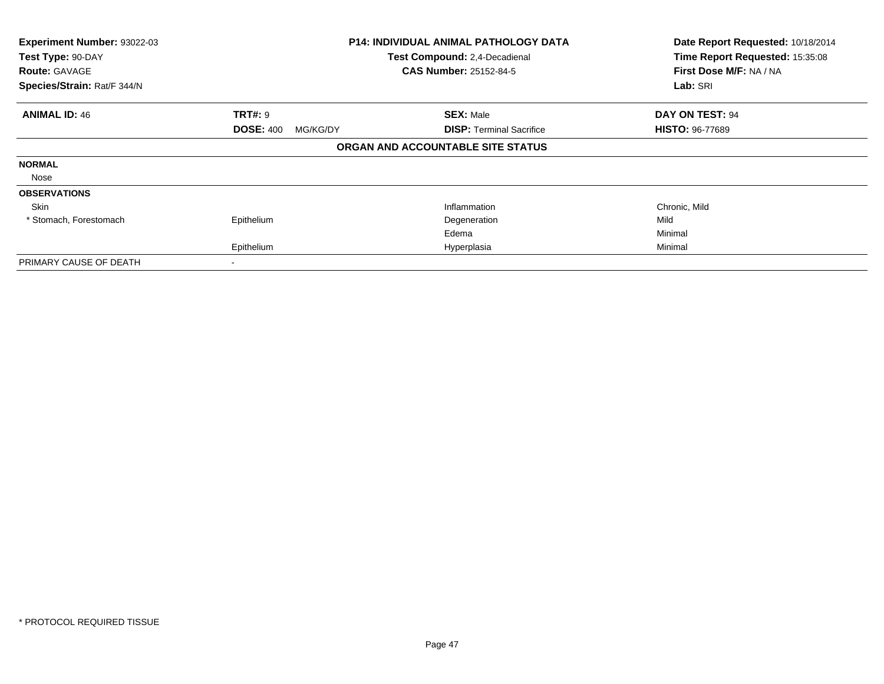**Experiment Number:** 93022-03
**Test Type:** 90-DAY
**Route:** GAVAGE
**Species/Strain:** Rat/F 344/N

**P14: INDIVIDUAL ANIMAL PATHOLOGY DATA**
**Test Compound:** 2,4-Decadienal
**CAS Number:** 25152-84-5

**Date Report Requested:** 10/18/2014
**Time Report Requested:** 15:35:08
**First Dose M/F:** NA / NA
**Lab:** SRI

| **ANIMAL ID:** 46 | **TRT#:** 9 | **SEX:** Male | **DAY ON TEST:** 94 |
|---|---|---|---|
| | **DOSE:** 400 MG/KG/DY | **DISP:** Terminal Sacrifice | **HISTO:** 96-77689 |

**ORGAN AND ACCOUNTABLE SITE STATUS**

| | | | |
|---|---|---|---|
| **NORMAL** | | | |
| Nose | | | |
| **OBSERVATIONS** | | | |
| Skin | | Inflammation | Chronic, Mild |
| * Stomach, Forestomach | Epithelium | Degeneration | Mild |
| | | Edema | Minimal |
| | Epithelium | Hyperplasia | Minimal |
| PRIMARY CAUSE OF DEATH | - | | |

* PROTOCOL REQUIRED TISSUE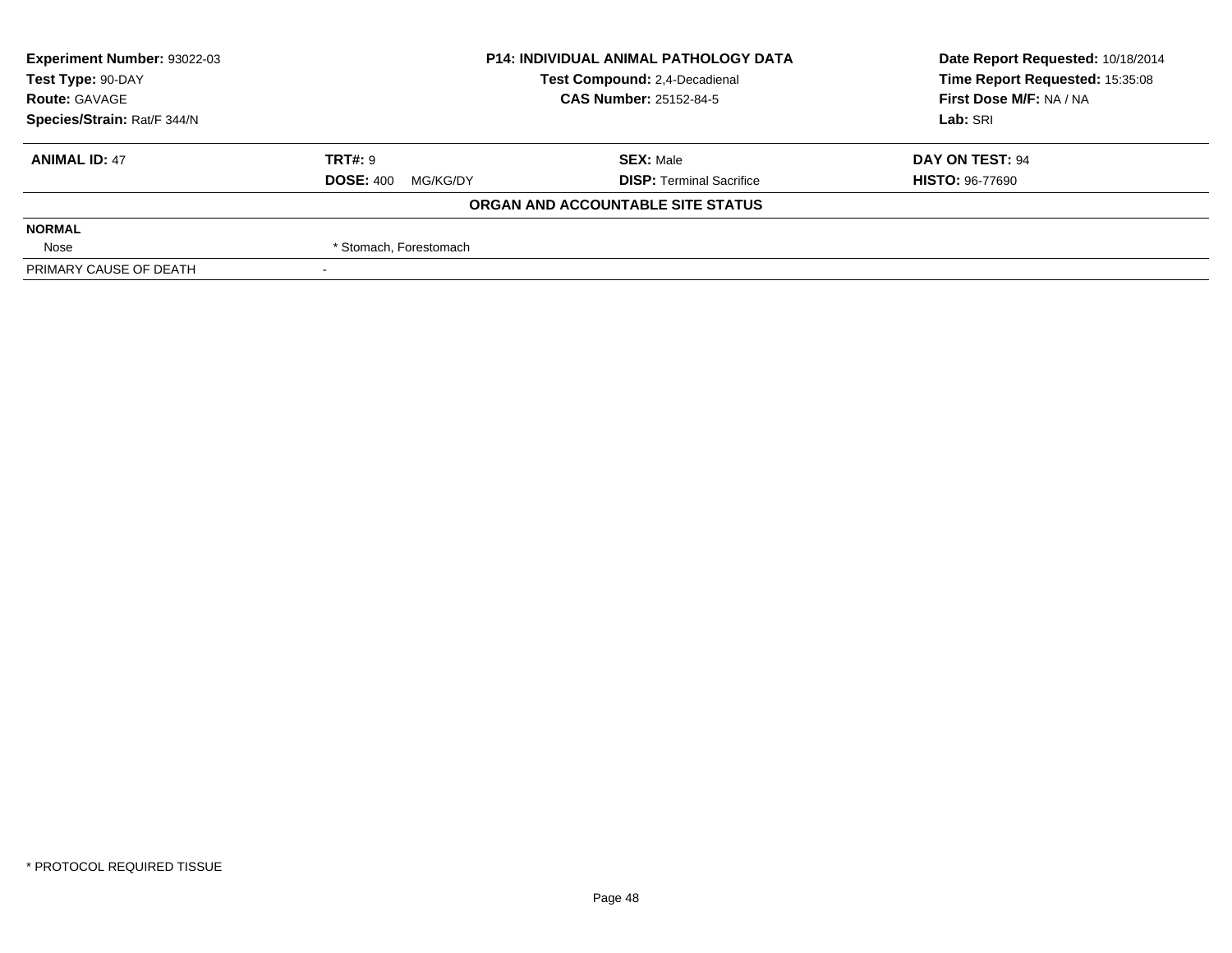| **Experiment Number:** 93022-03 | **P14: INDIVIDUAL ANIMAL PATHOLOGY DATA** | **Date Report Requested:** 10/18/2014 |
|---|---|---|
| **Test Type:** 90-DAY | **Test Compound:** 2,4-Decadienal | **Time Report Requested:** 15:35:08 |
| **Route:** GAVAGE | **CAS Number:** 25152-84-5 | **First Dose M/F:** NA / NA |
| **Species/Strain:** Rat/F 344/N | | **Lab:** SRI |

| **ANIMAL ID:** 47 | **TRT#:** 9 | **SEX:** Male | **DAY ON TEST:** 94 |
|---|---|---|---|
| | **DOSE:** 400 MG/KG/DY | **DISP:** Terminal Sacrifice | **HISTO:** 96-77690 |

**ORGAN AND ACCOUNTABLE SITE STATUS**

| | |
|---|---|
| **NORMAL** | |
| Nose | * Stomach, Forestomach |
| PRIMARY CAUSE OF DEATH | - |

* PROTOCOL REQUIRED TISSUE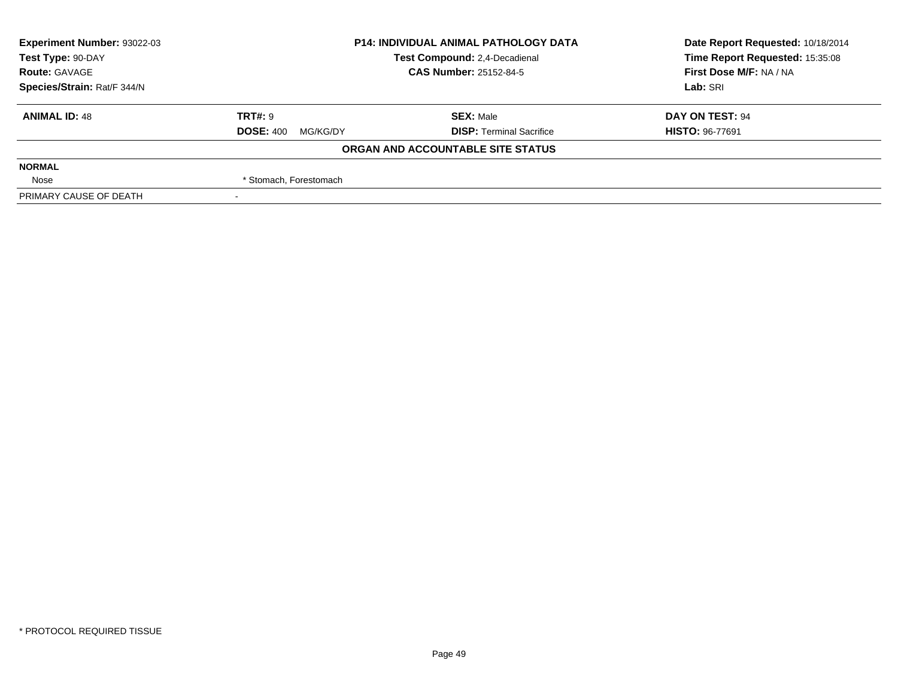| **Experiment Number:** 93022-03 | **P14: INDIVIDUAL ANIMAL PATHOLOGY DATA** | **Date Report Requested:** 10/18/2014 |
|---|---|---|
| **Test Type:** 90-DAY | **Test Compound:** 2,4-Decadienal | **Time Report Requested:** 15:35:08 |
| **Route:** GAVAGE | **CAS Number:** 25152-84-5 | **First Dose M/F:** NA / NA |
| **Species/Strain:** Rat/F 344/N | | **Lab:** SRI |

| **ANIMAL ID:** 48 | **TRT#:** 9 | **SEX:** Male | **DAY ON TEST:** 94 |
|---|---|---|---|
| | **DOSE:** 400 MG/KG/DY | **DISP:** Terminal Sacrifice | **HISTO:** 96-77691 |

**ORGAN AND ACCOUNTABLE SITE STATUS**

| | |
|---|---|
| **NORMAL** | |
| Nose | * Stomach, Forestomach |
| PRIMARY CAUSE OF DEATH | - |

* PROTOCOL REQUIRED TISSUE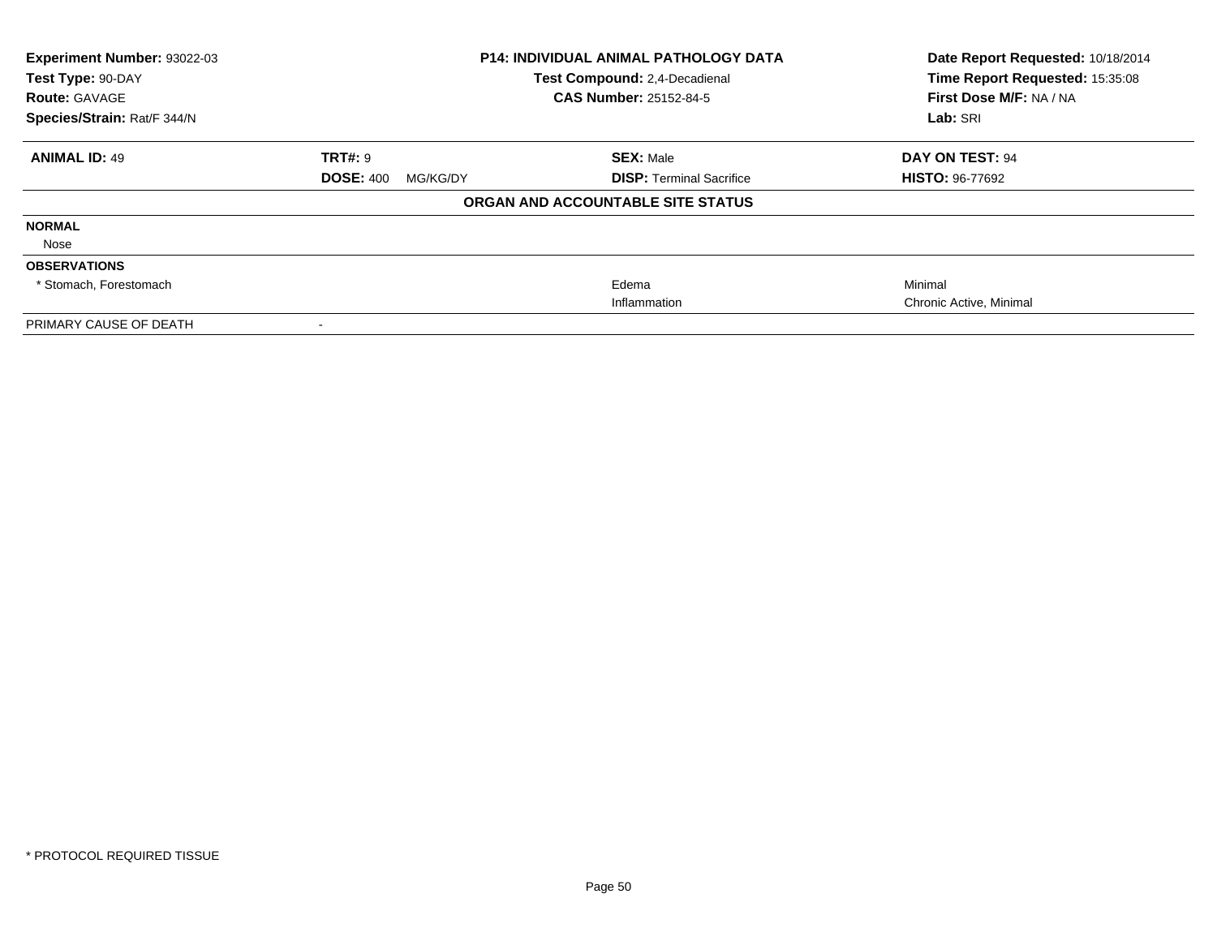| Experiment Number: 93022-03 | P14: INDIVIDUAL ANIMAL PATHOLOGY DATA | Date Report Requested: 10/18/2014 |
|---|---|---|
| Test Type: 90-DAY | Test Compound: 2,4-Decadienal | Time Report Requested: 15:35:08 |
| Route: GAVAGE | CAS Number: 25152-84-5 | First Dose M/F: NA / NA |
| Species/Strain: Rat/F 344/N | | Lab: SRI |

| **ANIMAL ID:** 49 | **TRT#:** 9 | **SEX:** Male | **DAY ON TEST:** 94 |
|---|---|---|---|
| | **DOSE:** 400 MG/KG/DY | **DISP:** Terminal Sacrifice | **HISTO:** 96-77692 |

**ORGAN AND ACCOUNTABLE SITE STATUS**

| | | | |
|---|---|---|---|
| **NORMAL** | | | |
| Nose | | | |
| **OBSERVATIONS** | | | |
| * Stomach, Forestomach | | Edema | Minimal |
| | | Inflammation | Chronic Active, Minimal |
| PRIMARY CAUSE OF DEATH | - | | |

* PROTOCOL REQUIRED TISSUE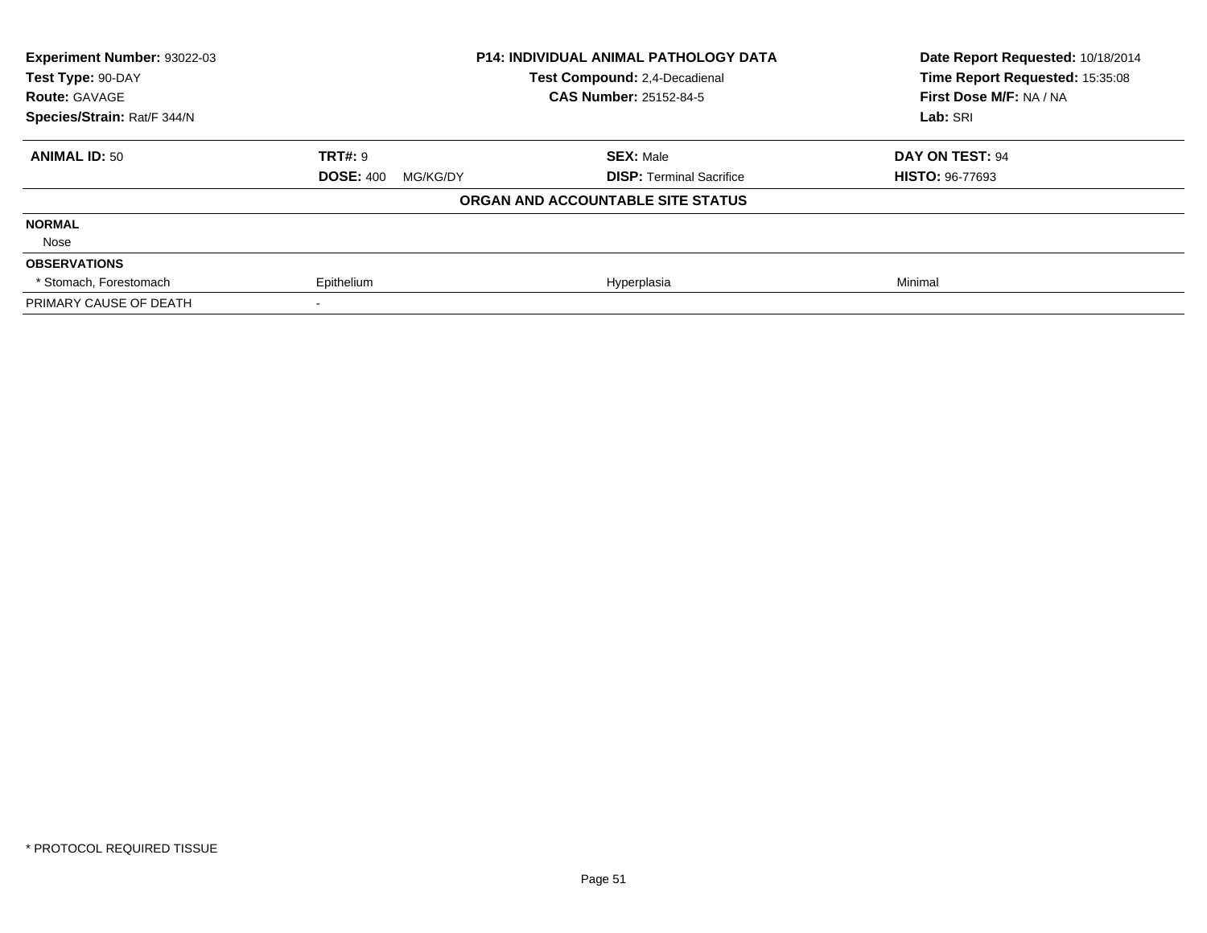**Experiment Number:** 93022-03
**Test Type:** 90-DAY
**Route:** GAVAGE
**Species/Strain:** Rat/F 344/N

**P14: INDIVIDUAL ANIMAL PATHOLOGY DATA**
**Test Compound:** 2,4-Decadienal
**CAS Number:** 25152-84-5

**Date Report Requested:** 10/18/2014
**Time Report Requested:** 15:35:08
**First Dose M/F:** NA / NA
**Lab:** SRI

| **ANIMAL ID:** 50 | **TRT#:** 9 | **SEX:** Male | **DAY ON TEST:** 94 |
|---|---|---|---|
| | **DOSE:** 400 MG/KG/DY | **DISP:** Terminal Sacrifice | **HISTO:** 96-77693 |

**ORGAN AND ACCOUNTABLE SITE STATUS**

| | | | |
|---|---|---|---|
| **NORMAL** | | | |
| Nose | | | |
| **OBSERVATIONS** | | | |
| * Stomach, Forestomach | Epithelium | Hyperplasia | Minimal |
| PRIMARY CAUSE OF DEATH | - | | |

* PROTOCOL REQUIRED TISSUE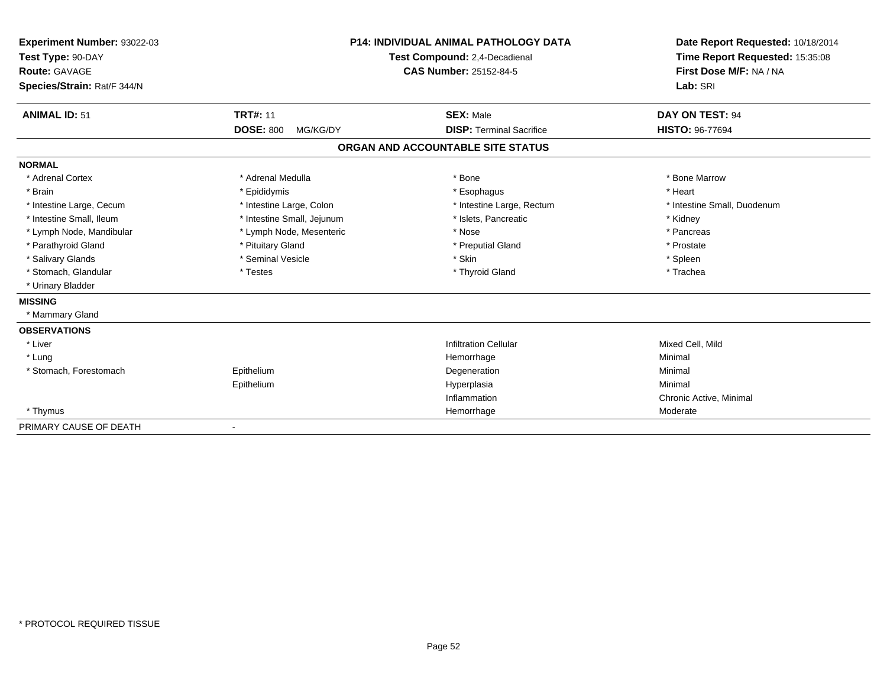**Experiment Number:** 93022-03
**Test Type:** 90-DAY
**Route:** GAVAGE
**Species/Strain:** Rat/F 344/N

**P14: INDIVIDUAL ANIMAL PATHOLOGY DATA**
**Test Compound:** 2,4-Decadienal
**CAS Number:** 25152-84-5

**Date Report Requested:** 10/18/2014
**Time Report Requested:** 15:35:08
**First Dose M/F:** NA / NA
**Lab:** SRI

| **ANIMAL ID:** 51 | **TRT#:** 11 | **SEX:** Male | **DAY ON TEST:** 94 |
|---|---|---|---|
| | **DOSE:** 800 MG/KG/DY | **DISP:** Terminal Sacrifice | **HISTO:** 96-77694 |

## ORGAN AND ACCOUNTABLE SITE STATUS

| | | | |
|---|---|---|---|
| **NORMAL** | | | |
| * Adrenal Cortex | * Adrenal Medulla | * Bone | * Bone Marrow |
| * Brain | * Epididymis | * Esophagus | * Heart |
| * Intestine Large, Cecum | * Intestine Large, Colon | * Intestine Large, Rectum | * Intestine Small, Duodenum |
| * Intestine Small, Ileum | * Intestine Small, Jejunum | * Islets, Pancreatic | * Kidney |
| * Lymph Node, Mandibular | * Lymph Node, Mesenteric | * Nose | * Pancreas |
| * Parathyroid Gland | * Pituitary Gland | * Preputial Gland | * Prostate |
| * Salivary Glands | * Seminal Vesicle | * Skin | * Spleen |
| * Stomach, Glandular | * Testes | * Thyroid Gland | * Trachea |
| * Urinary Bladder | | | |
| **MISSING** | | | |
| * Mammary Gland | | | |
| **OBSERVATIONS** | | | |
| * Liver | | Infiltration Cellular | Mixed Cell, Mild |
| * Lung | | Hemorrhage | Minimal |
| * Stomach, Forestomach | Epithelium | Degeneration | Minimal |
| | Epithelium | Hyperplasia | Minimal |
| | | Inflammation | Chronic Active, Minimal |
| * Thymus | | Hemorrhage | Moderate |
| PRIMARY CAUSE OF DEATH | - | | |

\* PROTOCOL REQUIRED TISSUE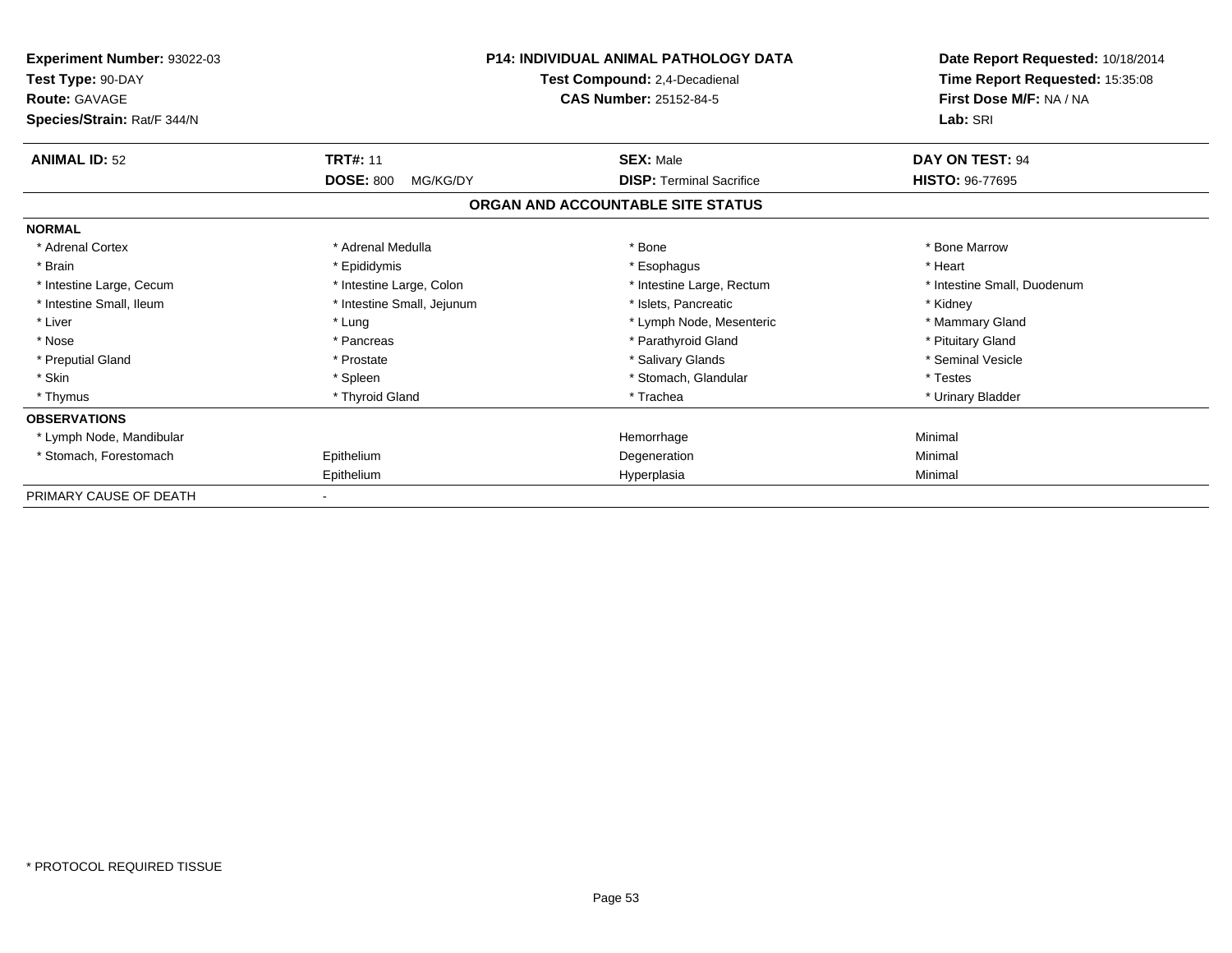**Experiment Number:** 93022-03
**Test Type:** 90-DAY
**Route:** GAVAGE
**Species/Strain:** Rat/F 344/N

**P14: INDIVIDUAL ANIMAL PATHOLOGY DATA**
**Test Compound:** 2,4-Decadienal
**CAS Number:** 25152-84-5

**Date Report Requested:** 10/18/2014
**Time Report Requested:** 15:35:08
**First Dose M/F:** NA / NA
**Lab:** SRI

| **ANIMAL ID:** 52 | **TRT#:** 11 | **SEX:** Male | **DAY ON TEST:** 94 |
|---|---|---|---|
| | **DOSE:** 800 MG/KG/DY | **DISP:** Terminal Sacrifice | **HISTO:** 96-77695 |

## ORGAN AND ACCOUNTABLE SITE STATUS

**NORMAL**

| | | | |
|---|---|---|---|
| * Adrenal Cortex | * Adrenal Medulla | * Bone | * Bone Marrow |
| * Brain | * Epididymis | * Esophagus | * Heart |
| * Intestine Large, Cecum | * Intestine Large, Colon | * Intestine Large, Rectum | * Intestine Small, Duodenum |
| * Intestine Small, Ileum | * Intestine Small, Jejunum | * Islets, Pancreatic | * Kidney |
| * Liver | * Lung | * Lymph Node, Mesenteric | * Mammary Gland |
| * Nose | * Pancreas | * Parathyroid Gland | * Pituitary Gland |
| * Preputial Gland | * Prostate | * Salivary Glands | * Seminal Vesicle |
| * Skin | * Spleen | * Stomach, Glandular | * Testes |
| * Thymus | * Thyroid Gland | * Trachea | * Urinary Bladder |

**OBSERVATIONS**

| | | | |
|---|---|---|---|
| * Lymph Node, Mandibular | | Hemorrhage | Minimal |
| * Stomach, Forestomach | Epithelium | Degeneration | Minimal |
| | Epithelium | Hyperplasia | Minimal |

PRIMARY CAUSE OF DEATH -

* PROTOCOL REQUIRED TISSUE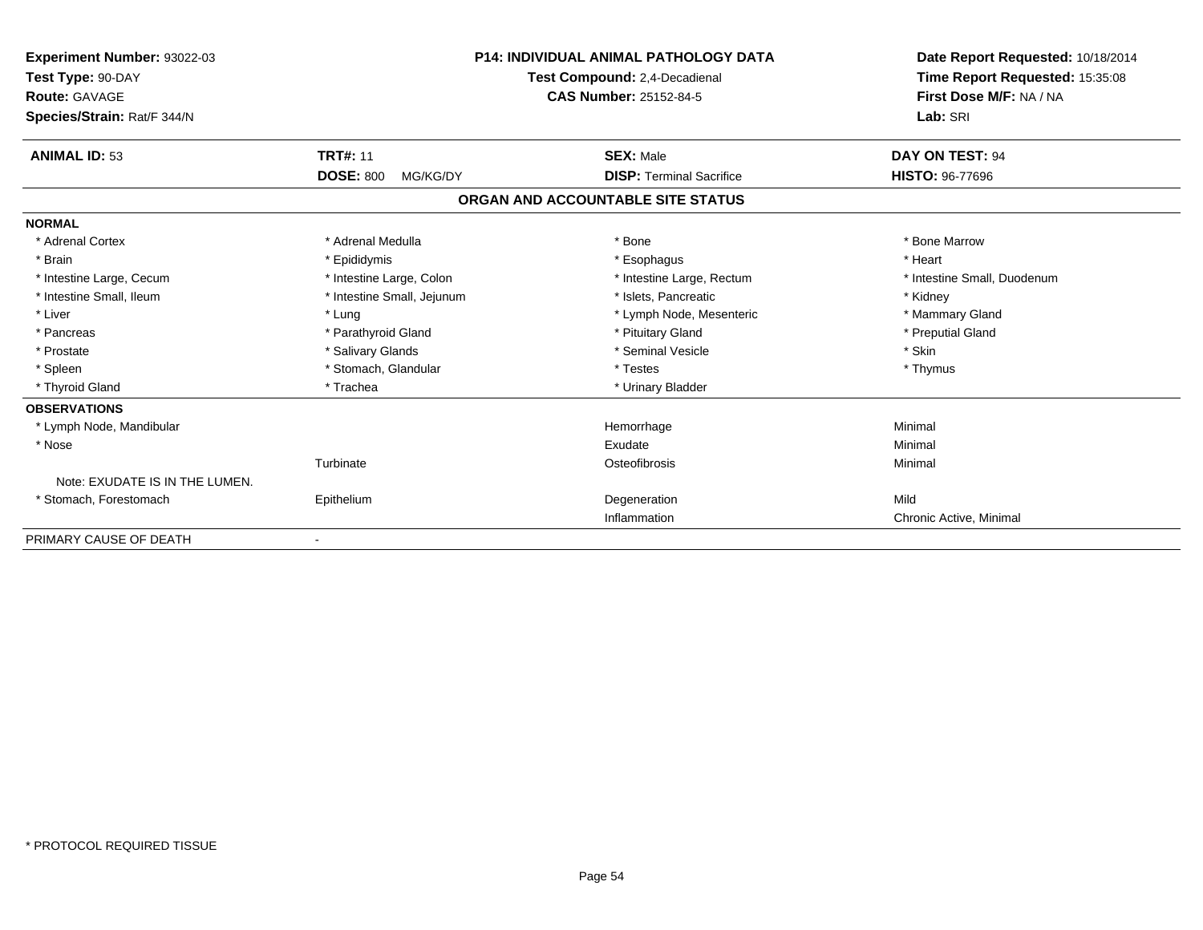**Experiment Number:** 93022-03
**Test Type:** 90-DAY
**Route:** GAVAGE
**Species/Strain:** Rat/F 344/N

**P14: INDIVIDUAL ANIMAL PATHOLOGY DATA**
**Test Compound:** 2,4-Decadienal
**CAS Number:** 25152-84-5

**Date Report Requested:** 10/18/2014
**Time Report Requested:** 15:35:08
**First Dose M/F:** NA / NA
**Lab:** SRI

| **ANIMAL ID:** 53 | **TRT#:** 11 | **SEX:** Male | **DAY ON TEST:** 94 |
|---|---|---|---|
| | **DOSE:** 800 MG/KG/DY | **DISP:** Terminal Sacrifice | **HISTO:** 96-77696 |

## ORGAN AND ACCOUNTABLE SITE STATUS

| | | | |
|---|---|---|---|
| **NORMAL** | | | |
| * Adrenal Cortex | * Adrenal Medulla | * Bone | * Bone Marrow |
| * Brain | * Epididymis | * Esophagus | * Heart |
| * Intestine Large, Cecum | * Intestine Large, Colon | * Intestine Large, Rectum | * Intestine Small, Duodenum |
| * Intestine Small, Ileum | * Intestine Small, Jejunum | * Islets, Pancreatic | * Kidney |
| * Liver | * Lung | * Lymph Node, Mesenteric | * Mammary Gland |
| * Pancreas | * Parathyroid Gland | * Pituitary Gland | * Preputial Gland |
| * Prostate | * Salivary Glands | * Seminal Vesicle | * Skin |
| * Spleen | * Stomach, Glandular | * Testes | * Thymus |
| * Thyroid Gland | * Trachea | * Urinary Bladder | |
| **OBSERVATIONS** | | | |
| * Lymph Node, Mandibular | | Hemorrhage | Minimal |
| * Nose | | Exudate | Minimal |
| | Turbinate | Osteofibrosis | Minimal |
| Note: EXUDATE IS IN THE LUMEN. | | | |
| * Stomach, Forestomach | Epithelium | Degeneration | Mild |
| | | Inflammation | Chronic Active, Minimal |
| PRIMARY CAUSE OF DEATH | - | | |

* PROTOCOL REQUIRED TISSUE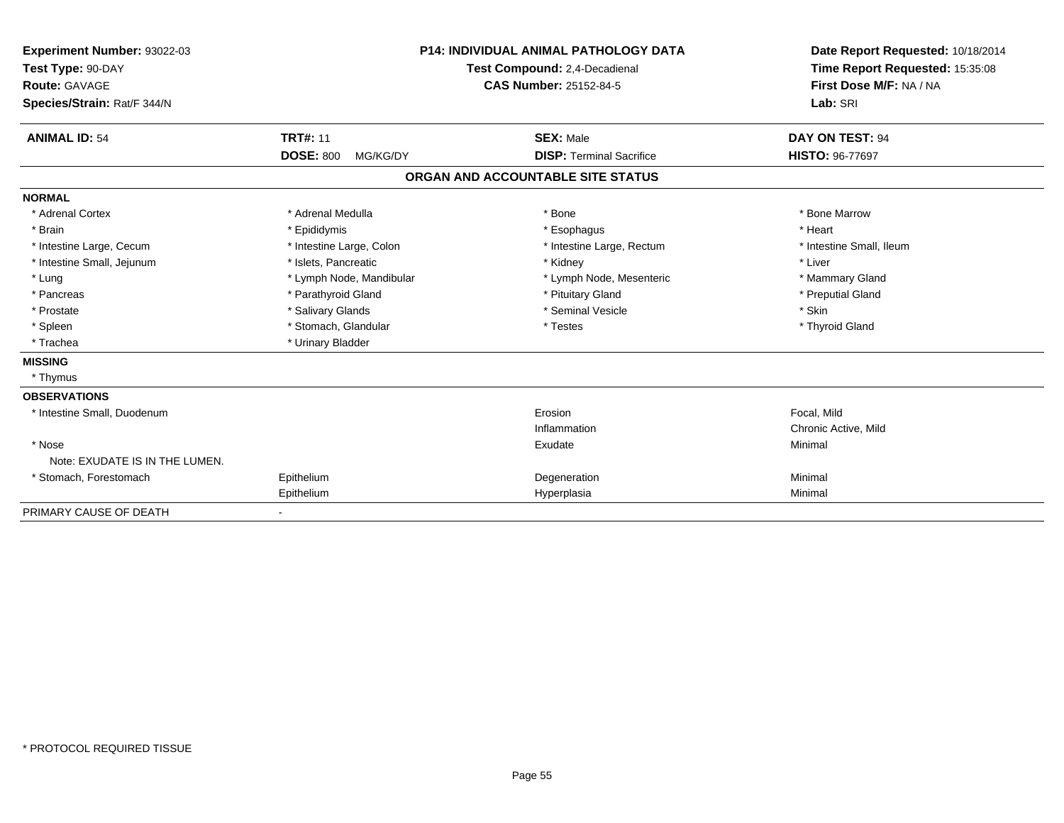**Experiment Number:** 93022-03
**Test Type:** 90-DAY
**Route:** GAVAGE
**Species/Strain:** Rat/F 344/N

**P14: INDIVIDUAL ANIMAL PATHOLOGY DATA**
**Test Compound:** 2,4-Decadienal
**CAS Number:** 25152-84-5

**Date Report Requested:** 10/18/2014
**Time Report Requested:** 15:35:08
**First Dose M/F:** NA / NA
**Lab:** SRI

| **ANIMAL ID:** 54 | **TRT#:** 11 | **SEX:** Male | **DAY ON TEST:** 94 |
|---|---|---|---|
| | **DOSE:** 800 MG/KG/DY | **DISP:** Terminal Sacrifice | **HISTO:** 96-77697 |

## ORGAN AND ACCOUNTABLE SITE STATUS

| | | | |
|---|---|---|---|
| **NORMAL** | | | |
| * Adrenal Cortex | * Adrenal Medulla | * Bone | * Bone Marrow |
| * Brain | * Epididymis | * Esophagus | * Heart |
| * Intestine Large, Cecum | * Intestine Large, Colon | * Intestine Large, Rectum | * Intestine Small, Ileum |
| * Intestine Small, Jejunum | * Islets, Pancreatic | * Kidney | * Liver |
| * Lung | * Lymph Node, Mandibular | * Lymph Node, Mesenteric | * Mammary Gland |
| * Pancreas | * Parathyroid Gland | * Pituitary Gland | * Preputial Gland |
| * Prostate | * Salivary Glands | * Seminal Vesicle | * Skin |
| * Spleen | * Stomach, Glandular | * Testes | * Thyroid Gland |
| * Trachea | * Urinary Bladder | | |
| **MISSING** | | | |
| * Thymus | | | |
| **OBSERVATIONS** | | | |
| * Intestine Small, Duodenum | | Erosion | Focal, Mild |
| | | Inflammation | Chronic Active, Mild |
| * Nose | | Exudate | Minimal |
| Note: EXUDATE IS IN THE LUMEN. | | | |
| * Stomach, Forestomach | Epithelium | Degeneration | Minimal |
| | Epithelium | Hyperplasia | Minimal |
| PRIMARY CAUSE OF DEATH | - | | |

\* PROTOCOL REQUIRED TISSUE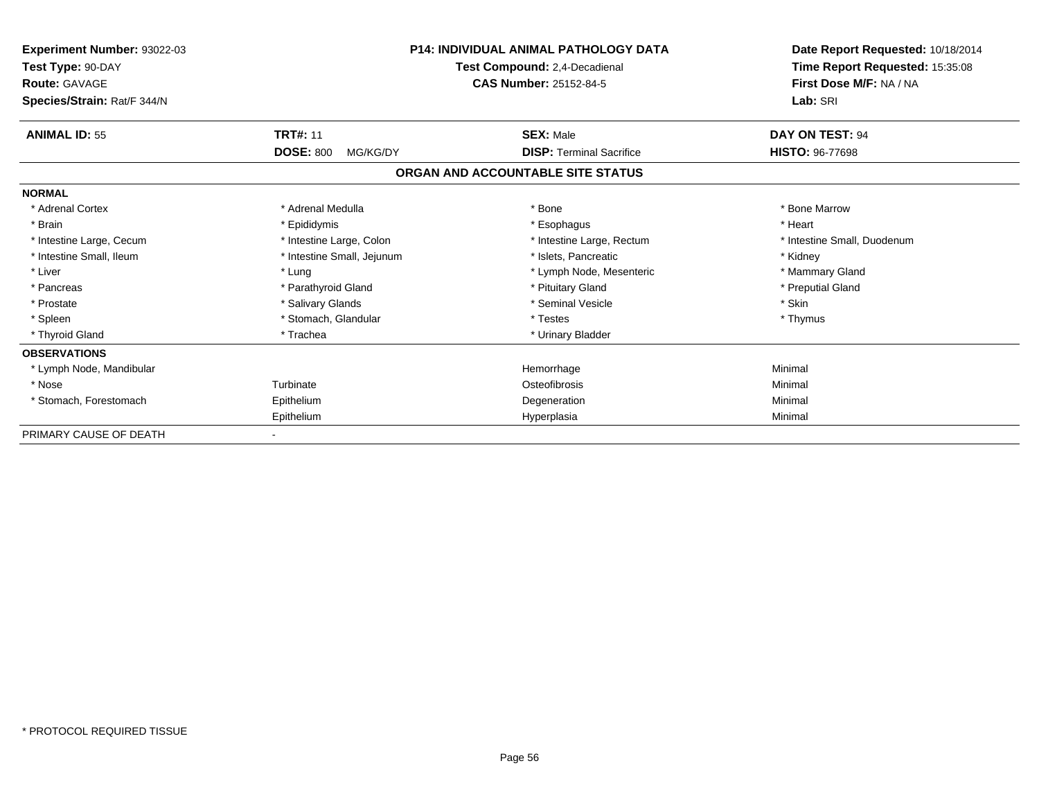**Experiment Number:** 93022-03
**Test Type:** 90-DAY
**Route:** GAVAGE
**Species/Strain:** Rat/F 344/N

**P14: INDIVIDUAL ANIMAL PATHOLOGY DATA**
**Test Compound:** 2,4-Decadienal
**CAS Number:** 25152-84-5

**Date Report Requested:** 10/18/2014
**Time Report Requested:** 15:35:08
**First Dose M/F:** NA / NA
**Lab:** SRI

| **ANIMAL ID:** 55 | **TRT#:** 11 | **SEX:** Male | **DAY ON TEST:** 94 |
|---|---|---|---|
| | **DOSE:** 800 MG/KG/DY | **DISP:** Terminal Sacrifice | **HISTO:** 96-77698 |

**ORGAN AND ACCOUNTABLE SITE STATUS**

| | | | |
|---|---|---|---|
| **NORMAL** | | | |
| * Adrenal Cortex | * Adrenal Medulla | * Bone | * Bone Marrow |
| * Brain | * Epididymis | * Esophagus | * Heart |
| * Intestine Large, Cecum | * Intestine Large, Colon | * Intestine Large, Rectum | * Intestine Small, Duodenum |
| * Intestine Small, Ileum | * Intestine Small, Jejunum | * Islets, Pancreatic | * Kidney |
| * Liver | * Lung | * Lymph Node, Mesenteric | * Mammary Gland |
| * Pancreas | * Parathyroid Gland | * Pituitary Gland | * Preputial Gland |
| * Prostate | * Salivary Glands | * Seminal Vesicle | * Skin |
| * Spleen | * Stomach, Glandular | * Testes | * Thymus |
| * Thyroid Gland | * Trachea | * Urinary Bladder | |
| **OBSERVATIONS** | | | |
| * Lymph Node, Mandibular | | Hemorrhage | Minimal |
| * Nose | Turbinate | Osteofibrosis | Minimal |
| * Stomach, Forestomach | Epithelium | Degeneration | Minimal |
| | Epithelium | Hyperplasia | Minimal |
| PRIMARY CAUSE OF DEATH | - | | |

\* PROTOCOL REQUIRED TISSUE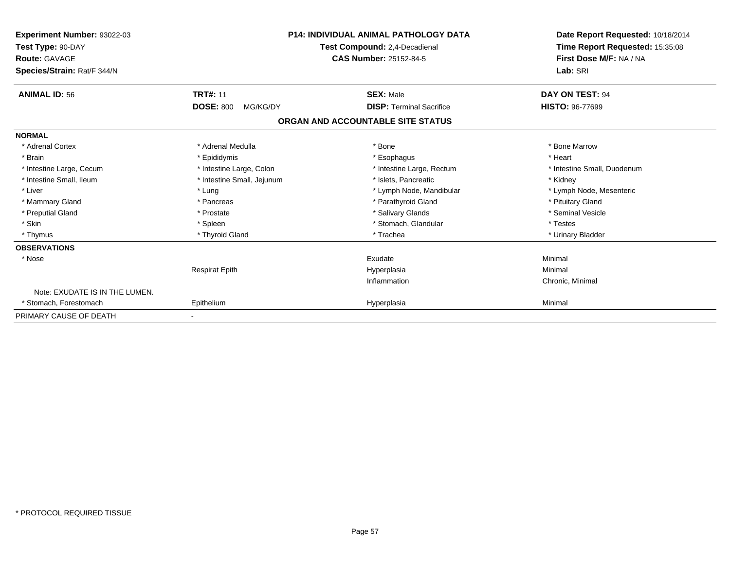**Experiment Number:** 93022-03
**Test Type:** 90-DAY
**Route:** GAVAGE
**Species/Strain:** Rat/F 344/N

**P14: INDIVIDUAL ANIMAL PATHOLOGY DATA**
**Test Compound:** 2,4-Decadienal
**CAS Number:** 25152-84-5

**Date Report Requested:** 10/18/2014
**Time Report Requested:** 15:35:08
**First Dose M/F:** NA / NA
**Lab:** SRI

| **ANIMAL ID:** 56 | **TRT#:** 11 | **SEX:** Male | **DAY ON TEST:** 94 |
|---|---|---|---|
| | **DOSE:** 800 MG/KG/DY | **DISP:** Terminal Sacrifice | **HISTO:** 96-77699 |

## ORGAN AND ACCOUNTABLE SITE STATUS

| | | | |
|---|---|---|---|
| **NORMAL** | | | |
| * Adrenal Cortex | * Adrenal Medulla | * Bone | * Bone Marrow |
| * Brain | * Epididymis | * Esophagus | * Heart |
| * Intestine Large, Cecum | * Intestine Large, Colon | * Intestine Large, Rectum | * Intestine Small, Duodenum |
| * Intestine Small, Ileum | * Intestine Small, Jejunum | * Islets, Pancreatic | * Kidney |
| * Liver | * Lung | * Lymph Node, Mandibular | * Lymph Node, Mesenteric |
| * Mammary Gland | * Pancreas | * Parathyroid Gland | * Pituitary Gland |
| * Preputial Gland | * Prostate | * Salivary Glands | * Seminal Vesicle |
| * Skin | * Spleen | * Stomach, Glandular | * Testes |
| * Thymus | * Thyroid Gland | * Trachea | * Urinary Bladder |
| **OBSERVATIONS** | | | |
| * Nose | | Exudate | Minimal |
| | Respirat Epith | Hyperplasia | Minimal |
| | | Inflammation | Chronic, Minimal |
| Note: EXUDATE IS IN THE LUMEN. | | | |
| * Stomach, Forestomach | Epithelium | Hyperplasia | Minimal |
| PRIMARY CAUSE OF DEATH | - | | |

* PROTOCOL REQUIRED TISSUE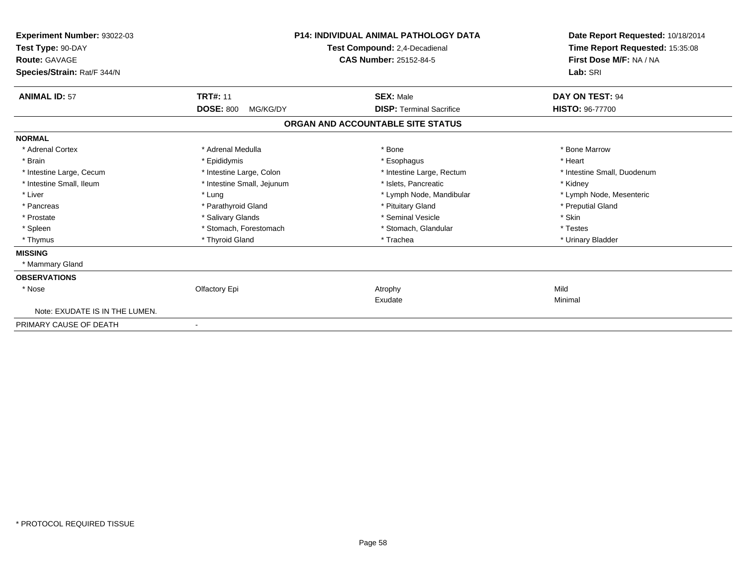| Experiment Number: 93022-03 | P14: INDIVIDUAL ANIMAL PATHOLOGY DATA | Date Report Requested: 10/18/2014 |
|---|---|---|
| Test Type: 90-DAY | Test Compound: 2,4-Decadienal | Time Report Requested: 15:35:08 |
| Route: GAVAGE | CAS Number: 25152-84-5 | First Dose M/F: NA / NA |
| Species/Strain: Rat/F 344/N | | Lab: SRI |

| **ANIMAL ID:** 57 | **TRT#:** 11 | **SEX:** Male | **DAY ON TEST:** 94 |
|---|---|---|---|
| | **DOSE:** 800 MG/KG/DY | **DISP:** Terminal Sacrifice | **HISTO:** 96-77700 |

## ORGAN AND ACCOUNTABLE SITE STATUS

**NORMAL**

| | | | |
|---|---|---|---|
| * Adrenal Cortex | * Adrenal Medulla | * Bone | * Bone Marrow |
| * Brain | * Epididymis | * Esophagus | * Heart |
| * Intestine Large, Cecum | * Intestine Large, Colon | * Intestine Large, Rectum | * Intestine Small, Duodenum |
| * Intestine Small, Ileum | * Intestine Small, Jejunum | * Islets, Pancreatic | * Kidney |
| * Liver | * Lung | * Lymph Node, Mandibular | * Lymph Node, Mesenteric |
| * Pancreas | * Parathyroid Gland | * Pituitary Gland | * Preputial Gland |
| * Prostate | * Salivary Glands | * Seminal Vesicle | * Skin |
| * Spleen | * Stomach, Forestomach | * Stomach, Glandular | * Testes |
| * Thymus | * Thyroid Gland | * Trachea | * Urinary Bladder |

**MISSING**

* Mammary Gland

**OBSERVATIONS**

| | | | |
|---|---|---|---|
| * Nose | Olfactory Epi | Atrophy | Mild |
| | | Exudate | Minimal |

Note: EXUDATE IS IN THE LUMEN.

PRIMARY CAUSE OF DEATH -

* PROTOCOL REQUIRED TISSUE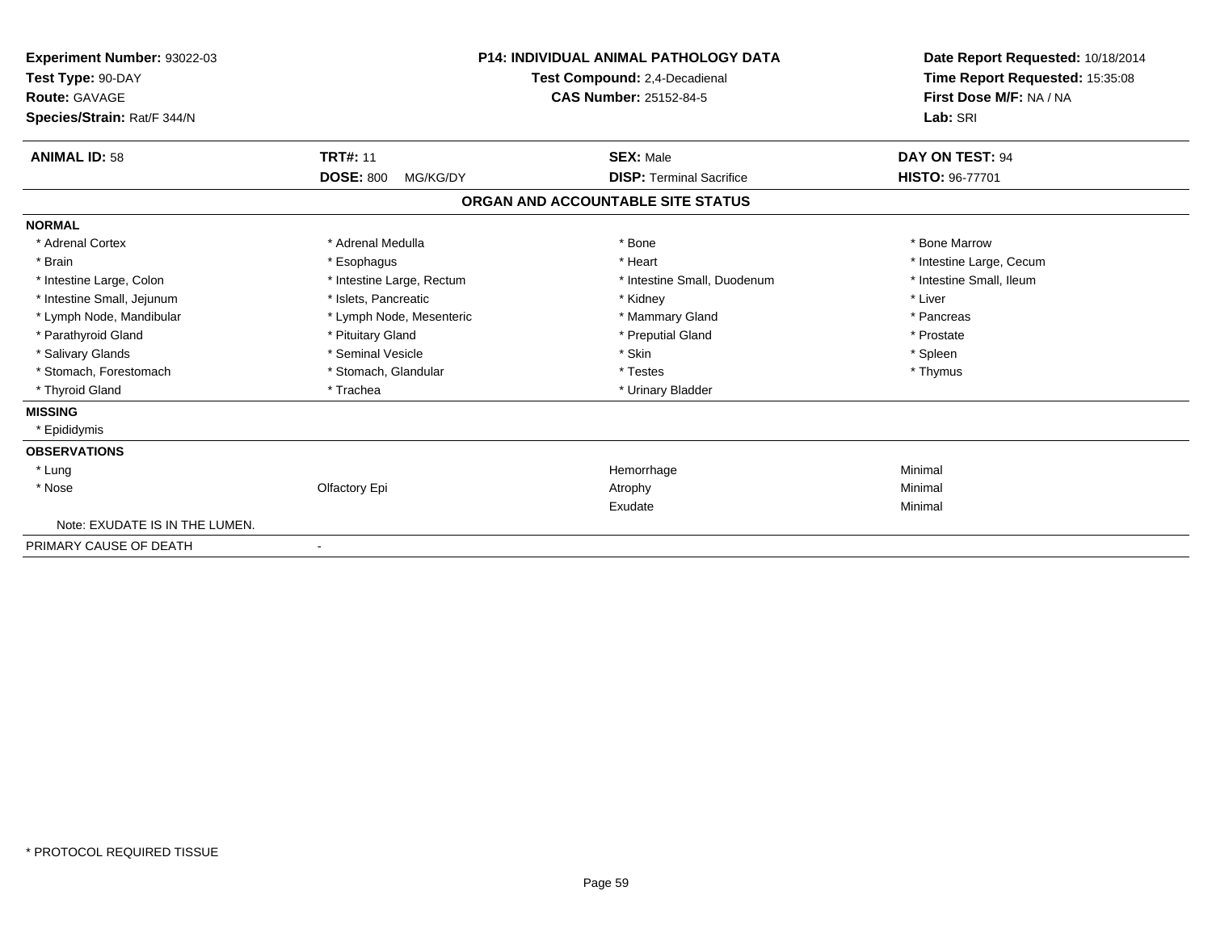| Experiment Number: 93022-03 | P14: INDIVIDUAL ANIMAL PATHOLOGY DATA | Date Report Requested: 10/18/2014 |
|---|---|---|
| Test Type: 90-DAY | Test Compound: 2,4-Decadienal | Time Report Requested: 15:35:08 |
| Route: GAVAGE | CAS Number: 25152-84-5 | First Dose M/F: NA / NA |
| Species/Strain: Rat/F 344/N | | Lab: SRI |

| ANIMAL ID: 58 | TRT#: 11 | SEX: Male | DAY ON TEST: 94 |
|---|---|---|---|
| | DOSE: 800 MG/KG/DY | DISP: Terminal Sacrifice | HISTO: 96-77701 |

## ORGAN AND ACCOUNTABLE SITE STATUS

| | | | |
|---|---|---|---|
| **NORMAL** | | | |
| * Adrenal Cortex | * Adrenal Medulla | * Bone | * Bone Marrow |
| * Brain | * Esophagus | * Heart | * Intestine Large, Cecum |
| * Intestine Large, Colon | * Intestine Large, Rectum | * Intestine Small, Duodenum | * Intestine Small, Ileum |
| * Intestine Small, Jejunum | * Islets, Pancreatic | * Kidney | * Liver |
| * Lymph Node, Mandibular | * Lymph Node, Mesenteric | * Mammary Gland | * Pancreas |
| * Parathyroid Gland | * Pituitary Gland | * Preputial Gland | * Prostate |
| * Salivary Glands | * Seminal Vesicle | * Skin | * Spleen |
| * Stomach, Forestomach | * Stomach, Glandular | * Testes | * Thymus |
| * Thyroid Gland | * Trachea | * Urinary Bladder | |
| **MISSING** | | | |
| * Epididymis | | | |
| **OBSERVATIONS** | | | |
| * Lung | | Hemorrhage | Minimal |
| * Nose | Olfactory Epi | Atrophy | Minimal |
| | | Exudate | Minimal |
| Note: EXUDATE IS IN THE LUMEN. | | | |
| PRIMARY CAUSE OF DEATH | - | | |

* PROTOCOL REQUIRED TISSUE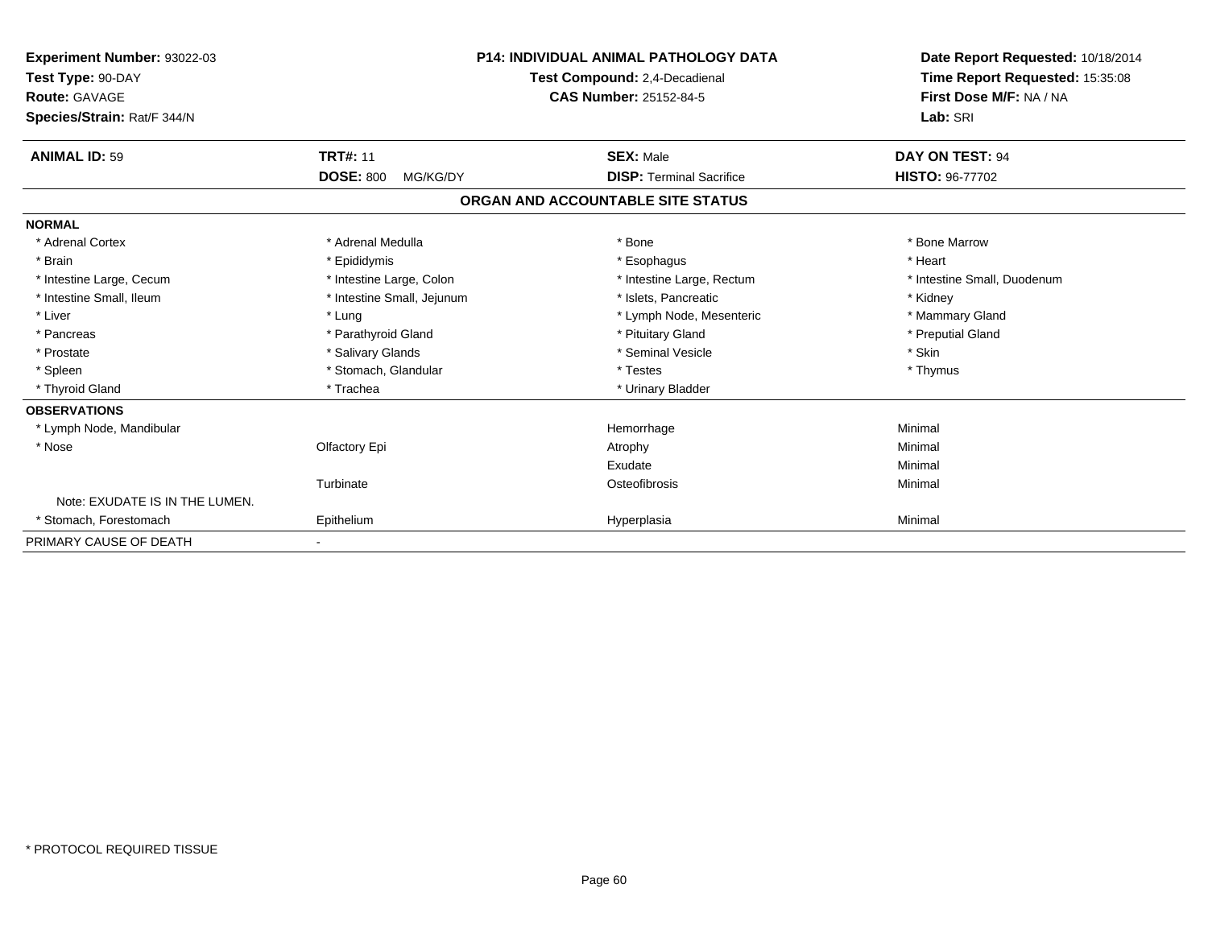**Experiment Number:** 93022-03
**Test Type:** 90-DAY
**Route:** GAVAGE
**Species/Strain:** Rat/F 344/N

**P14: INDIVIDUAL ANIMAL PATHOLOGY DATA**
**Test Compound:** 2,4-Decadienal
**CAS Number:** 25152-84-5

**Date Report Requested:** 10/18/2014
**Time Report Requested:** 15:35:08
**First Dose M/F:** NA / NA
**Lab:** SRI

| **ANIMAL ID:** 59 | **TRT#:** 11 | **SEX:** Male | **DAY ON TEST:** 94 |
|---|---|---|---|
| | **DOSE:** 800 MG/KG/DY | **DISP:** Terminal Sacrifice | **HISTO:** 96-77702 |

## ORGAN AND ACCOUNTABLE SITE STATUS

| | | | |
|---|---|---|---|
| **NORMAL** | | | |
| * Adrenal Cortex | * Adrenal Medulla | * Bone | * Bone Marrow |
| * Brain | * Epididymis | * Esophagus | * Heart |
| * Intestine Large, Cecum | * Intestine Large, Colon | * Intestine Large, Rectum | * Intestine Small, Duodenum |
| * Intestine Small, Ileum | * Intestine Small, Jejunum | * Islets, Pancreatic | * Kidney |
| * Liver | * Lung | * Lymph Node, Mesenteric | * Mammary Gland |
| * Pancreas | * Parathyroid Gland | * Pituitary Gland | * Preputial Gland |
| * Prostate | * Salivary Glands | * Seminal Vesicle | * Skin |
| * Spleen | * Stomach, Glandular | * Testes | * Thymus |
| * Thyroid Gland | * Trachea | * Urinary Bladder | |
| **OBSERVATIONS** | | | |
| * Lymph Node, Mandibular | | Hemorrhage | Minimal |
| * Nose | Olfactory Epi | Atrophy | Minimal |
| | | Exudate | Minimal |
| | Turbinate | Osteofibrosis | Minimal |
| Note: EXUDATE IS IN THE LUMEN. | | | |
| * Stomach, Forestomach | Epithelium | Hyperplasia | Minimal |
| PRIMARY CAUSE OF DEATH | - | | |

* PROTOCOL REQUIRED TISSUE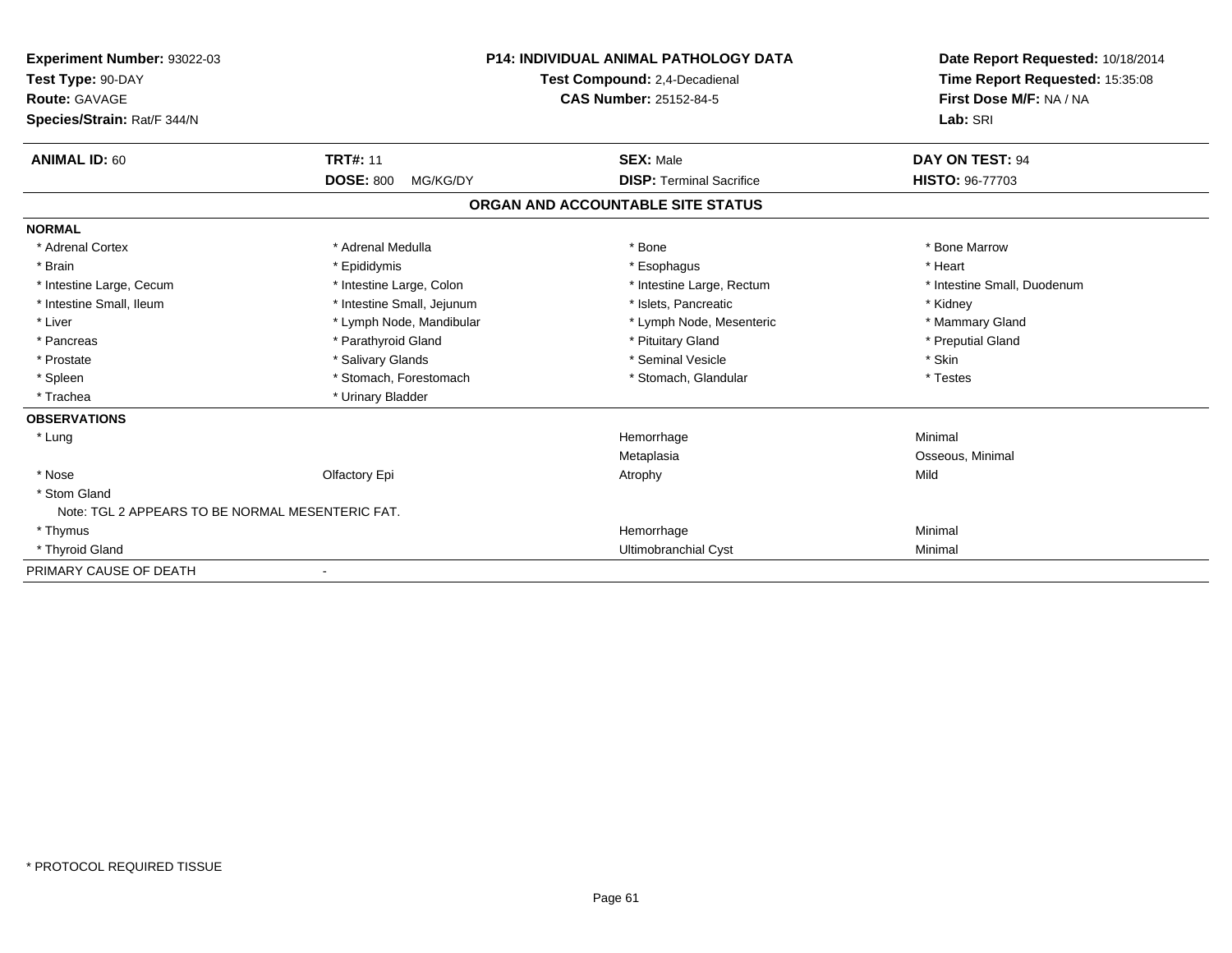**Experiment Number:** 93022-03
**Test Type:** 90-DAY
**Route:** GAVAGE
**Species/Strain:** Rat/F 344/N

**P14: INDIVIDUAL ANIMAL PATHOLOGY DATA**
**Test Compound:** 2,4-Decadienal
**CAS Number:** 25152-84-5

**Date Report Requested:** 10/18/2014
**Time Report Requested:** 15:35:08
**First Dose M/F:** NA / NA
**Lab:** SRI

| **ANIMAL ID:** 60 | **TRT#:** 11 | **SEX:** Male | **DAY ON TEST:** 94 |
|---|---|---|---|
| | **DOSE:** 800 MG/KG/DY | **DISP:** Terminal Sacrifice | **HISTO:** 96-77703 |

## ORGAN AND ACCOUNTABLE SITE STATUS

**NORMAL**

| | | | |
|---|---|---|---|
| * Adrenal Cortex | * Adrenal Medulla | * Bone | * Bone Marrow |
| * Brain | * Epididymis | * Esophagus | * Heart |
| * Intestine Large, Cecum | * Intestine Large, Colon | * Intestine Large, Rectum | * Intestine Small, Duodenum |
| * Intestine Small, Ileum | * Intestine Small, Jejunum | * Islets, Pancreatic | * Kidney |
| * Liver | * Lymph Node, Mandibular | * Lymph Node, Mesenteric | * Mammary Gland |
| * Pancreas | * Parathyroid Gland | * Pituitary Gland | * Preputial Gland |
| * Prostate | * Salivary Glands | * Seminal Vesicle | * Skin |
| * Spleen | * Stomach, Forestomach | * Stomach, Glandular | * Testes |
| * Trachea | * Urinary Bladder | | |

**OBSERVATIONS**

| | | | |
|---|---|---|---|
| * Lung | | Hemorrhage | Minimal |
| | | Metaplasia | Osseous, Minimal |
| * Nose | Olfactory Epi | Atrophy | Mild |
| * Stom Gland | | | |
| Note: TGL 2 APPEARS TO BE NORMAL MESENTERIC FAT. | | | |
| * Thymus | | Hemorrhage | Minimal |
| * Thyroid Gland | | Ultimobranchial Cyst | Minimal |

PRIMARY CAUSE OF DEATH -

* PROTOCOL REQUIRED TISSUE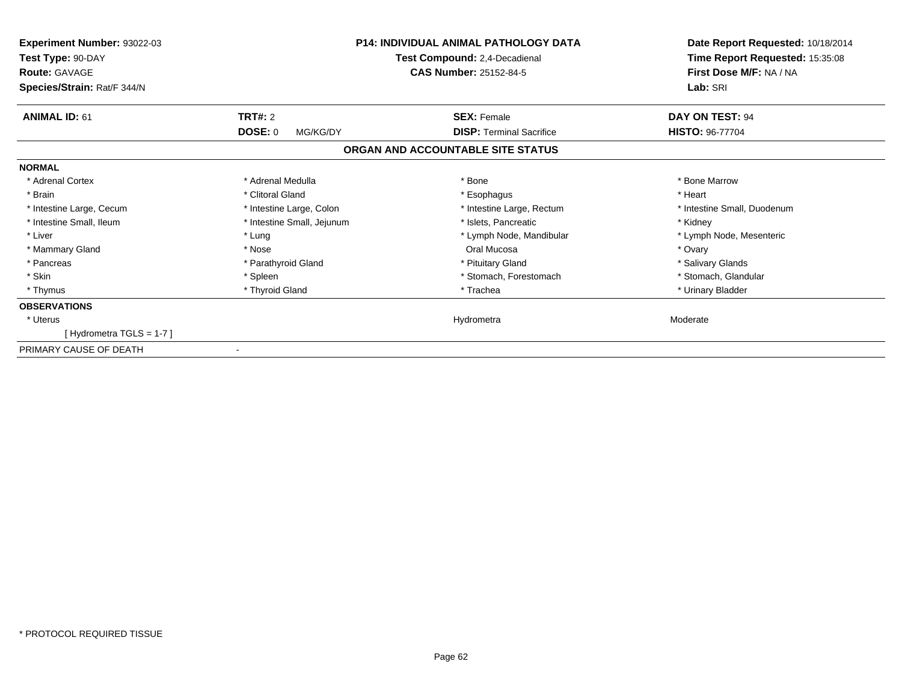**Experiment Number:** 93022-03
**Test Type:** 90-DAY
**Route:** GAVAGE
**Species/Strain:** Rat/F 344/N

**P14: INDIVIDUAL ANIMAL PATHOLOGY DATA**
**Test Compound:** 2,4-Decadienal
**CAS Number:** 25152-84-5

**Date Report Requested:** 10/18/2014
**Time Report Requested:** 15:35:08
**First Dose M/F:** NA / NA
**Lab:** SRI

| **ANIMAL ID:** 61 | **TRT#:** 2 | **SEX:** Female | **DAY ON TEST:** 94 |
|---|---|---|---|
| | **DOSE:** 0 MG/KG/DY | **DISP:** Terminal Sacrifice | **HISTO:** 96-77704 |

## ORGAN AND ACCOUNTABLE SITE STATUS

**NORMAL**

| | | | |
|---|---|---|---|
| * Adrenal Cortex | * Adrenal Medulla | * Bone | * Bone Marrow |
| * Brain | * Clitoral Gland | * Esophagus | * Heart |
| * Intestine Large, Cecum | * Intestine Large, Colon | * Intestine Large, Rectum | * Intestine Small, Duodenum |
| * Intestine Small, Ileum | * Intestine Small, Jejunum | * Islets, Pancreatic | * Kidney |
| * Liver | * Lung | * Lymph Node, Mandibular | * Lymph Node, Mesenteric |
| * Mammary Gland | * Nose | Oral Mucosa | * Ovary |
| * Pancreas | * Parathyroid Gland | * Pituitary Gland | * Salivary Glands |
| * Skin | * Spleen | * Stomach, Forestomach | * Stomach, Glandular |
| * Thymus | * Thyroid Gland | * Trachea | * Urinary Bladder |

**OBSERVATIONS**

| | | |
|---|---|---|
| * Uterus | Hydrometra | Moderate |
| [ Hydrometra TGLS = 1-7 ] | | |

PRIMARY CAUSE OF DEATH -

* PROTOCOL REQUIRED TISSUE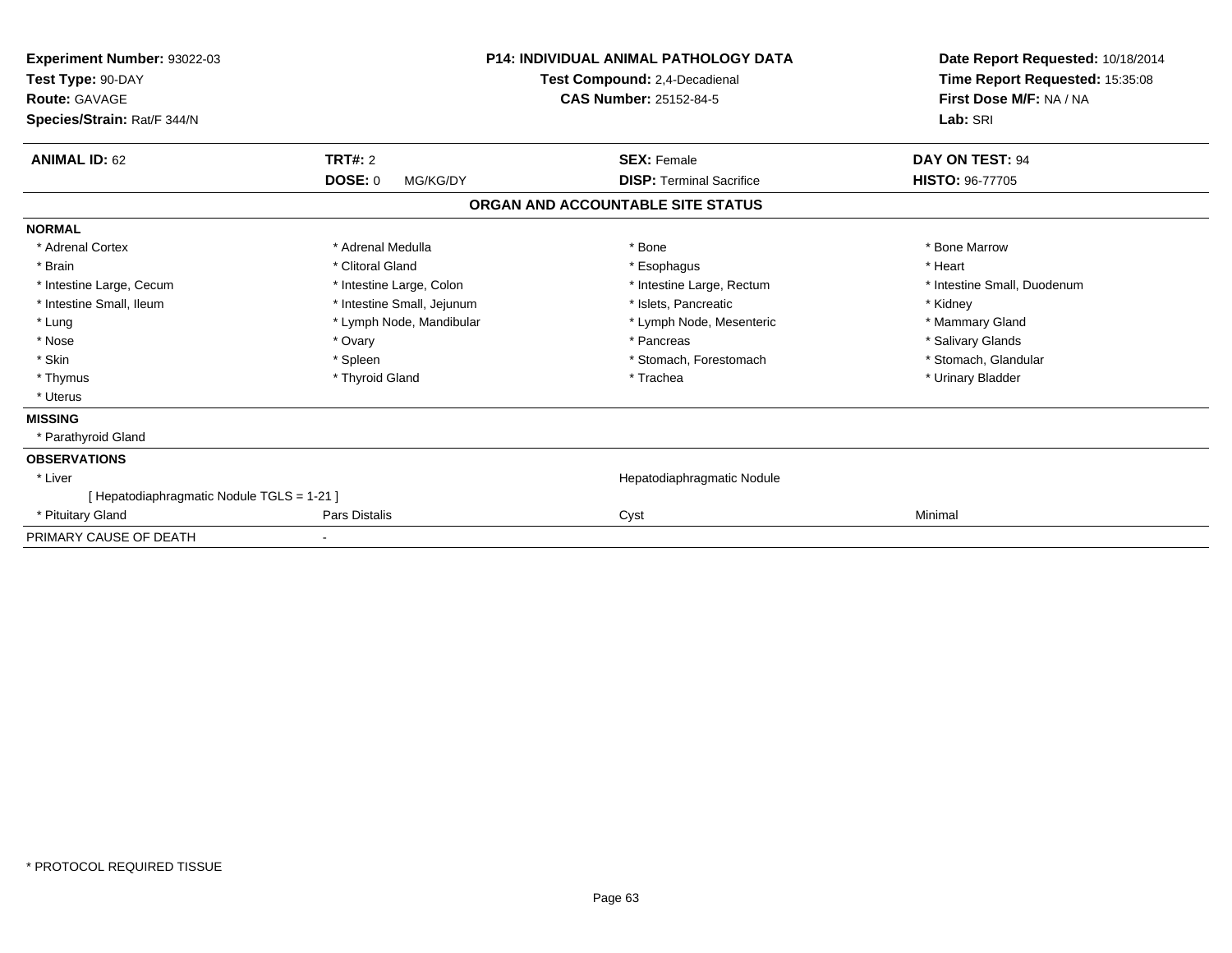**Experiment Number:** 93022-03
**Test Type:** 90-DAY
**Route:** GAVAGE
**Species/Strain:** Rat/F 344/N

**P14: INDIVIDUAL ANIMAL PATHOLOGY DATA**
**Test Compound:** 2,4-Decadienal
**CAS Number:** 25152-84-5

**Date Report Requested:** 10/18/2014
**Time Report Requested:** 15:35:08
**First Dose M/F:** NA / NA
**Lab:** SRI

| **ANIMAL ID:** 62 | **TRT#:** 2 | **SEX:** Female | **DAY ON TEST:** 94 |
|---|---|---|---|
| | **DOSE:** 0 MG/KG/DY | **DISP:** Terminal Sacrifice | **HISTO:** 96-77705 |

## ORGAN AND ACCOUNTABLE SITE STATUS

| | | | |
|---|---|---|---|
| **NORMAL** | | | |
| * Adrenal Cortex | * Adrenal Medulla | * Bone | * Bone Marrow |
| * Brain | * Clitoral Gland | * Esophagus | * Heart |
| * Intestine Large, Cecum | * Intestine Large, Colon | * Intestine Large, Rectum | * Intestine Small, Duodenum |
| * Intestine Small, Ileum | * Intestine Small, Jejunum | * Islets, Pancreatic | * Kidney |
| * Lung | * Lymph Node, Mandibular | * Lymph Node, Mesenteric | * Mammary Gland |
| * Nose | * Ovary | * Pancreas | * Salivary Glands |
| * Skin | * Spleen | * Stomach, Forestomach | * Stomach, Glandular |
| * Thymus | * Thyroid Gland | * Trachea | * Urinary Bladder |
| * Uterus | | | |
| **MISSING** | | | |
| * Parathyroid Gland | | | |
| **OBSERVATIONS** | | | |
| * Liver | | Hepatodiaphragmatic Nodule | |
| [ Hepatodiaphragmatic Nodule TGLS = 1-21 ] | | | |
| * Pituitary Gland | Pars Distalis | Cyst | Minimal |
| PRIMARY CAUSE OF DEATH | - | | |

* PROTOCOL REQUIRED TISSUE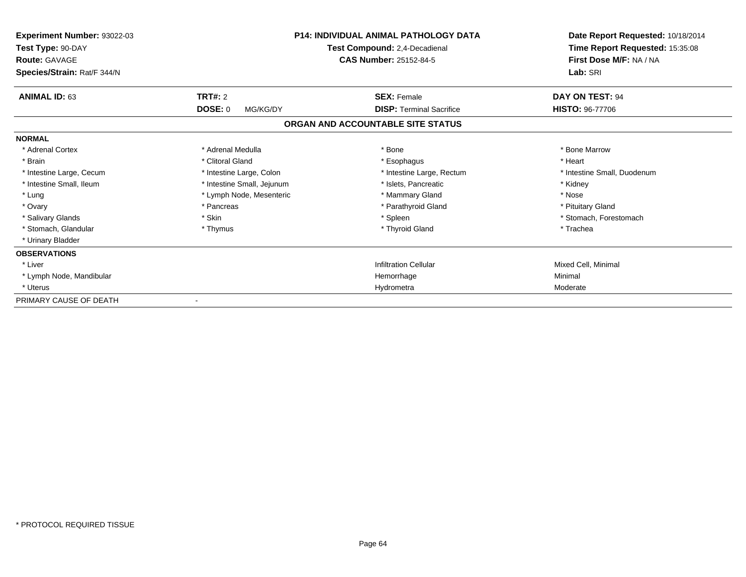**Experiment Number:** 93022-03
**Test Type:** 90-DAY
**Route:** GAVAGE
**Species/Strain:** Rat/F 344/N

**P14: INDIVIDUAL ANIMAL PATHOLOGY DATA**
**Test Compound:** 2,4-Decadienal
**CAS Number:** 25152-84-5

**Date Report Requested:** 10/18/2014
**Time Report Requested:** 15:35:08
**First Dose M/F:** NA / NA
**Lab:** SRI

| **ANIMAL ID:** 63 | **TRT#:** 2 | **SEX:** Female | **DAY ON TEST:** 94 |
|---|---|---|---|
| | **DOSE:** 0 MG/KG/DY | **DISP:** Terminal Sacrifice | **HISTO:** 96-77706 |

## ORGAN AND ACCOUNTABLE SITE STATUS

| | | | |
|---|---|---|---|
| **NORMAL** | | | |
| * Adrenal Cortex | * Adrenal Medulla | * Bone | * Bone Marrow |
| * Brain | * Clitoral Gland | * Esophagus | * Heart |
| * Intestine Large, Cecum | * Intestine Large, Colon | * Intestine Large, Rectum | * Intestine Small, Duodenum |
| * Intestine Small, Ileum | * Intestine Small, Jejunum | * Islets, Pancreatic | * Kidney |
| * Lung | * Lymph Node, Mesenteric | * Mammary Gland | * Nose |
| * Ovary | * Pancreas | * Parathyroid Gland | * Pituitary Gland |
| * Salivary Glands | * Skin | * Spleen | * Stomach, Forestomach |
| * Stomach, Glandular | * Thymus | * Thyroid Gland | * Trachea |
| * Urinary Bladder | | | |
| **OBSERVATIONS** | | | |
| * Liver | | Infiltration Cellular | Mixed Cell, Minimal |
| * Lymph Node, Mandibular | | Hemorrhage | Minimal |
| * Uterus | | Hydrometra | Moderate |
| PRIMARY CAUSE OF DEATH | - | | |

* PROTOCOL REQUIRED TISSUE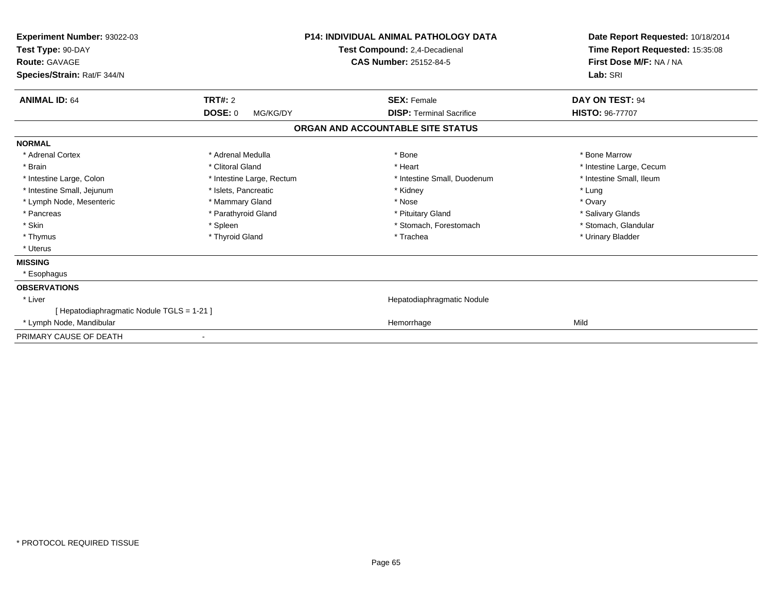**Experiment Number:** 93022-03
**Test Type:** 90-DAY
**Route:** GAVAGE
**Species/Strain:** Rat/F 344/N

**P14: INDIVIDUAL ANIMAL PATHOLOGY DATA**
**Test Compound:** 2,4-Decadienal
**CAS Number:** 25152-84-5

**Date Report Requested:** 10/18/2014
**Time Report Requested:** 15:35:08
**First Dose M/F:** NA / NA
**Lab:** SRI

| **ANIMAL ID:** 64 | **TRT#:** 2 | **SEX:** Female | **DAY ON TEST:** 94 |
|---|---|---|---|
| | **DOSE:** 0 MG/KG/DY | **DISP:** Terminal Sacrifice | **HISTO:** 96-77707 |

## ORGAN AND ACCOUNTABLE SITE STATUS

**NORMAL**

| | | | |
|---|---|---|---|
| * Adrenal Cortex | * Adrenal Medulla | * Bone | * Bone Marrow |
| * Brain | * Clitoral Gland | * Heart | * Intestine Large, Cecum |
| * Intestine Large, Colon | * Intestine Large, Rectum | * Intestine Small, Duodenum | * Intestine Small, Ileum |
| * Intestine Small, Jejunum | * Islets, Pancreatic | * Kidney | * Lung |
| * Lymph Node, Mesenteric | * Mammary Gland | * Nose | * Ovary |
| * Pancreas | * Parathyroid Gland | * Pituitary Gland | * Salivary Glands |
| * Skin | * Spleen | * Stomach, Forestomach | * Stomach, Glandular |
| * Thymus | * Thyroid Gland | * Trachea | * Urinary Bladder |
| * Uterus | | | |

**MISSING**

* Esophagus

**OBSERVATIONS**

| | | |
|---|---|---|
| * Liver | Hepatodiaphragmatic Nodule | |
| [ Hepatodiaphragmatic Nodule TGLS = 1-21 ] | | |
| * Lymph Node, Mandibular | Hemorrhage | Mild |

PRIMARY CAUSE OF DEATH -

* PROTOCOL REQUIRED TISSUE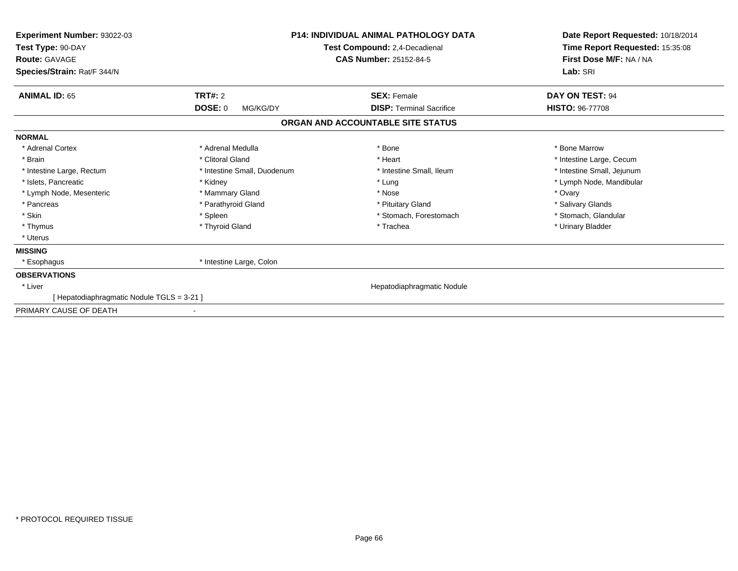**Experiment Number:** 93022-03
**Test Type:** 90-DAY
**Route:** GAVAGE
**Species/Strain:** Rat/F 344/N

**P14: INDIVIDUAL ANIMAL PATHOLOGY DATA**
**Test Compound:** 2,4-Decadienal
**CAS Number:** 25152-84-5

**Date Report Requested:** 10/18/2014
**Time Report Requested:** 15:35:08
**First Dose M/F:** NA / NA
**Lab:** SRI

| **ANIMAL ID:** 65 | **TRT#:** 2 | **SEX:** Female | **DAY ON TEST:** 94 |
|---|---|---|---|
| | **DOSE:** 0 MG/KG/DY | **DISP:** Terminal Sacrifice | **HISTO:** 96-77708 |

## ORGAN AND ACCOUNTABLE SITE STATUS

**NORMAL**

| | | | |
|---|---|---|---|
| * Adrenal Cortex | * Adrenal Medulla | * Bone | * Bone Marrow |
| * Brain | * Clitoral Gland | * Heart | * Intestine Large, Cecum |
| * Intestine Large, Rectum | * Intestine Small, Duodenum | * Intestine Small, Ileum | * Intestine Small, Jejunum |
| * Islets, Pancreatic | * Kidney | * Lung | * Lymph Node, Mandibular |
| * Lymph Node, Mesenteric | * Mammary Gland | * Nose | * Ovary |
| * Pancreas | * Parathyroid Gland | * Pituitary Gland | * Salivary Glands |
| * Skin | * Spleen | * Stomach, Forestomach | * Stomach, Glandular |
| * Thymus | * Thyroid Gland | * Trachea | * Urinary Bladder |
| * Uterus | | | |

**MISSING**

* Esophagus
* Intestine Large, Colon

**OBSERVATIONS**

* Liver — Hepatodiaphragmatic Nodule
  [ Hepatodiaphragmatic Nodule TGLS = 3-21 ]

PRIMARY CAUSE OF DEATH -

* PROTOCOL REQUIRED TISSUE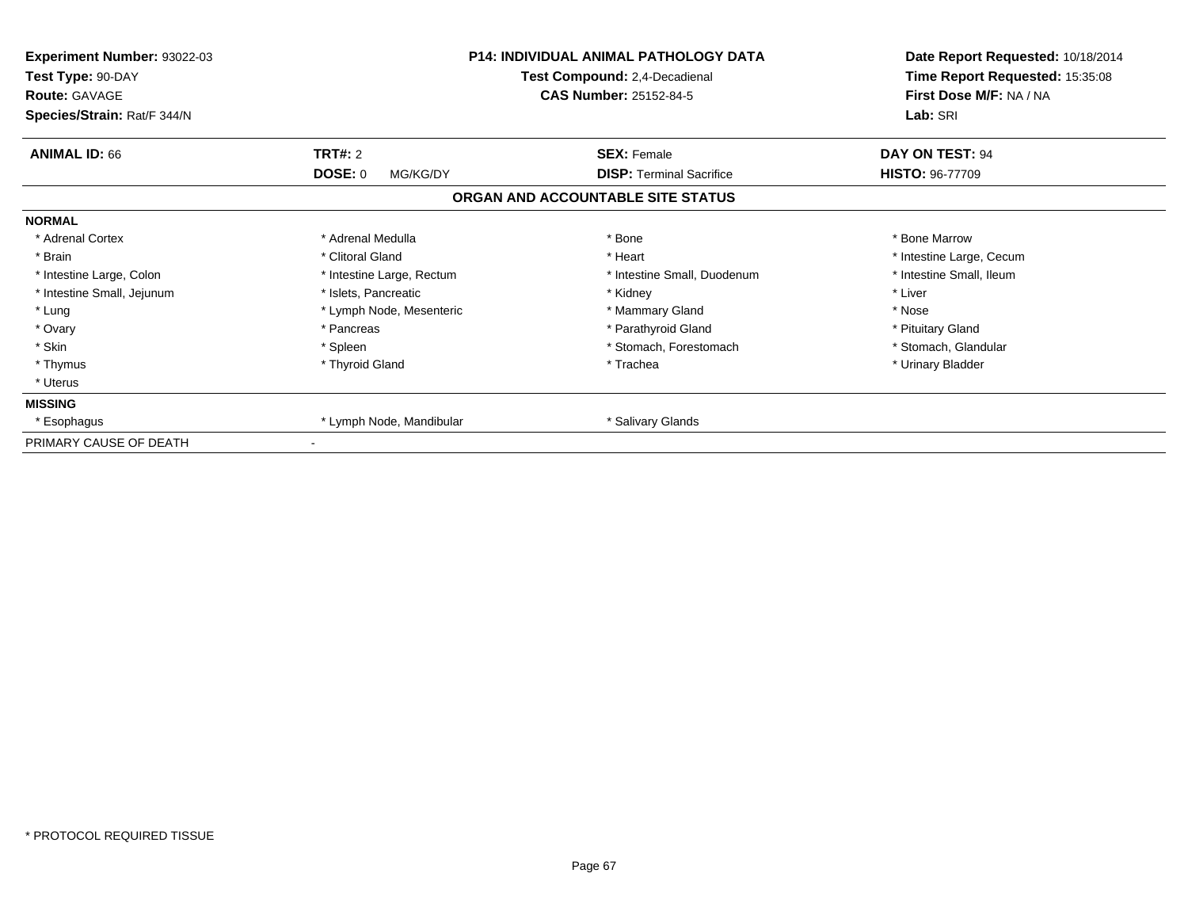**Experiment Number:** 93022-03
**Test Type:** 90-DAY
**Route:** GAVAGE
**Species/Strain:** Rat/F 344/N

**P14: INDIVIDUAL ANIMAL PATHOLOGY DATA**
**Test Compound:** 2,4-Decadienal
**CAS Number:** 25152-84-5

**Date Report Requested:** 10/18/2014
**Time Report Requested:** 15:35:08
**First Dose M/F:** NA / NA
**Lab:** SRI

| **ANIMAL ID:** 66 | **TRT#:** 2 | **SEX:** Female | **DAY ON TEST:** 94 |
|---|---|---|---|
| | **DOSE:** 0 MG/KG/DY | **DISP:** Terminal Sacrifice | **HISTO:** 96-77709 |

## ORGAN AND ACCOUNTABLE SITE STATUS

**NORMAL**

| | | | |
|---|---|---|---|
| * Adrenal Cortex | * Adrenal Medulla | * Bone | * Bone Marrow |
| * Brain | * Clitoral Gland | * Heart | * Intestine Large, Cecum |
| * Intestine Large, Colon | * Intestine Large, Rectum | * Intestine Small, Duodenum | * Intestine Small, Ileum |
| * Intestine Small, Jejunum | * Islets, Pancreatic | * Kidney | * Liver |
| * Lung | * Lymph Node, Mesenteric | * Mammary Gland | * Nose |
| * Ovary | * Pancreas | * Parathyroid Gland | * Pituitary Gland |
| * Skin | * Spleen | * Stomach, Forestomach | * Stomach, Glandular |
| * Thymus | * Thyroid Gland | * Trachea | * Urinary Bladder |
| * Uterus | | | |

**MISSING**

| | | | |
|---|---|---|---|
| * Esophagus | * Lymph Node, Mandibular | * Salivary Glands | |

PRIMARY CAUSE OF DEATH -

* PROTOCOL REQUIRED TISSUE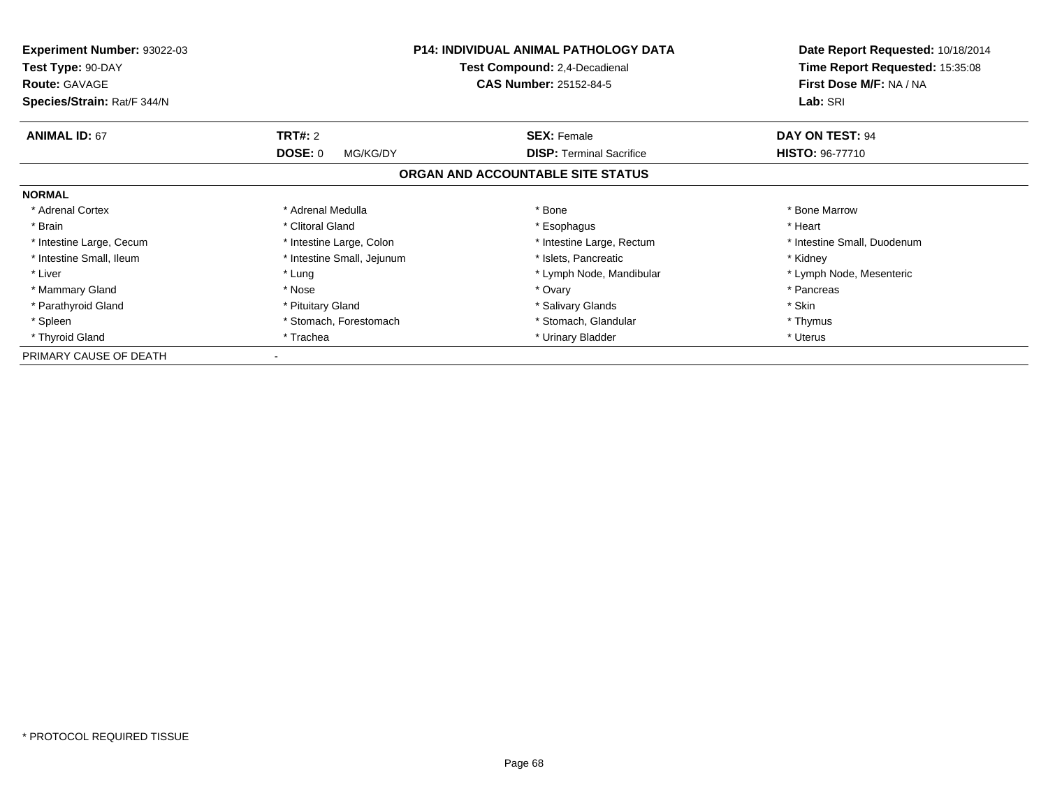**Experiment Number:** 93022-03
**Test Type:** 90-DAY
**Route:** GAVAGE
**Species/Strain:** Rat/F 344/N

**P14: INDIVIDUAL ANIMAL PATHOLOGY DATA**
**Test Compound:** 2,4-Decadienal
**CAS Number:** 25152-84-5

**Date Report Requested:** 10/18/2014
**Time Report Requested:** 15:35:08
**First Dose M/F:** NA / NA
**Lab:** SRI

| **ANIMAL ID:** 67 | **TRT#:** 2 | **SEX:** Female | **DAY ON TEST:** 94 |
|---|---|---|---|
| | **DOSE:** 0 MG/KG/DY | **DISP:** Terminal Sacrifice | **HISTO:** 96-77710 |

## ORGAN AND ACCOUNTABLE SITE STATUS

**NORMAL**

| | | | |
|---|---|---|---|
| * Adrenal Cortex | * Adrenal Medulla | * Bone | * Bone Marrow |
| * Brain | * Clitoral Gland | * Esophagus | * Heart |
| * Intestine Large, Cecum | * Intestine Large, Colon | * Intestine Large, Rectum | * Intestine Small, Duodenum |
| * Intestine Small, Ileum | * Intestine Small, Jejunum | * Islets, Pancreatic | * Kidney |
| * Liver | * Lung | * Lymph Node, Mandibular | * Lymph Node, Mesenteric |
| * Mammary Gland | * Nose | * Ovary | * Pancreas |
| * Parathyroid Gland | * Pituitary Gland | * Salivary Glands | * Skin |
| * Spleen | * Stomach, Forestomach | * Stomach, Glandular | * Thymus |
| * Thyroid Gland | * Trachea | * Urinary Bladder | * Uterus |

PRIMARY CAUSE OF DEATH -

\* PROTOCOL REQUIRED TISSUE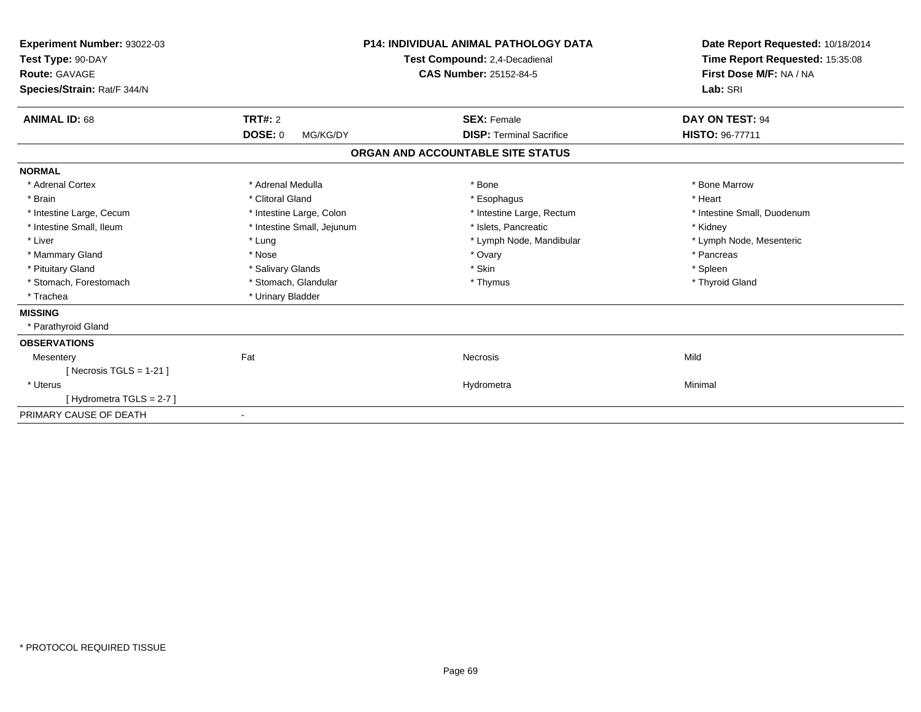**Experiment Number:** 93022-03
**Test Type:** 90-DAY
**Route:** GAVAGE
**Species/Strain:** Rat/F 344/N

**P14: INDIVIDUAL ANIMAL PATHOLOGY DATA**
**Test Compound:** 2,4-Decadienal
**CAS Number:** 25152-84-5

**Date Report Requested:** 10/18/2014
**Time Report Requested:** 15:35:08
**First Dose M/F:** NA / NA
**Lab:** SRI

| **ANIMAL ID:** 68 | **TRT#:** 2 | **SEX:** Female | **DAY ON TEST:** 94 |
|---|---|---|---|
| | **DOSE:** 0 MG/KG/DY | **DISP:** Terminal Sacrifice | **HISTO:** 96-77711 |

## ORGAN AND ACCOUNTABLE SITE STATUS

**NORMAL**

| | | | |
|---|---|---|---|
| * Adrenal Cortex | * Adrenal Medulla | * Bone | * Bone Marrow |
| * Brain | * Clitoral Gland | * Esophagus | * Heart |
| * Intestine Large, Cecum | * Intestine Large, Colon | * Intestine Large, Rectum | * Intestine Small, Duodenum |
| * Intestine Small, Ileum | * Intestine Small, Jejunum | * Islets, Pancreatic | * Kidney |
| * Liver | * Lung | * Lymph Node, Mandibular | * Lymph Node, Mesenteric |
| * Mammary Gland | * Nose | * Ovary | * Pancreas |
| * Pituitary Gland | * Salivary Glands | * Skin | * Spleen |
| * Stomach, Forestomach | * Stomach, Glandular | * Thymus | * Thyroid Gland |
| * Trachea | * Urinary Bladder | | |

**MISSING**

* Parathyroid Gland

**OBSERVATIONS**

| | | | |
|---|---|---|---|
| Mesentery | Fat | Necrosis | Mild |
| [ Necrosis TGLS = 1-21 ] | | | |
| * Uterus | | Hydrometra | Minimal |
| [ Hydrometra TGLS = 2-7 ] | | | |

PRIMARY CAUSE OF DEATH -

* PROTOCOL REQUIRED TISSUE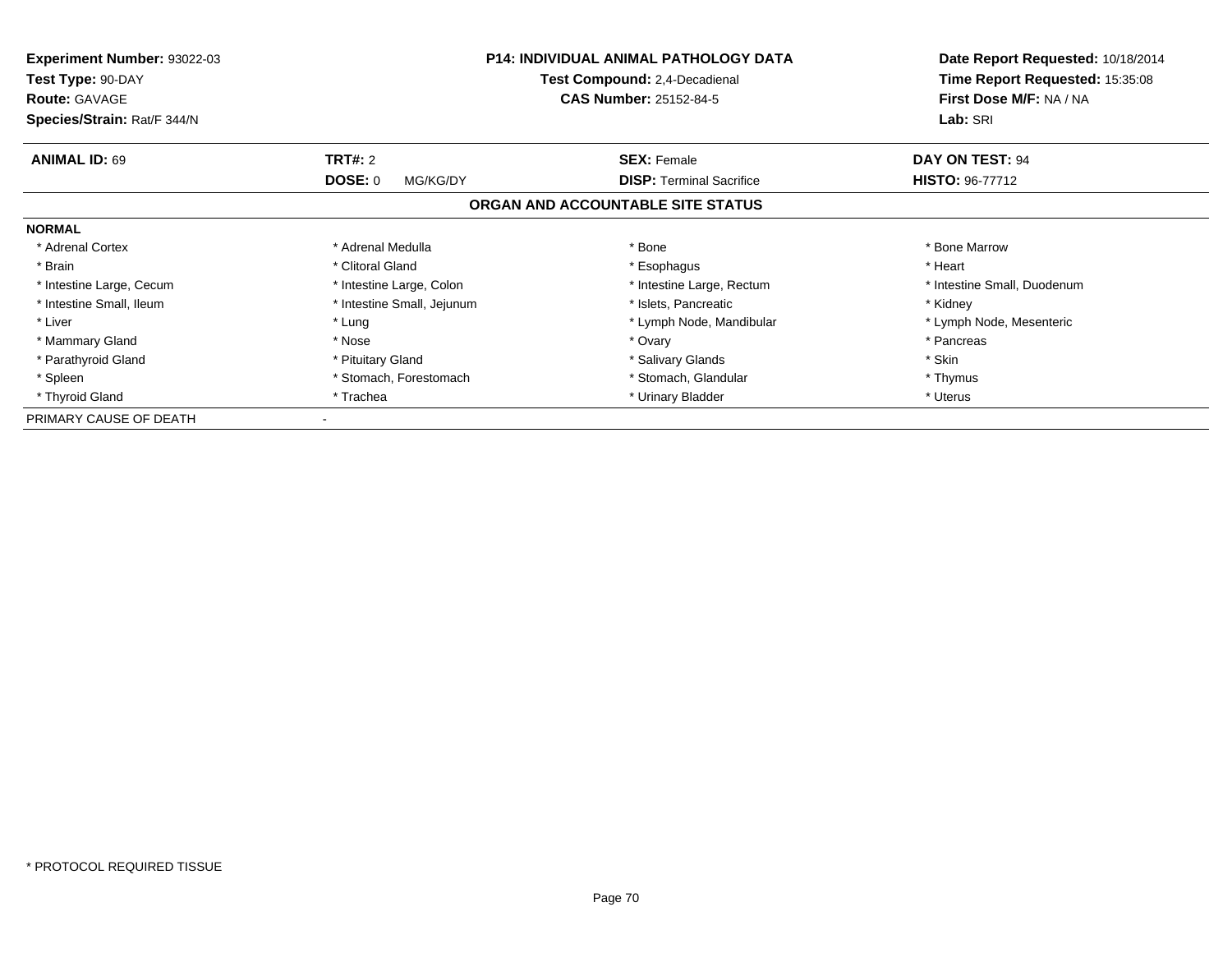**Experiment Number:** 93022-03
**Test Type:** 90-DAY
**Route:** GAVAGE
**Species/Strain:** Rat/F 344/N

**P14: INDIVIDUAL ANIMAL PATHOLOGY DATA**
**Test Compound:** 2,4-Decadienal
**CAS Number:** 25152-84-5

**Date Report Requested:** 10/18/2014
**Time Report Requested:** 15:35:08
**First Dose M/F:** NA / NA
**Lab:** SRI

| **ANIMAL ID:** 69 | **TRT#:** 2 | **SEX:** Female | **DAY ON TEST:** 94 |
|---|---|---|---|
| | **DOSE:** 0 MG/KG/DY | **DISP:** Terminal Sacrifice | **HISTO:** 96-77712 |

## ORGAN AND ACCOUNTABLE SITE STATUS

**NORMAL**

| | | | |
|---|---|---|---|
| * Adrenal Cortex | * Adrenal Medulla | * Bone | * Bone Marrow |
| * Brain | * Clitoral Gland | * Esophagus | * Heart |
| * Intestine Large, Cecum | * Intestine Large, Colon | * Intestine Large, Rectum | * Intestine Small, Duodenum |
| * Intestine Small, Ileum | * Intestine Small, Jejunum | * Islets, Pancreatic | * Kidney |
| * Liver | * Lung | * Lymph Node, Mandibular | * Lymph Node, Mesenteric |
| * Mammary Gland | * Nose | * Ovary | * Pancreas |
| * Parathyroid Gland | * Pituitary Gland | * Salivary Glands | * Skin |
| * Spleen | * Stomach, Forestomach | * Stomach, Glandular | * Thymus |
| * Thyroid Gland | * Trachea | * Urinary Bladder | * Uterus |

PRIMARY CAUSE OF DEATH -

* PROTOCOL REQUIRED TISSUE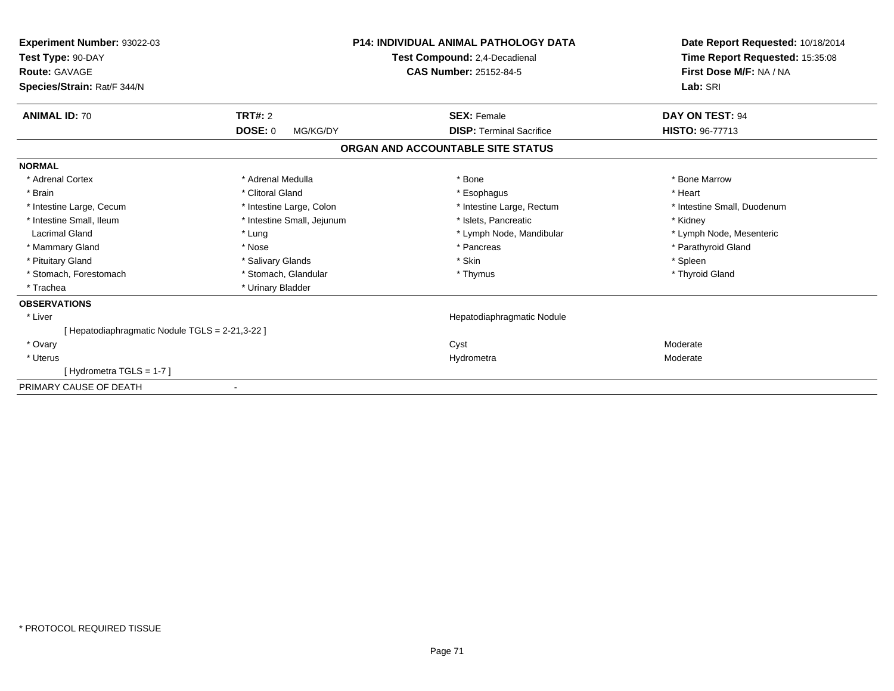**Experiment Number:** 93022-03
**Test Type:** 90-DAY
**Route:** GAVAGE
**Species/Strain:** Rat/F 344/N

**P14: INDIVIDUAL ANIMAL PATHOLOGY DATA**
**Test Compound:** 2,4-Decadienal
**CAS Number:** 25152-84-5

**Date Report Requested:** 10/18/2014
**Time Report Requested:** 15:35:08
**First Dose M/F:** NA / NA
**Lab:** SRI

| **ANIMAL ID:** 70 | **TRT#:** 2 | **SEX:** Female | **DAY ON TEST:** 94 |
|---|---|---|---|
| | **DOSE:** 0 MG/KG/DY | **DISP:** Terminal Sacrifice | **HISTO:** 96-77713 |

## ORGAN AND ACCOUNTABLE SITE STATUS

**NORMAL**

| | | | |
|---|---|---|---|
| * Adrenal Cortex | * Adrenal Medulla | * Bone | * Bone Marrow |
| * Brain | * Clitoral Gland | * Esophagus | * Heart |
| * Intestine Large, Cecum | * Intestine Large, Colon | * Intestine Large, Rectum | * Intestine Small, Duodenum |
| * Intestine Small, Ileum | * Intestine Small, Jejunum | * Islets, Pancreatic | * Kidney |
| Lacrimal Gland | * Lung | * Lymph Node, Mandibular | * Lymph Node, Mesenteric |
| * Mammary Gland | * Nose | * Pancreas | * Parathyroid Gland |
| * Pituitary Gland | * Salivary Glands | * Skin | * Spleen |
| * Stomach, Forestomach | * Stomach, Glandular | * Thymus | * Thyroid Gland |
| * Trachea | * Urinary Bladder | | |

**OBSERVATIONS**

| | | |
|---|---|---|
| * Liver | Hepatodiaphragmatic Nodule | |
| [ Hepatodiaphragmatic Nodule TGLS = 2-21,3-22 ] | | |
| * Ovary | Cyst | Moderate |
| * Uterus | Hydrometra | Moderate |
| [ Hydrometra TGLS = 1-7 ] | | |

PRIMARY CAUSE OF DEATH -

* PROTOCOL REQUIRED TISSUE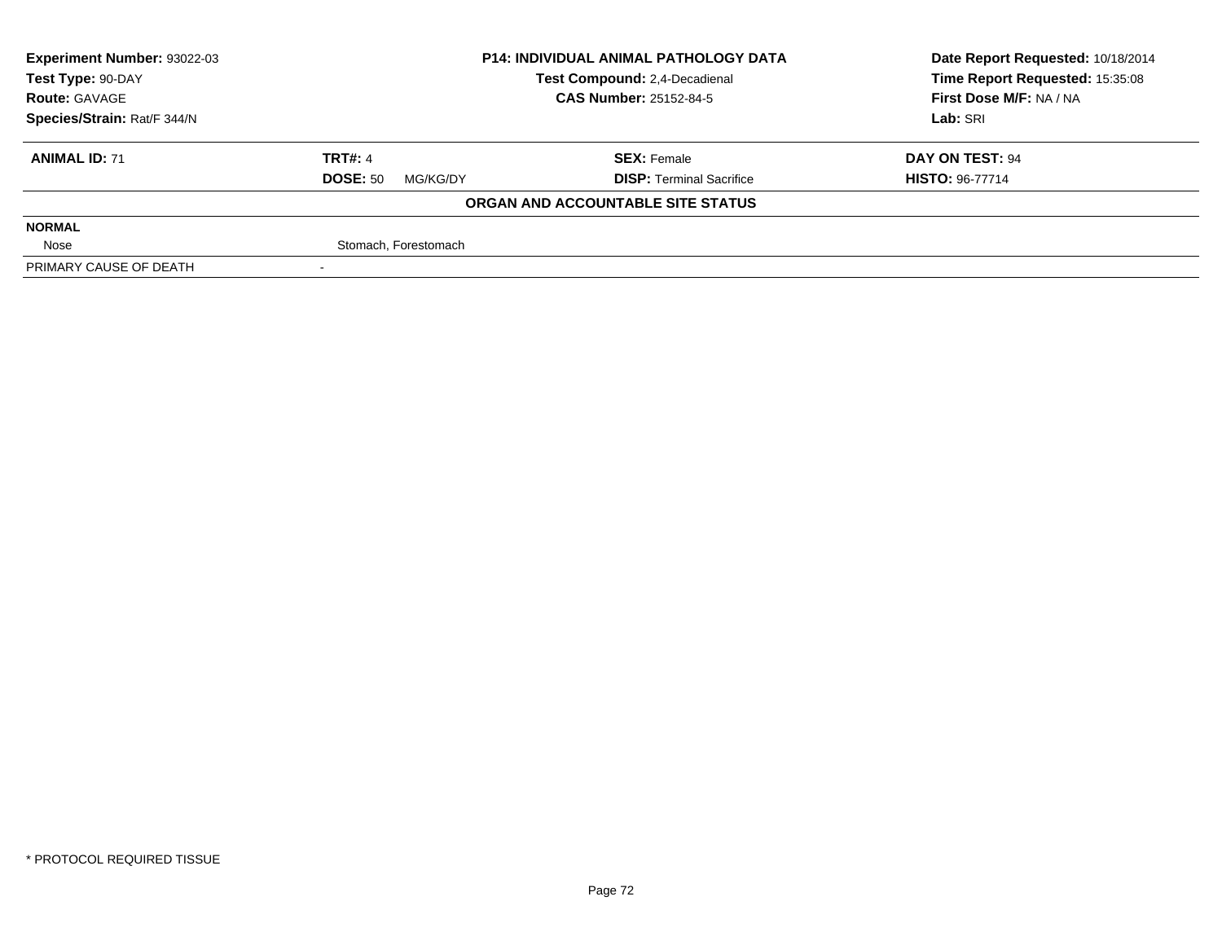| Experiment Number: 93022-03 | P14: INDIVIDUAL ANIMAL PATHOLOGY DATA | Date Report Requested: 10/18/2014 |
|---|---|---|
| Test Type: 90-DAY | Test Compound: 2,4-Decadienal | Time Report Requested: 15:35:08 |
| Route: GAVAGE | CAS Number: 25152-84-5 | First Dose M/F: NA / NA |
| Species/Strain: Rat/F 344/N | | Lab: SRI |

| ANIMAL ID: 71 | TRT#: 4 | SEX: Female | DAY ON TEST: 94 |
|---|---|---|---|
| | DOSE: 50 MG/KG/DY | DISP: Terminal Sacrifice | HISTO: 96-77714 |

**ORGAN AND ACCOUNTABLE SITE STATUS**

| | |
|---|---|
| **NORMAL** | |
| Nose | Stomach, Forestomach |
| PRIMARY CAUSE OF DEATH | - |

* PROTOCOL REQUIRED TISSUE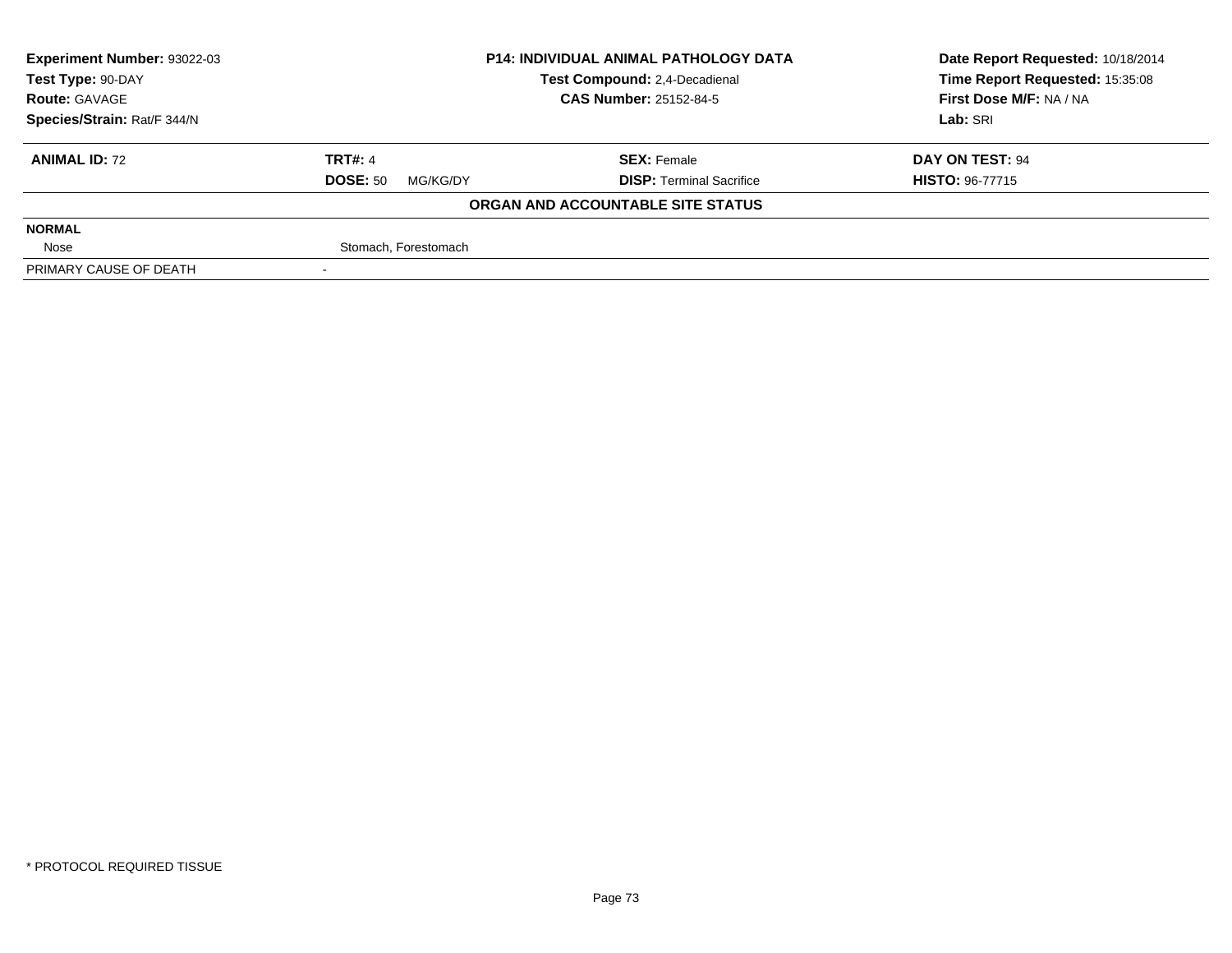| Experiment Number: 93022-03 | P14: INDIVIDUAL ANIMAL PATHOLOGY DATA | Date Report Requested: 10/18/2014 |
|---|---|---|
| Test Type: 90-DAY | Test Compound: 2,4-Decadienal | Time Report Requested: 15:35:08 |
| Route: GAVAGE | CAS Number: 25152-84-5 | First Dose M/F: NA / NA |
| Species/Strain: Rat/F 344/N | | Lab: SRI |

| ANIMAL ID: 72 | TRT#: 4 | SEX: Female | DAY ON TEST: 94 |
|---|---|---|---|
| | DOSE: 50 MG/KG/DY | DISP: Terminal Sacrifice | HISTO: 96-77715 |

**ORGAN AND ACCOUNTABLE SITE STATUS**

| NORMAL | |
|---|---|
| Nose | Stomach, Forestomach |
| PRIMARY CAUSE OF DEATH | - |

* PROTOCOL REQUIRED TISSUE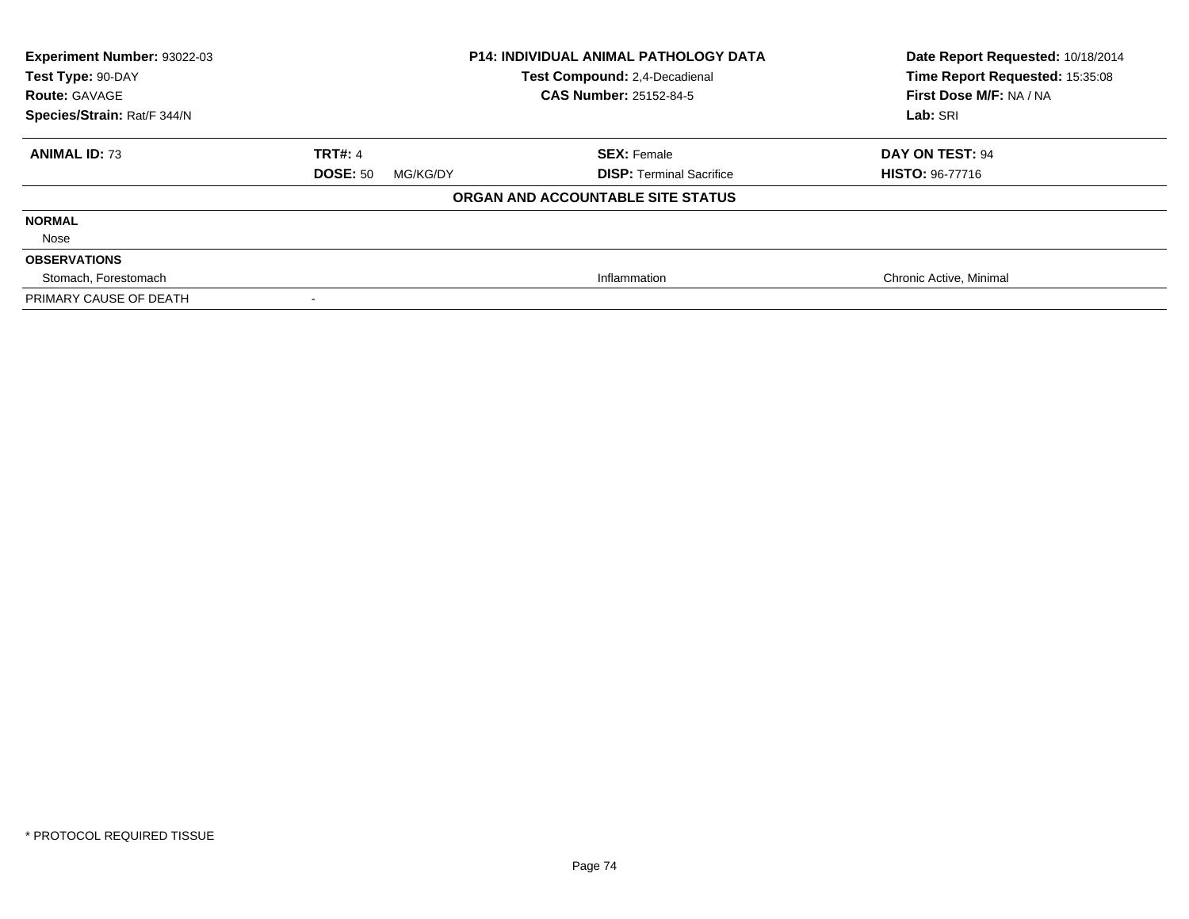| Experiment Number: 93022-03 | P14: INDIVIDUAL ANIMAL PATHOLOGY DATA | Date Report Requested: 10/18/2014 |
|---|---|---|
| Test Type: 90-DAY | Test Compound: 2,4-Decadienal | Time Report Requested: 15:35:08 |
| Route: GAVAGE | CAS Number: 25152-84-5 | First Dose M/F: NA / NA |
| Species/Strain: Rat/F 344/N | | Lab: SRI |

| ANIMAL ID: 73 | TRT#: 4 | SEX: Female | DAY ON TEST: 94 |
|---|---|---|---|
| | DOSE: 50 MG/KG/DY | DISP: Terminal Sacrifice | HISTO: 96-77716 |

**ORGAN AND ACCOUNTABLE SITE STATUS**

| | | | |
|---|---|---|---|
| **NORMAL** | | | |
| Nose | | | |
| **OBSERVATIONS** | | | |
| Stomach, Forestomach | | Inflammation | Chronic Active, Minimal |
| PRIMARY CAUSE OF DEATH | - | | |

\* PROTOCOL REQUIRED TISSUE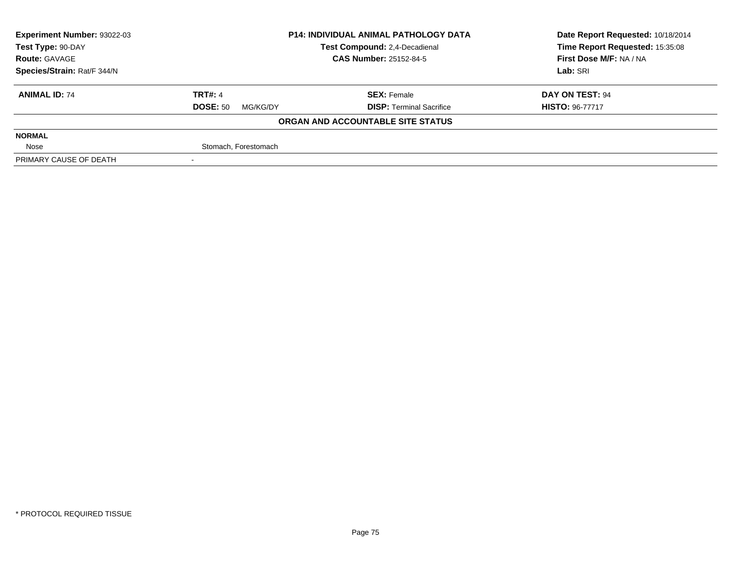| Experiment Number: 93022-03 | P14: INDIVIDUAL ANIMAL PATHOLOGY DATA | Date Report Requested: 10/18/2014 |
|---|---|---|
| Test Type: 90-DAY | Test Compound: 2,4-Decadienal | Time Report Requested: 15:35:08 |
| Route: GAVAGE | CAS Number: 25152-84-5 | First Dose M/F: NA / NA |
| Species/Strain: Rat/F 344/N | | Lab: SRI |

| **ANIMAL ID:** 74 | **TRT#:** 4 | **SEX:** Female | **DAY ON TEST:** 94 |
|---|---|---|---|
| | **DOSE:** 50 MG/KG/DY | **DISP:** Terminal Sacrifice | **HISTO:** 96-77717 |

**ORGAN AND ACCOUNTABLE SITE STATUS**

| | |
|---|---|
| **NORMAL** | |
| Nose | Stomach, Forestomach |
| PRIMARY CAUSE OF DEATH | - |

* PROTOCOL REQUIRED TISSUE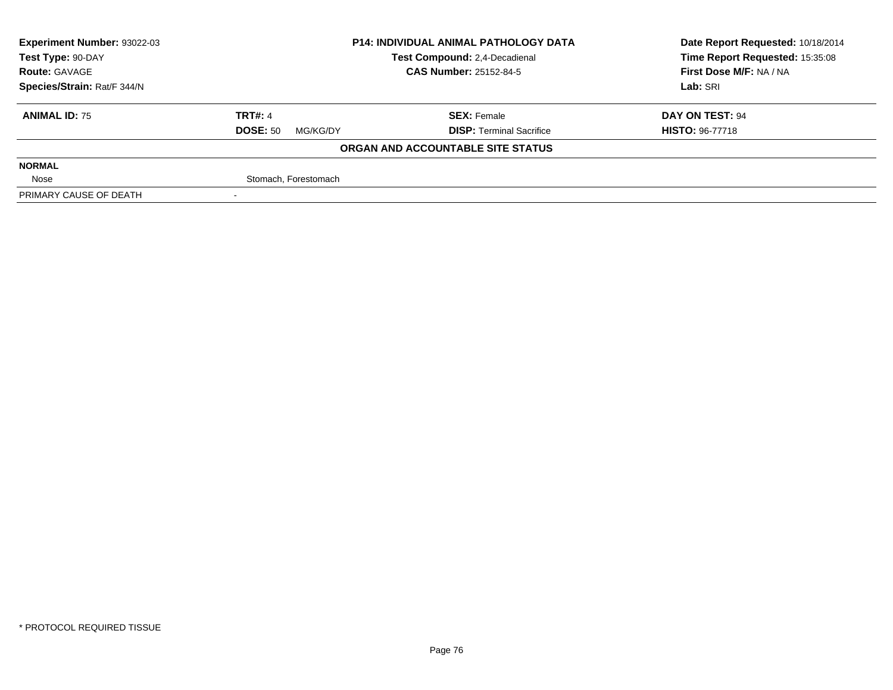**Experiment Number:** 93022-03
**Test Type:** 90-DAY
**Route:** GAVAGE
**Species/Strain:** Rat/F 344/N

**P14: INDIVIDUAL ANIMAL PATHOLOGY DATA**
**Test Compound:** 2,4-Decadienal
**CAS Number:** 25152-84-5

**Date Report Requested:** 10/18/2014
**Time Report Requested:** 15:35:08
**First Dose M/F:** NA / NA
**Lab:** SRI

| **ANIMAL ID:** 75 | **TRT#:** 4 | **SEX:** Female | **DAY ON TEST:** 94 |
|---|---|---|---|
| | **DOSE:** 50 MG/KG/DY | **DISP:** Terminal Sacrifice | **HISTO:** 96-77718 |

**ORGAN AND ACCOUNTABLE SITE STATUS**

| | |
|---|---|
| **NORMAL** | |
| Nose | Stomach, Forestomach |
| PRIMARY CAUSE OF DEATH | - |

* PROTOCOL REQUIRED TISSUE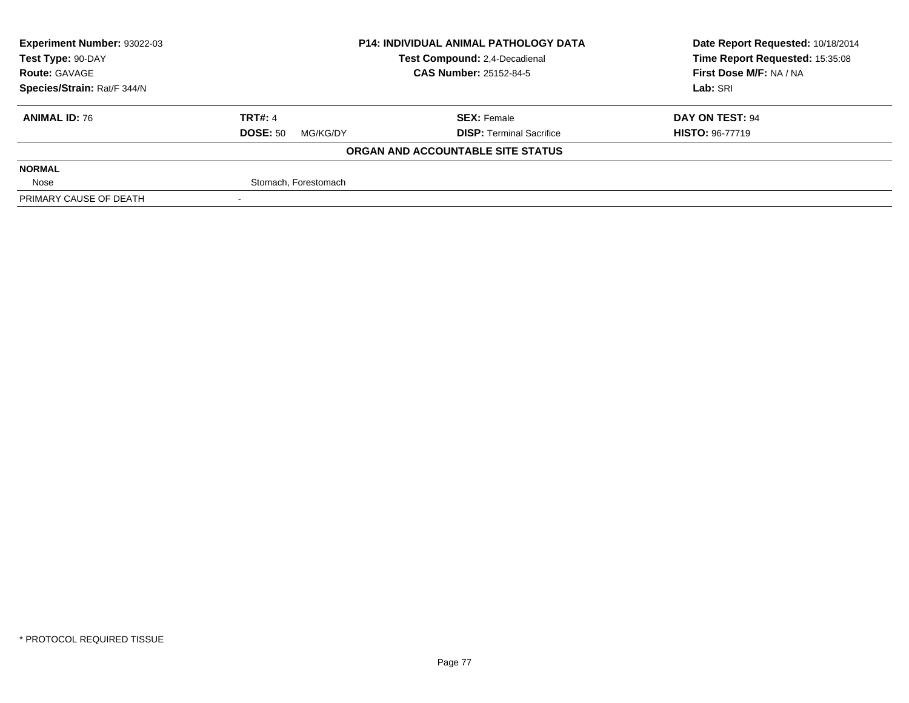| Experiment Number: 93022-03 | P14: INDIVIDUAL ANIMAL PATHOLOGY DATA | Date Report Requested: 10/18/2014 |
|---|---|---|
| Test Type: 90-DAY | Test Compound: 2,4-Decadienal | Time Report Requested: 15:35:08 |
| Route: GAVAGE | CAS Number: 25152-84-5 | First Dose M/F: NA / NA |
| Species/Strain: Rat/F 344/N | | Lab: SRI |

| ANIMAL ID: 76 | TRT#: 4 | SEX: Female | DAY ON TEST: 94 |
|---|---|---|---|
| | DOSE: 50 MG/KG/DY | DISP: Terminal Sacrifice | HISTO: 96-77719 |

**ORGAN AND ACCOUNTABLE SITE STATUS**

| | |
|---|---|
| **NORMAL** | |
| Nose | Stomach, Forestomach |
| PRIMARY CAUSE OF DEATH | - |

\* PROTOCOL REQUIRED TISSUE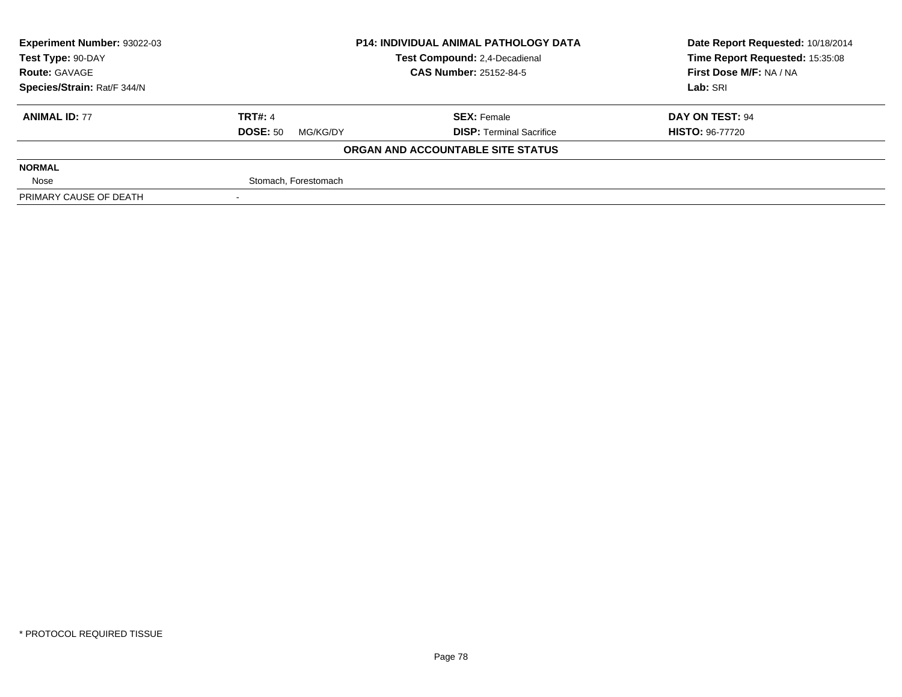| Experiment Number: 93022-03 | P14: INDIVIDUAL ANIMAL PATHOLOGY DATA | Date Report Requested: 10/18/2014 |
|---|---|---|
| Test Type: 90-DAY | Test Compound: 2,4-Decadienal | Time Report Requested: 15:35:08 |
| Route: GAVAGE | CAS Number: 25152-84-5 | First Dose M/F: NA / NA |
| Species/Strain: Rat/F 344/N | | Lab: SRI |

| ANIMAL ID: 77 | TRT#: 4 | SEX: Female | DAY ON TEST: 94 |
|---|---|---|---|
| | DOSE: 50 MG/KG/DY | DISP: Terminal Sacrifice | HISTO: 96-77720 |

**ORGAN AND ACCOUNTABLE SITE STATUS**

| | |
|---|---|
| **NORMAL** | |
| Nose | Stomach, Forestomach |
| PRIMARY CAUSE OF DEATH | - |

* PROTOCOL REQUIRED TISSUE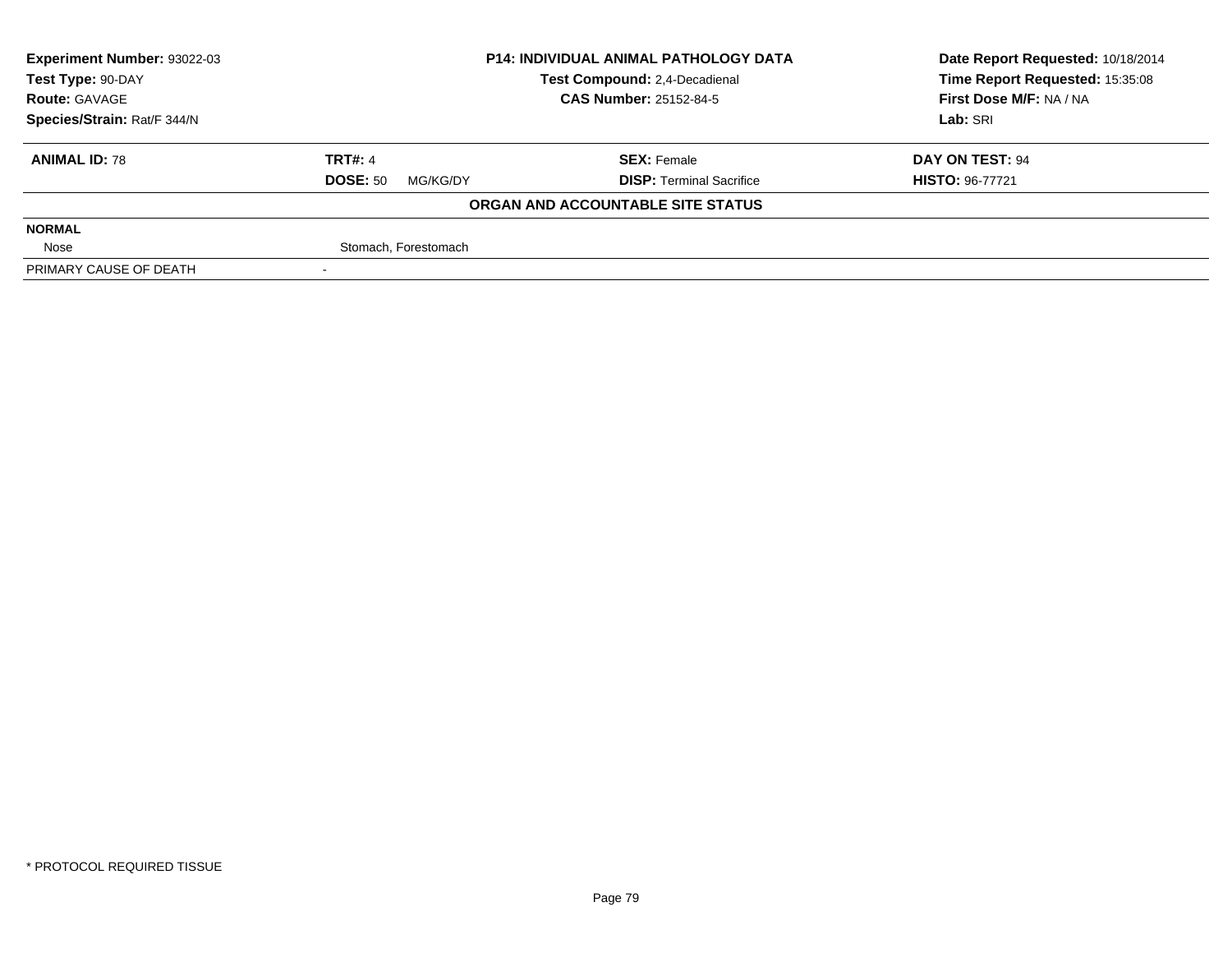| Experiment Number: 93022-03 | P14: INDIVIDUAL ANIMAL PATHOLOGY DATA | Date Report Requested: 10/18/2014 |
|---|---|---|
| Test Type: 90-DAY | Test Compound: 2,4-Decadienal | Time Report Requested: 15:35:08 |
| Route: GAVAGE | CAS Number: 25152-84-5 | First Dose M/F: NA / NA |
| Species/Strain: Rat/F 344/N | | Lab: SRI |

| ANIMAL ID: 78 | TRT#: 4 | SEX: Female | DAY ON TEST: 94 |
|---|---|---|---|
| | DOSE: 50 MG/KG/DY | DISP: Terminal Sacrifice | HISTO: 96-77721 |

**ORGAN AND ACCOUNTABLE SITE STATUS**

| | |
|---|---|
| **NORMAL** | |
| Nose | Stomach, Forestomach |
| PRIMARY CAUSE OF DEATH | - |

* PROTOCOL REQUIRED TISSUE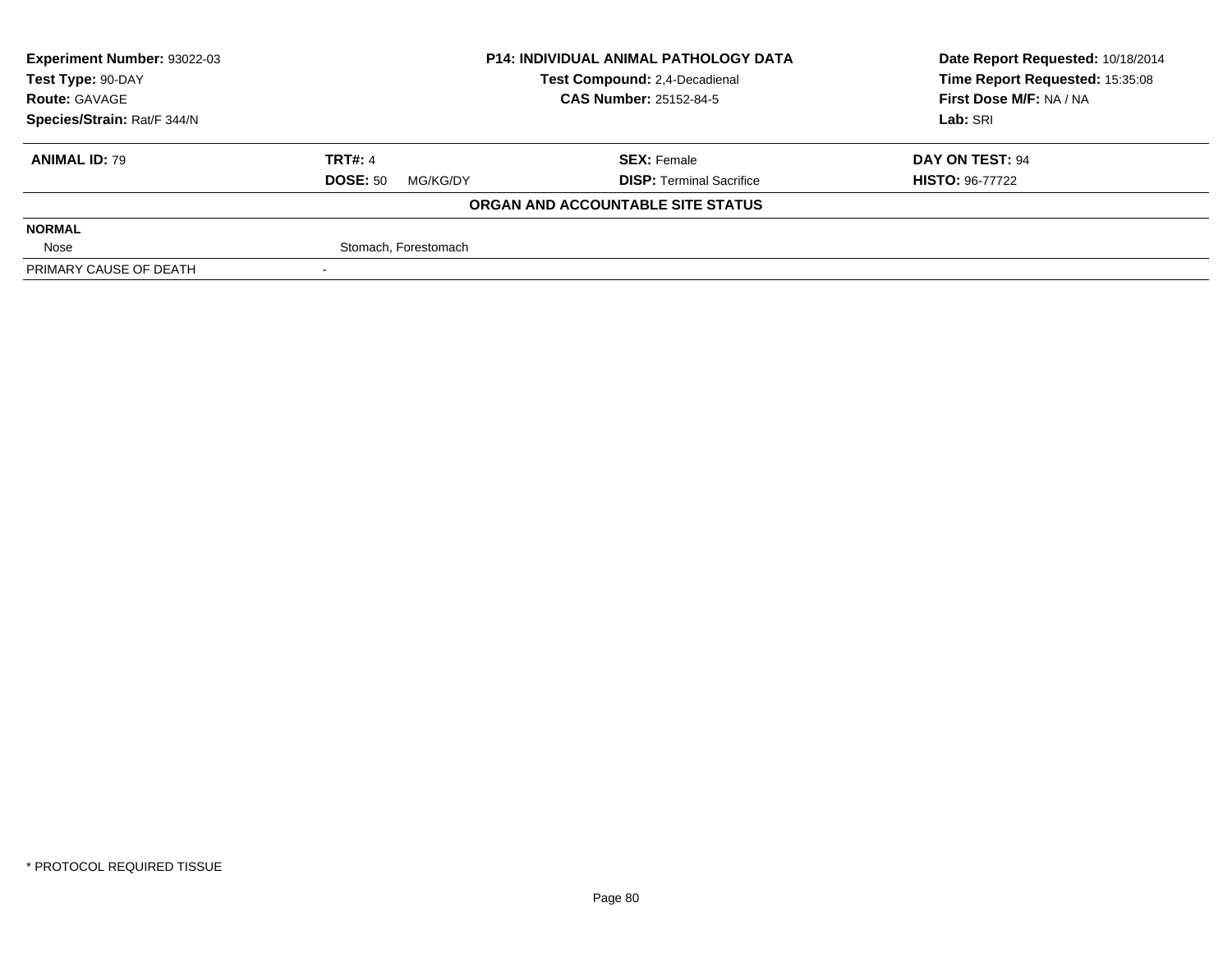| **Experiment Number:** 93022-03 | **P14: INDIVIDUAL ANIMAL PATHOLOGY DATA** | **Date Report Requested:** 10/18/2014 |
|---|---|---|
| **Test Type:** 90-DAY | **Test Compound:** 2,4-Decadienal | **Time Report Requested:** 15:35:08 |
| **Route:** GAVAGE | **CAS Number:** 25152-84-5 | **First Dose M/F:** NA / NA |
| **Species/Strain:** Rat/F 344/N | | **Lab:** SRI |

| **ANIMAL ID:** 79 | **TRT#:** 4 | **SEX:** Female | **DAY ON TEST:** 94 |
|---|---|---|---|
| | **DOSE:** 50 MG/KG/DY | **DISP:** Terminal Sacrifice | **HISTO:** 96-77722 |

**ORGAN AND ACCOUNTABLE SITE STATUS**

| | |
|---|---|
| **NORMAL** | |
| Nose | Stomach, Forestomach |
| PRIMARY CAUSE OF DEATH | - |

* PROTOCOL REQUIRED TISSUE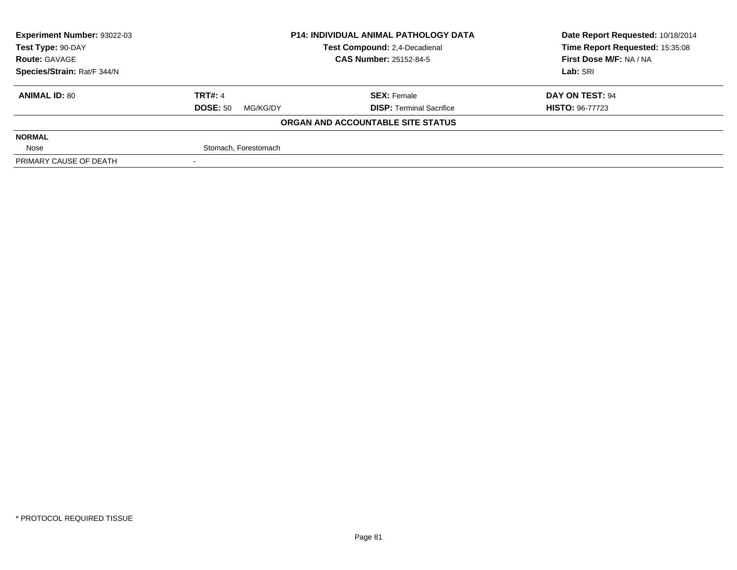**Experiment Number:** 93022-03
**Test Type:** 90-DAY
**Route:** GAVAGE
**Species/Strain:** Rat/F 344/N

**P14: INDIVIDUAL ANIMAL PATHOLOGY DATA**
**Test Compound:** 2,4-Decadienal
**CAS Number:** 25152-84-5

**Date Report Requested:** 10/18/2014
**Time Report Requested:** 15:35:08
**First Dose M/F:** NA / NA
**Lab:** SRI

| **ANIMAL ID:** 80 | **TRT#:** 4 | **SEX:** Female | **DAY ON TEST:** 94 |
|---|---|---|---|
| | **DOSE:** 50 MG/KG/DY | **DISP:** Terminal Sacrifice | **HISTO:** 96-77723 |

**ORGAN AND ACCOUNTABLE SITE STATUS**

| | |
|---|---|
| **NORMAL** | |
| Nose | Stomach, Forestomach |
| PRIMARY CAUSE OF DEATH | - |

\* PROTOCOL REQUIRED TISSUE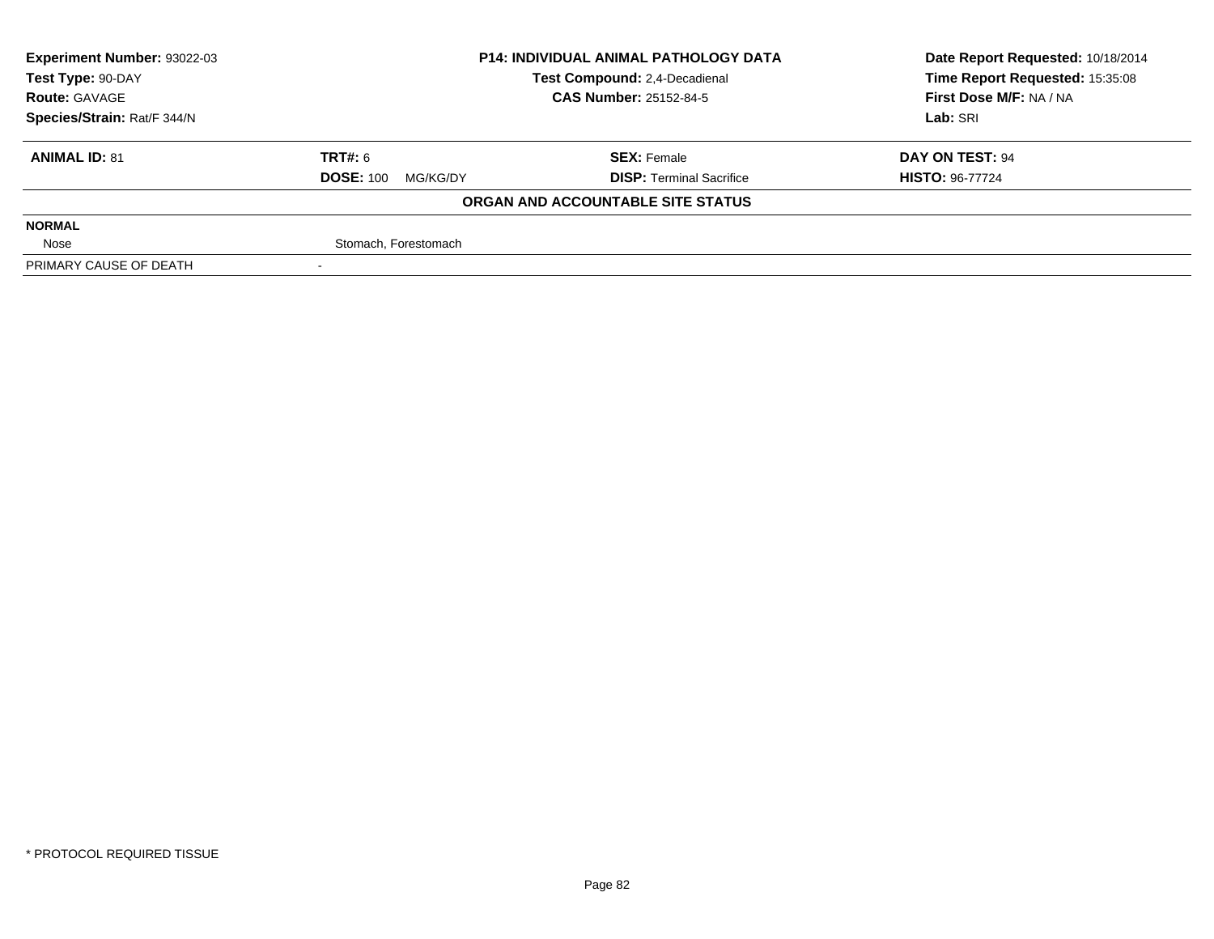| **Experiment Number:** 93022-03 | **P14: INDIVIDUAL ANIMAL PATHOLOGY DATA** | **Date Report Requested:** 10/18/2014 |
|---|---|---|
| **Test Type:** 90-DAY | **Test Compound:** 2,4-Decadienal | **Time Report Requested:** 15:35:08 |
| **Route:** GAVAGE | **CAS Number:** 25152-84-5 | **First Dose M/F:** NA / NA |
| **Species/Strain:** Rat/F 344/N | | **Lab:** SRI |

| **ANIMAL ID:** 81 | **TRT#:** 6 | **SEX:** Female | **DAY ON TEST:** 94 |
|---|---|---|---|
| | **DOSE:** 100 MG/KG/DY | **DISP:** Terminal Sacrifice | **HISTO:** 96-77724 |

**ORGAN AND ACCOUNTABLE SITE STATUS**

| | |
|---|---|
| **NORMAL** | |
| Nose | Stomach, Forestomach |
| PRIMARY CAUSE OF DEATH | - |

* PROTOCOL REQUIRED TISSUE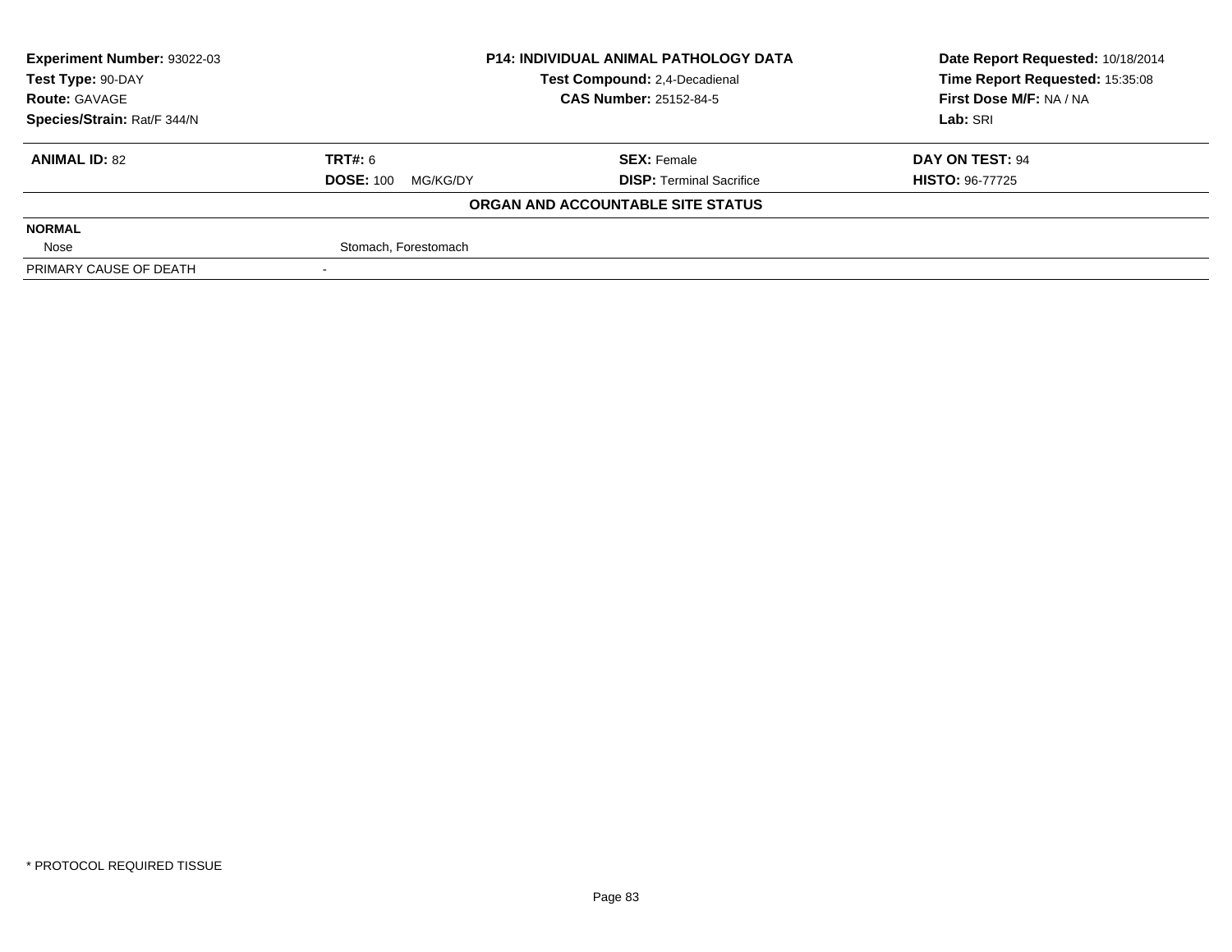| **Experiment Number:** 93022-03 | **P14: INDIVIDUAL ANIMAL PATHOLOGY DATA** | **Date Report Requested:** 10/18/2014 |
|---|---|---|
| **Test Type:** 90-DAY | **Test Compound:** 2,4-Decadienal | **Time Report Requested:** 15:35:08 |
| **Route:** GAVAGE | **CAS Number:** 25152-84-5 | **First Dose M/F:** NA / NA |
| **Species/Strain:** Rat/F 344/N | | **Lab:** SRI |

| **ANIMAL ID:** 82 | **TRT#:** 6 | **SEX:** Female | **DAY ON TEST:** 94 |
|---|---|---|---|
| | **DOSE:** 100 MG/KG/DY | **DISP:** Terminal Sacrifice | **HISTO:** 96-77725 |

**ORGAN AND ACCOUNTABLE SITE STATUS**

| | |
|---|---|
| **NORMAL** | |
| Nose | Stomach, Forestomach |
| PRIMARY CAUSE OF DEATH | - |

\* PROTOCOL REQUIRED TISSUE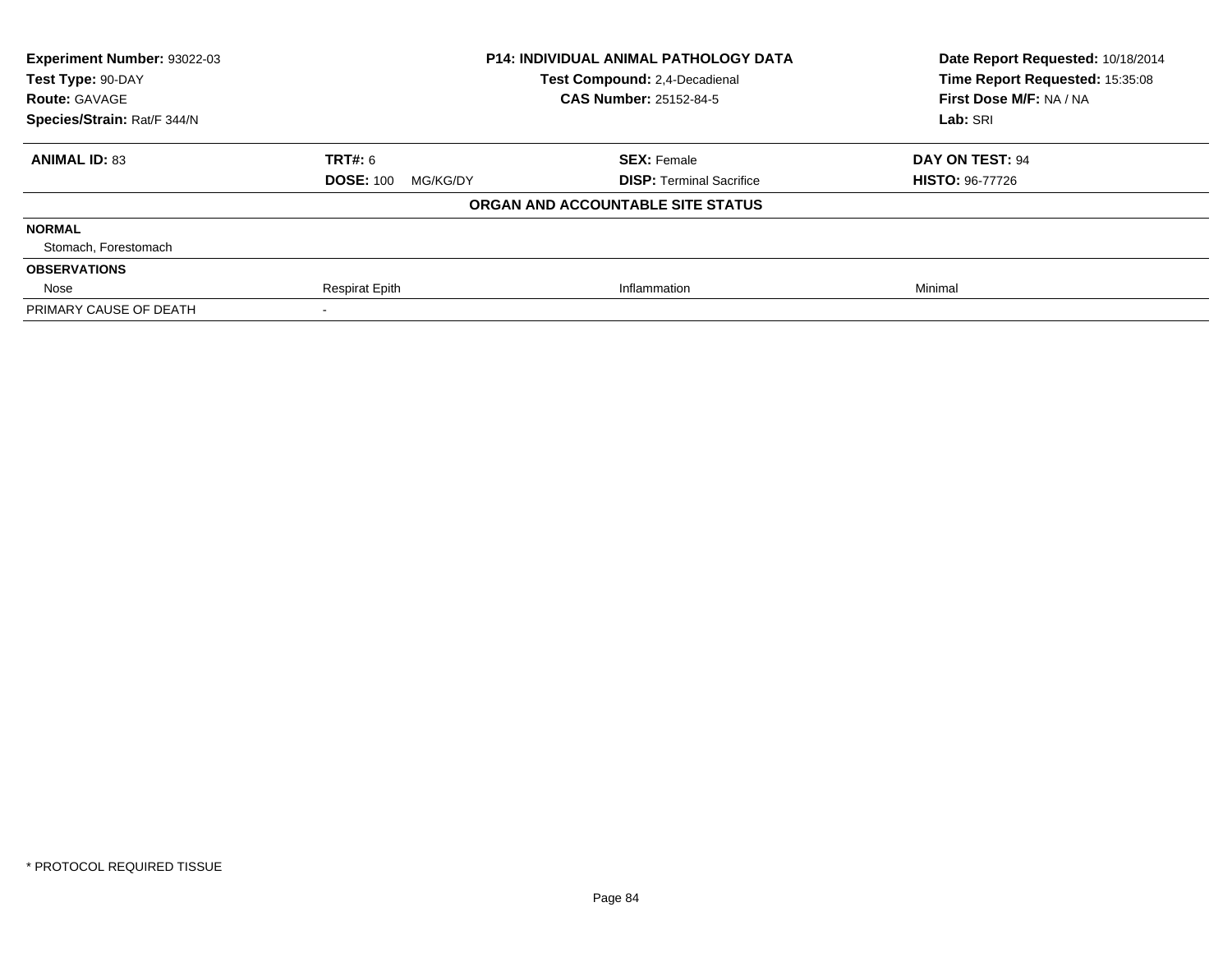**Experiment Number:** 93022-03
**Test Type:** 90-DAY
**Route:** GAVAGE
**Species/Strain:** Rat/F 344/N

**P14: INDIVIDUAL ANIMAL PATHOLOGY DATA**
**Test Compound:** 2,4-Decadienal
**CAS Number:** 25152-84-5

**Date Report Requested:** 10/18/2014
**Time Report Requested:** 15:35:08
**First Dose M/F:** NA / NA
**Lab:** SRI

| **ANIMAL ID:** 83 | **TRT#:** 6 | **SEX:** Female | **DAY ON TEST:** 94 |
|---|---|---|---|
| | **DOSE:** 100 MG/KG/DY | **DISP:** Terminal Sacrifice | **HISTO:** 96-77726 |

**ORGAN AND ACCOUNTABLE SITE STATUS**

| | | | |
|---|---|---|---|
| **NORMAL** | | | |
| Stomach, Forestomach | | | |
| **OBSERVATIONS** | | | |
| Nose | Respirat Epith | Inflammation | Minimal |
| PRIMARY CAUSE OF DEATH | - | | |

\* PROTOCOL REQUIRED TISSUE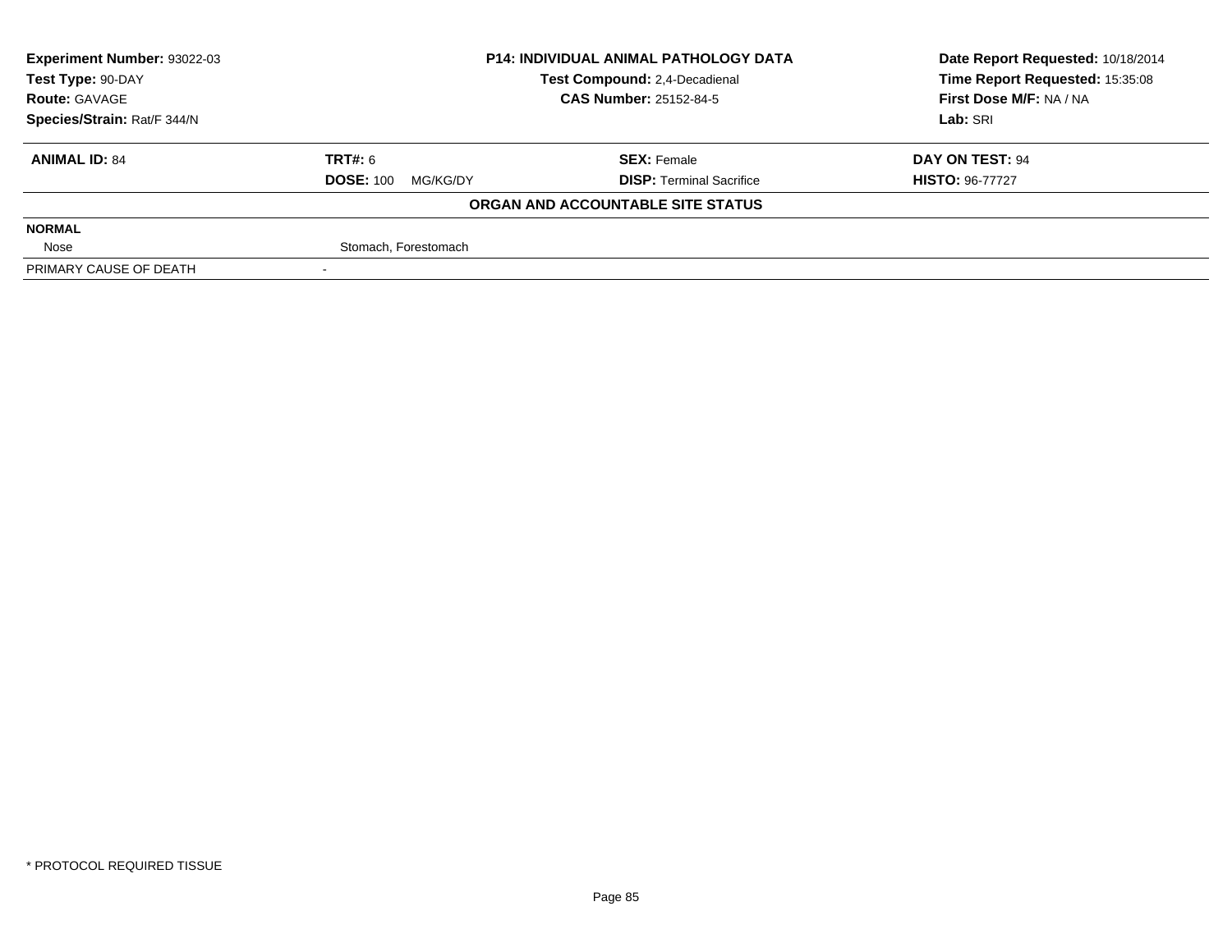| Experiment Number: 93022-03 | P14: INDIVIDUAL ANIMAL PATHOLOGY DATA | Date Report Requested: 10/18/2014 |
|---|---|---|
| Test Type: 90-DAY | Test Compound: 2,4-Decadienal | Time Report Requested: 15:35:08 |
| Route: GAVAGE | CAS Number: 25152-84-5 | First Dose M/F: NA / NA |
| Species/Strain: Rat/F 344/N | | Lab: SRI |

| **ANIMAL ID:** 84 | **TRT#:** 6 | **SEX:** Female | **DAY ON TEST:** 94 |
|---|---|---|---|
| | **DOSE:** 100 MG/KG/DY | **DISP:** Terminal Sacrifice | **HISTO:** 96-77727 |

**ORGAN AND ACCOUNTABLE SITE STATUS**

| | |
|---|---|
| **NORMAL** | |
| Nose | Stomach, Forestomach |
| PRIMARY CAUSE OF DEATH | - |

\* PROTOCOL REQUIRED TISSUE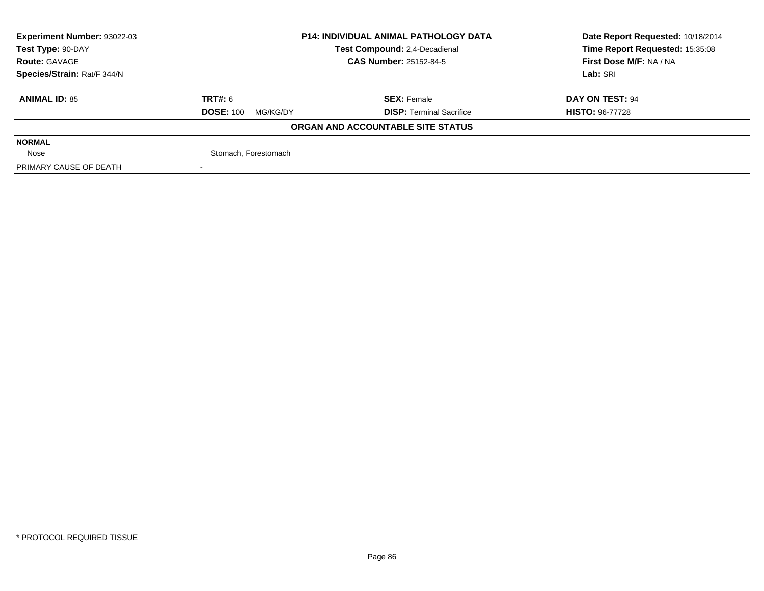| Experiment Number: 93022-03 | P14: INDIVIDUAL ANIMAL PATHOLOGY DATA | Date Report Requested: 10/18/2014 |
|---|---|---|
| Test Type: 90-DAY | Test Compound: 2,4-Decadienal | Time Report Requested: 15:35:08 |
| Route: GAVAGE | CAS Number: 25152-84-5 | First Dose M/F: NA / NA |
| Species/Strain: Rat/F 344/N | | Lab: SRI |

| ANIMAL ID: 85 | TRT#: 6 | SEX: Female | DAY ON TEST: 94 |
|---|---|---|---|
| | DOSE: 100 MG/KG/DY | DISP: Terminal Sacrifice | HISTO: 96-77728 |

**ORGAN AND ACCOUNTABLE SITE STATUS**

| NORMAL | |
|---|---|
| Nose | Stomach, Forestomach |
| PRIMARY CAUSE OF DEATH | - |

* PROTOCOL REQUIRED TISSUE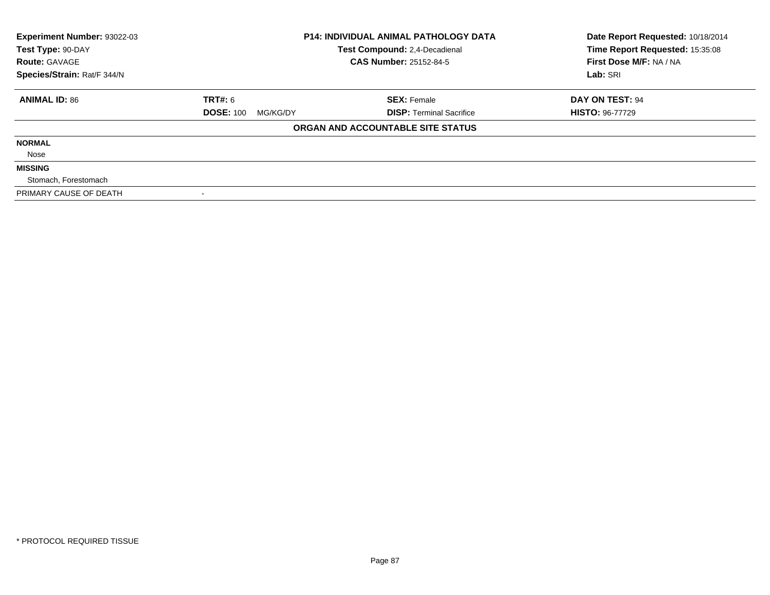**Experiment Number:** 93022-03
**Test Type:** 90-DAY
**Route:** GAVAGE
**Species/Strain:** Rat/F 344/N

**P14: INDIVIDUAL ANIMAL PATHOLOGY DATA**
**Test Compound:** 2,4-Decadienal
**CAS Number:** 25152-84-5

**Date Report Requested:** 10/18/2014
**Time Report Requested:** 15:35:08
**First Dose M/F:** NA / NA
**Lab:** SRI

| **ANIMAL ID:** 86 | **TRT#:** 6 | **SEX:** Female | **DAY ON TEST:** 94 |
|---|---|---|---|
| | **DOSE:** 100 MG/KG/DY | **DISP:** Terminal Sacrifice | **HISTO:** 96-77729 |

**ORGAN AND ACCOUNTABLE SITE STATUS**

**NORMAL**

Nose

**MISSING**

Stomach, Forestomach

PRIMARY CAUSE OF DEATH -

\* PROTOCOL REQUIRED TISSUE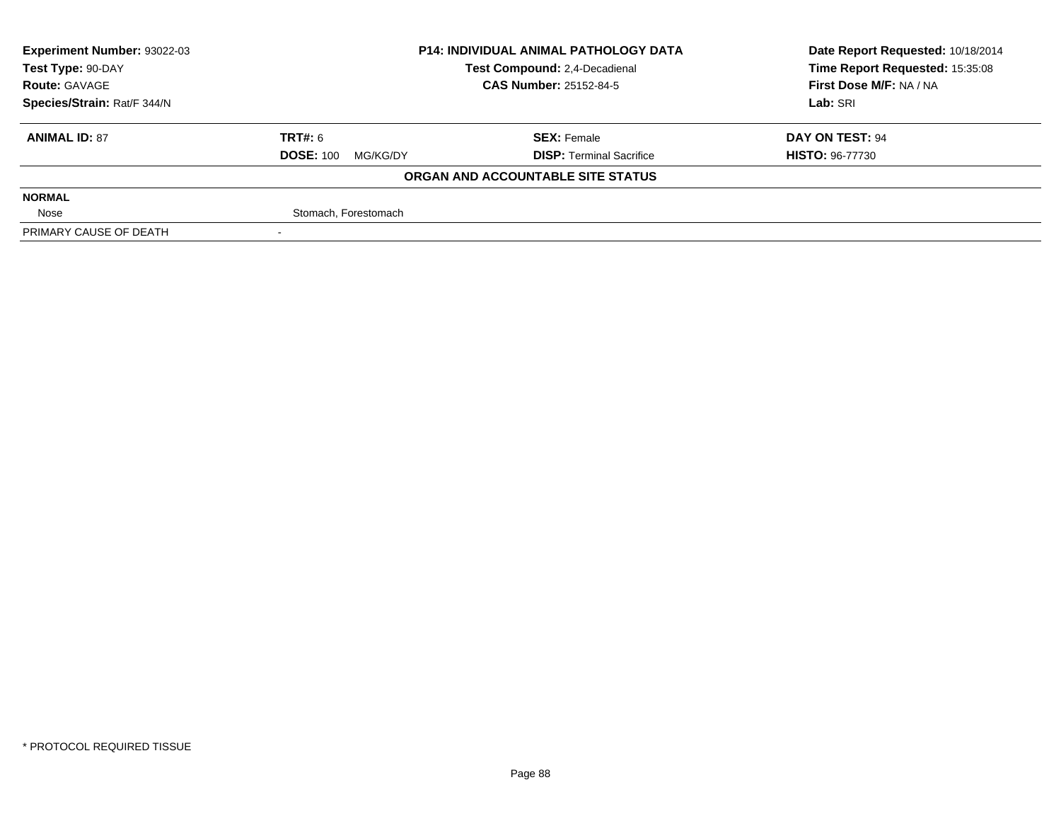| Experiment Number: 93022-03 | P14: INDIVIDUAL ANIMAL PATHOLOGY DATA | Date Report Requested: 10/18/2014 |
|---|---|---|
| Test Type: 90-DAY | Test Compound: 2,4-Decadienal | Time Report Requested: 15:35:08 |
| Route: GAVAGE | CAS Number: 25152-84-5 | First Dose M/F: NA / NA |
| Species/Strain: Rat/F 344/N | | Lab: SRI |

| ANIMAL ID: 87 | TRT#: 6 | SEX: Female | DAY ON TEST: 94 |
|---|---|---|---|
| | DOSE: 100 MG/KG/DY | DISP: Terminal Sacrifice | HISTO: 96-77730 |

**ORGAN AND ACCOUNTABLE SITE STATUS**

| NORMAL | |
|---|---|
| Nose | Stomach, Forestomach |
| PRIMARY CAUSE OF DEATH | - |

\* PROTOCOL REQUIRED TISSUE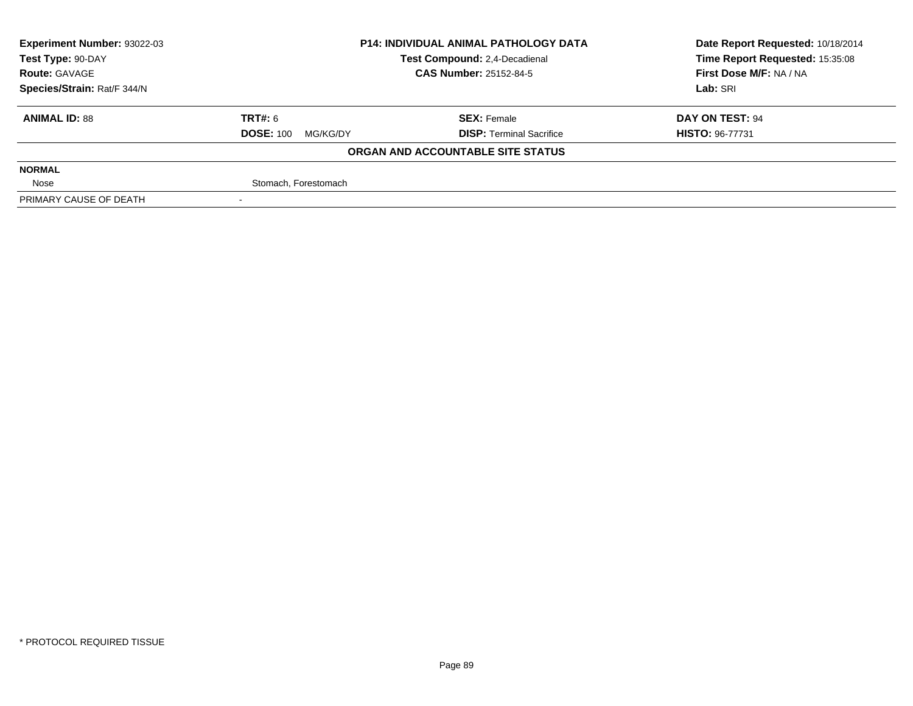| Experiment Number: 93022-03 | P14: INDIVIDUAL ANIMAL PATHOLOGY DATA | Date Report Requested: 10/18/2014 |
|---|---|---|
| Test Type: 90-DAY | Test Compound: 2,4-Decadienal | Time Report Requested: 15:35:08 |
| Route: GAVAGE | CAS Number: 25152-84-5 | First Dose M/F: NA / NA |
| Species/Strain: Rat/F 344/N | | Lab: SRI |

| ANIMAL ID: 88 | TRT#: 6 | SEX: Female | DAY ON TEST: 94 |
|---|---|---|---|
| | DOSE: 100 MG/KG/DY | DISP: Terminal Sacrifice | HISTO: 96-77731 |

**ORGAN AND ACCOUNTABLE SITE STATUS**

| | |
|---|---|
| **NORMAL** | |
| Nose | Stomach, Forestomach |
| PRIMARY CAUSE OF DEATH | - |

* PROTOCOL REQUIRED TISSUE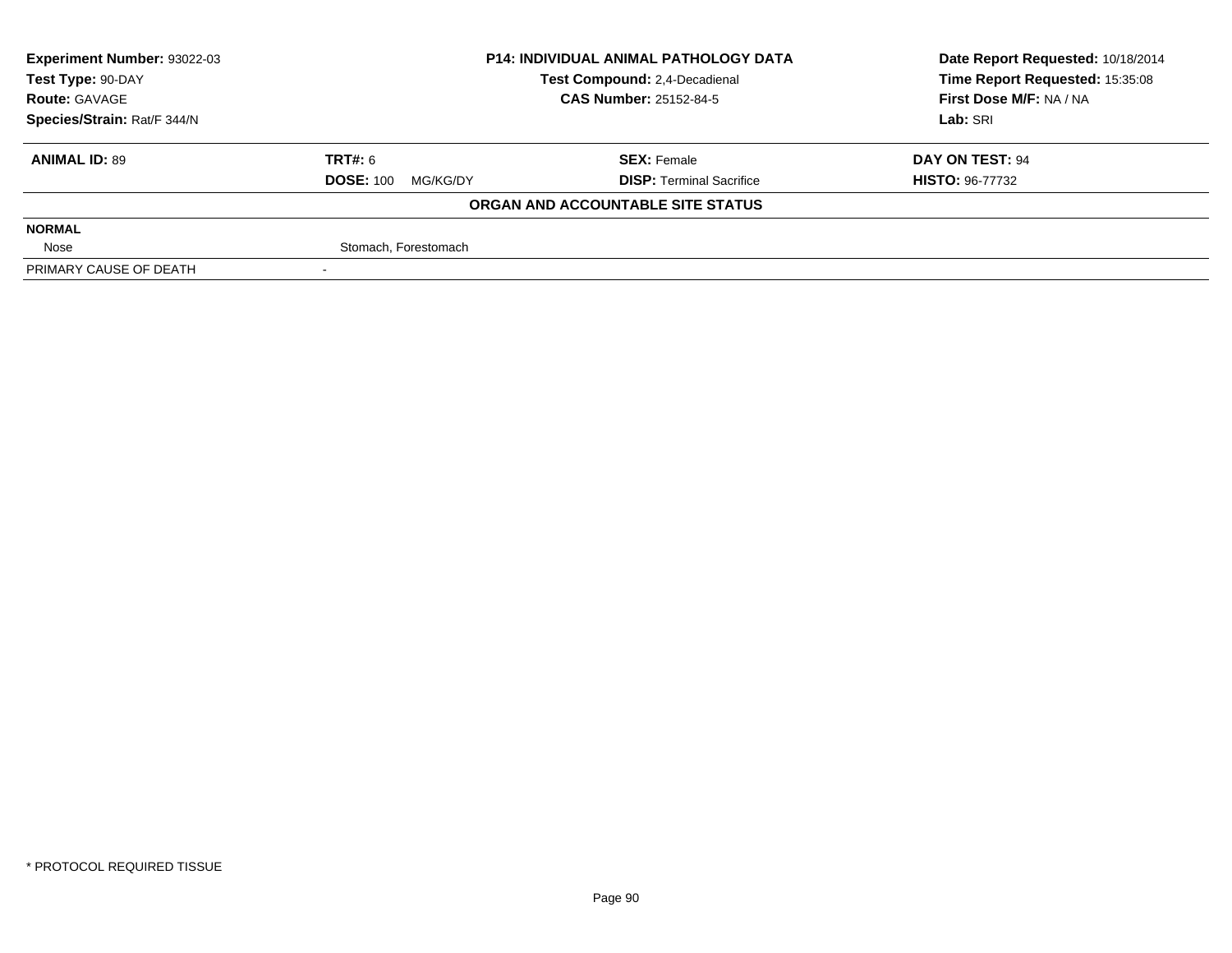**Experiment Number:** 93022-03
**Test Type:** 90-DAY
**Route:** GAVAGE
**Species/Strain:** Rat/F 344/N

**P14: INDIVIDUAL ANIMAL PATHOLOGY DATA**
**Test Compound:** 2,4-Decadienal
**CAS Number:** 25152-84-5

**Date Report Requested:** 10/18/2014
**Time Report Requested:** 15:35:08
**First Dose M/F:** NA / NA
**Lab:** SRI

| **ANIMAL ID:** 89 | **TRT#:** 6 | **SEX:** Female | **DAY ON TEST:** 94 |
|---|---|---|---|
| | **DOSE:** 100 MG/KG/DY | **DISP:** Terminal Sacrifice | **HISTO:** 96-77732 |

**ORGAN AND ACCOUNTABLE SITE STATUS**

| | |
|---|---|
| **NORMAL** | |
| Nose | Stomach, Forestomach |
| PRIMARY CAUSE OF DEATH | - |

\* PROTOCOL REQUIRED TISSUE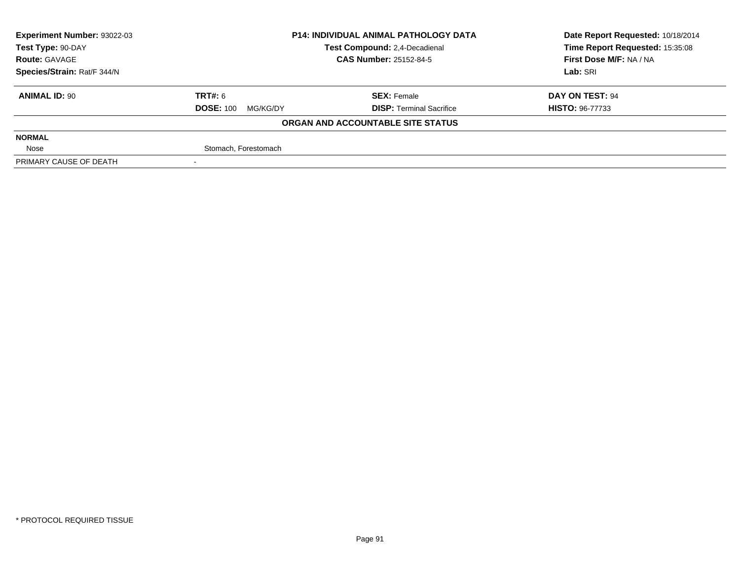| **Experiment Number:** 93022-03 | **P14: INDIVIDUAL ANIMAL PATHOLOGY DATA** | **Date Report Requested:** 10/18/2014 |
|---|---|---|
| **Test Type:** 90-DAY | **Test Compound:** 2,4-Decadienal | **Time Report Requested:** 15:35:08 |
| **Route:** GAVAGE | **CAS Number:** 25152-84-5 | **First Dose M/F:** NA / NA |
| **Species/Strain:** Rat/F 344/N | | **Lab:** SRI |

| **ANIMAL ID:** 90 | **TRT#:** 6 | **SEX:** Female | **DAY ON TEST:** 94 |
|---|---|---|---|
| | **DOSE:** 100 MG/KG/DY | **DISP:** Terminal Sacrifice | **HISTO:** 96-77733 |

**ORGAN AND ACCOUNTABLE SITE STATUS**

| **NORMAL** | |
|---|---|
| Nose | Stomach, Forestomach |
| PRIMARY CAUSE OF DEATH | - |

* PROTOCOL REQUIRED TISSUE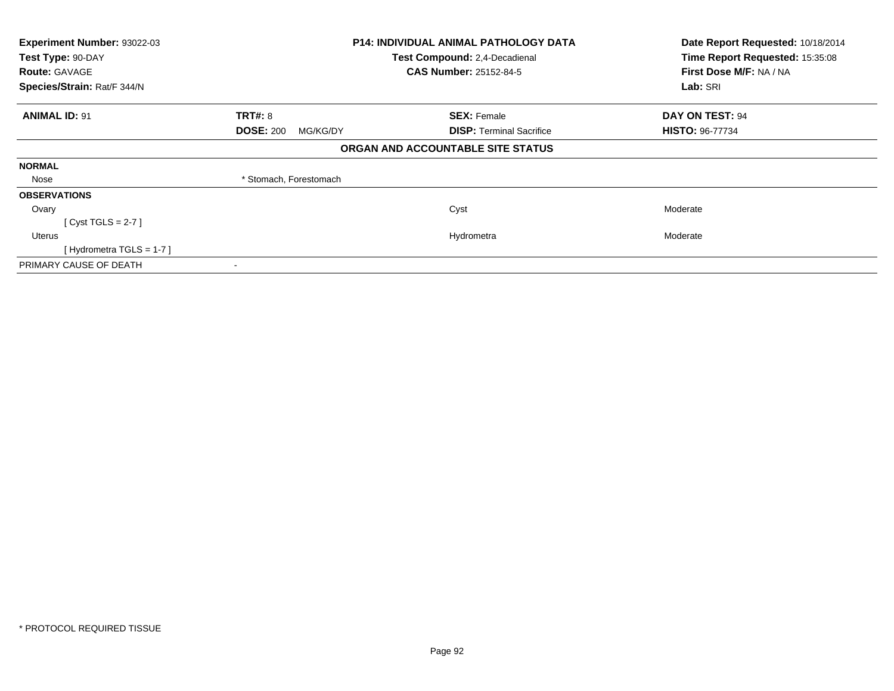| **Experiment Number:** 93022-03 | **P14: INDIVIDUAL ANIMAL PATHOLOGY DATA** | **Date Report Requested:** 10/18/2014 |
|---|---|---|
| **Test Type:** 90-DAY | **Test Compound:** 2,4-Decadienal | **Time Report Requested:** 15:35:08 |
| **Route:** GAVAGE | **CAS Number:** 25152-84-5 | **First Dose M/F:** NA / NA |
| **Species/Strain:** Rat/F 344/N | | **Lab:** SRI |

| **ANIMAL ID:** 91 | **TRT#:** 8 | **SEX:** Female | **DAY ON TEST:** 94 |
|---|---|---|---|
| | **DOSE:** 200 MG/KG/DY | **DISP:** Terminal Sacrifice | **HISTO:** 96-77734 |

**ORGAN AND ACCOUNTABLE SITE STATUS**

| | | | |
|---|---|---|---|
| **NORMAL** | | | |
| Nose | * Stomach, Forestomach | | |
| **OBSERVATIONS** | | | |
| Ovary | | Cyst | Moderate |
| [ Cyst TGLS = 2-7 ] | | | |
| Uterus | | Hydrometra | Moderate |
| [ Hydrometra TGLS = 1-7 ] | | | |
| PRIMARY CAUSE OF DEATH | - | | |

* PROTOCOL REQUIRED TISSUE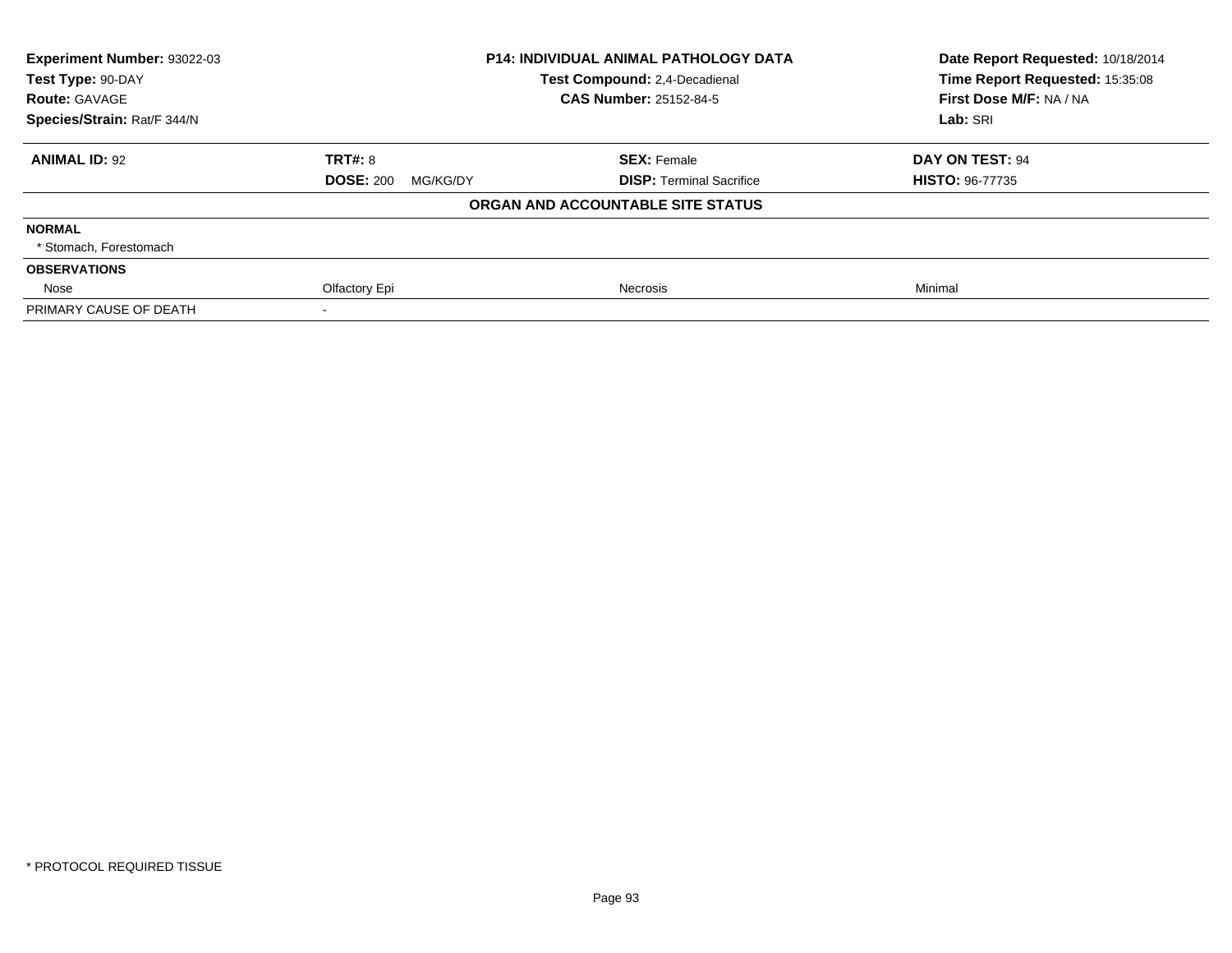| Experiment Number: 93022-03 | P14: INDIVIDUAL ANIMAL PATHOLOGY DATA | Date Report Requested: 10/18/2014 |
|---|---|---|
| Test Type: 90-DAY | Test Compound: 2,4-Decadienal | Time Report Requested: 15:35:08 |
| Route: GAVAGE | CAS Number: 25152-84-5 | First Dose M/F: NA / NA |
| Species/Strain: Rat/F 344/N | | Lab: SRI |

| ANIMAL ID: 92 | TRT#: 8 | SEX: Female | DAY ON TEST: 94 |
|---|---|---|---|
| | DOSE: 200 MG/KG/DY | DISP: Terminal Sacrifice | HISTO: 96-77735 |

**ORGAN AND ACCOUNTABLE SITE STATUS**

| | | | |
|---|---|---|---|
| **NORMAL** | | | |
| * Stomach, Forestomach | | | |
| **OBSERVATIONS** | | | |
| Nose | Olfactory Epi | Necrosis | Minimal |
| PRIMARY CAUSE OF DEATH | - | | |

* PROTOCOL REQUIRED TISSUE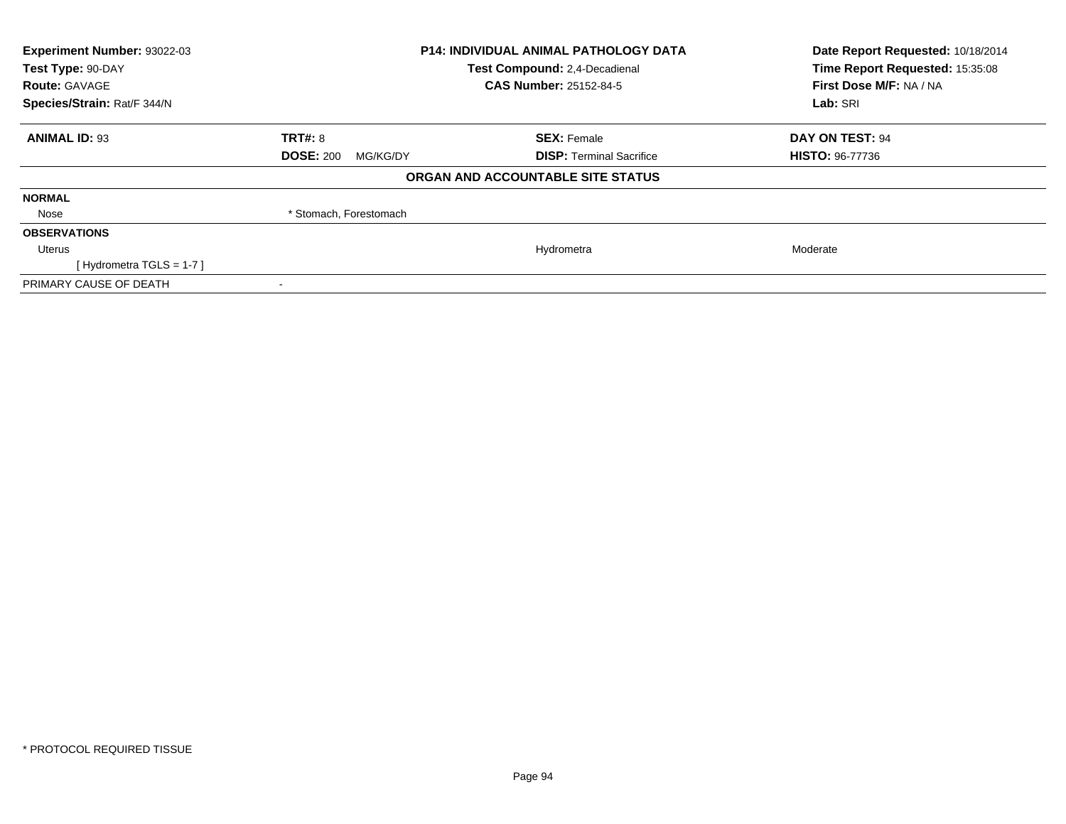| Experiment Number: 93022-03 | P14: INDIVIDUAL ANIMAL PATHOLOGY DATA | Date Report Requested: 10/18/2014 |
|---|---|---|
| Test Type: 90-DAY | Test Compound: 2,4-Decadienal | Time Report Requested: 15:35:08 |
| Route: GAVAGE | CAS Number: 25152-84-5 | First Dose M/F: NA / NA |
| Species/Strain: Rat/F 344/N | | Lab: SRI |

| ANIMAL ID: 93 | TRT#: 8 | SEX: Female | DAY ON TEST: 94 |
|---|---|---|---|
| | DOSE: 200 MG/KG/DY | DISP: Terminal Sacrifice | HISTO: 96-77736 |

**ORGAN AND ACCOUNTABLE SITE STATUS**

| | | | |
|---|---|---|---|
| **NORMAL** | | | |
| Nose | * Stomach, Forestomach | | |
| **OBSERVATIONS** | | | |
| Uterus | | Hydrometra | Moderate |
| [ Hydrometra TGLS = 1-7 ] | | | |
| PRIMARY CAUSE OF DEATH | - | | |

* PROTOCOL REQUIRED TISSUE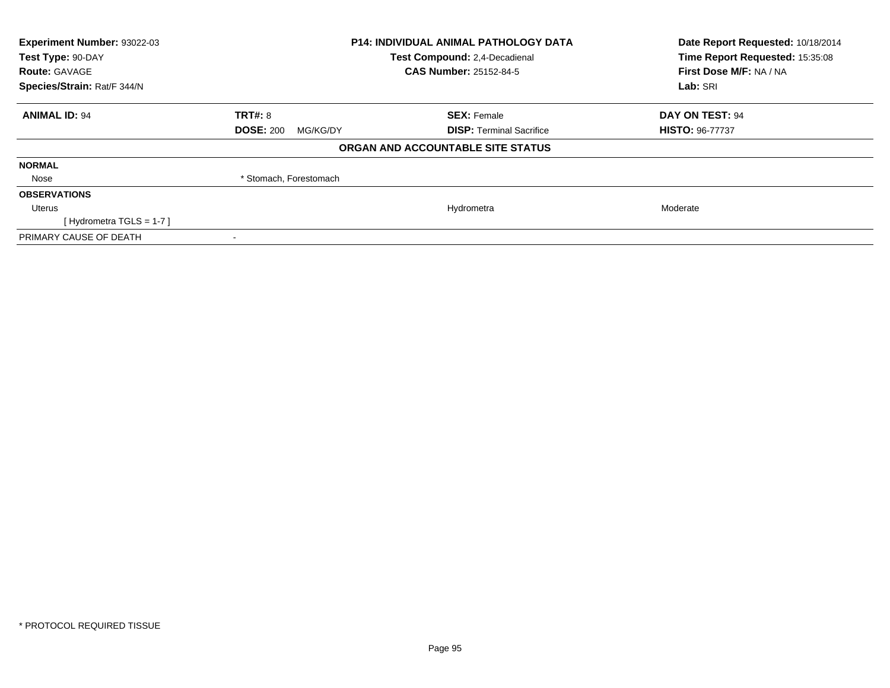| Experiment Number: 93022-03 | P14: INDIVIDUAL ANIMAL PATHOLOGY DATA | Date Report Requested: 10/18/2014 |
|---|---|---|
| Test Type: 90-DAY | Test Compound: 2,4-Decadienal | Time Report Requested: 15:35:08 |
| Route: GAVAGE | CAS Number: 25152-84-5 | First Dose M/F: NA / NA |
| Species/Strain: Rat/F 344/N | | Lab: SRI |

| ANIMAL ID: 94 | TRT#: 8 | SEX: Female | DAY ON TEST: 94 |
|---|---|---|---|
| | DOSE: 200 MG/KG/DY | DISP: Terminal Sacrifice | HISTO: 96-77737 |

**ORGAN AND ACCOUNTABLE SITE STATUS**

| | | | |
|---|---|---|---|
| **NORMAL** | | | |
| Nose | * Stomach, Forestomach | | |
| **OBSERVATIONS** | | | |
| Uterus | | Hydrometra | Moderate |
| [ Hydrometra TGLS = 1-7 ] | | | |
| PRIMARY CAUSE OF DEATH | - | | |

* PROTOCOL REQUIRED TISSUE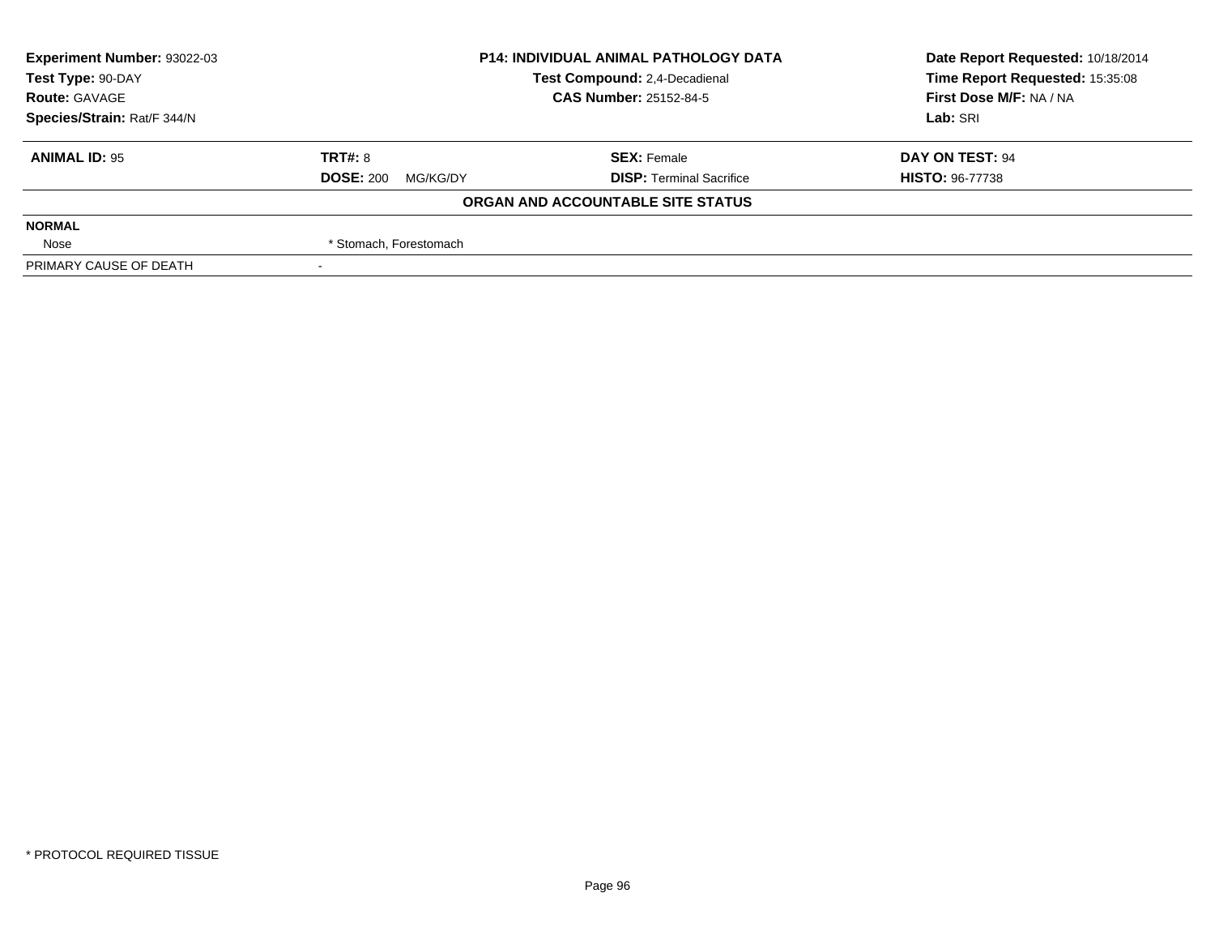| Experiment Number: 93022-03 | P14: INDIVIDUAL ANIMAL PATHOLOGY DATA | Date Report Requested: 10/18/2014 |
|---|---|---|
| Test Type: 90-DAY | Test Compound: 2,4-Decadienal | Time Report Requested: 15:35:08 |
| Route: GAVAGE | CAS Number: 25152-84-5 | First Dose M/F: NA / NA |
| Species/Strain: Rat/F 344/N | | Lab: SRI |

| ANIMAL ID: 95 | TRT#: 8 | SEX: Female | DAY ON TEST: 94 |
|---|---|---|---|
| | DOSE: 200 MG/KG/DY | DISP: Terminal Sacrifice | HISTO: 96-77738 |

**ORGAN AND ACCOUNTABLE SITE STATUS**

| | |
|---|---|
| **NORMAL** | |
| Nose | * Stomach, Forestomach |
| PRIMARY CAUSE OF DEATH | - |

* PROTOCOL REQUIRED TISSUE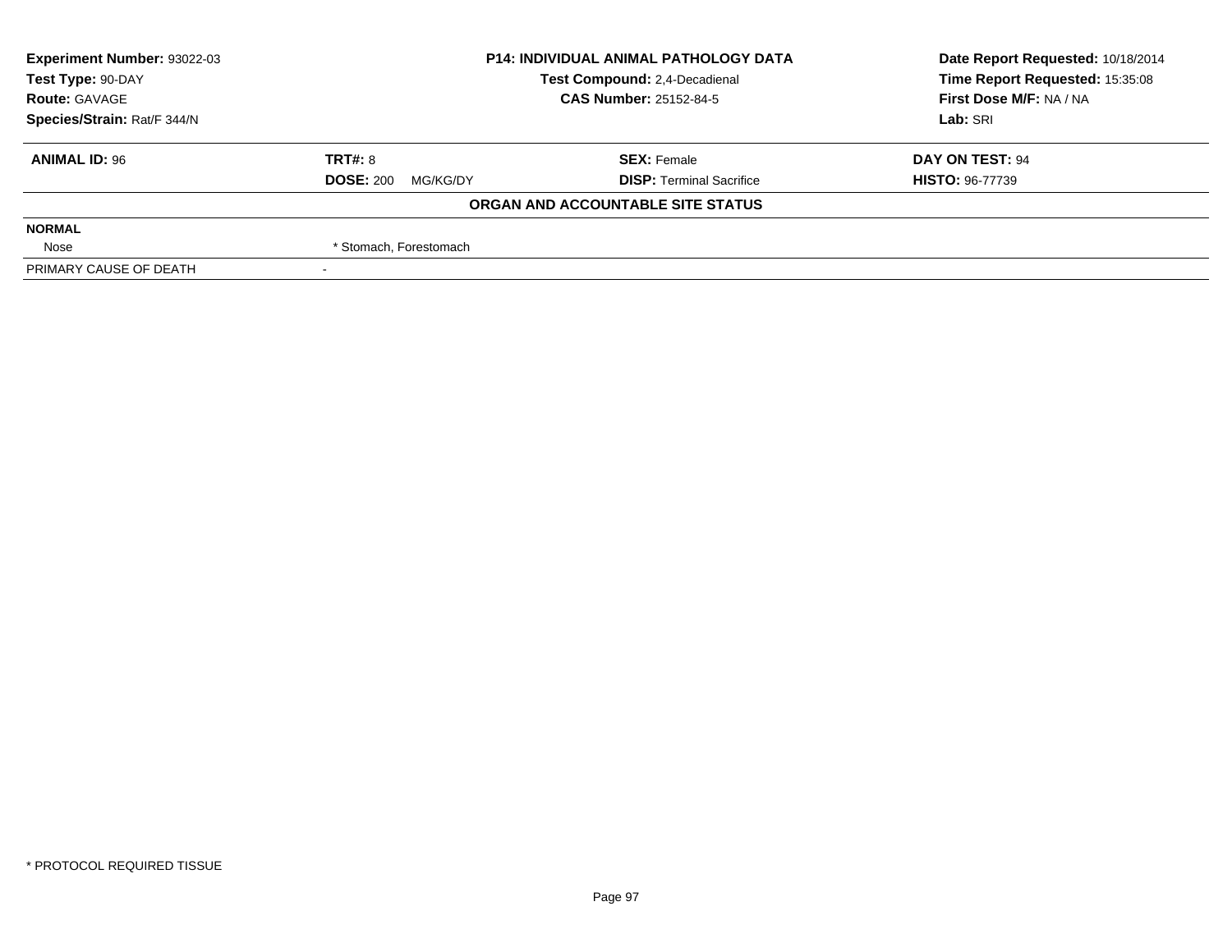| **Experiment Number:** 93022-03 | **P14: INDIVIDUAL ANIMAL PATHOLOGY DATA** | **Date Report Requested:** 10/18/2014 |
|---|---|---|
| **Test Type:** 90-DAY | **Test Compound:** 2,4-Decadienal | **Time Report Requested:** 15:35:08 |
| **Route:** GAVAGE | **CAS Number:** 25152-84-5 | **First Dose M/F:** NA / NA |
| **Species/Strain:** Rat/F 344/N | | **Lab:** SRI |

| **ANIMAL ID:** 96 | **TRT#:** 8 | **SEX:** Female | **DAY ON TEST:** 94 |
|---|---|---|---|
| | **DOSE:** 200 MG/KG/DY | **DISP:** Terminal Sacrifice | **HISTO:** 96-77739 |

**ORGAN AND ACCOUNTABLE SITE STATUS**

| | |
|---|---|
| **NORMAL** | |
| Nose | * Stomach, Forestomach |
| PRIMARY CAUSE OF DEATH | - |

* PROTOCOL REQUIRED TISSUE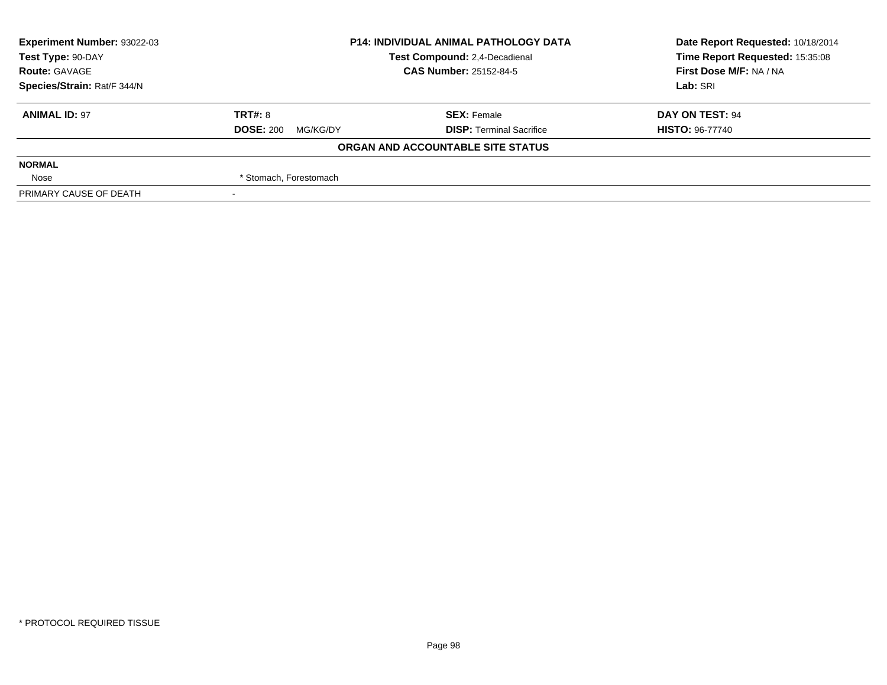| **Experiment Number:** 93022-03 | **P14: INDIVIDUAL ANIMAL PATHOLOGY DATA** | **Date Report Requested:** 10/18/2014 |
|---|---|---|
| **Test Type:** 90-DAY | **Test Compound:** 2,4-Decadienal | **Time Report Requested:** 15:35:08 |
| **Route:** GAVAGE | **CAS Number:** 25152-84-5 | **First Dose M/F:** NA / NA |
| **Species/Strain:** Rat/F 344/N | | **Lab:** SRI |

| **ANIMAL ID:** 97 | **TRT#:** 8 | **SEX:** Female | **DAY ON TEST:** 94 |
|---|---|---|---|
| | **DOSE:** 200 MG/KG/DY | **DISP:** Terminal Sacrifice | **HISTO:** 96-77740 |

**ORGAN AND ACCOUNTABLE SITE STATUS**

| | |
|---|---|
| **NORMAL** | |
| Nose | * Stomach, Forestomach |
| PRIMARY CAUSE OF DEATH | - |

* PROTOCOL REQUIRED TISSUE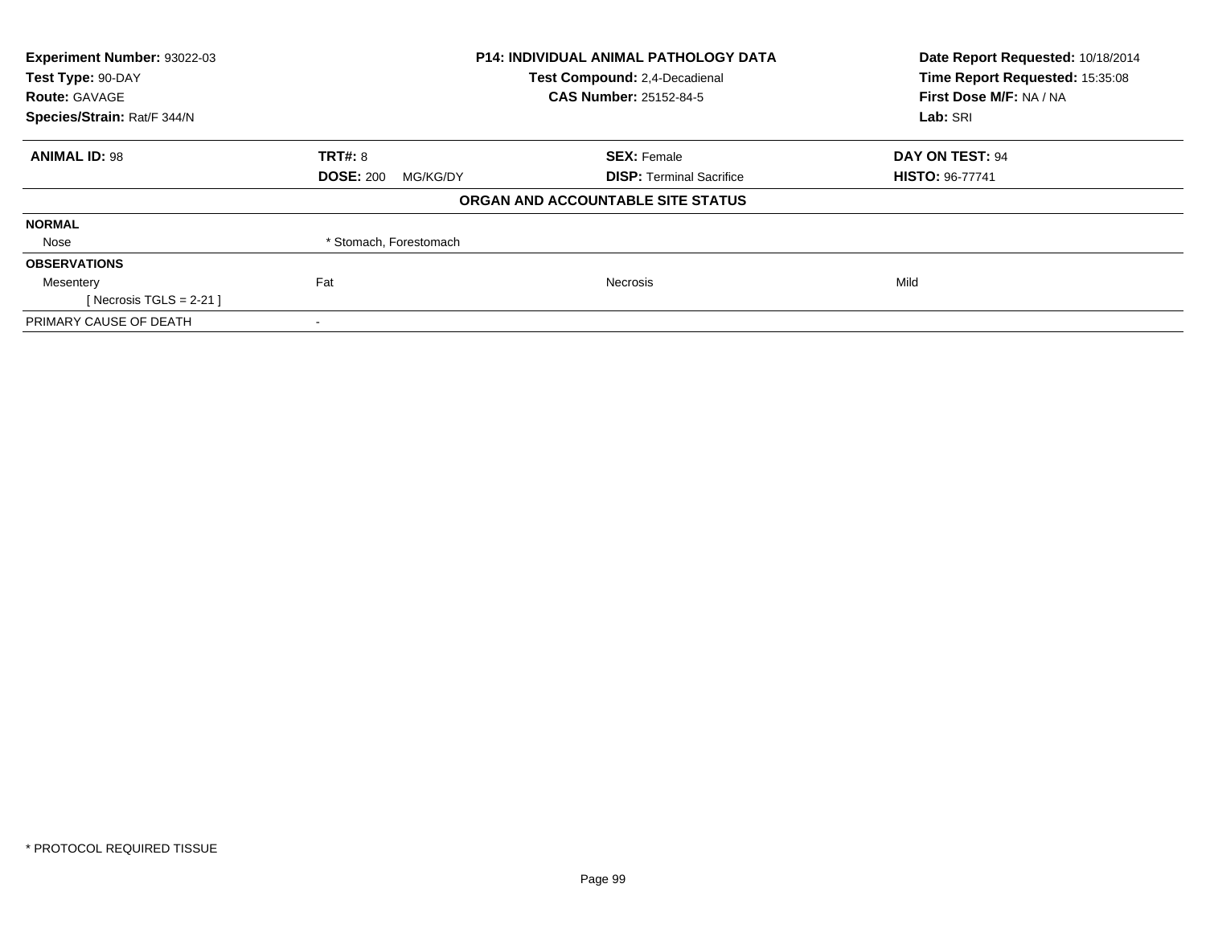| Experiment Number: 93022-03 | P14: INDIVIDUAL ANIMAL PATHOLOGY DATA | Date Report Requested: 10/18/2014 |
|---|---|---|
| Test Type: 90-DAY | Test Compound: 2,4-Decadienal | Time Report Requested: 15:35:08 |
| Route: GAVAGE | CAS Number: 25152-84-5 | First Dose M/F: NA / NA |
| Species/Strain: Rat/F 344/N | | Lab: SRI |

| ANIMAL ID: 98 | TRT#: 8 | SEX: Female | DAY ON TEST: 94 |
|---|---|---|---|
| | DOSE: 200 MG/KG/DY | DISP: Terminal Sacrifice | HISTO: 96-77741 |

## ORGAN AND ACCOUNTABLE SITE STATUS

| | | | |
|---|---|---|---|
| **NORMAL** | | | |
| Nose | * Stomach, Forestomach | | |
| **OBSERVATIONS** | | | |
| Mesentery | Fat | Necrosis | Mild |
| [ Necrosis TGLS = 2-21 ] | | | |
| PRIMARY CAUSE OF DEATH | - | | |

* PROTOCOL REQUIRED TISSUE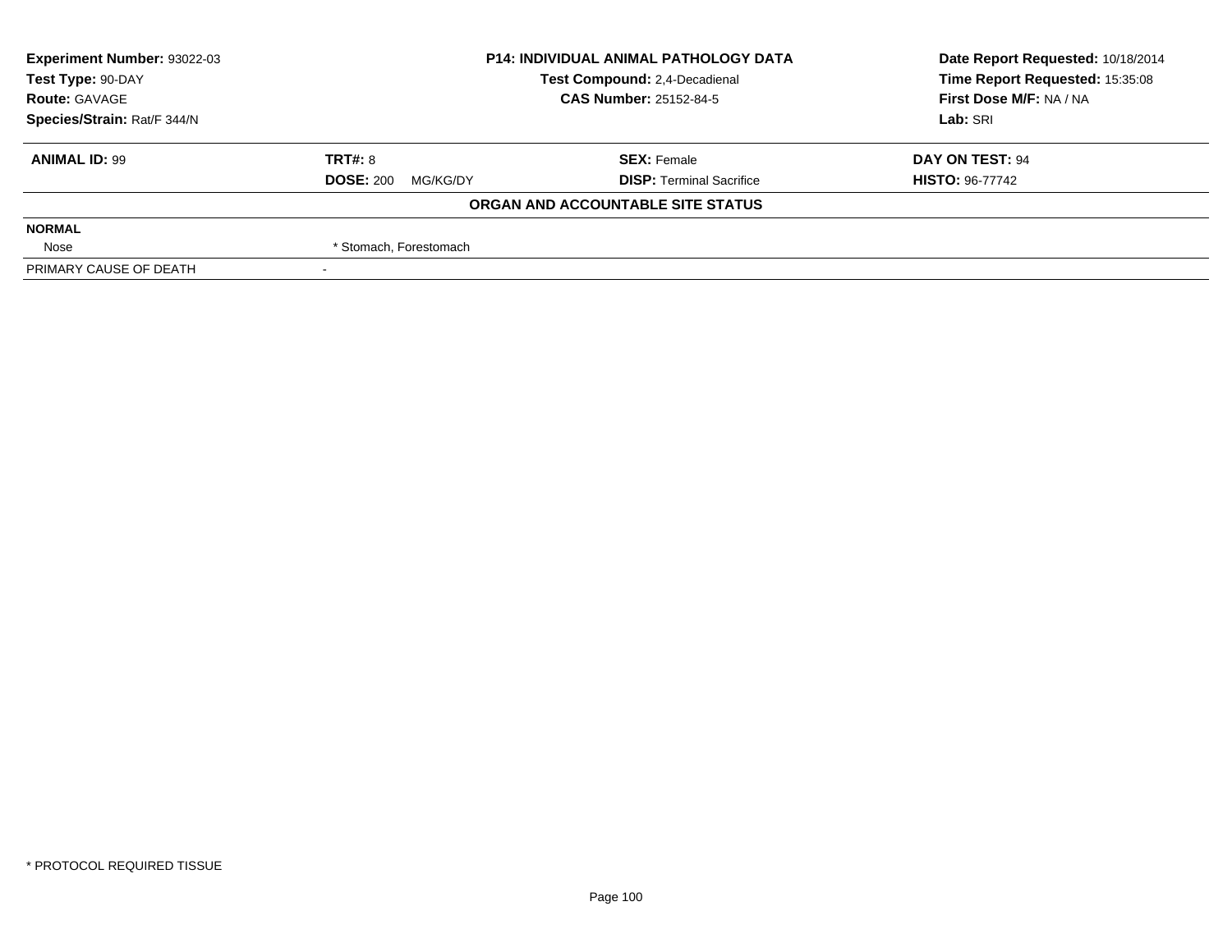| Experiment Number: 93022-03 | P14: INDIVIDUAL ANIMAL PATHOLOGY DATA | Date Report Requested: 10/18/2014 |
|---|---|---|
| Test Type: 90-DAY | Test Compound: 2,4-Decadienal | Time Report Requested: 15:35:08 |
| Route: GAVAGE | CAS Number: 25152-84-5 | First Dose M/F: NA / NA |
| Species/Strain: Rat/F 344/N | | Lab: SRI |

| ANIMAL ID: 99 | TRT#: 8 | SEX: Female | DAY ON TEST: 94 |
|---|---|---|---|
| | DOSE: 200 MG/KG/DY | DISP: Terminal Sacrifice | HISTO: 96-77742 |

**ORGAN AND ACCOUNTABLE SITE STATUS**

| | |
|---|---|
| **NORMAL** | |
| Nose | * Stomach, Forestomach |
| PRIMARY CAUSE OF DEATH | - |

* PROTOCOL REQUIRED TISSUE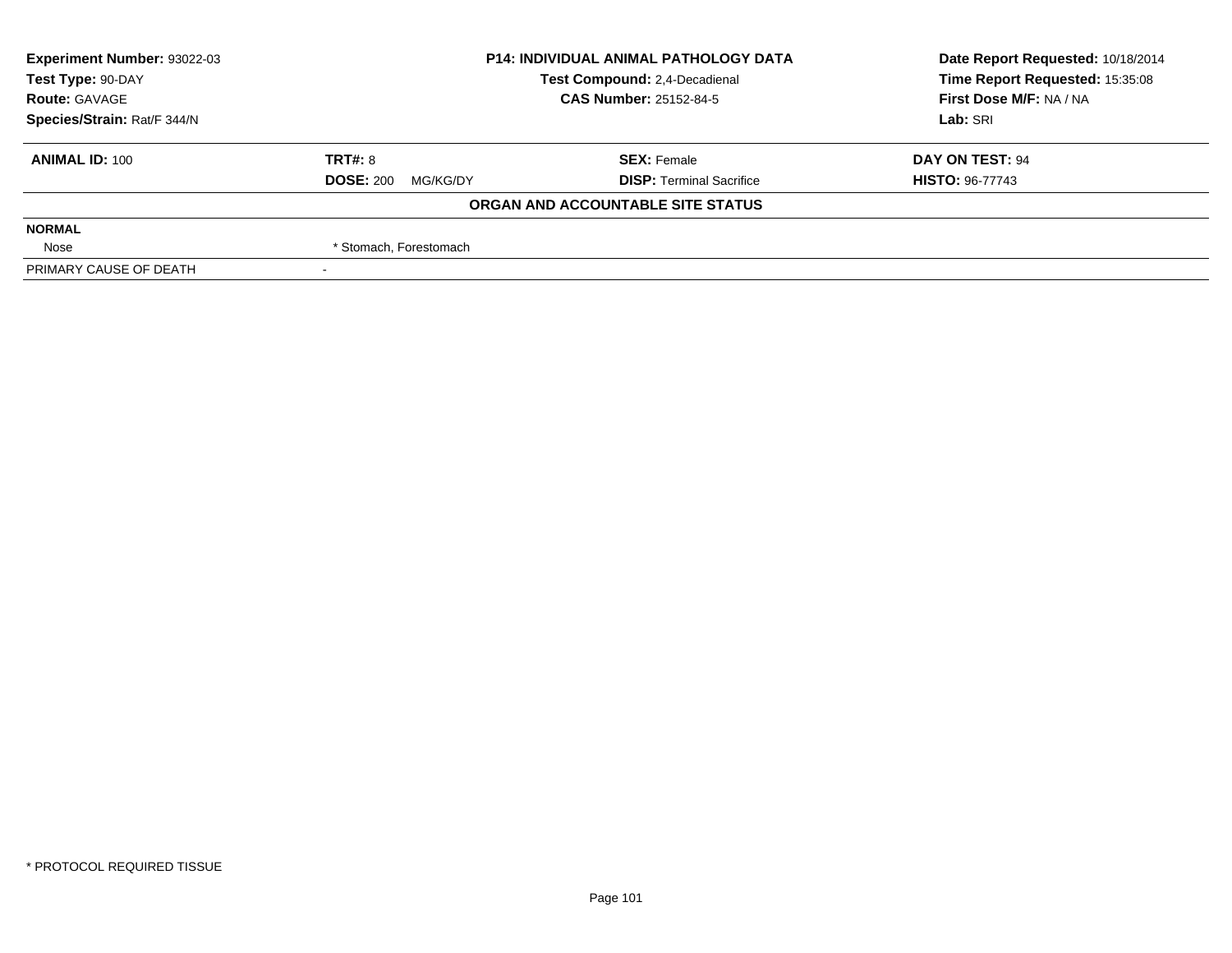| **Experiment Number:** 93022-03 | **P14: INDIVIDUAL ANIMAL PATHOLOGY DATA** | **Date Report Requested:** 10/18/2014 |
|---|---|---|
| **Test Type:** 90-DAY | **Test Compound:** 2,4-Decadienal | **Time Report Requested:** 15:35:08 |
| **Route:** GAVAGE | **CAS Number:** 25152-84-5 | **First Dose M/F:** NA / NA |
| **Species/Strain:** Rat/F 344/N | | **Lab:** SRI |

| **ANIMAL ID:** 100 | **TRT#:** 8 | **SEX:** Female | **DAY ON TEST:** 94 |
|---|---|---|---|
| | **DOSE:** 200 MG/KG/DY | **DISP:** Terminal Sacrifice | **HISTO:** 96-77743 |

**ORGAN AND ACCOUNTABLE SITE STATUS**

| | |
|---|---|
| **NORMAL** | |
| Nose | * Stomach, Forestomach |
| PRIMARY CAUSE OF DEATH | - |

* PROTOCOL REQUIRED TISSUE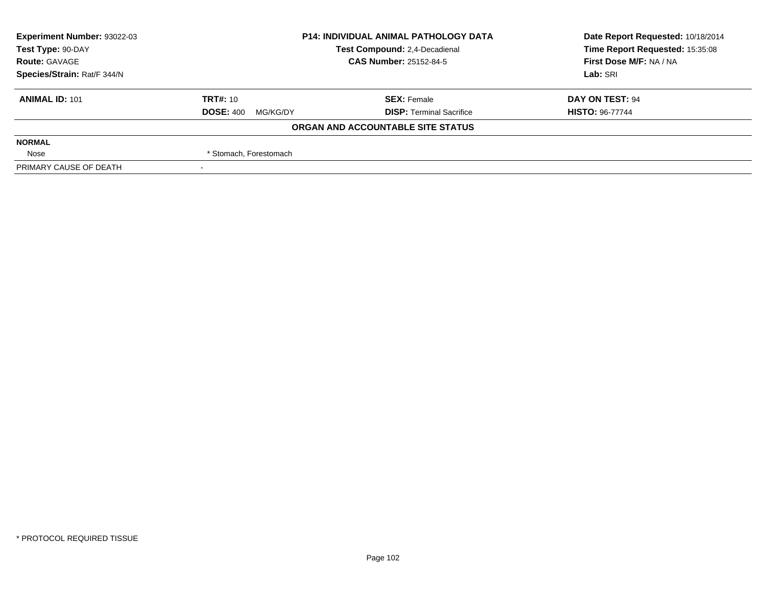| Experiment Number: 93022-03 | P14: INDIVIDUAL ANIMAL PATHOLOGY DATA | Date Report Requested: 10/18/2014 |
|---|---|---|
| Test Type: 90-DAY | Test Compound: 2,4-Decadienal | Time Report Requested: 15:35:08 |
| Route: GAVAGE | CAS Number: 25152-84-5 | First Dose M/F: NA / NA |
| Species/Strain: Rat/F 344/N | | Lab: SRI |

| ANIMAL ID: 101 | TRT#: 10 | SEX: Female | DAY ON TEST: 94 |
|---|---|---|---|
| | DOSE: 400 MG/KG/DY | DISP: Terminal Sacrifice | HISTO: 96-77744 |

**ORGAN AND ACCOUNTABLE SITE STATUS**

| NORMAL | |
|---|---|
| Nose | * Stomach, Forestomach |
| PRIMARY CAUSE OF DEATH | - |

* PROTOCOL REQUIRED TISSUE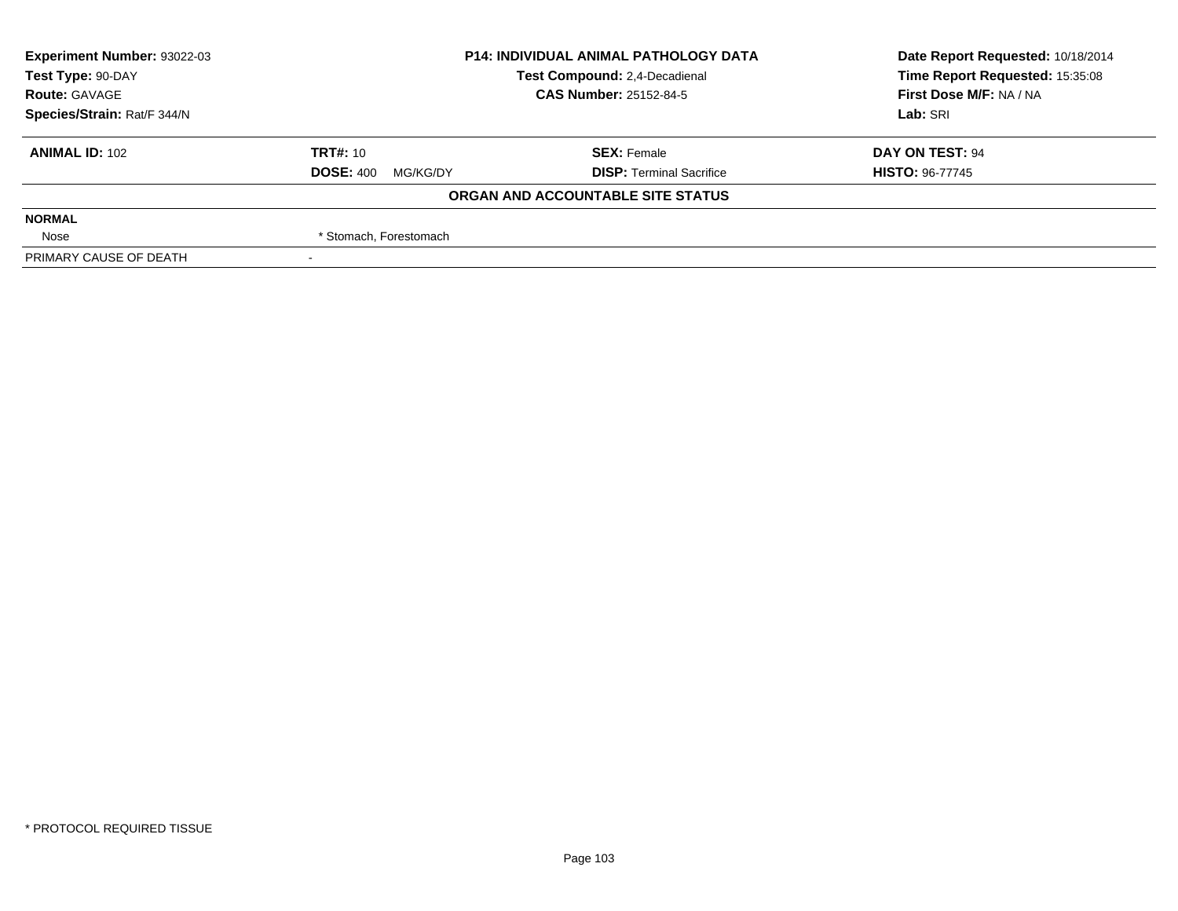| Experiment Number: 93022-03 | P14: INDIVIDUAL ANIMAL PATHOLOGY DATA | Date Report Requested: 10/18/2014 |
|---|---|---|
| Test Type: 90-DAY | Test Compound: 2,4-Decadienal | Time Report Requested: 15:35:08 |
| Route: GAVAGE | CAS Number: 25152-84-5 | First Dose M/F: NA / NA |
| Species/Strain: Rat/F 344/N | | Lab: SRI |

| **ANIMAL ID:** 102 | **TRT#:** 10 | **SEX:** Female | **DAY ON TEST:** 94 |
|---|---|---|---|
| | **DOSE:** 400 MG/KG/DY | **DISP:** Terminal Sacrifice | **HISTO:** 96-77745 |

**ORGAN AND ACCOUNTABLE SITE STATUS**

| | |
|---|---|
| **NORMAL** | |
| Nose | * Stomach, Forestomach |
| PRIMARY CAUSE OF DEATH | - |

* PROTOCOL REQUIRED TISSUE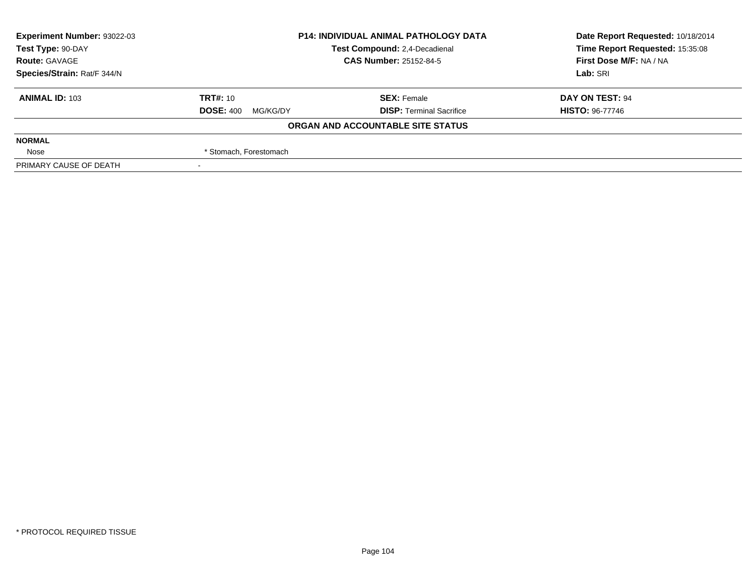| Experiment Number: 93022-03 | P14: INDIVIDUAL ANIMAL PATHOLOGY DATA | Date Report Requested: 10/18/2014 |
|---|---|---|
| Test Type: 90-DAY | Test Compound: 2,4-Decadienal | Time Report Requested: 15:35:08 |
| Route: GAVAGE | CAS Number: 25152-84-5 | First Dose M/F: NA / NA |
| Species/Strain: Rat/F 344/N | | Lab: SRI |

| ANIMAL ID: 103 | TRT#: 10 | SEX: Female | DAY ON TEST: 94 |
|---|---|---|---|
| | DOSE: 400 MG/KG/DY | DISP: Terminal Sacrifice | HISTO: 96-77746 |

**ORGAN AND ACCOUNTABLE SITE STATUS**

| | |
|---|---|
| **NORMAL** | |
| Nose | * Stomach, Forestomach |
| PRIMARY CAUSE OF DEATH | - |

* PROTOCOL REQUIRED TISSUE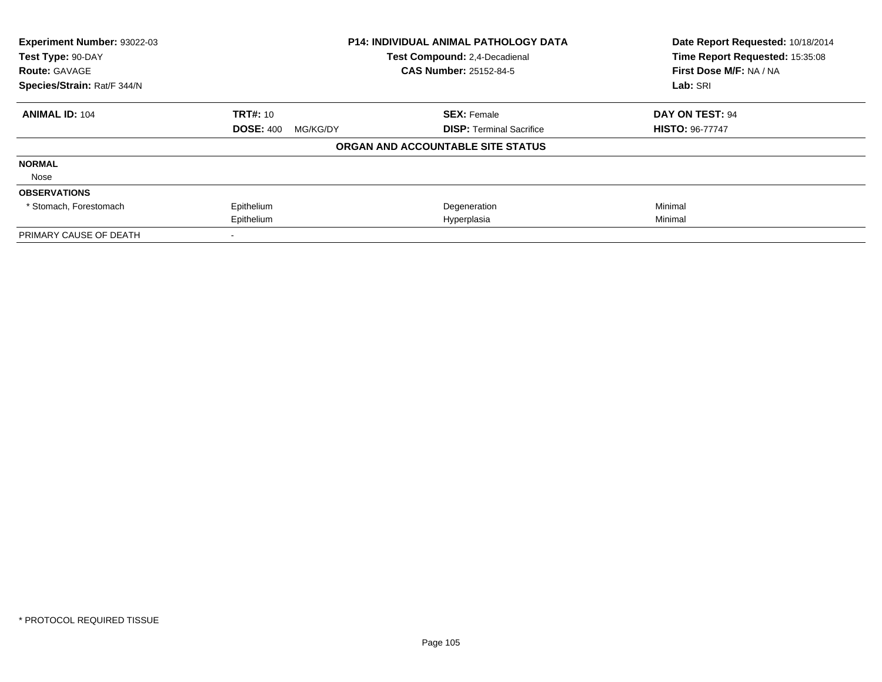**Experiment Number:** 93022-03
**Test Type:** 90-DAY
**Route:** GAVAGE
**Species/Strain:** Rat/F 344/N

**P14: INDIVIDUAL ANIMAL PATHOLOGY DATA**
**Test Compound:** 2,4-Decadienal
**CAS Number:** 25152-84-5

**Date Report Requested:** 10/18/2014
**Time Report Requested:** 15:35:08
**First Dose M/F:** NA / NA
**Lab:** SRI

| **ANIMAL ID:** 104 | **TRT#:** 10 | **SEX:** Female | **DAY ON TEST:** 94 |
|---|---|---|---|
| | **DOSE:** 400 MG/KG/DY | **DISP:** Terminal Sacrifice | **HISTO:** 96-77747 |

**ORGAN AND ACCOUNTABLE SITE STATUS**

| | | | |
|---|---|---|---|
| **NORMAL** | | | |
| Nose | | | |
| **OBSERVATIONS** | | | |
| * Stomach, Forestomach | Epithelium | Degeneration | Minimal |
| | Epithelium | Hyperplasia | Minimal |
| PRIMARY CAUSE OF DEATH | - | | |

* PROTOCOL REQUIRED TISSUE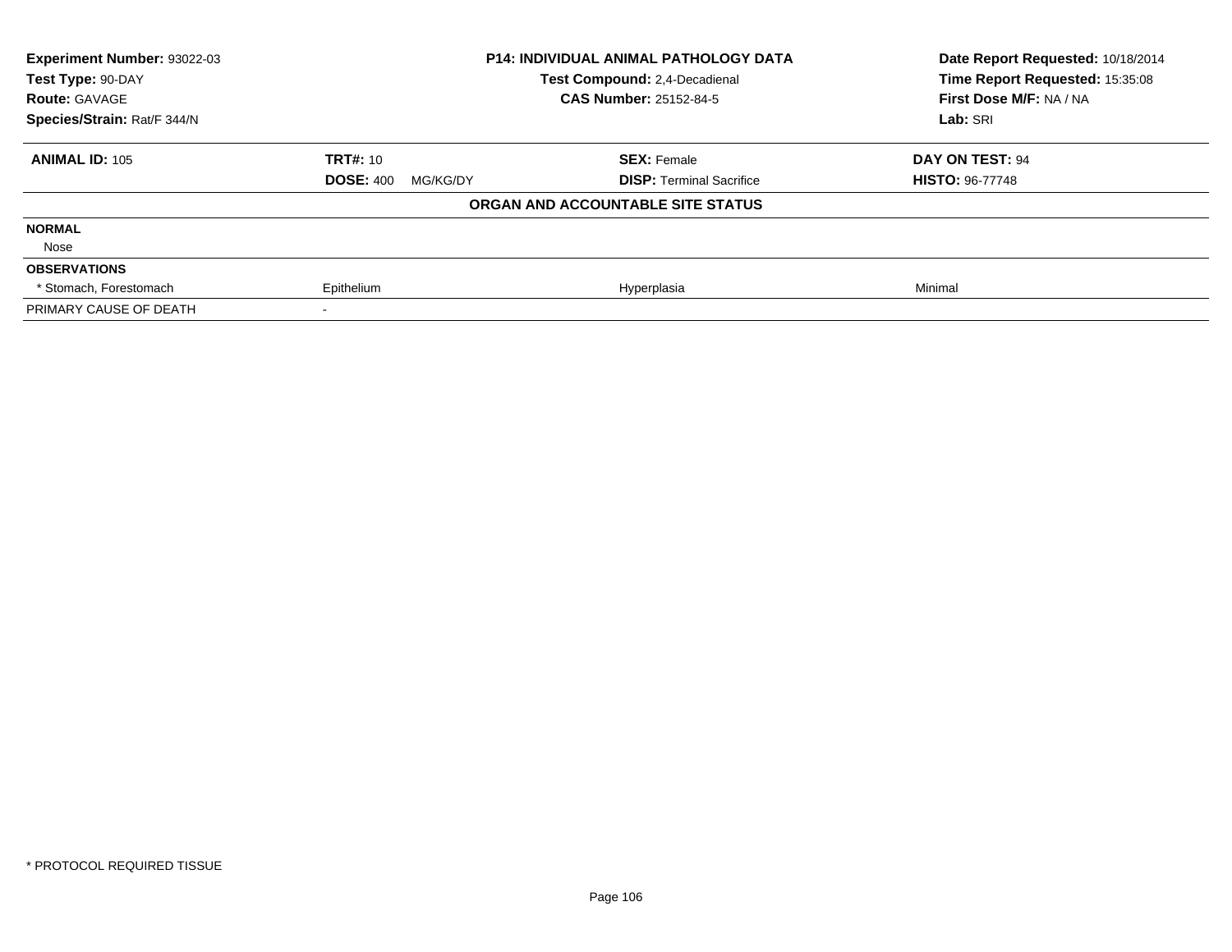**Experiment Number:** 93022-03
**Test Type:** 90-DAY
**Route:** GAVAGE
**Species/Strain:** Rat/F 344/N

**P14: INDIVIDUAL ANIMAL PATHOLOGY DATA**
**Test Compound:** 2,4-Decadienal
**CAS Number:** 25152-84-5

**Date Report Requested:** 10/18/2014
**Time Report Requested:** 15:35:08
**First Dose M/F:** NA / NA
**Lab:** SRI

| **ANIMAL ID:** 105 | **TRT#:** 10 | **SEX:** Female | **DAY ON TEST:** 94 |
|---|---|---|---|
| | **DOSE:** 400 MG/KG/DY | **DISP:** Terminal Sacrifice | **HISTO:** 96-77748 |

**ORGAN AND ACCOUNTABLE SITE STATUS**

| | | | |
|---|---|---|---|
| **NORMAL** | | | |
| Nose | | | |
| **OBSERVATIONS** | | | |
| * Stomach, Forestomach | Epithelium | Hyperplasia | Minimal |
| PRIMARY CAUSE OF DEATH | - | | |

* PROTOCOL REQUIRED TISSUE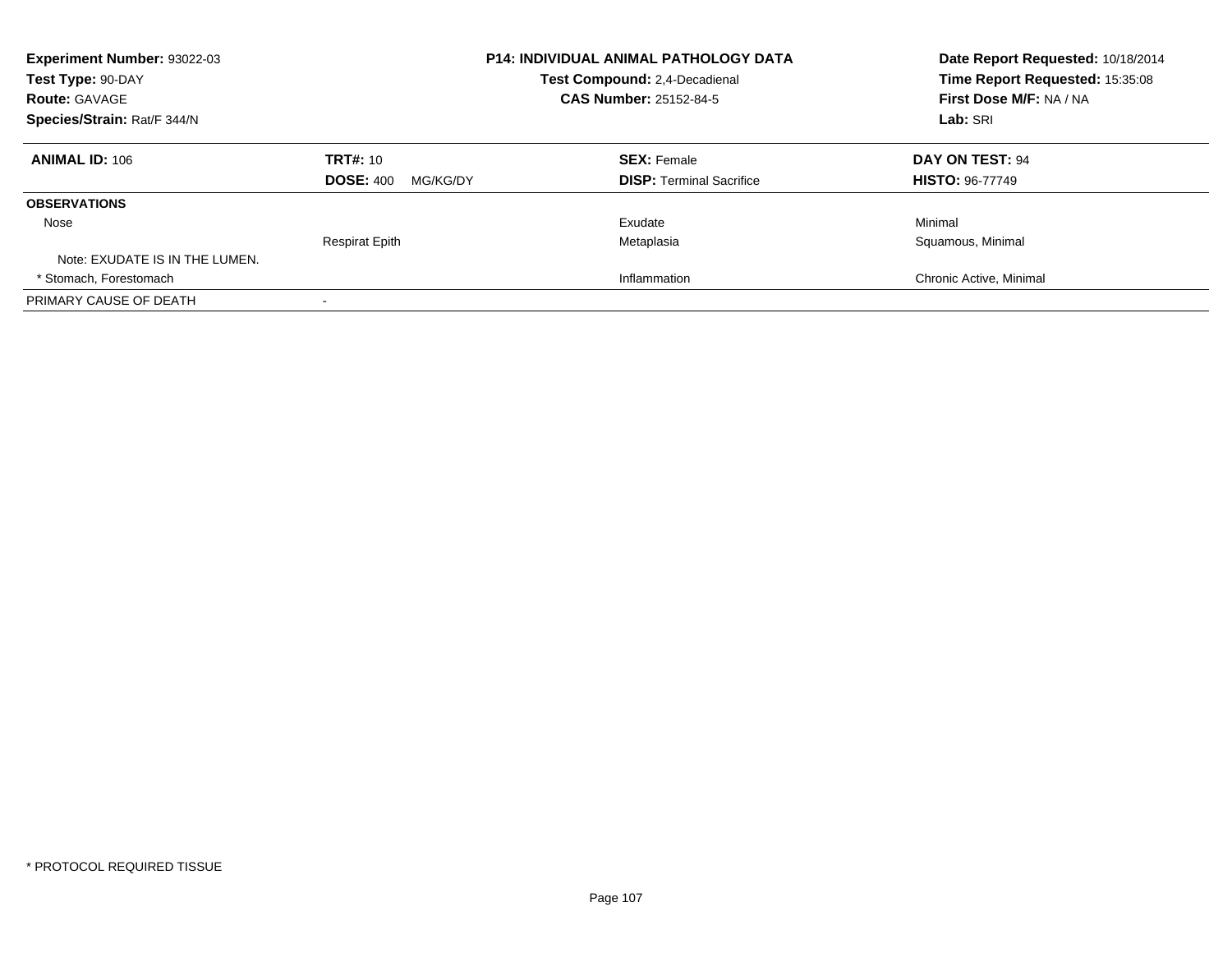**Experiment Number:** 93022-03
**Test Type:** 90-DAY
**Route:** GAVAGE
**Species/Strain:** Rat/F 344/N

**P14: INDIVIDUAL ANIMAL PATHOLOGY DATA**
**Test Compound:** 2,4-Decadienal
**CAS Number:** 25152-84-5

**Date Report Requested:** 10/18/2014
**Time Report Requested:** 15:35:08
**First Dose M/F:** NA / NA
**Lab:** SRI

| **ANIMAL ID:** 106 | **TRT#:** 10 | **SEX:** Female | **DAY ON TEST:** 94 |
|---|---|---|---|
| | **DOSE:** 400 MG/KG/DY | **DISP:** Terminal Sacrifice | **HISTO:** 96-77749 |
| **OBSERVATIONS** | | | |
| Nose | | Exudate | Minimal |
| | Respirat Epith | Metaplasia | Squamous, Minimal |
| Note: EXUDATE IS IN THE LUMEN. | | | |
| * Stomach, Forestomach | | Inflammation | Chronic Active, Minimal |
| PRIMARY CAUSE OF DEATH | - | | |

* PROTOCOL REQUIRED TISSUE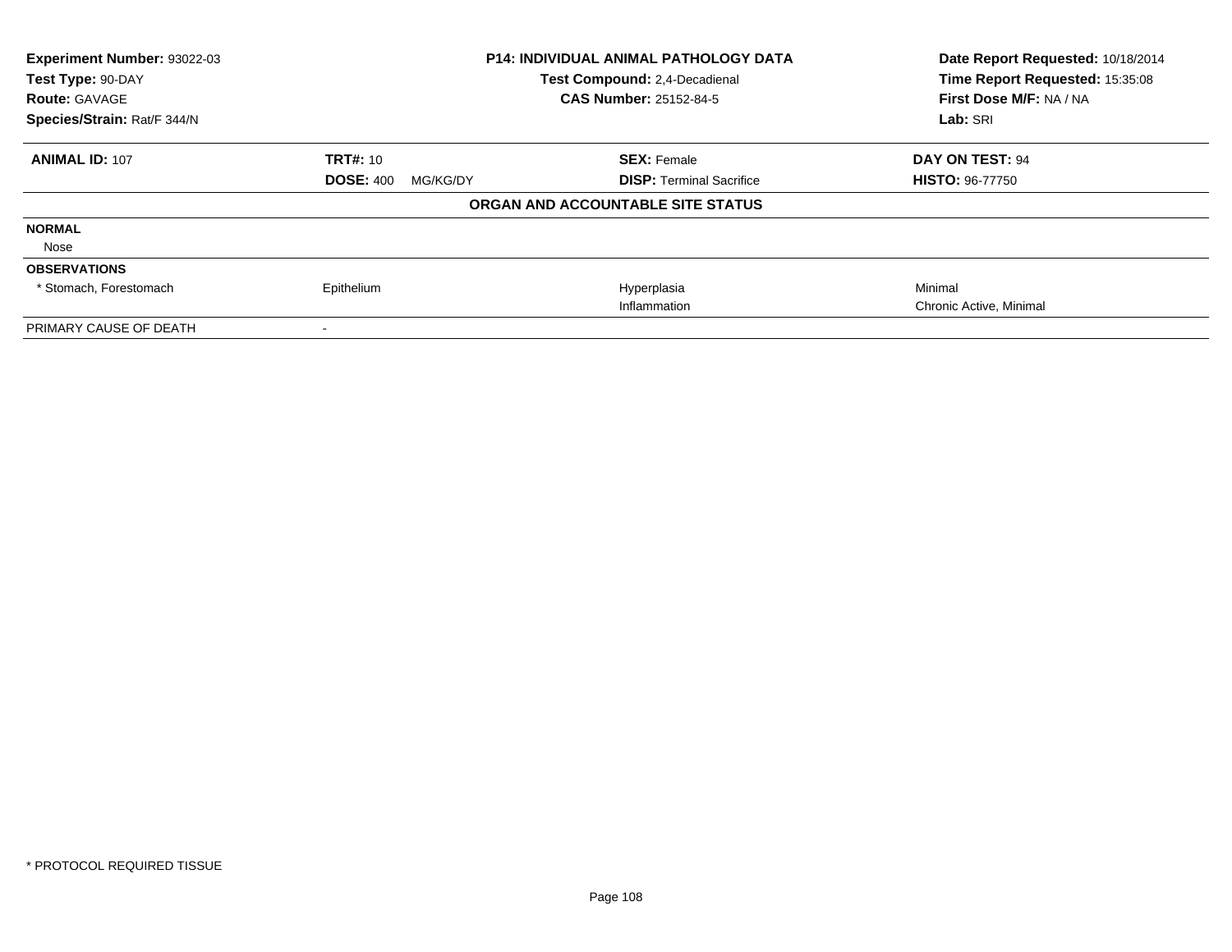| Experiment Number: 93022-03 | P14: INDIVIDUAL ANIMAL PATHOLOGY DATA | Date Report Requested: 10/18/2014 |
|---|---|---|
| Test Type: 90-DAY | Test Compound: 2,4-Decadienal | Time Report Requested: 15:35:08 |
| Route: GAVAGE | CAS Number: 25152-84-5 | First Dose M/F: NA / NA |
| Species/Strain: Rat/F 344/N | | Lab: SRI |

| **ANIMAL ID:** 107 | **TRT#:** 10 | **SEX:** Female | **DAY ON TEST:** 94 |
|---|---|---|---|
| | **DOSE:** 400 MG/KG/DY | **DISP:** Terminal Sacrifice | **HISTO:** 96-77750 |

**ORGAN AND ACCOUNTABLE SITE STATUS**

| | | | |
|---|---|---|---|
| **NORMAL** | | | |
| Nose | | | |
| **OBSERVATIONS** | | | |
| * Stomach, Forestomach | Epithelium | Hyperplasia | Minimal |
| | | Inflammation | Chronic Active, Minimal |
| PRIMARY CAUSE OF DEATH | - | | |

* PROTOCOL REQUIRED TISSUE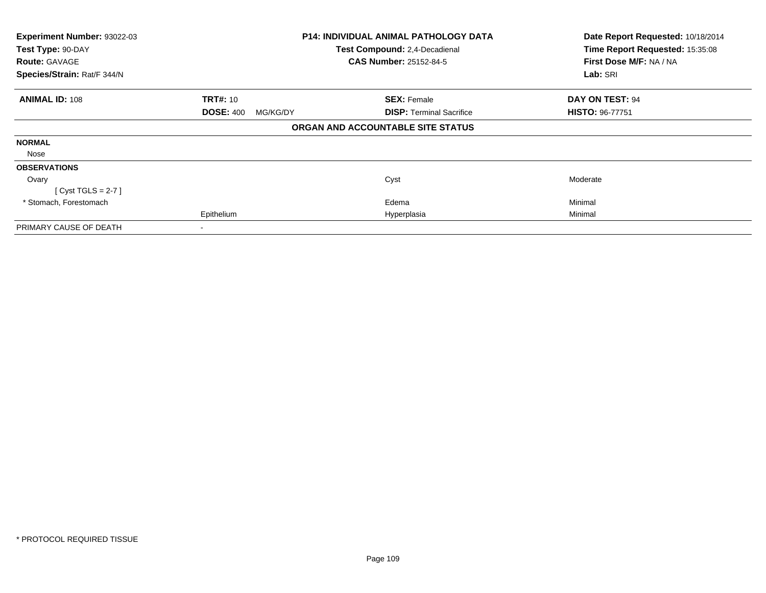| | | | |
|---|---|---|---|
| **Experiment Number:** 93022-03 | | **P14: INDIVIDUAL ANIMAL PATHOLOGY DATA** | **Date Report Requested:** 10/18/2014 |
| **Test Type:** 90-DAY | | **Test Compound:** 2,4-Decadienal | **Time Report Requested:** 15:35:08 |
| **Route:** GAVAGE | | **CAS Number:** 25152-84-5 | **First Dose M/F:** NA / NA |
| **Species/Strain:** Rat/F 344/N | | | **Lab:** SRI |

| | | | |
|---|---|---|---|
| **ANIMAL ID:** 108 | **TRT#:** 10 | **SEX:** Female | **DAY ON TEST:** 94 |
| | **DOSE:** 400 MG/KG/DY | **DISP:** Terminal Sacrifice | **HISTO:** 96-77751 |

**ORGAN AND ACCOUNTABLE SITE STATUS**

| | | | |
|---|---|---|---|
| **NORMAL** | | | |
| Nose | | | |
| **OBSERVATIONS** | | | |
| Ovary | | Cyst | Moderate |
| [ Cyst TGLS = 2-7 ] | | | |
| * Stomach, Forestomach | | Edema | Minimal |
| | Epithelium | Hyperplasia | Minimal |
| PRIMARY CAUSE OF DEATH | - | | |

* PROTOCOL REQUIRED TISSUE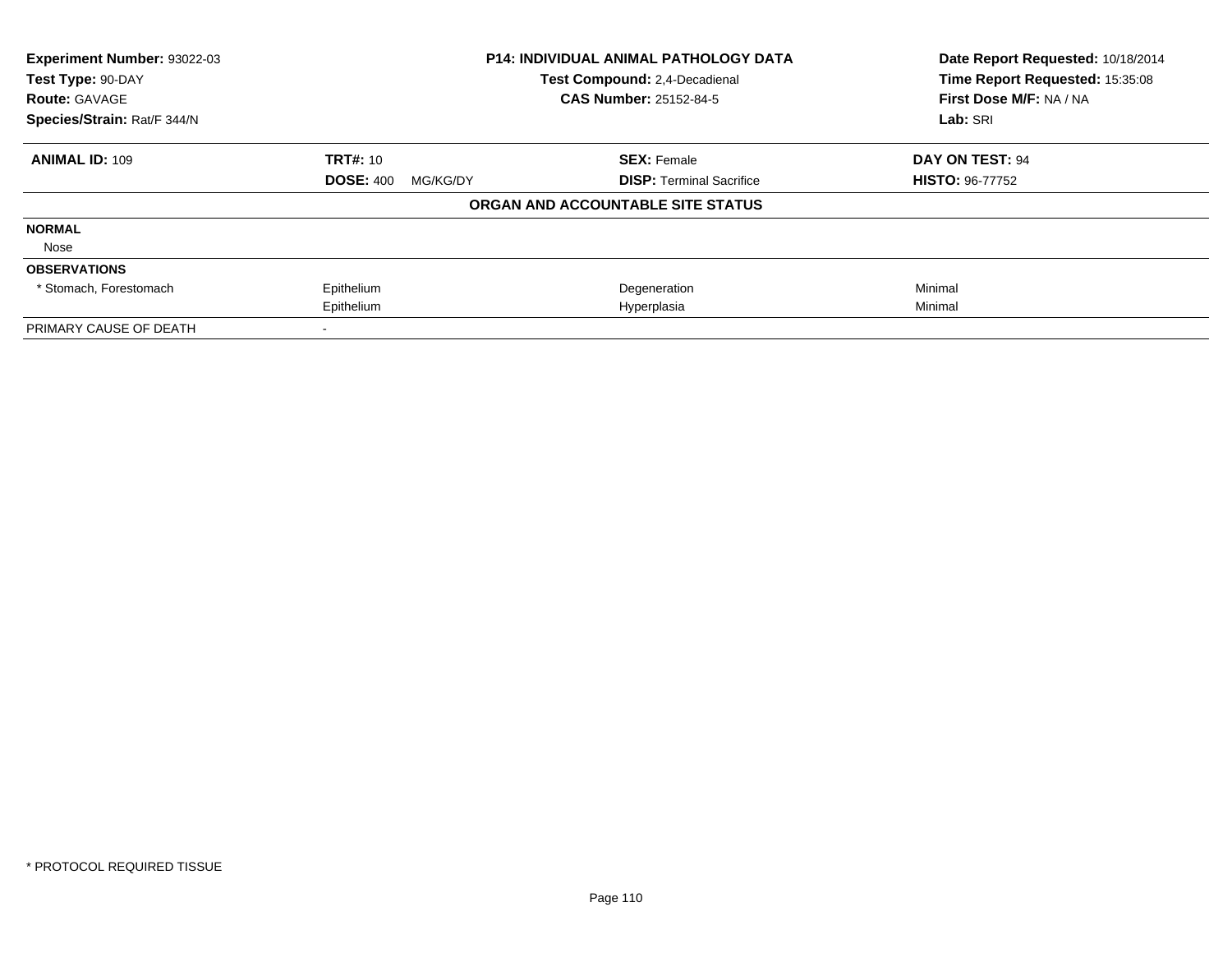| Experiment Number: 93022-03 | P14: INDIVIDUAL ANIMAL PATHOLOGY DATA | Date Report Requested: 10/18/2014 |
|---|---|---|
| Test Type: 90-DAY | Test Compound: 2,4-Decadienal | Time Report Requested: 15:35:08 |
| Route: GAVAGE | CAS Number: 25152-84-5 | First Dose M/F: NA / NA |
| Species/Strain: Rat/F 344/N | | Lab: SRI |

| **ANIMAL ID:** 109 | **TRT#:** 10 | **SEX:** Female | **DAY ON TEST:** 94 |
|---|---|---|---|
| | **DOSE:** 400 MG/KG/DY | **DISP:** Terminal Sacrifice | **HISTO:** 96-77752 |

**ORGAN AND ACCOUNTABLE SITE STATUS**

| | | | |
|---|---|---|---|
| **NORMAL** | | | |
| Nose | | | |
| **OBSERVATIONS** | | | |
| * Stomach, Forestomach | Epithelium | Degeneration | Minimal |
| | Epithelium | Hyperplasia | Minimal |
| PRIMARY CAUSE OF DEATH | - | | |

* PROTOCOL REQUIRED TISSUE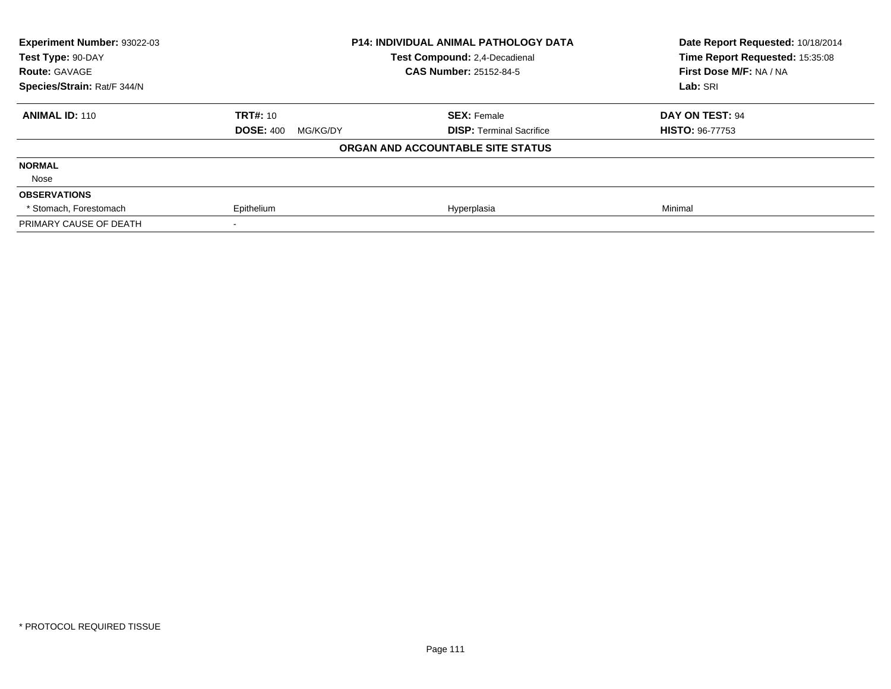| **Experiment Number:** 93022-03 | **P14: INDIVIDUAL ANIMAL PATHOLOGY DATA** | **Date Report Requested:** 10/18/2014 |
|---|---|---|
| **Test Type:** 90-DAY | **Test Compound:** 2,4-Decadienal | **Time Report Requested:** 15:35:08 |
| **Route:** GAVAGE | **CAS Number:** 25152-84-5 | **First Dose M/F:** NA / NA |
| **Species/Strain:** Rat/F 344/N | | **Lab:** SRI |

| **ANIMAL ID:** 110 | **TRT#:** 10 | **SEX:** Female | **DAY ON TEST:** 94 |
|---|---|---|---|
| | **DOSE:** 400 MG/KG/DY | **DISP:** Terminal Sacrifice | **HISTO:** 96-77753 |

**ORGAN AND ACCOUNTABLE SITE STATUS**

| | | | |
|---|---|---|---|
| **NORMAL** | | | |
| Nose | | | |
| **OBSERVATIONS** | | | |
| * Stomach, Forestomach | Epithelium | Hyperplasia | Minimal |
| PRIMARY CAUSE OF DEATH | - | | |

* PROTOCOL REQUIRED TISSUE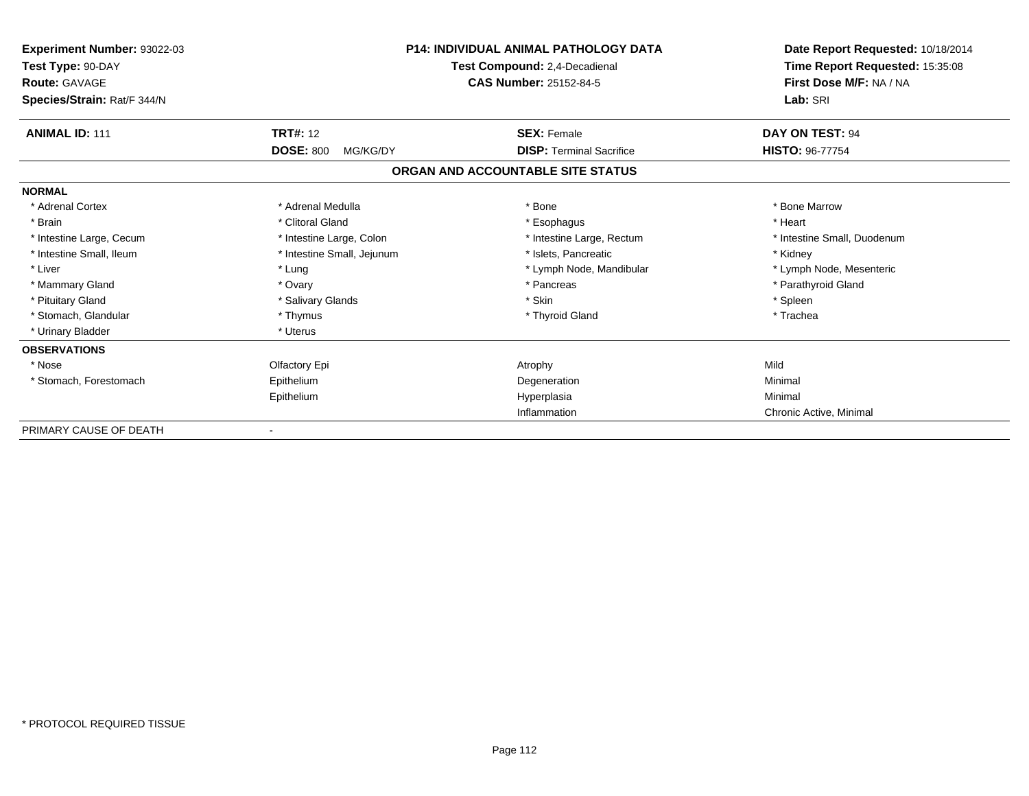**Experiment Number:** 93022-03
**Test Type:** 90-DAY
**Route:** GAVAGE
**Species/Strain:** Rat/F 344/N

**P14: INDIVIDUAL ANIMAL PATHOLOGY DATA**
**Test Compound:** 2,4-Decadienal
**CAS Number:** 25152-84-5

**Date Report Requested:** 10/18/2014
**Time Report Requested:** 15:35:08
**First Dose M/F:** NA / NA
**Lab:** SRI

| **ANIMAL ID:** 111 | **TRT#:** 12 | **SEX:** Female | **DAY ON TEST:** 94 |
|---|---|---|---|
| | **DOSE:** 800 MG/KG/DY | **DISP:** Terminal Sacrifice | **HISTO:** 96-77754 |

## ORGAN AND ACCOUNTABLE SITE STATUS

**NORMAL**

| | | | |
|---|---|---|---|
| * Adrenal Cortex | * Adrenal Medulla | * Bone | * Bone Marrow |
| * Brain | * Clitoral Gland | * Esophagus | * Heart |
| * Intestine Large, Cecum | * Intestine Large, Colon | * Intestine Large, Rectum | * Intestine Small, Duodenum |
| * Intestine Small, Ileum | * Intestine Small, Jejunum | * Islets, Pancreatic | * Kidney |
| * Liver | * Lung | * Lymph Node, Mandibular | * Lymph Node, Mesenteric |
| * Mammary Gland | * Ovary | * Pancreas | * Parathyroid Gland |
| * Pituitary Gland | * Salivary Glands | * Skin | * Spleen |
| * Stomach, Glandular | * Thymus | * Thyroid Gland | * Trachea |
| * Urinary Bladder | * Uterus | | |

**OBSERVATIONS**

| | | | |
|---|---|---|---|
| * Nose | Olfactory Epi | Atrophy | Mild |
| * Stomach, Forestomach | Epithelium | Degeneration | Minimal |
| | Epithelium | Hyperplasia | Minimal |
| | | Inflammation | Chronic Active, Minimal |

PRIMARY CAUSE OF DEATH -

* PROTOCOL REQUIRED TISSUE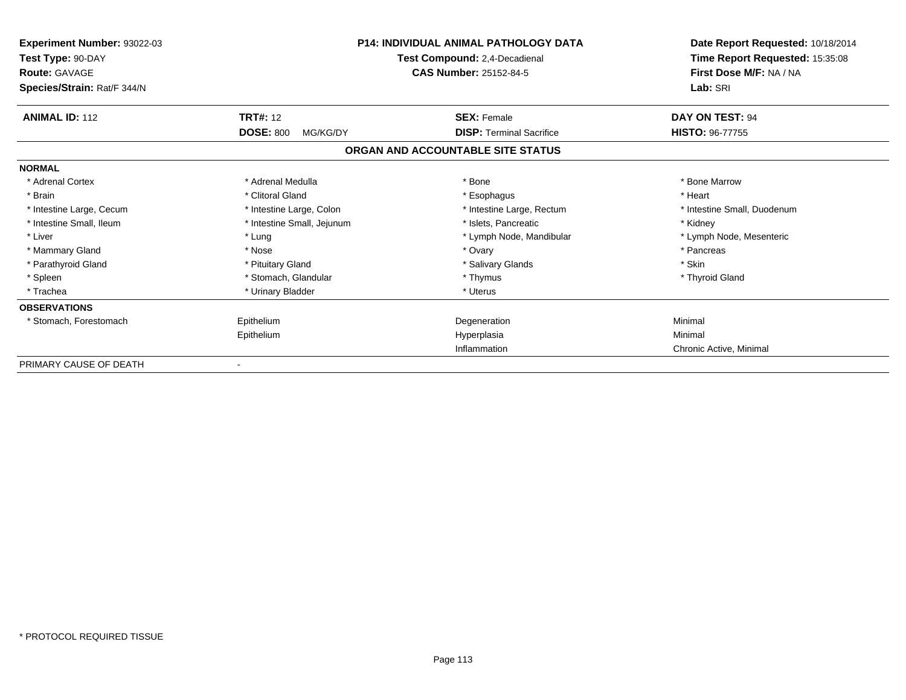**Experiment Number:** 93022-03
**Test Type:** 90-DAY
**Route:** GAVAGE
**Species/Strain:** Rat/F 344/N

**P14: INDIVIDUAL ANIMAL PATHOLOGY DATA**
**Test Compound:** 2,4-Decadienal
**CAS Number:** 25152-84-5

**Date Report Requested:** 10/18/2014
**Time Report Requested:** 15:35:08
**First Dose M/F:** NA / NA
**Lab:** SRI

| **ANIMAL ID:** 112 | **TRT#:** 12 | **SEX:** Female | **DAY ON TEST:** 94 |
|---|---|---|---|
| | **DOSE:** 800 MG/KG/DY | **DISP:** Terminal Sacrifice | **HISTO:** 96-77755 |

## ORGAN AND ACCOUNTABLE SITE STATUS

| | | | |
|---|---|---|---|
| **NORMAL** | | | |
| * Adrenal Cortex | * Adrenal Medulla | * Bone | * Bone Marrow |
| * Brain | * Clitoral Gland | * Esophagus | * Heart |
| * Intestine Large, Cecum | * Intestine Large, Colon | * Intestine Large, Rectum | * Intestine Small, Duodenum |
| * Intestine Small, Ileum | * Intestine Small, Jejunum | * Islets, Pancreatic | * Kidney |
| * Liver | * Lung | * Lymph Node, Mandibular | * Lymph Node, Mesenteric |
| * Mammary Gland | * Nose | * Ovary | * Pancreas |
| * Parathyroid Gland | * Pituitary Gland | * Salivary Glands | * Skin |
| * Spleen | * Stomach, Glandular | * Thymus | * Thyroid Gland |
| * Trachea | * Urinary Bladder | * Uterus | |
| **OBSERVATIONS** | | | |
| * Stomach, Forestomach | Epithelium | Degeneration | Minimal |
| | Epithelium | Hyperplasia | Minimal |
| | | Inflammation | Chronic Active, Minimal |
| PRIMARY CAUSE OF DEATH | - | | |

* PROTOCOL REQUIRED TISSUE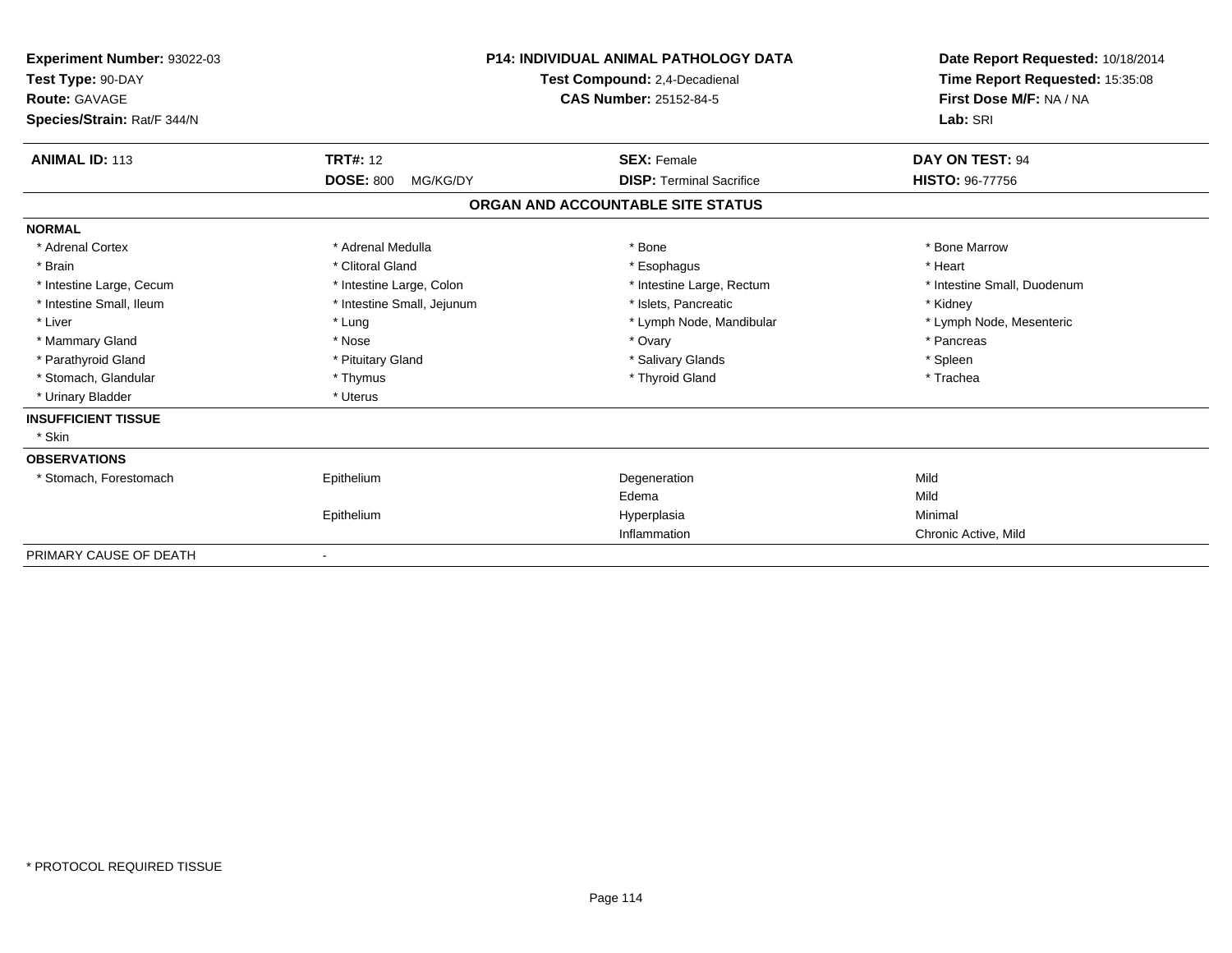**Experiment Number:** 93022-03
**Test Type:** 90-DAY
**Route:** GAVAGE
**Species/Strain:** Rat/F 344/N

**P14: INDIVIDUAL ANIMAL PATHOLOGY DATA**
**Test Compound:** 2,4-Decadienal
**CAS Number:** 25152-84-5

**Date Report Requested:** 10/18/2014
**Time Report Requested:** 15:35:08
**First Dose M/F:** NA / NA
**Lab:** SRI

| **ANIMAL ID:** 113 | **TRT#:** 12 | **SEX:** Female | **DAY ON TEST:** 94 |
|---|---|---|---|
| | **DOSE:** 800 MG/KG/DY | **DISP:** Terminal Sacrifice | **HISTO:** 96-77756 |

## ORGAN AND ACCOUNTABLE SITE STATUS

| | | | |
|---|---|---|---|
| **NORMAL** | | | |
| * Adrenal Cortex | * Adrenal Medulla | * Bone | * Bone Marrow |
| * Brain | * Clitoral Gland | * Esophagus | * Heart |
| * Intestine Large, Cecum | * Intestine Large, Colon | * Intestine Large, Rectum | * Intestine Small, Duodenum |
| * Intestine Small, Ileum | * Intestine Small, Jejunum | * Islets, Pancreatic | * Kidney |
| * Liver | * Lung | * Lymph Node, Mandibular | * Lymph Node, Mesenteric |
| * Mammary Gland | * Nose | * Ovary | * Pancreas |
| * Parathyroid Gland | * Pituitary Gland | * Salivary Glands | * Spleen |
| * Stomach, Glandular | * Thymus | * Thyroid Gland | * Trachea |
| * Urinary Bladder | * Uterus | | |
| **INSUFFICIENT TISSUE** | | | |
| * Skin | | | |
| **OBSERVATIONS** | | | |
| * Stomach, Forestomach | Epithelium | Degeneration | Mild |
| | | Edema | Mild |
| | Epithelium | Hyperplasia | Minimal |
| | | Inflammation | Chronic Active, Mild |
| PRIMARY CAUSE OF DEATH | - | | |

* PROTOCOL REQUIRED TISSUE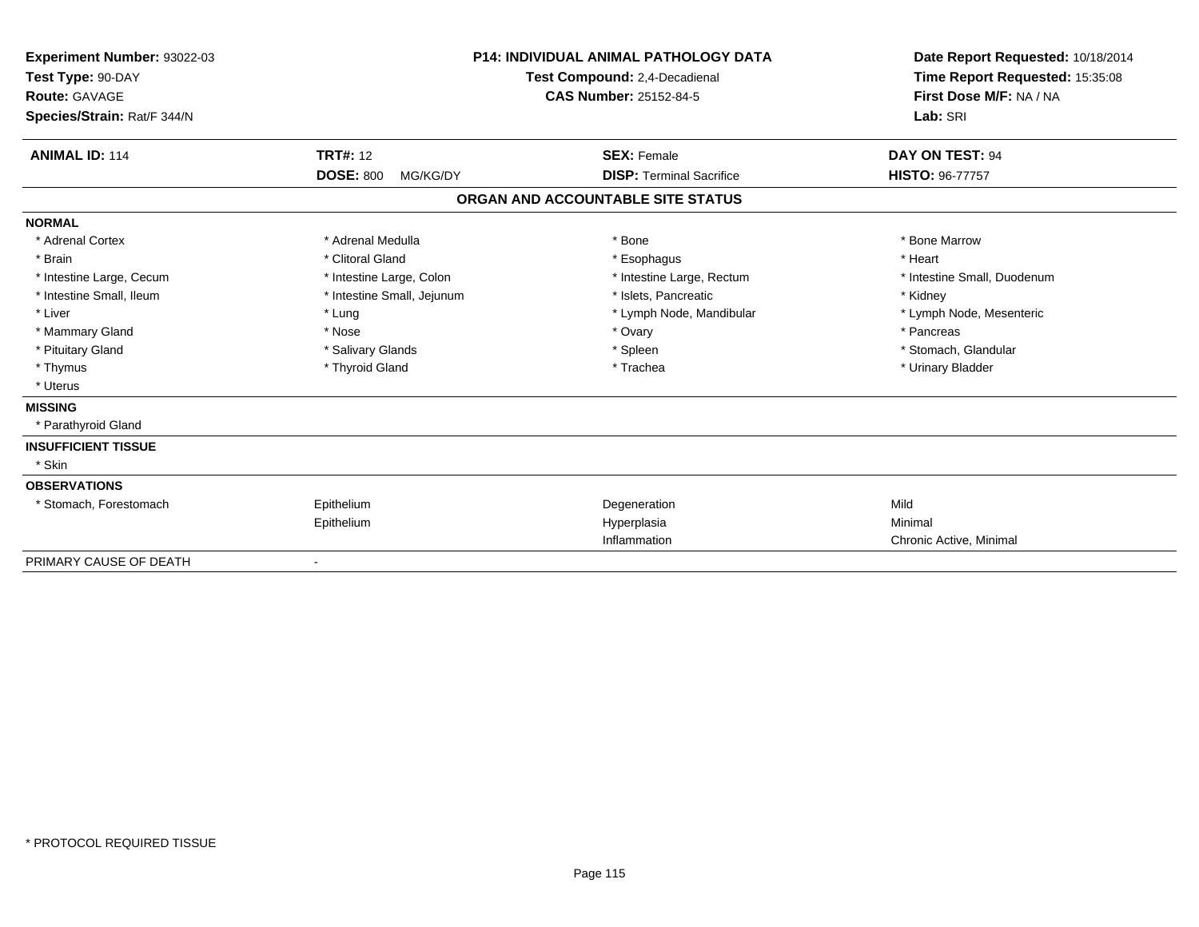**Experiment Number:** 93022-03
**Test Type:** 90-DAY
**Route:** GAVAGE
**Species/Strain:** Rat/F 344/N

**P14: INDIVIDUAL ANIMAL PATHOLOGY DATA**
**Test Compound:** 2,4-Decadienal
**CAS Number:** 25152-84-5

**Date Report Requested:** 10/18/2014
**Time Report Requested:** 15:35:08
**First Dose M/F:** NA / NA
**Lab:** SRI

| **ANIMAL ID:** 114 | **TRT#:** 12 | **SEX:** Female | **DAY ON TEST:** 94 |
|---|---|---|---|
| | **DOSE:** 800 MG/KG/DY | **DISP:** Terminal Sacrifice | **HISTO:** 96-77757 |

## ORGAN AND ACCOUNTABLE SITE STATUS

**NORMAL**

| | | | |
|---|---|---|---|
| * Adrenal Cortex | * Adrenal Medulla | * Bone | * Bone Marrow |
| * Brain | * Clitoral Gland | * Esophagus | * Heart |
| * Intestine Large, Cecum | * Intestine Large, Colon | * Intestine Large, Rectum | * Intestine Small, Duodenum |
| * Intestine Small, Ileum | * Intestine Small, Jejunum | * Islets, Pancreatic | * Kidney |
| * Liver | * Lung | * Lymph Node, Mandibular | * Lymph Node, Mesenteric |
| * Mammary Gland | * Nose | * Ovary | * Pancreas |
| * Pituitary Gland | * Salivary Glands | * Spleen | * Stomach, Glandular |
| * Thymus | * Thyroid Gland | * Trachea | * Urinary Bladder |
| * Uterus | | | |

**MISSING**

* Parathyroid Gland

**INSUFFICIENT TISSUE**

* Skin

**OBSERVATIONS**

| | | | |
|---|---|---|---|
| * Stomach, Forestomach | Epithelium | Degeneration | Mild |
| | Epithelium | Hyperplasia | Minimal |
| | | Inflammation | Chronic Active, Minimal |

PRIMARY CAUSE OF DEATH -

* PROTOCOL REQUIRED TISSUE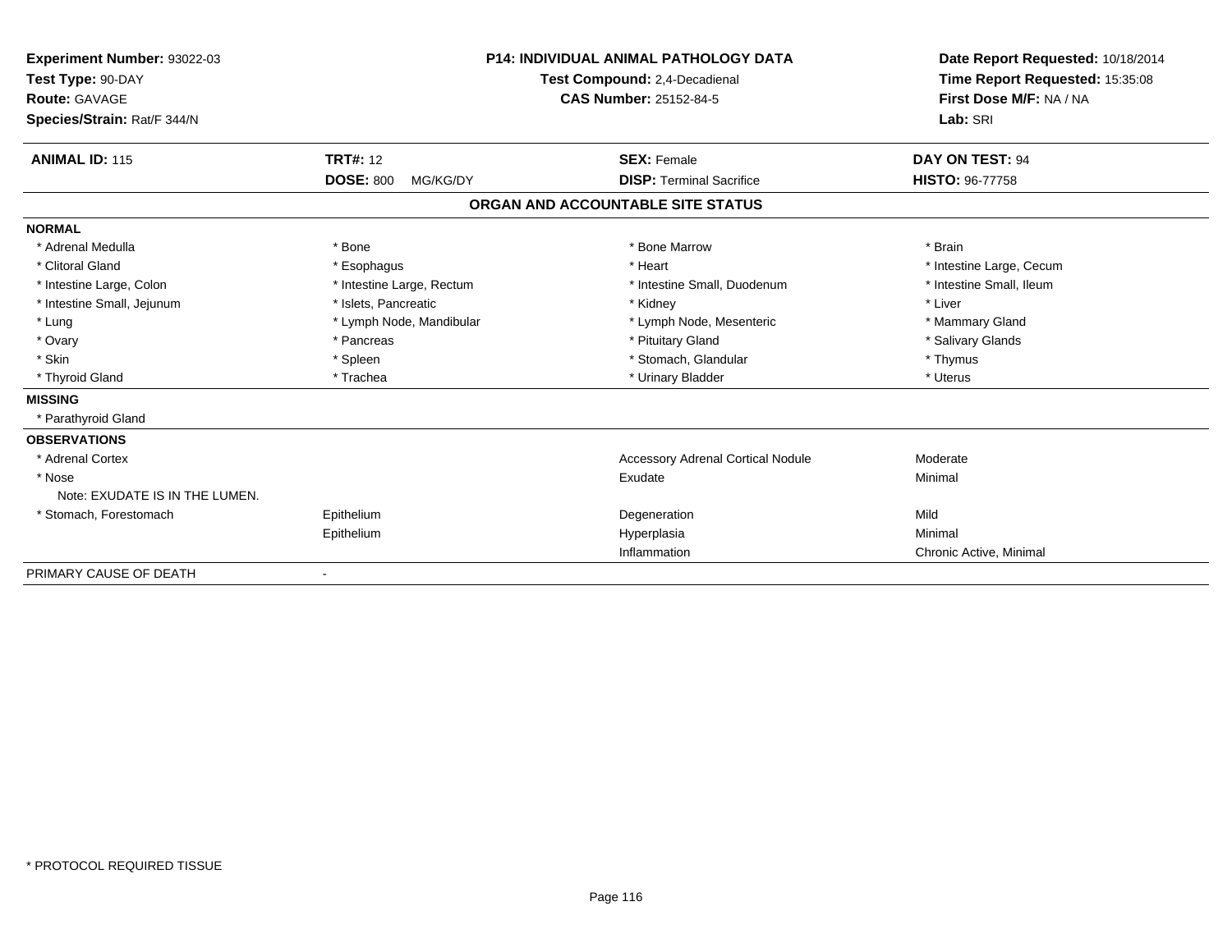**Experiment Number:** 93022-03
**Test Type:** 90-DAY
**Route:** GAVAGE
**Species/Strain:** Rat/F 344/N

**P14: INDIVIDUAL ANIMAL PATHOLOGY DATA**
**Test Compound:** 2,4-Decadienal
**CAS Number:** 25152-84-5

**Date Report Requested:** 10/18/2014
**Time Report Requested:** 15:35:08
**First Dose M/F:** NA / NA
**Lab:** SRI

| **ANIMAL ID:** 115 | **TRT#:** 12 | **SEX:** Female | **DAY ON TEST:** 94 |
|---|---|---|---|
| | **DOSE:** 800 MG/KG/DY | **DISP:** Terminal Sacrifice | **HISTO:** 96-77758 |

## ORGAN AND ACCOUNTABLE SITE STATUS

| | | | |
|---|---|---|---|
| **NORMAL** | | | |
| * Adrenal Medulla | * Bone | * Bone Marrow | * Brain |
| * Clitoral Gland | * Esophagus | * Heart | * Intestine Large, Cecum |
| * Intestine Large, Colon | * Intestine Large, Rectum | * Intestine Small, Duodenum | * Intestine Small, Ileum |
| * Intestine Small, Jejunum | * Islets, Pancreatic | * Kidney | * Liver |
| * Lung | * Lymph Node, Mandibular | * Lymph Node, Mesenteric | * Mammary Gland |
| * Ovary | * Pancreas | * Pituitary Gland | * Salivary Glands |
| * Skin | * Spleen | * Stomach, Glandular | * Thymus |
| * Thyroid Gland | * Trachea | * Urinary Bladder | * Uterus |
| **MISSING** | | | |
| * Parathyroid Gland | | | |
| **OBSERVATIONS** | | | |
| * Adrenal Cortex | | Accessory Adrenal Cortical Nodule | Moderate |
| * Nose | | Exudate | Minimal |
| Note: EXUDATE IS IN THE LUMEN. | | | |
| * Stomach, Forestomach | Epithelium | Degeneration | Mild |
| | Epithelium | Hyperplasia | Minimal |
| | | Inflammation | Chronic Active, Minimal |
| PRIMARY CAUSE OF DEATH | - | | |

\* PROTOCOL REQUIRED TISSUE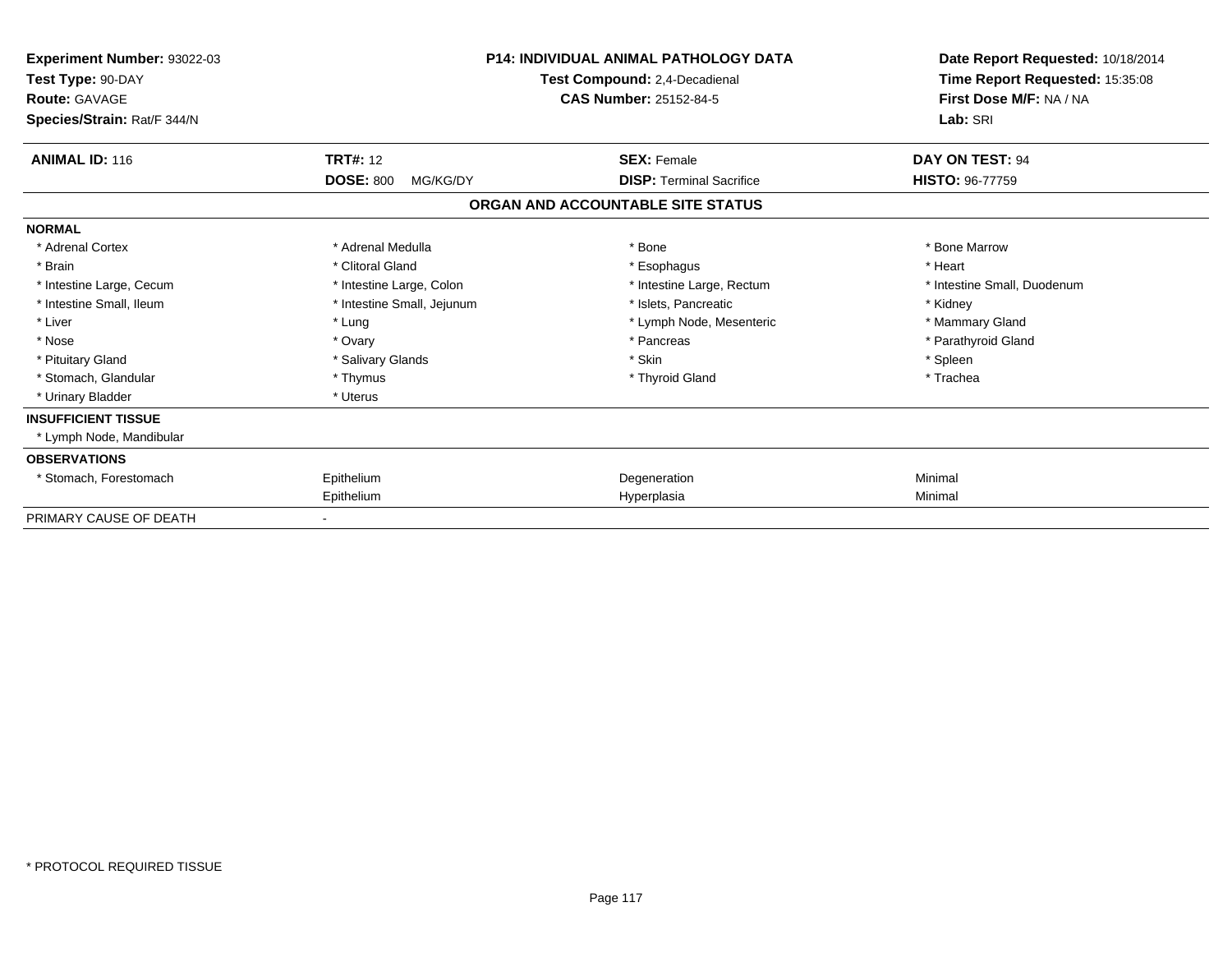**Experiment Number:** 93022-03
**Test Type:** 90-DAY
**Route:** GAVAGE
**Species/Strain:** Rat/F 344/N

**P14: INDIVIDUAL ANIMAL PATHOLOGY DATA**
**Test Compound:** 2,4-Decadienal
**CAS Number:** 25152-84-5

**Date Report Requested:** 10/18/2014
**Time Report Requested:** 15:35:08
**First Dose M/F:** NA / NA
**Lab:** SRI

| **ANIMAL ID:** 116 | **TRT#:** 12 | **SEX:** Female | **DAY ON TEST:** 94 |
|---|---|---|---|
| | **DOSE:** 800 MG/KG/DY | **DISP:** Terminal Sacrifice | **HISTO:** 96-77759 |

## ORGAN AND ACCOUNTABLE SITE STATUS

| | | | |
|---|---|---|---|
| **NORMAL** | | | |
| * Adrenal Cortex | * Adrenal Medulla | * Bone | * Bone Marrow |
| * Brain | * Clitoral Gland | * Esophagus | * Heart |
| * Intestine Large, Cecum | * Intestine Large, Colon | * Intestine Large, Rectum | * Intestine Small, Duodenum |
| * Intestine Small, Ileum | * Intestine Small, Jejunum | * Islets, Pancreatic | * Kidney |
| * Liver | * Lung | * Lymph Node, Mesenteric | * Mammary Gland |
| * Nose | * Ovary | * Pancreas | * Parathyroid Gland |
| * Pituitary Gland | * Salivary Glands | * Skin | * Spleen |
| * Stomach, Glandular | * Thymus | * Thyroid Gland | * Trachea |
| * Urinary Bladder | * Uterus | | |
| **INSUFFICIENT TISSUE** | | | |
| * Lymph Node, Mandibular | | | |
| **OBSERVATIONS** | | | |
| * Stomach, Forestomach | Epithelium | Degeneration | Minimal |
| | Epithelium | Hyperplasia | Minimal |
| PRIMARY CAUSE OF DEATH | - | | |

* PROTOCOL REQUIRED TISSUE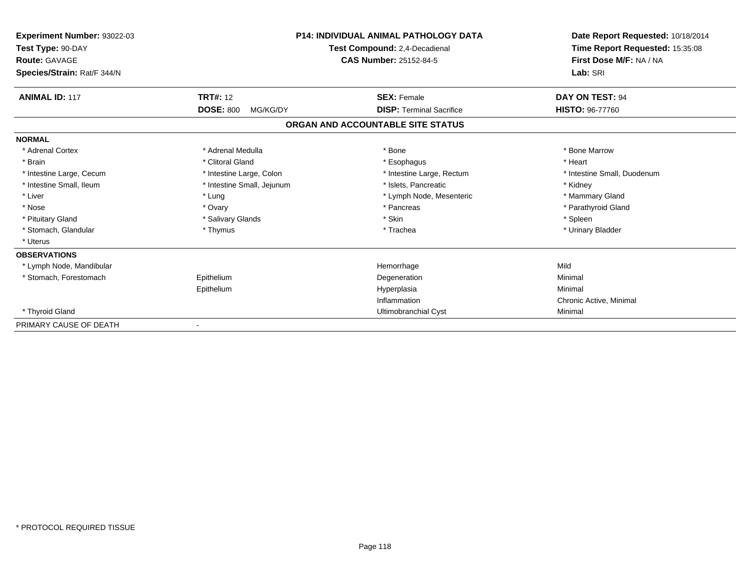**Experiment Number:** 93022-03
**Test Type:** 90-DAY
**Route:** GAVAGE
**Species/Strain:** Rat/F 344/N

**P14: INDIVIDUAL ANIMAL PATHOLOGY DATA**
**Test Compound:** 2,4-Decadienal
**CAS Number:** 25152-84-5

**Date Report Requested:** 10/18/2014
**Time Report Requested:** 15:35:08
**First Dose M/F:** NA / NA
**Lab:** SRI

| **ANIMAL ID:** 117 | **TRT#:** 12 | **SEX:** Female | **DAY ON TEST:** 94 |
|---|---|---|---|
| | **DOSE:** 800 MG/KG/DY | **DISP:** Terminal Sacrifice | **HISTO:** 96-77760 |

## ORGAN AND ACCOUNTABLE SITE STATUS

| | | | |
|---|---|---|---|
| **NORMAL** | | | |
| * Adrenal Cortex | * Adrenal Medulla | * Bone | * Bone Marrow |
| * Brain | * Clitoral Gland | * Esophagus | * Heart |
| * Intestine Large, Cecum | * Intestine Large, Colon | * Intestine Large, Rectum | * Intestine Small, Duodenum |
| * Intestine Small, Ileum | * Intestine Small, Jejunum | * Islets, Pancreatic | * Kidney |
| * Liver | * Lung | * Lymph Node, Mesenteric | * Mammary Gland |
| * Nose | * Ovary | * Pancreas | * Parathyroid Gland |
| * Pituitary Gland | * Salivary Glands | * Skin | * Spleen |
| * Stomach, Glandular | * Thymus | * Trachea | * Urinary Bladder |
| * Uterus | | | |
| **OBSERVATIONS** | | | |
| * Lymph Node, Mandibular | | Hemorrhage | Mild |
| * Stomach, Forestomach | Epithelium | Degeneration | Minimal |
| | Epithelium | Hyperplasia | Minimal |
| | | Inflammation | Chronic Active, Minimal |
| * Thyroid Gland | | Ultimobranchial Cyst | Minimal |
| PRIMARY CAUSE OF DEATH | - | | |

* PROTOCOL REQUIRED TISSUE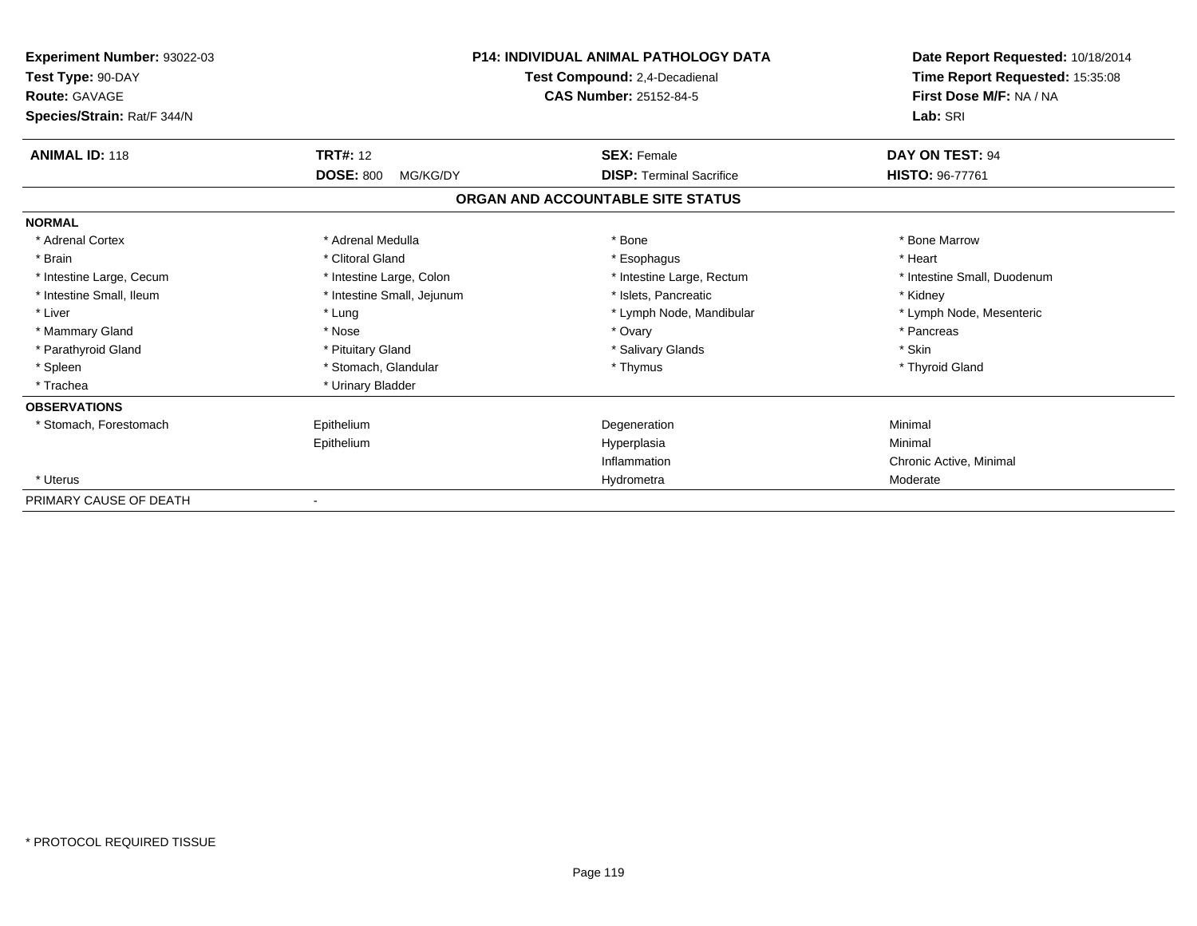**Experiment Number:** 93022-03
**Test Type:** 90-DAY
**Route:** GAVAGE
**Species/Strain:** Rat/F 344/N

**P14: INDIVIDUAL ANIMAL PATHOLOGY DATA**
**Test Compound:** 2,4-Decadienal
**CAS Number:** 25152-84-5

**Date Report Requested:** 10/18/2014
**Time Report Requested:** 15:35:08
**First Dose M/F:** NA / NA
**Lab:** SRI

| **ANIMAL ID:** 118 | **TRT#:** 12 | **SEX:** Female | **DAY ON TEST:** 94 |
|---|---|---|---|
| | **DOSE:** 800 MG/KG/DY | **DISP:** Terminal Sacrifice | **HISTO:** 96-77761 |

**ORGAN AND ACCOUNTABLE SITE STATUS**

| **NORMAL** | | | |
|---|---|---|---|
| * Adrenal Cortex | * Adrenal Medulla | * Bone | * Bone Marrow |
| * Brain | * Clitoral Gland | * Esophagus | * Heart |
| * Intestine Large, Cecum | * Intestine Large, Colon | * Intestine Large, Rectum | * Intestine Small, Duodenum |
| * Intestine Small, Ileum | * Intestine Small, Jejunum | * Islets, Pancreatic | * Kidney |
| * Liver | * Lung | * Lymph Node, Mandibular | * Lymph Node, Mesenteric |
| * Mammary Gland | * Nose | * Ovary | * Pancreas |
| * Parathyroid Gland | * Pituitary Gland | * Salivary Glands | * Skin |
| * Spleen | * Stomach, Glandular | * Thymus | * Thyroid Gland |
| * Trachea | * Urinary Bladder | | |

| **OBSERVATIONS** | | | |
|---|---|---|---|
| * Stomach, Forestomach | Epithelium | Degeneration | Minimal |
| | Epithelium | Hyperplasia | Minimal |
| | | Inflammation | Chronic Active, Minimal |
| * Uterus | | Hydrometra | Moderate |
| PRIMARY CAUSE OF DEATH | - | | |

\* PROTOCOL REQUIRED TISSUE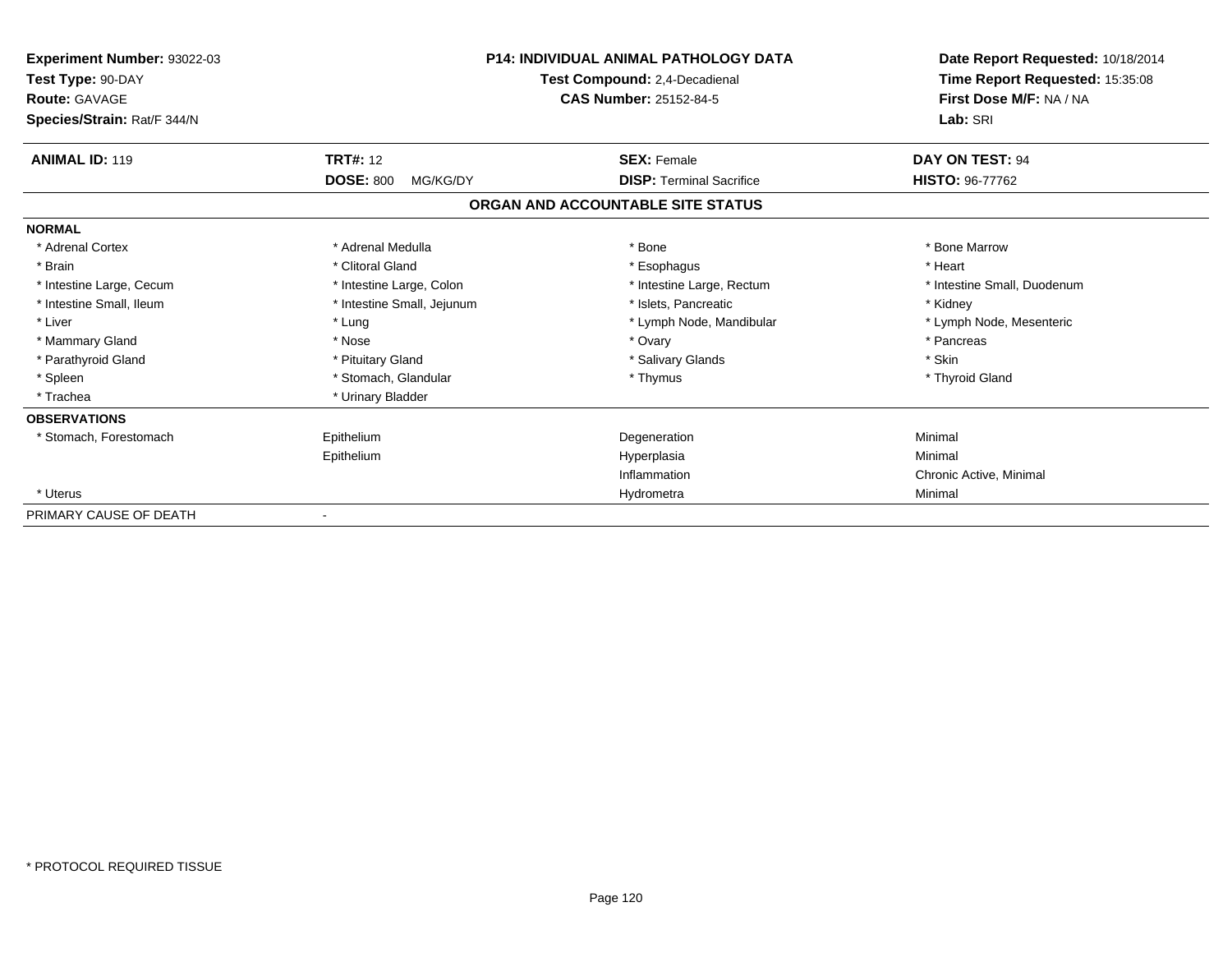**Experiment Number:** 93022-03
**Test Type:** 90-DAY
**Route:** GAVAGE
**Species/Strain:** Rat/F 344/N

**P14: INDIVIDUAL ANIMAL PATHOLOGY DATA**
**Test Compound:** 2,4-Decadienal
**CAS Number:** 25152-84-5

**Date Report Requested:** 10/18/2014
**Time Report Requested:** 15:35:08
**First Dose M/F:** NA / NA
**Lab:** SRI

| **ANIMAL ID:** 119 | **TRT#:** 12 | **SEX:** Female | **DAY ON TEST:** 94 |
|---|---|---|---|
| | **DOSE:** 800 MG/KG/DY | **DISP:** Terminal Sacrifice | **HISTO:** 96-77762 |

## ORGAN AND ACCOUNTABLE SITE STATUS

| | | | |
|---|---|---|---|
| **NORMAL** | | | |
| * Adrenal Cortex | * Adrenal Medulla | * Bone | * Bone Marrow |
| * Brain | * Clitoral Gland | * Esophagus | * Heart |
| * Intestine Large, Cecum | * Intestine Large, Colon | * Intestine Large, Rectum | * Intestine Small, Duodenum |
| * Intestine Small, Ileum | * Intestine Small, Jejunum | * Islets, Pancreatic | * Kidney |
| * Liver | * Lung | * Lymph Node, Mandibular | * Lymph Node, Mesenteric |
| * Mammary Gland | * Nose | * Ovary | * Pancreas |
| * Parathyroid Gland | * Pituitary Gland | * Salivary Glands | * Skin |
| * Spleen | * Stomach, Glandular | * Thymus | * Thyroid Gland |
| * Trachea | * Urinary Bladder | | |
| **OBSERVATIONS** | | | |
| * Stomach, Forestomach | Epithelium | Degeneration | Minimal |
| | Epithelium | Hyperplasia | Minimal |
| | | Inflammation | Chronic Active, Minimal |
| * Uterus | | Hydrometra | Minimal |
| PRIMARY CAUSE OF DEATH | - | | |

* PROTOCOL REQUIRED TISSUE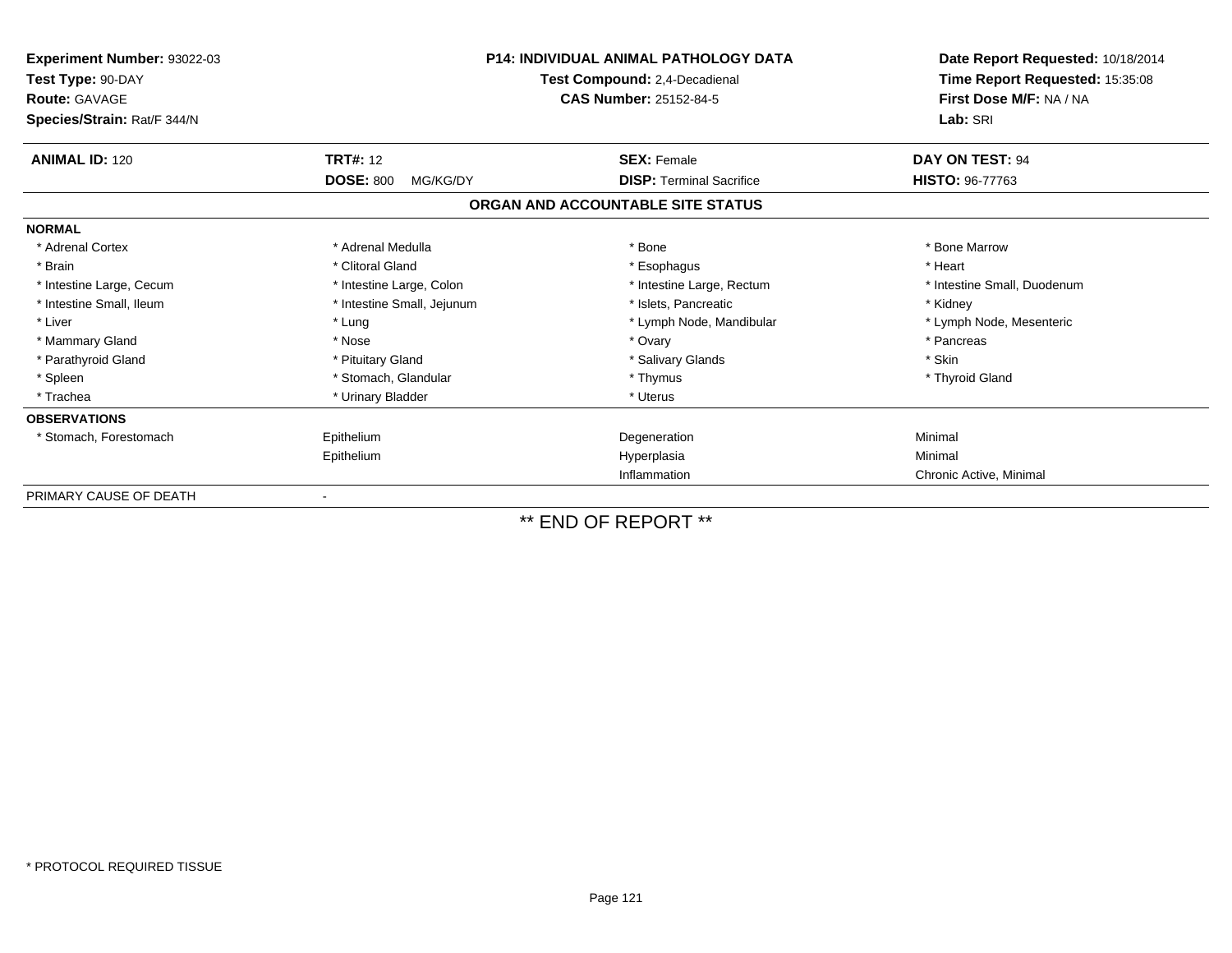**Experiment Number:** 93022-03
**Test Type:** 90-DAY
**Route:** GAVAGE
**Species/Strain:** Rat/F 344/N

**P14: INDIVIDUAL ANIMAL PATHOLOGY DATA**
**Test Compound:** 2,4-Decadienal
**CAS Number:** 25152-84-5

**Date Report Requested:** 10/18/2014
**Time Report Requested:** 15:35:08
**First Dose M/F:** NA / NA
**Lab:** SRI

| **ANIMAL ID:** 120 | **TRT#:** 12 | **SEX:** Female | **DAY ON TEST:** 94 |
|---|---|---|---|
| | **DOSE:** 800 MG/KG/DY | **DISP:** Terminal Sacrifice | **HISTO:** 96-77763 |

## ORGAN AND ACCOUNTABLE SITE STATUS

| | | | |
|---|---|---|---|
| **NORMAL** | | | |
| * Adrenal Cortex | * Adrenal Medulla | * Bone | * Bone Marrow |
| * Brain | * Clitoral Gland | * Esophagus | * Heart |
| * Intestine Large, Cecum | * Intestine Large, Colon | * Intestine Large, Rectum | * Intestine Small, Duodenum |
| * Intestine Small, Ileum | * Intestine Small, Jejunum | * Islets, Pancreatic | * Kidney |
| * Liver | * Lung | * Lymph Node, Mandibular | * Lymph Node, Mesenteric |
| * Mammary Gland | * Nose | * Ovary | * Pancreas |
| * Parathyroid Gland | * Pituitary Gland | * Salivary Glands | * Skin |
| * Spleen | * Stomach, Glandular | * Thymus | * Thyroid Gland |
| * Trachea | * Urinary Bladder | * Uterus | |
| **OBSERVATIONS** | | | |
| * Stomach, Forestomach | Epithelium | Degeneration | Minimal |
| | Epithelium | Hyperplasia | Minimal |
| | | Inflammation | Chronic Active, Minimal |
| PRIMARY CAUSE OF DEATH | - | | |

** END OF REPORT **

* PROTOCOL REQUIRED TISSUE